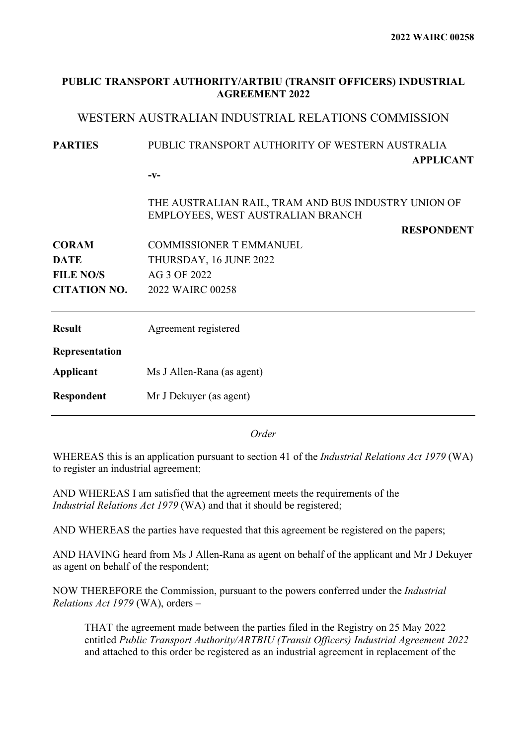2022 WAIRC 00258

**PUBLIC TRANSPORT AUTHORITY/ARTBIU (TRANSIT OFFICERS) INDUSTRIAL AGREEMENT 2022**

WESTERN AUSTRALIAN INDUSTRIAL RELATIONS COMMISSION

| | |
|---|---|
| **PARTIES** | PUBLIC TRANSPORT AUTHORITY OF WESTERN AUSTRALIA **APPLICANT** |
| | -v- |
| | THE AUSTRALIAN RAIL, TRAM AND BUS INDUSTRY UNION OF EMPLOYEES, WEST AUSTRALIAN BRANCH **RESPONDENT** |
| **CORAM** | COMMISSIONER T EMMANUEL |
| **DATE** | THURSDAY, 16 JUNE 2022 |
| **FILE NO/S** | AG 3 OF 2022 |
| **CITATION NO.** | 2022 WAIRC 00258 |

| | |
|---|---|
| **Result** | Agreement registered |
| **Representation** | |
| **Applicant** | Ms J Allen-Rana (as agent) |
| **Respondent** | Mr J Dekuyer (as agent) |

*Order*

WHEREAS this is an application pursuant to section 41 of the *Industrial Relations Act 1979* (WA) to register an industrial agreement;

AND WHEREAS I am satisfied that the agreement meets the requirements of the *Industrial Relations Act 1979* (WA) and that it should be registered;

AND WHEREAS the parties have requested that this agreement be registered on the papers;

AND HAVING heard from Ms J Allen-Rana as agent on behalf of the applicant and Mr J Dekuyer as agent on behalf of the respondent;

NOW THEREFORE the Commission, pursuant to the powers conferred under the *Industrial Relations Act 1979* (WA), orders –

> THAT the agreement made between the parties filed in the Registry on 25 May 2022 entitled *Public Transport Authority/ARTBIU (Transit Officers) Industrial Agreement 2022* and attached to this order be registered as an industrial agreement in replacement of the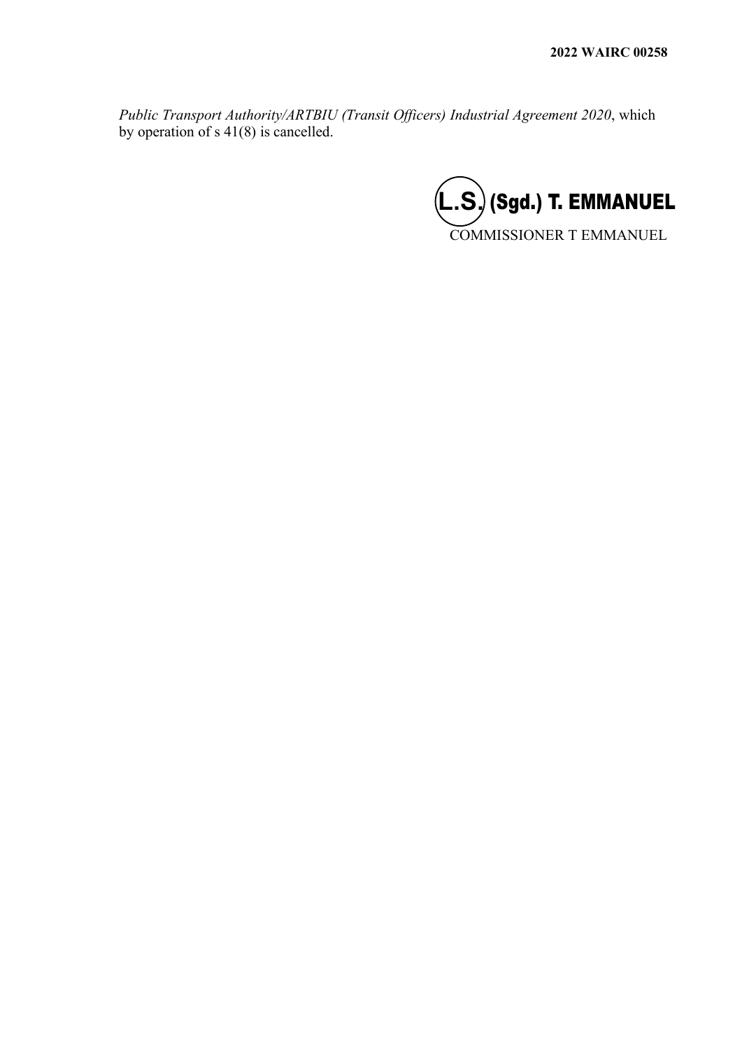*Public Transport Authority/ARTBIU (Transit Officers) Industrial Agreement 2020*, which by operation of s 41(8) is cancelled.

L.S. (Sgd.) T. EMMANUEL

COMMISSIONER T EMMANUEL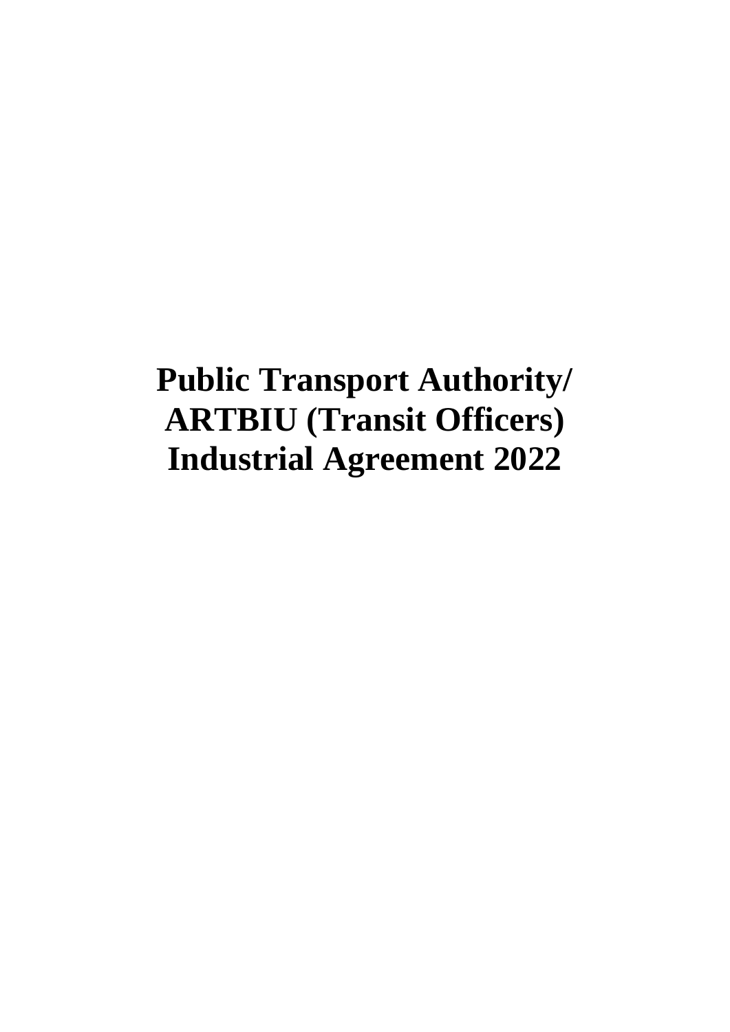# Public Transport Authority/ ARTBIU (Transit Officers) Industrial Agreement 2022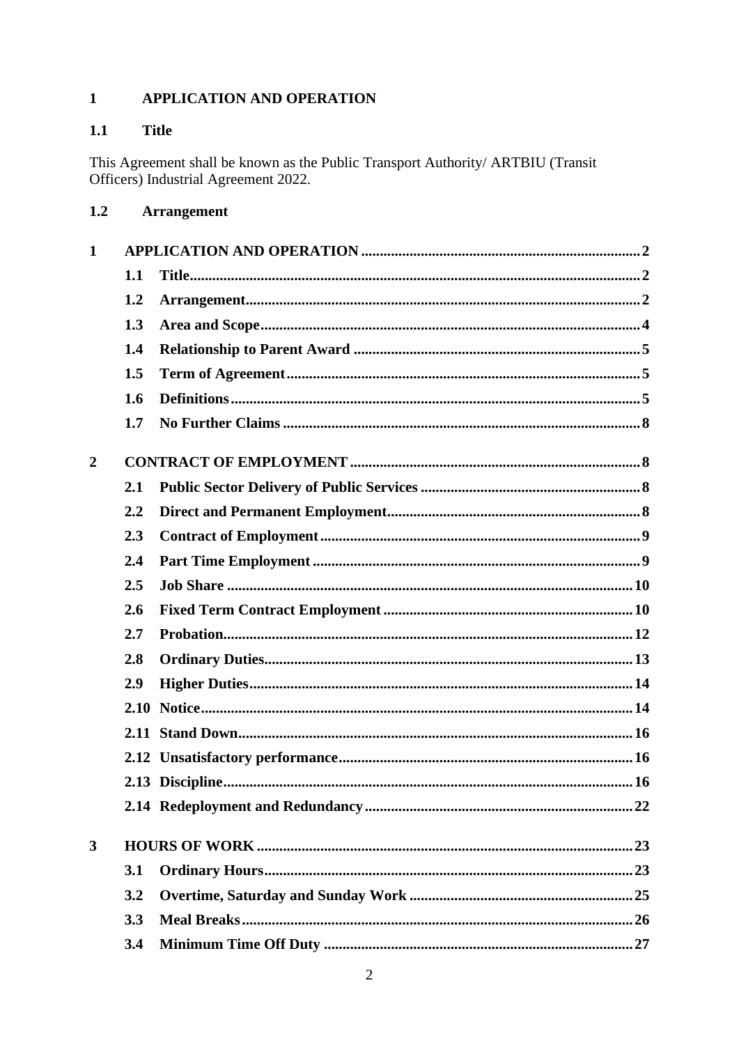# 1 APPLICATION AND OPERATION

## 1.1 Title

This Agreement shall be known as the Public Transport Authority/ ARTBIU (Transit Officers) Industrial Agreement 2022.

## 1.2 Arrangement

**1 APPLICATION AND OPERATION** .......... 2

- **1.1 Title** .......... 2
- **1.2 Arrangement** .......... 2
- **1.3 Area and Scope** .......... 4
- **1.4 Relationship to Parent Award** .......... 5
- **1.5 Term of Agreement** .......... 5
- **1.6 Definitions** .......... 5
- **1.7 No Further Claims** .......... 8

**2 CONTRACT OF EMPLOYMENT** .......... 8

- **2.1 Public Sector Delivery of Public Services** .......... 8
- **2.2 Direct and Permanent Employment** .......... 8
- **2.3 Contract of Employment** .......... 9
- **2.4 Part Time Employment** .......... 9
- **2.5 Job Share** .......... 10
- **2.6 Fixed Term Contract Employment** .......... 10
- **2.7 Probation** .......... 12
- **2.8 Ordinary Duties** .......... 13
- **2.9 Higher Duties** .......... 14
- **2.10 Notice** .......... 14
- **2.11 Stand Down** .......... 16
- **2.12 Unsatisfactory performance** .......... 16
- **2.13 Discipline** .......... 16
- **2.14 Redeployment and Redundancy** .......... 22

**3 HOURS OF WORK** .......... 23

- **3.1 Ordinary Hours** .......... 23
- **3.2 Overtime, Saturday and Sunday Work** .......... 25
- **3.3 Meal Breaks** .......... 26
- **3.4 Minimum Time Off Duty** .......... 27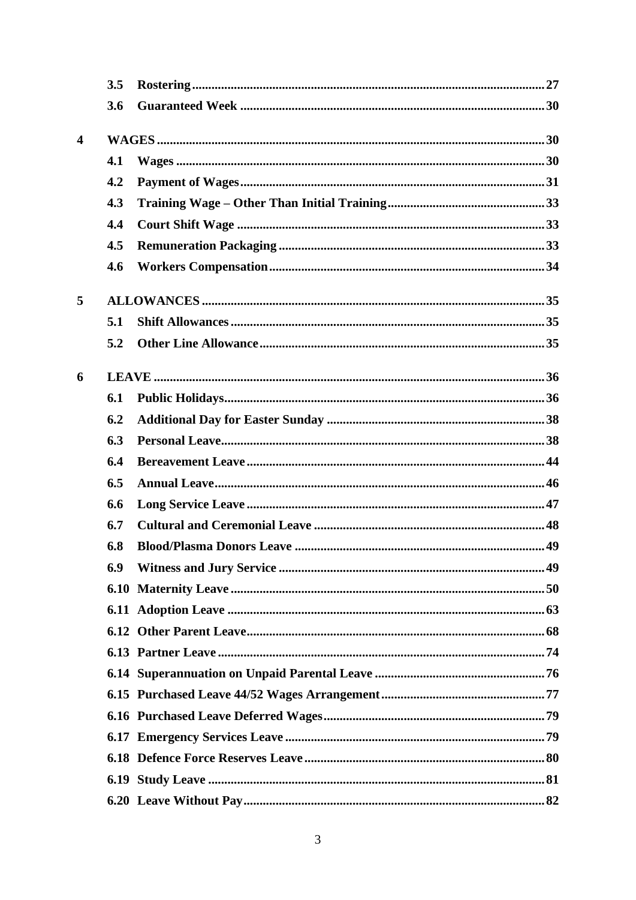3.5 Rostering ..... 27

3.6 Guaranteed Week ..... 30

**4 WAGES ..... 30**

4.1 Wages ..... 30

4.2 Payment of Wages ..... 31

4.3 Training Wage – Other Than Initial Training ..... 33

4.4 Court Shift Wage ..... 33

4.5 Remuneration Packaging ..... 33

4.6 Workers Compensation ..... 34

**5 ALLOWANCES ..... 35**

5.1 Shift Allowances ..... 35

5.2 Other Line Allowance ..... 35

**6 LEAVE ..... 36**

6.1 Public Holidays ..... 36

6.2 Additional Day for Easter Sunday ..... 38

6.3 Personal Leave ..... 38

6.4 Bereavement Leave ..... 44

6.5 Annual Leave ..... 46

6.6 Long Service Leave ..... 47

6.7 Cultural and Ceremonial Leave ..... 48

6.8 Blood/Plasma Donors Leave ..... 49

6.9 Witness and Jury Service ..... 49

6.10 Maternity Leave ..... 50

6.11 Adoption Leave ..... 63

6.12 Other Parent Leave ..... 68

6.13 Partner Leave ..... 74

6.14 Superannuation on Unpaid Parental Leave ..... 76

6.15 Purchased Leave 44/52 Wages Arrangement ..... 77

6.16 Purchased Leave Deferred Wages ..... 79

6.17 Emergency Services Leave ..... 79

6.18 Defence Force Reserves Leave ..... 80

6.19 Study Leave ..... 81

6.20 Leave Without Pay ..... 82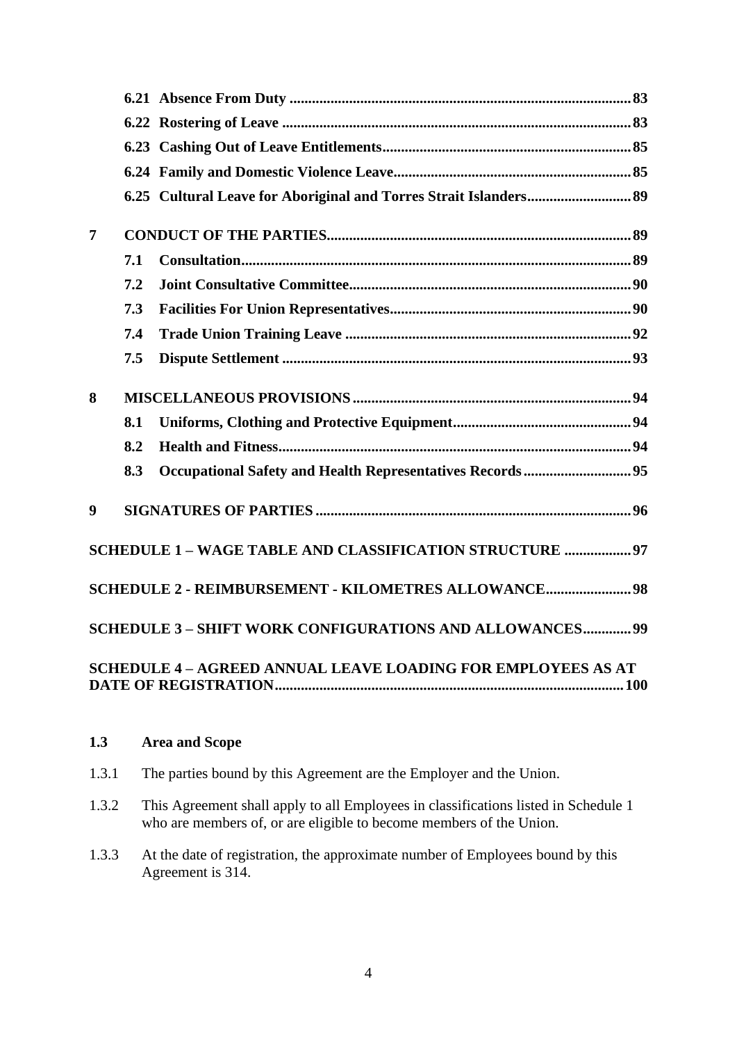| | | |
|---|---|---|
| | **6.21 Absence From Duty** | **83** |
| | **6.22 Rostering of Leave** | **83** |
| | **6.23 Cashing Out of Leave Entitlements** | **85** |
| | **6.24 Family and Domestic Violence Leave** | **85** |
| | **6.25 Cultural Leave for Aboriginal and Torres Strait Islanders** | **89** |
| **7** | **CONDUCT OF THE PARTIES** | **89** |
| | **7.1 Consultation** | **89** |
| | **7.2 Joint Consultative Committee** | **90** |
| | **7.3 Facilities For Union Representatives** | **90** |
| | **7.4 Trade Union Training Leave** | **92** |
| | **7.5 Dispute Settlement** | **93** |
| **8** | **MISCELLANEOUS PROVISIONS** | **94** |
| | **8.1 Uniforms, Clothing and Protective Equipment** | **94** |
| | **8.2 Health and Fitness** | **94** |
| | **8.3 Occupational Safety and Health Representatives Records** | **95** |
| **9** | **SIGNATURES OF PARTIES** | **96** |
| | **SCHEDULE 1 – WAGE TABLE AND CLASSIFICATION STRUCTURE** | **97** |
| | **SCHEDULE 2 - REIMBURSEMENT - KILOMETRES ALLOWANCE** | **98** |
| | **SCHEDULE 3 – SHIFT WORK CONFIGURATIONS AND ALLOWANCES** | **99** |
| | **SCHEDULE 4 – AGREED ANNUAL LEAVE LOADING FOR EMPLOYEES AS AT DATE OF REGISTRATION** | **100** |

### 1.3 Area and Scope

1.3.1 The parties bound by this Agreement are the Employer and the Union.

1.3.2 This Agreement shall apply to all Employees in classifications listed in Schedule 1 who are members of, or are eligible to become members of the Union.

1.3.3 At the date of registration, the approximate number of Employees bound by this Agreement is 314.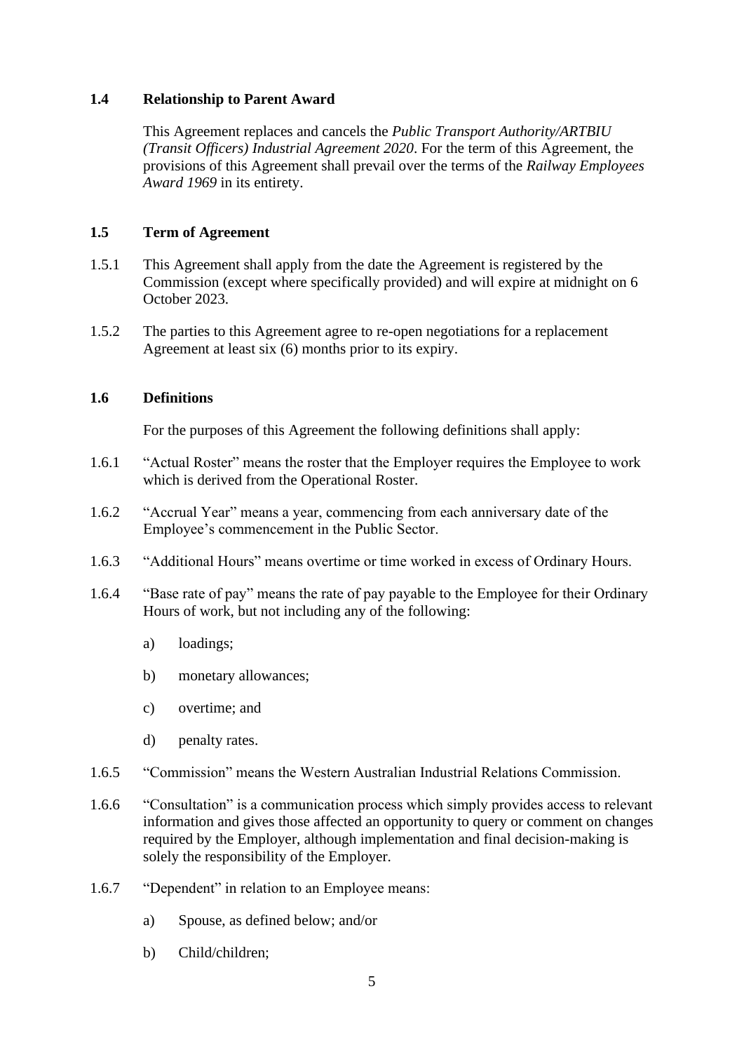### 1.4 Relationship to Parent Award

This Agreement replaces and cancels the *Public Transport Authority/ARTBIU (Transit Officers) Industrial Agreement 2020*. For the term of this Agreement, the provisions of this Agreement shall prevail over the terms of the *Railway Employees Award 1969* in its entirety.

### 1.5 Term of Agreement

1.5.1 This Agreement shall apply from the date the Agreement is registered by the Commission (except where specifically provided) and will expire at midnight on 6 October 2023.

1.5.2 The parties to this Agreement agree to re-open negotiations for a replacement Agreement at least six (6) months prior to its expiry.

### 1.6 Definitions

For the purposes of this Agreement the following definitions shall apply:

1.6.1 "Actual Roster" means the roster that the Employer requires the Employee to work which is derived from the Operational Roster.

1.6.2 "Accrual Year" means a year, commencing from each anniversary date of the Employee's commencement in the Public Sector.

1.6.3 "Additional Hours" means overtime or time worked in excess of Ordinary Hours.

1.6.4 "Base rate of pay" means the rate of pay payable to the Employee for their Ordinary Hours of work, but not including any of the following:

a) loadings;

b) monetary allowances;

c) overtime; and

d) penalty rates.

1.6.5 "Commission" means the Western Australian Industrial Relations Commission.

1.6.6 "Consultation" is a communication process which simply provides access to relevant information and gives those affected an opportunity to query or comment on changes required by the Employer, although implementation and final decision-making is solely the responsibility of the Employer.

1.6.7 "Dependent" in relation to an Employee means:

a) Spouse, as defined below; and/or

b) Child/children;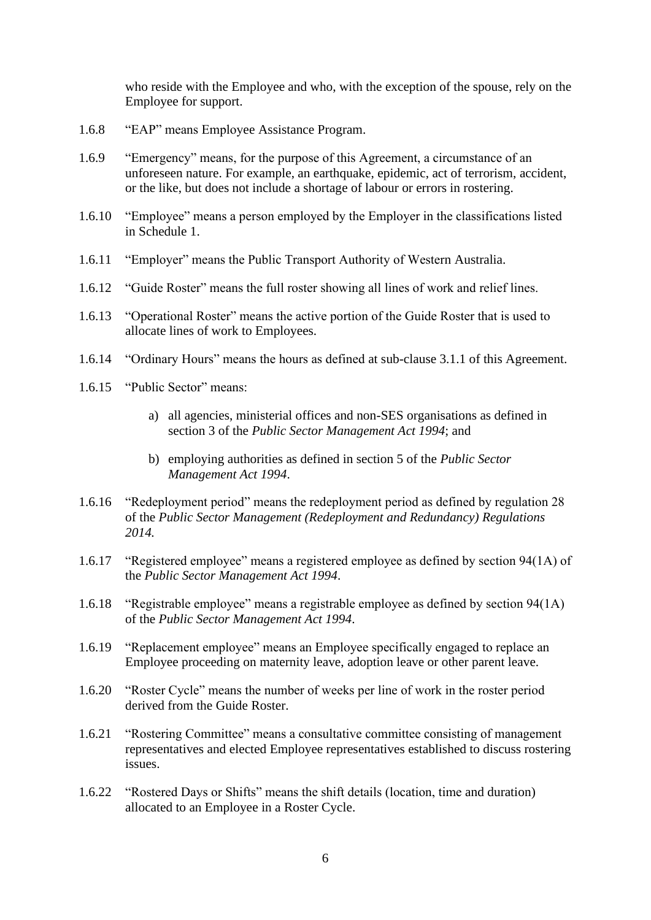who reside with the Employee and who, with the exception of the spouse, rely on the Employee for support.

1.6.8 "EAP" means Employee Assistance Program.

1.6.9 "Emergency" means, for the purpose of this Agreement, a circumstance of an unforeseen nature. For example, an earthquake, epidemic, act of terrorism, accident, or the like, but does not include a shortage of labour or errors in rostering.

1.6.10 "Employee" means a person employed by the Employer in the classifications listed in Schedule 1.

1.6.11 "Employer" means the Public Transport Authority of Western Australia.

1.6.12 "Guide Roster" means the full roster showing all lines of work and relief lines.

1.6.13 "Operational Roster" means the active portion of the Guide Roster that is used to allocate lines of work to Employees.

1.6.14 "Ordinary Hours" means the hours as defined at sub-clause 3.1.1 of this Agreement.

1.6.15 "Public Sector" means:

a) all agencies, ministerial offices and non-SES organisations as defined in section 3 of the *Public Sector Management Act 1994*; and

b) employing authorities as defined in section 5 of the *Public Sector Management Act 1994*.

1.6.16 "Redeployment period" means the redeployment period as defined by regulation 28 of the *Public Sector Management (Redeployment and Redundancy) Regulations 2014.*

1.6.17 "Registered employee" means a registered employee as defined by section 94(1A) of the *Public Sector Management Act 1994*.

1.6.18 "Registrable employee" means a registrable employee as defined by section 94(1A) of the *Public Sector Management Act 1994*.

1.6.19 "Replacement employee" means an Employee specifically engaged to replace an Employee proceeding on maternity leave, adoption leave or other parent leave.

1.6.20 "Roster Cycle" means the number of weeks per line of work in the roster period derived from the Guide Roster.

1.6.21 "Rostering Committee" means a consultative committee consisting of management representatives and elected Employee representatives established to discuss rostering issues.

1.6.22 "Rostered Days or Shifts" means the shift details (location, time and duration) allocated to an Employee in a Roster Cycle.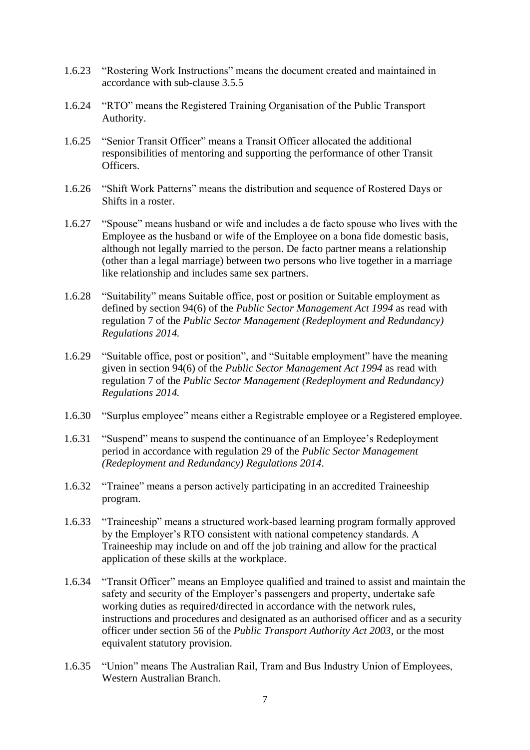1.6.23 "Rostering Work Instructions" means the document created and maintained in accordance with sub-clause 3.5.5

1.6.24 "RTO" means the Registered Training Organisation of the Public Transport Authority.

1.6.25 "Senior Transit Officer" means a Transit Officer allocated the additional responsibilities of mentoring and supporting the performance of other Transit Officers.

1.6.26 "Shift Work Patterns" means the distribution and sequence of Rostered Days or Shifts in a roster.

1.6.27 "Spouse" means husband or wife and includes a de facto spouse who lives with the Employee as the husband or wife of the Employee on a bona fide domestic basis, although not legally married to the person. De facto partner means a relationship (other than a legal marriage) between two persons who live together in a marriage like relationship and includes same sex partners.

1.6.28 "Suitability" means Suitable office, post or position or Suitable employment as defined by section 94(6) of the *Public Sector Management Act 1994* as read with regulation 7 of the *Public Sector Management (Redeployment and Redundancy) Regulations 2014.*

1.6.29 "Suitable office, post or position", and "Suitable employment" have the meaning given in section 94(6) of the *Public Sector Management Act 1994* as read with regulation 7 of the *Public Sector Management (Redeployment and Redundancy) Regulations 2014.*

1.6.30 "Surplus employee" means either a Registrable employee or a Registered employee.

1.6.31 "Suspend" means to suspend the continuance of an Employee's Redeployment period in accordance with regulation 29 of the *Public Sector Management (Redeployment and Redundancy) Regulations 2014*.

1.6.32 "Trainee" means a person actively participating in an accredited Traineeship program.

1.6.33 "Traineeship" means a structured work-based learning program formally approved by the Employer's RTO consistent with national competency standards. A Traineeship may include on and off the job training and allow for the practical application of these skills at the workplace.

1.6.34 "Transit Officer" means an Employee qualified and trained to assist and maintain the safety and security of the Employer's passengers and property, undertake safe working duties as required/directed in accordance with the network rules, instructions and procedures and designated as an authorised officer and as a security officer under section 56 of the *Public Transport Authority Act 2003*, or the most equivalent statutory provision.

1.6.35 "Union" means The Australian Rail, Tram and Bus Industry Union of Employees, Western Australian Branch.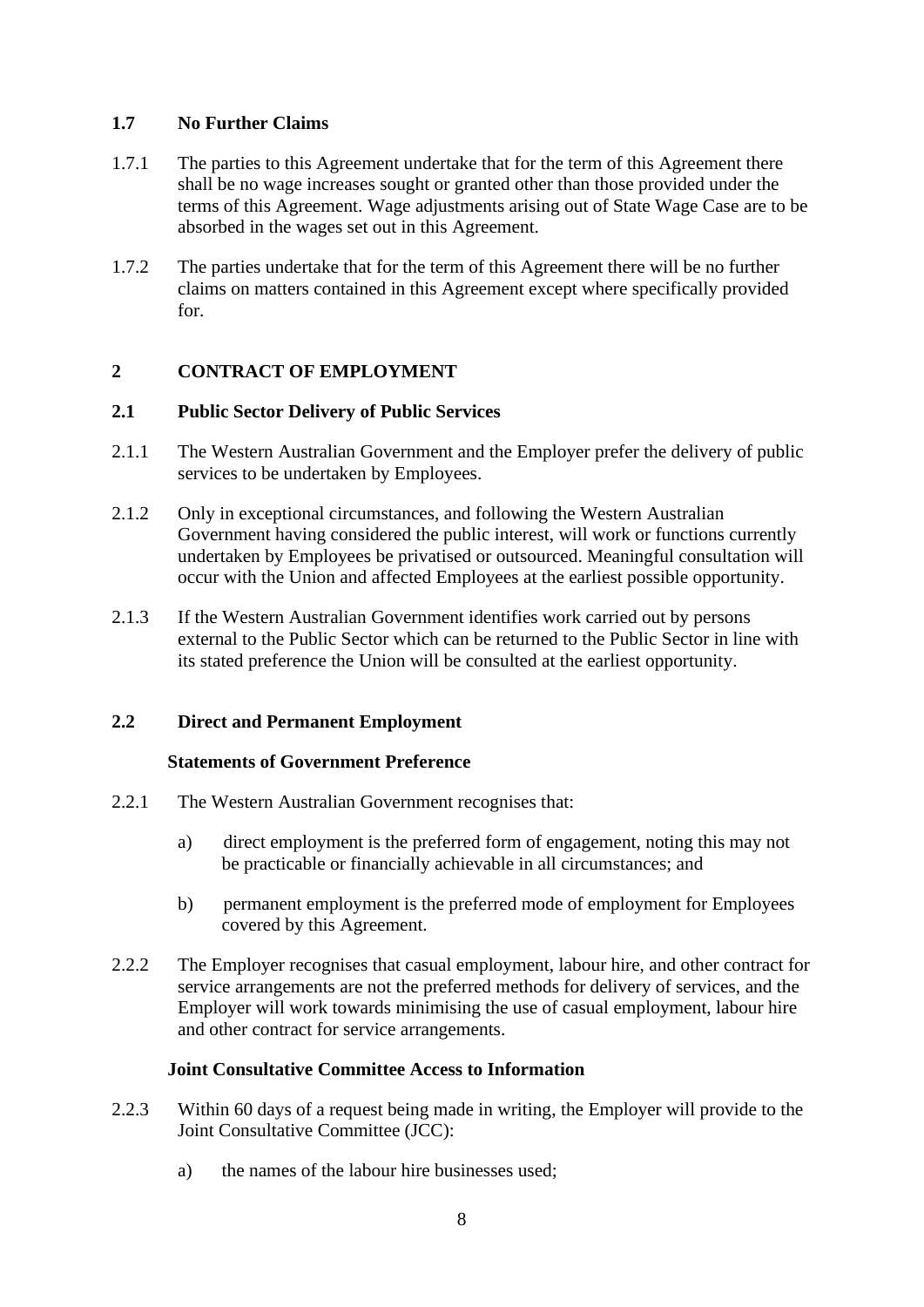### 1.7 No Further Claims

1.7.1 The parties to this Agreement undertake that for the term of this Agreement there shall be no wage increases sought or granted other than those provided under the terms of this Agreement. Wage adjustments arising out of State Wage Case are to be absorbed in the wages set out in this Agreement.

1.7.2 The parties undertake that for the term of this Agreement there will be no further claims on matters contained in this Agreement except where specifically provided for.

## 2 CONTRACT OF EMPLOYMENT

### 2.1 Public Sector Delivery of Public Services

2.1.1 The Western Australian Government and the Employer prefer the delivery of public services to be undertaken by Employees.

2.1.2 Only in exceptional circumstances, and following the Western Australian Government having considered the public interest, will work or functions currently undertaken by Employees be privatised or outsourced. Meaningful consultation will occur with the Union and affected Employees at the earliest possible opportunity.

2.1.3 If the Western Australian Government identifies work carried out by persons external to the Public Sector which can be returned to the Public Sector in line with its stated preference the Union will be consulted at the earliest opportunity.

### 2.2 Direct and Permanent Employment

**Statements of Government Preference**

2.2.1 The Western Australian Government recognises that:

a) direct employment is the preferred form of engagement, noting this may not be practicable or financially achievable in all circumstances; and

b) permanent employment is the preferred mode of employment for Employees covered by this Agreement.

2.2.2 The Employer recognises that casual employment, labour hire, and other contract for service arrangements are not the preferred methods for delivery of services, and the Employer will work towards minimising the use of casual employment, labour hire and other contract for service arrangements.

**Joint Consultative Committee Access to Information**

2.2.3 Within 60 days of a request being made in writing, the Employer will provide to the Joint Consultative Committee (JCC):

a) the names of the labour hire businesses used;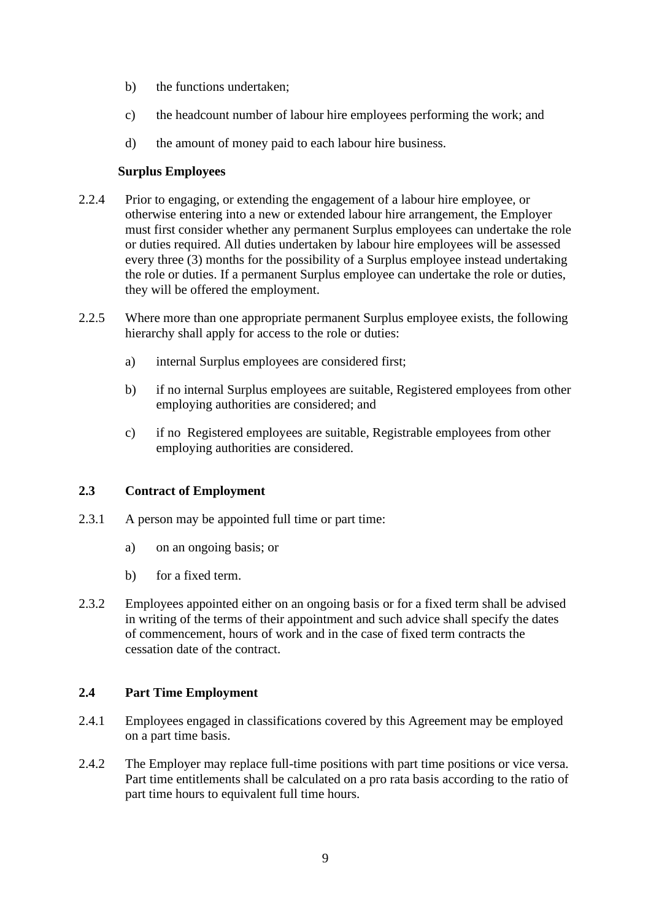b) the functions undertaken;

c) the headcount number of labour hire employees performing the work; and

d) the amount of money paid to each labour hire business.

**Surplus Employees**

2.2.4 Prior to engaging, or extending the engagement of a labour hire employee, or otherwise entering into a new or extended labour hire arrangement, the Employer must first consider whether any permanent Surplus employees can undertake the role or duties required. All duties undertaken by labour hire employees will be assessed every three (3) months for the possibility of a Surplus employee instead undertaking the role or duties. If a permanent Surplus employee can undertake the role or duties, they will be offered the employment.

2.2.5 Where more than one appropriate permanent Surplus employee exists, the following hierarchy shall apply for access to the role or duties:

a) internal Surplus employees are considered first;

b) if no internal Surplus employees are suitable, Registered employees from other employing authorities are considered; and

c) if no Registered employees are suitable, Registrable employees from other employing authorities are considered.

## 2.3 Contract of Employment

2.3.1 A person may be appointed full time or part time:

a) on an ongoing basis; or

b) for a fixed term.

2.3.2 Employees appointed either on an ongoing basis or for a fixed term shall be advised in writing of the terms of their appointment and such advice shall specify the dates of commencement, hours of work and in the case of fixed term contracts the cessation date of the contract.

## 2.4 Part Time Employment

2.4.1 Employees engaged in classifications covered by this Agreement may be employed on a part time basis.

2.4.2 The Employer may replace full-time positions with part time positions or vice versa. Part time entitlements shall be calculated on a pro rata basis according to the ratio of part time hours to equivalent full time hours.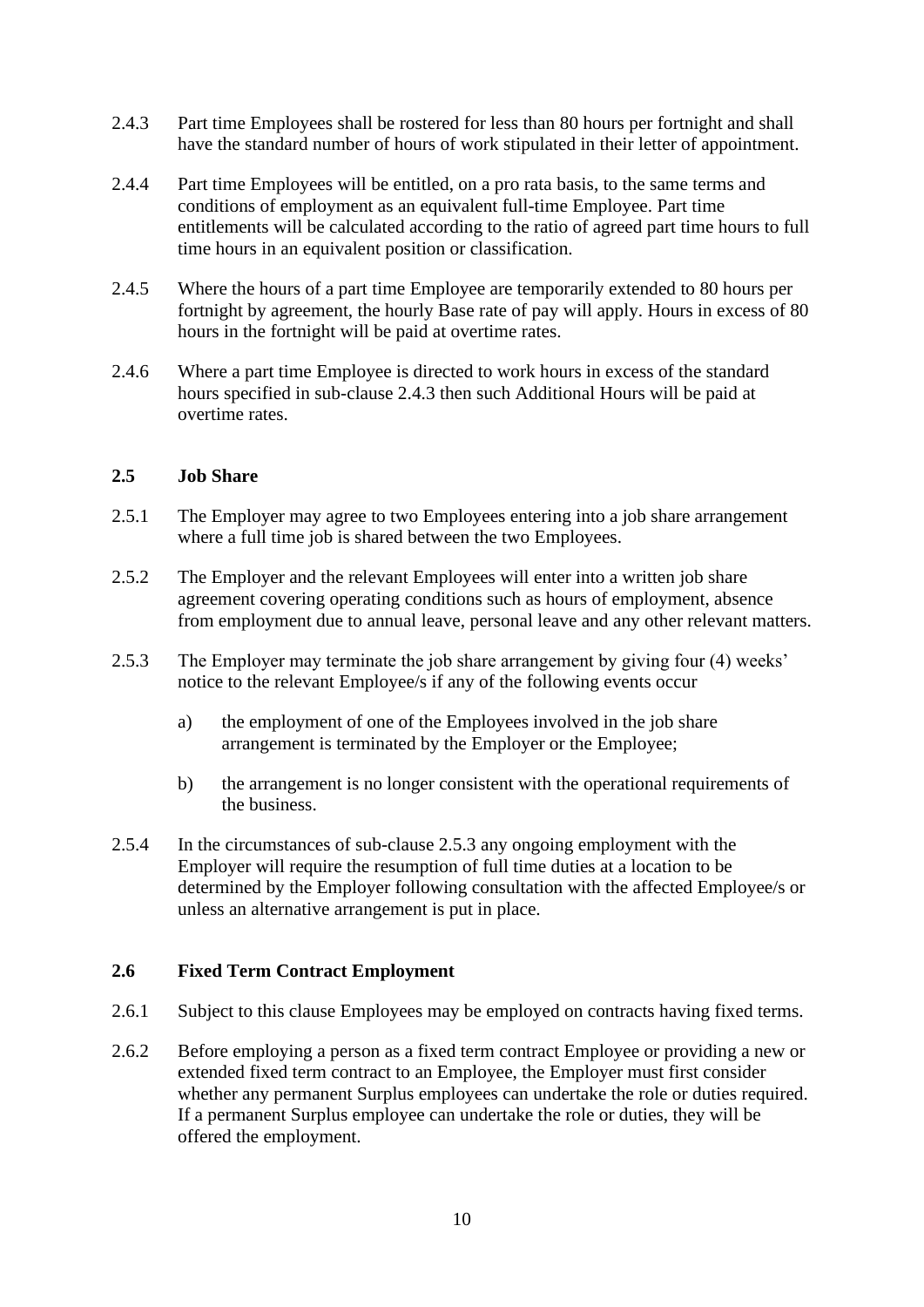2.4.3 Part time Employees shall be rostered for less than 80 hours per fortnight and shall have the standard number of hours of work stipulated in their letter of appointment.

2.4.4 Part time Employees will be entitled, on a pro rata basis, to the same terms and conditions of employment as an equivalent full-time Employee. Part time entitlements will be calculated according to the ratio of agreed part time hours to full time hours in an equivalent position or classification.

2.4.5 Where the hours of a part time Employee are temporarily extended to 80 hours per fortnight by agreement, the hourly Base rate of pay will apply. Hours in excess of 80 hours in the fortnight will be paid at overtime rates.

2.4.6 Where a part time Employee is directed to work hours in excess of the standard hours specified in sub-clause 2.4.3 then such Additional Hours will be paid at overtime rates.

### 2.5 Job Share

2.5.1 The Employer may agree to two Employees entering into a job share arrangement where a full time job is shared between the two Employees.

2.5.2 The Employer and the relevant Employees will enter into a written job share agreement covering operating conditions such as hours of employment, absence from employment due to annual leave, personal leave and any other relevant matters.

2.5.3 The Employer may terminate the job share arrangement by giving four (4) weeks' notice to the relevant Employee/s if any of the following events occur

a) the employment of one of the Employees involved in the job share arrangement is terminated by the Employer or the Employee;

b) the arrangement is no longer consistent with the operational requirements of the business.

2.5.4 In the circumstances of sub-clause 2.5.3 any ongoing employment with the Employer will require the resumption of full time duties at a location to be determined by the Employer following consultation with the affected Employee/s or unless an alternative arrangement is put in place.

### 2.6 Fixed Term Contract Employment

2.6.1 Subject to this clause Employees may be employed on contracts having fixed terms.

2.6.2 Before employing a person as a fixed term contract Employee or providing a new or extended fixed term contract to an Employee, the Employer must first consider whether any permanent Surplus employees can undertake the role or duties required. If a permanent Surplus employee can undertake the role or duties, they will be offered the employment.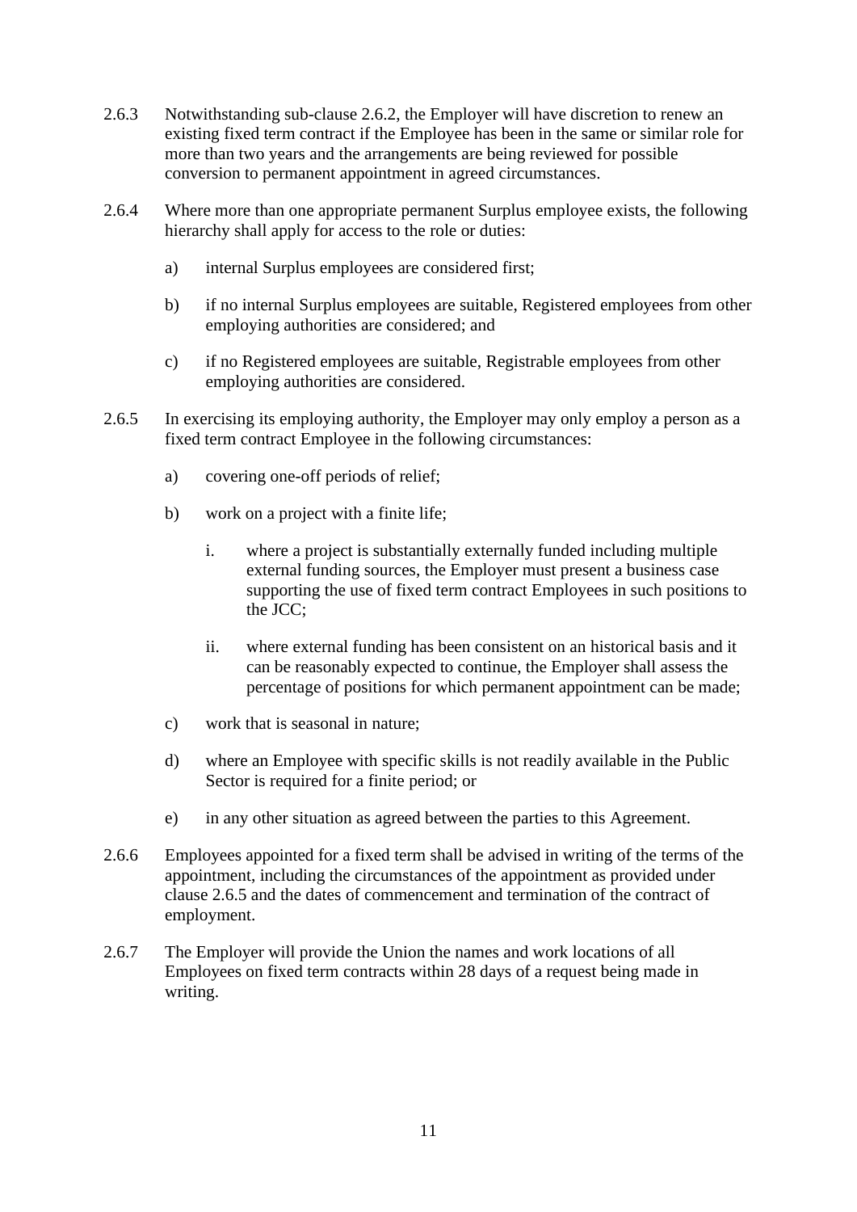2.6.3 Notwithstanding sub-clause 2.6.2, the Employer will have discretion to renew an existing fixed term contract if the Employee has been in the same or similar role for more than two years and the arrangements are being reviewed for possible conversion to permanent appointment in agreed circumstances.

2.6.4 Where more than one appropriate permanent Surplus employee exists, the following hierarchy shall apply for access to the role or duties:

a) internal Surplus employees are considered first;

b) if no internal Surplus employees are suitable, Registered employees from other employing authorities are considered; and

c) if no Registered employees are suitable, Registrable employees from other employing authorities are considered.

2.6.5 In exercising its employing authority, the Employer may only employ a person as a fixed term contract Employee in the following circumstances:

a) covering one-off periods of relief;

b) work on a project with a finite life;

i. where a project is substantially externally funded including multiple external funding sources, the Employer must present a business case supporting the use of fixed term contract Employees in such positions to the JCC;

ii. where external funding has been consistent on an historical basis and it can be reasonably expected to continue, the Employer shall assess the percentage of positions for which permanent appointment can be made;

c) work that is seasonal in nature;

d) where an Employee with specific skills is not readily available in the Public Sector is required for a finite period; or

e) in any other situation as agreed between the parties to this Agreement.

2.6.6 Employees appointed for a fixed term shall be advised in writing of the terms of the appointment, including the circumstances of the appointment as provided under clause 2.6.5 and the dates of commencement and termination of the contract of employment.

2.6.7 The Employer will provide the Union the names and work locations of all Employees on fixed term contracts within 28 days of a request being made in writing.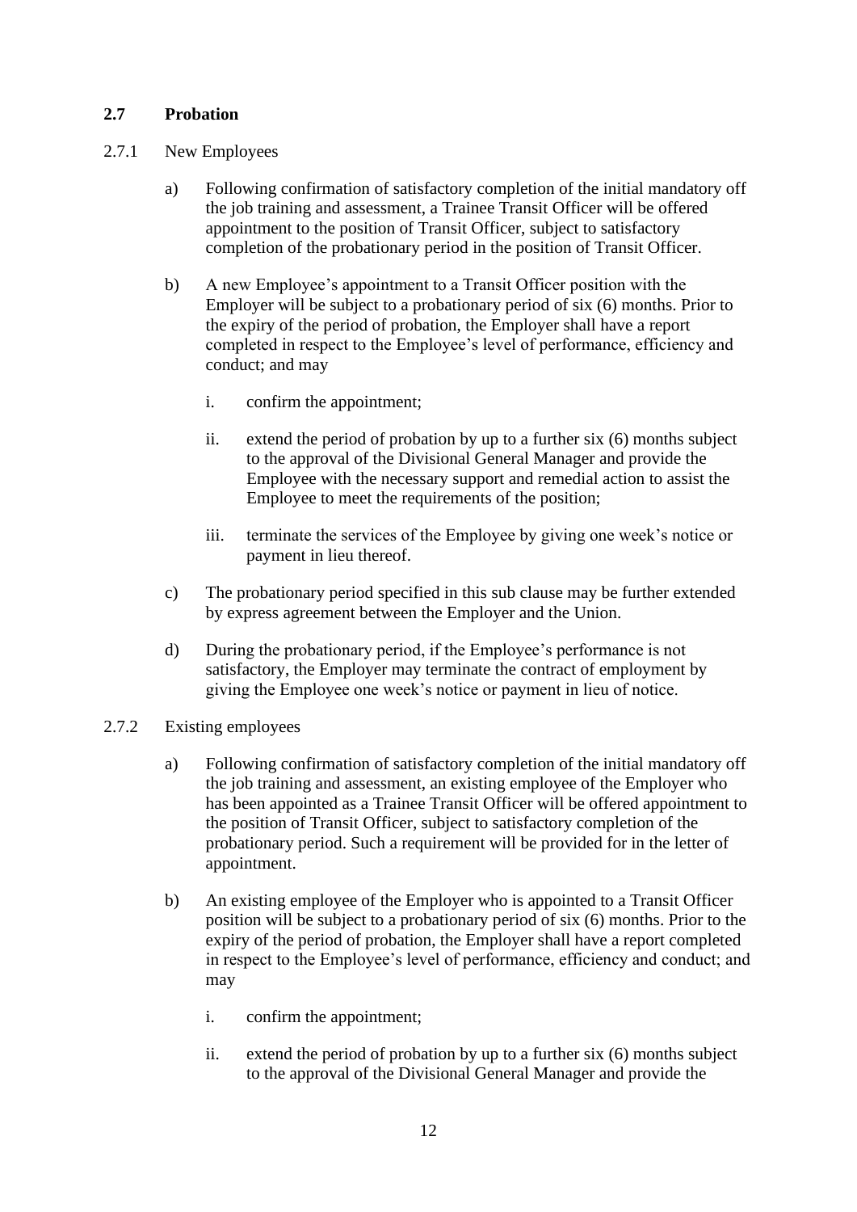### 2.7 Probation

2.7.1 New Employees

a) Following confirmation of satisfactory completion of the initial mandatory off the job training and assessment, a Trainee Transit Officer will be offered appointment to the position of Transit Officer, subject to satisfactory completion of the probationary period in the position of Transit Officer.

b) A new Employee's appointment to a Transit Officer position with the Employer will be subject to a probationary period of six (6) months. Prior to the expiry of the period of probation, the Employer shall have a report completed in respect to the Employee's level of performance, efficiency and conduct; and may

   i. confirm the appointment;

   ii. extend the period of probation by up to a further six (6) months subject to the approval of the Divisional General Manager and provide the Employee with the necessary support and remedial action to assist the Employee to meet the requirements of the position;

   iii. terminate the services of the Employee by giving one week's notice or payment in lieu thereof.

c) The probationary period specified in this sub clause may be further extended by express agreement between the Employer and the Union.

d) During the probationary period, if the Employee's performance is not satisfactory, the Employer may terminate the contract of employment by giving the Employee one week's notice or payment in lieu of notice.

2.7.2 Existing employees

a) Following confirmation of satisfactory completion of the initial mandatory off the job training and assessment, an existing employee of the Employer who has been appointed as a Trainee Transit Officer will be offered appointment to the position of Transit Officer, subject to satisfactory completion of the probationary period. Such a requirement will be provided for in the letter of appointment.

b) An existing employee of the Employer who is appointed to a Transit Officer position will be subject to a probationary period of six (6) months. Prior to the expiry of the period of probation, the Employer shall have a report completed in respect to the Employee's level of performance, efficiency and conduct; and may

   i. confirm the appointment;

   ii. extend the period of probation by up to a further six (6) months subject to the approval of the Divisional General Manager and provide the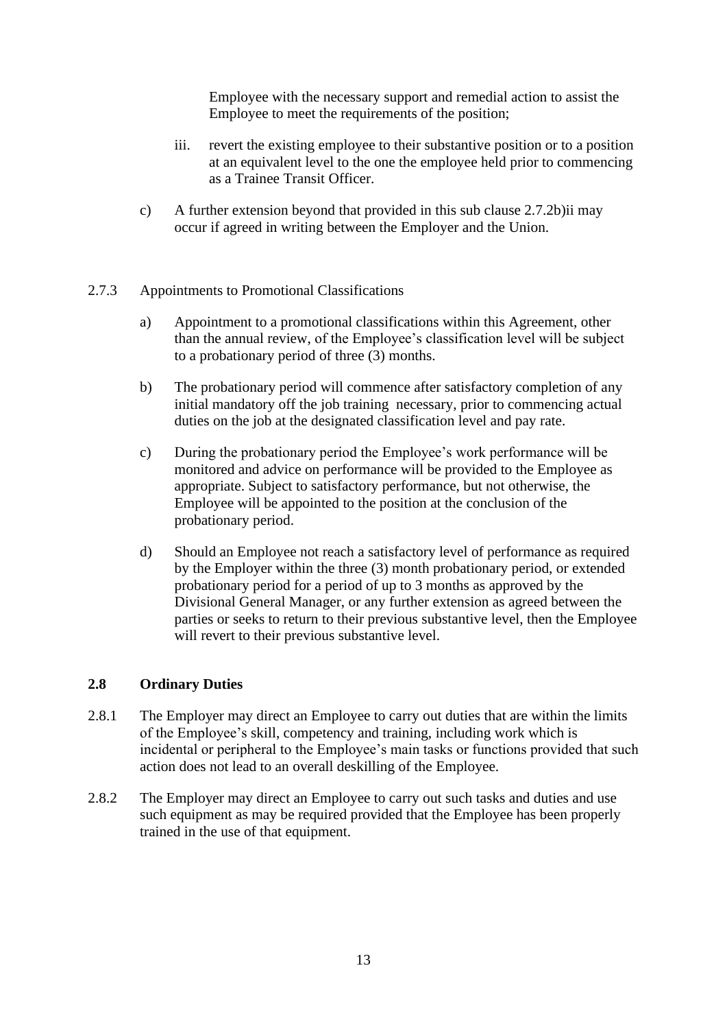Employee with the necessary support and remedial action to assist the Employee to meet the requirements of the position;

iii. revert the existing employee to their substantive position or to a position at an equivalent level to the one the employee held prior to commencing as a Trainee Transit Officer.

c) A further extension beyond that provided in this sub clause 2.7.2b)ii may occur if agreed in writing between the Employer and the Union.

2.7.3 Appointments to Promotional Classifications

a) Appointment to a promotional classifications within this Agreement, other than the annual review, of the Employee's classification level will be subject to a probationary period of three (3) months.

b) The probationary period will commence after satisfactory completion of any initial mandatory off the job training necessary, prior to commencing actual duties on the job at the designated classification level and pay rate.

c) During the probationary period the Employee's work performance will be monitored and advice on performance will be provided to the Employee as appropriate. Subject to satisfactory performance, but not otherwise, the Employee will be appointed to the position at the conclusion of the probationary period.

d) Should an Employee not reach a satisfactory level of performance as required by the Employer within the three (3) month probationary period, or extended probationary period for a period of up to 3 months as approved by the Divisional General Manager, or any further extension as agreed between the parties or seeks to return to their previous substantive level, then the Employee will revert to their previous substantive level.

## 2.8 Ordinary Duties

2.8.1 The Employer may direct an Employee to carry out duties that are within the limits of the Employee's skill, competency and training, including work which is incidental or peripheral to the Employee's main tasks or functions provided that such action does not lead to an overall deskilling of the Employee.

2.8.2 The Employer may direct an Employee to carry out such tasks and duties and use such equipment as may be required provided that the Employee has been properly trained in the use of that equipment.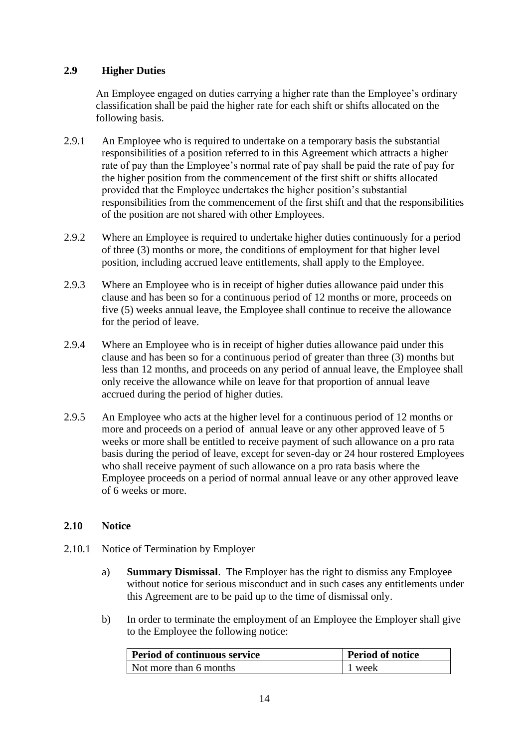## 2.9 Higher Duties

An Employee engaged on duties carrying a higher rate than the Employee's ordinary classification shall be paid the higher rate for each shift or shifts allocated on the following basis.

2.9.1 An Employee who is required to undertake on a temporary basis the substantial responsibilities of a position referred to in this Agreement which attracts a higher rate of pay than the Employee's normal rate of pay shall be paid the rate of pay for the higher position from the commencement of the first shift or shifts allocated provided that the Employee undertakes the higher position's substantial responsibilities from the commencement of the first shift and that the responsibilities of the position are not shared with other Employees.

2.9.2 Where an Employee is required to undertake higher duties continuously for a period of three (3) months or more, the conditions of employment for that higher level position, including accrued leave entitlements, shall apply to the Employee.

2.9.3 Where an Employee who is in receipt of higher duties allowance paid under this clause and has been so for a continuous period of 12 months or more, proceeds on five (5) weeks annual leave, the Employee shall continue to receive the allowance for the period of leave.

2.9.4 Where an Employee who is in receipt of higher duties allowance paid under this clause and has been so for a continuous period of greater than three (3) months but less than 12 months, and proceeds on any period of annual leave, the Employee shall only receive the allowance while on leave for that proportion of annual leave accrued during the period of higher duties.

2.9.5 An Employee who acts at the higher level for a continuous period of 12 months or more and proceeds on a period of annual leave or any other approved leave of 5 weeks or more shall be entitled to receive payment of such allowance on a pro rata basis during the period of leave, except for seven-day or 24 hour rostered Employees who shall receive payment of such allowance on a pro rata basis where the Employee proceeds on a period of normal annual leave or any other approved leave of 6 weeks or more.

## 2.10 Notice

2.10.1 Notice of Termination by Employer

a) **Summary Dismissal**. The Employer has the right to dismiss any Employee without notice for serious misconduct and in such cases any entitlements under this Agreement are to be paid up to the time of dismissal only.

b) In order to terminate the employment of an Employee the Employer shall give to the Employee the following notice:

| Period of continuous service | Period of notice |
|---|---|
| Not more than 6 months | 1 week |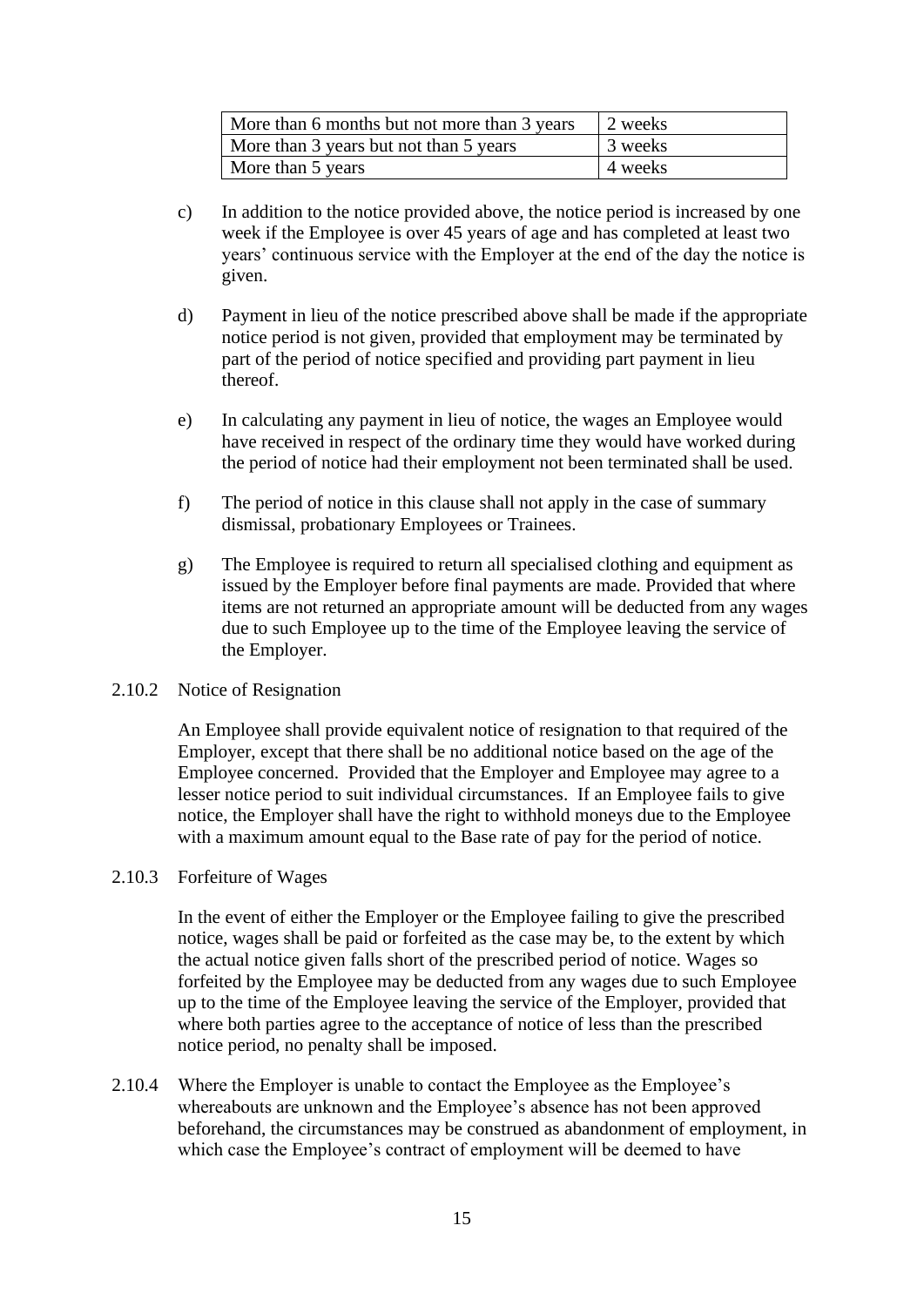| More than 6 months but not more than 3 years | 2 weeks |
|---|---|
| More than 3 years but not than 5 years | 3 weeks |
| More than 5 years | 4 weeks |

c) In addition to the notice provided above, the notice period is increased by one week if the Employee is over 45 years of age and has completed at least two years' continuous service with the Employer at the end of the day the notice is given.

d) Payment in lieu of the notice prescribed above shall be made if the appropriate notice period is not given, provided that employment may be terminated by part of the period of notice specified and providing part payment in lieu thereof.

e) In calculating any payment in lieu of notice, the wages an Employee would have received in respect of the ordinary time they would have worked during the period of notice had their employment not been terminated shall be used.

f) The period of notice in this clause shall not apply in the case of summary dismissal, probationary Employees or Trainees.

g) The Employee is required to return all specialised clothing and equipment as issued by the Employer before final payments are made. Provided that where items are not returned an appropriate amount will be deducted from any wages due to such Employee up to the time of the Employee leaving the service of the Employer.

2.10.2 Notice of Resignation

An Employee shall provide equivalent notice of resignation to that required of the Employer, except that there shall be no additional notice based on the age of the Employee concerned. Provided that the Employer and Employee may agree to a lesser notice period to suit individual circumstances. If an Employee fails to give notice, the Employer shall have the right to withhold moneys due to the Employee with a maximum amount equal to the Base rate of pay for the period of notice.

2.10.3 Forfeiture of Wages

In the event of either the Employer or the Employee failing to give the prescribed notice, wages shall be paid or forfeited as the case may be, to the extent by which the actual notice given falls short of the prescribed period of notice. Wages so forfeited by the Employee may be deducted from any wages due to such Employee up to the time of the Employee leaving the service of the Employer, provided that where both parties agree to the acceptance of notice of less than the prescribed notice period, no penalty shall be imposed.

2.10.4 Where the Employer is unable to contact the Employee as the Employee's whereabouts are unknown and the Employee's absence has not been approved beforehand, the circumstances may be construed as abandonment of employment, in which case the Employee's contract of employment will be deemed to have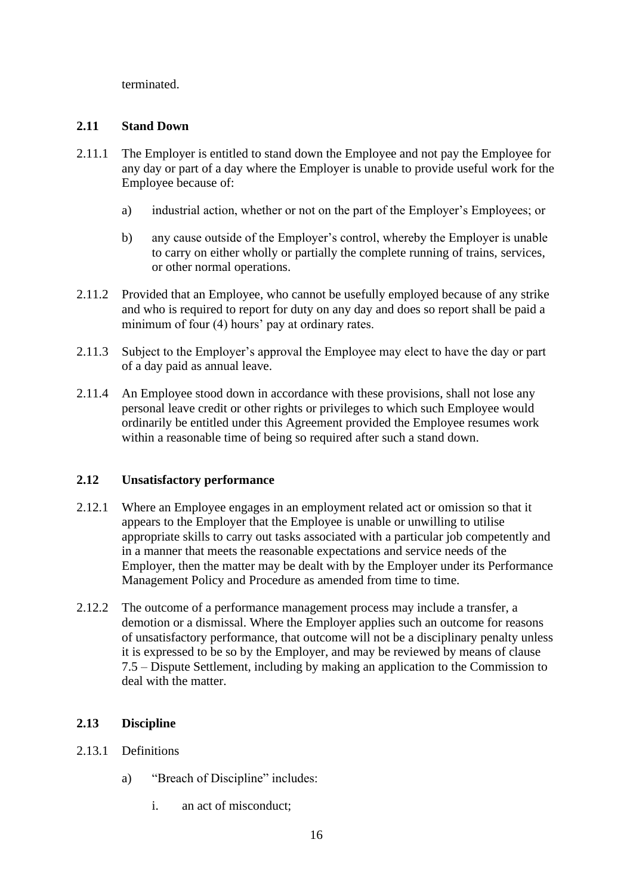terminated.

### 2.11 Stand Down

2.11.1 The Employer is entitled to stand down the Employee and not pay the Employee for any day or part of a day where the Employer is unable to provide useful work for the Employee because of:

a) industrial action, whether or not on the part of the Employer's Employees; or

b) any cause outside of the Employer's control, whereby the Employer is unable to carry on either wholly or partially the complete running of trains, services, or other normal operations.

2.11.2 Provided that an Employee, who cannot be usefully employed because of any strike and who is required to report for duty on any day and does so report shall be paid a minimum of four (4) hours' pay at ordinary rates.

2.11.3 Subject to the Employer's approval the Employee may elect to have the day or part of a day paid as annual leave.

2.11.4 An Employee stood down in accordance with these provisions, shall not lose any personal leave credit or other rights or privileges to which such Employee would ordinarily be entitled under this Agreement provided the Employee resumes work within a reasonable time of being so required after such a stand down.

### 2.12 Unsatisfactory performance

2.12.1 Where an Employee engages in an employment related act or omission so that it appears to the Employer that the Employee is unable or unwilling to utilise appropriate skills to carry out tasks associated with a particular job competently and in a manner that meets the reasonable expectations and service needs of the Employer, then the matter may be dealt with by the Employer under its Performance Management Policy and Procedure as amended from time to time.

2.12.2 The outcome of a performance management process may include a transfer, a demotion or a dismissal. Where the Employer applies such an outcome for reasons of unsatisfactory performance, that outcome will not be a disciplinary penalty unless it is expressed to be so by the Employer, and may be reviewed by means of clause 7.5 – Dispute Settlement, including by making an application to the Commission to deal with the matter.

### 2.13 Discipline

2.13.1 Definitions

a) "Breach of Discipline" includes:

i. an act of misconduct;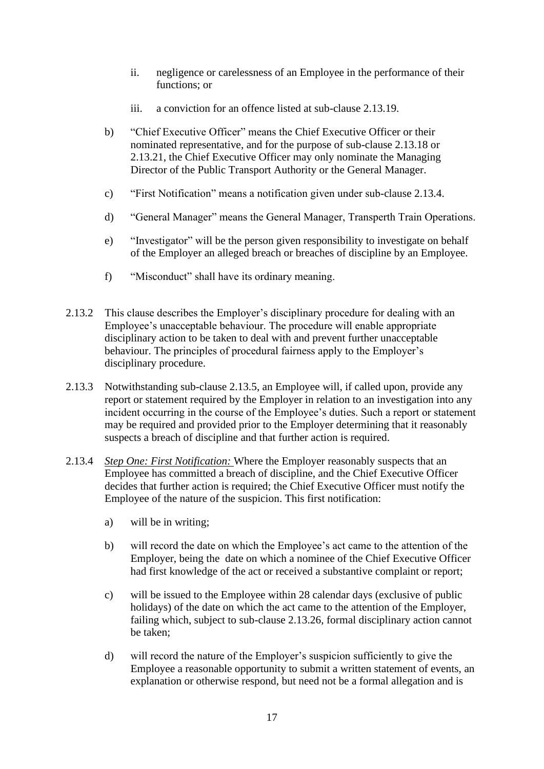ii. negligence or carelessness of an Employee in the performance of their functions; or

iii. a conviction for an offence listed at sub-clause 2.13.19.

b) "Chief Executive Officer" means the Chief Executive Officer or their nominated representative, and for the purpose of sub-clause 2.13.18 or 2.13.21, the Chief Executive Officer may only nominate the Managing Director of the Public Transport Authority or the General Manager.

c) "First Notification" means a notification given under sub-clause 2.13.4.

d) "General Manager" means the General Manager, Transperth Train Operations.

e) "Investigator" will be the person given responsibility to investigate on behalf of the Employer an alleged breach or breaches of discipline by an Employee.

f) "Misconduct" shall have its ordinary meaning.

2.13.2 This clause describes the Employer's disciplinary procedure for dealing with an Employee's unacceptable behaviour. The procedure will enable appropriate disciplinary action to be taken to deal with and prevent further unacceptable behaviour. The principles of procedural fairness apply to the Employer's disciplinary procedure.

2.13.3 Notwithstanding sub-clause 2.13.5, an Employee will, if called upon, provide any report or statement required by the Employer in relation to an investigation into any incident occurring in the course of the Employee's duties. Such a report or statement may be required and provided prior to the Employer determining that it reasonably suspects a breach of discipline and that further action is required.

2.13.4 *Step One: First Notification:* Where the Employer reasonably suspects that an Employee has committed a breach of discipline, and the Chief Executive Officer decides that further action is required; the Chief Executive Officer must notify the Employee of the nature of the suspicion. This first notification:

a) will be in writing;

b) will record the date on which the Employee's act came to the attention of the Employer, being the date on which a nominee of the Chief Executive Officer had first knowledge of the act or received a substantive complaint or report;

c) will be issued to the Employee within 28 calendar days (exclusive of public holidays) of the date on which the act came to the attention of the Employer, failing which, subject to sub-clause 2.13.26, formal disciplinary action cannot be taken;

d) will record the nature of the Employer's suspicion sufficiently to give the Employee a reasonable opportunity to submit a written statement of events, an explanation or otherwise respond, but need not be a formal allegation and is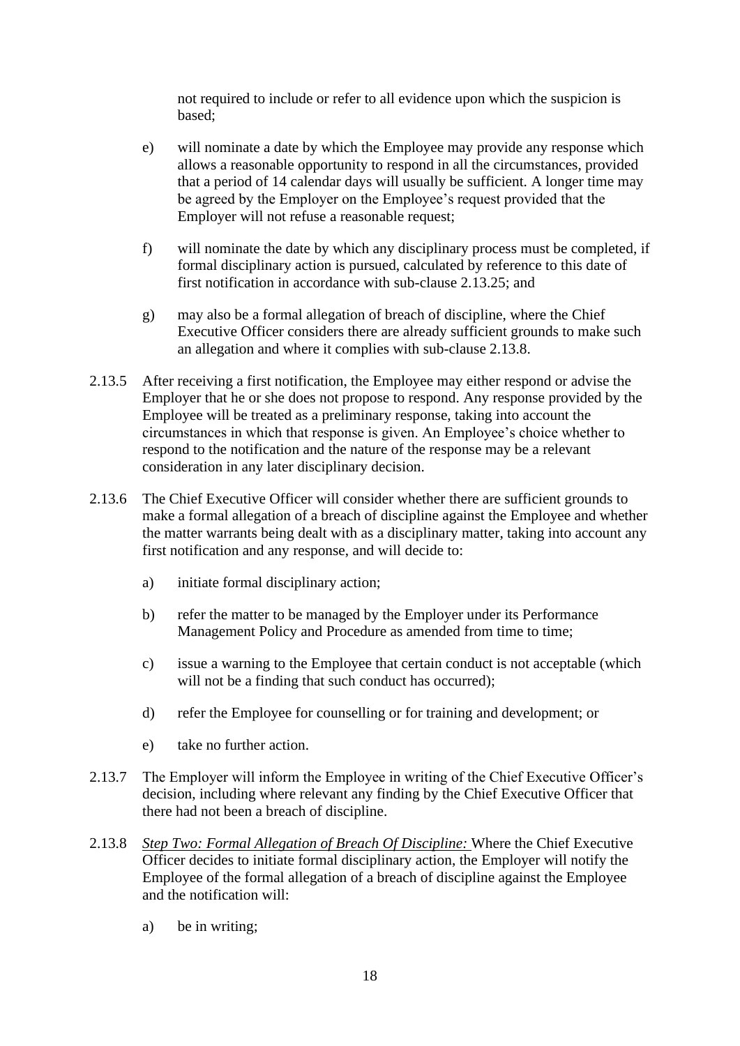not required to include or refer to all evidence upon which the suspicion is based;

e) will nominate a date by which the Employee may provide any response which allows a reasonable opportunity to respond in all the circumstances, provided that a period of 14 calendar days will usually be sufficient. A longer time may be agreed by the Employer on the Employee's request provided that the Employer will not refuse a reasonable request;

f) will nominate the date by which any disciplinary process must be completed, if formal disciplinary action is pursued, calculated by reference to this date of first notification in accordance with sub-clause 2.13.25; and

g) may also be a formal allegation of breach of discipline, where the Chief Executive Officer considers there are already sufficient grounds to make such an allegation and where it complies with sub-clause 2.13.8.

2.13.5 After receiving a first notification, the Employee may either respond or advise the Employer that he or she does not propose to respond. Any response provided by the Employee will be treated as a preliminary response, taking into account the circumstances in which that response is given. An Employee's choice whether to respond to the notification and the nature of the response may be a relevant consideration in any later disciplinary decision.

2.13.6 The Chief Executive Officer will consider whether there are sufficient grounds to make a formal allegation of a breach of discipline against the Employee and whether the matter warrants being dealt with as a disciplinary matter, taking into account any first notification and any response, and will decide to:

a) initiate formal disciplinary action;

b) refer the matter to be managed by the Employer under its Performance Management Policy and Procedure as amended from time to time;

c) issue a warning to the Employee that certain conduct is not acceptable (which will not be a finding that such conduct has occurred);

d) refer the Employee for counselling or for training and development; or

e) take no further action.

2.13.7 The Employer will inform the Employee in writing of the Chief Executive Officer's decision, including where relevant any finding by the Chief Executive Officer that there had not been a breach of discipline.

2.13.8 *Step Two: Formal Allegation of Breach Of Discipline:* Where the Chief Executive Officer decides to initiate formal disciplinary action, the Employer will notify the Employee of the formal allegation of a breach of discipline against the Employee and the notification will:

a) be in writing;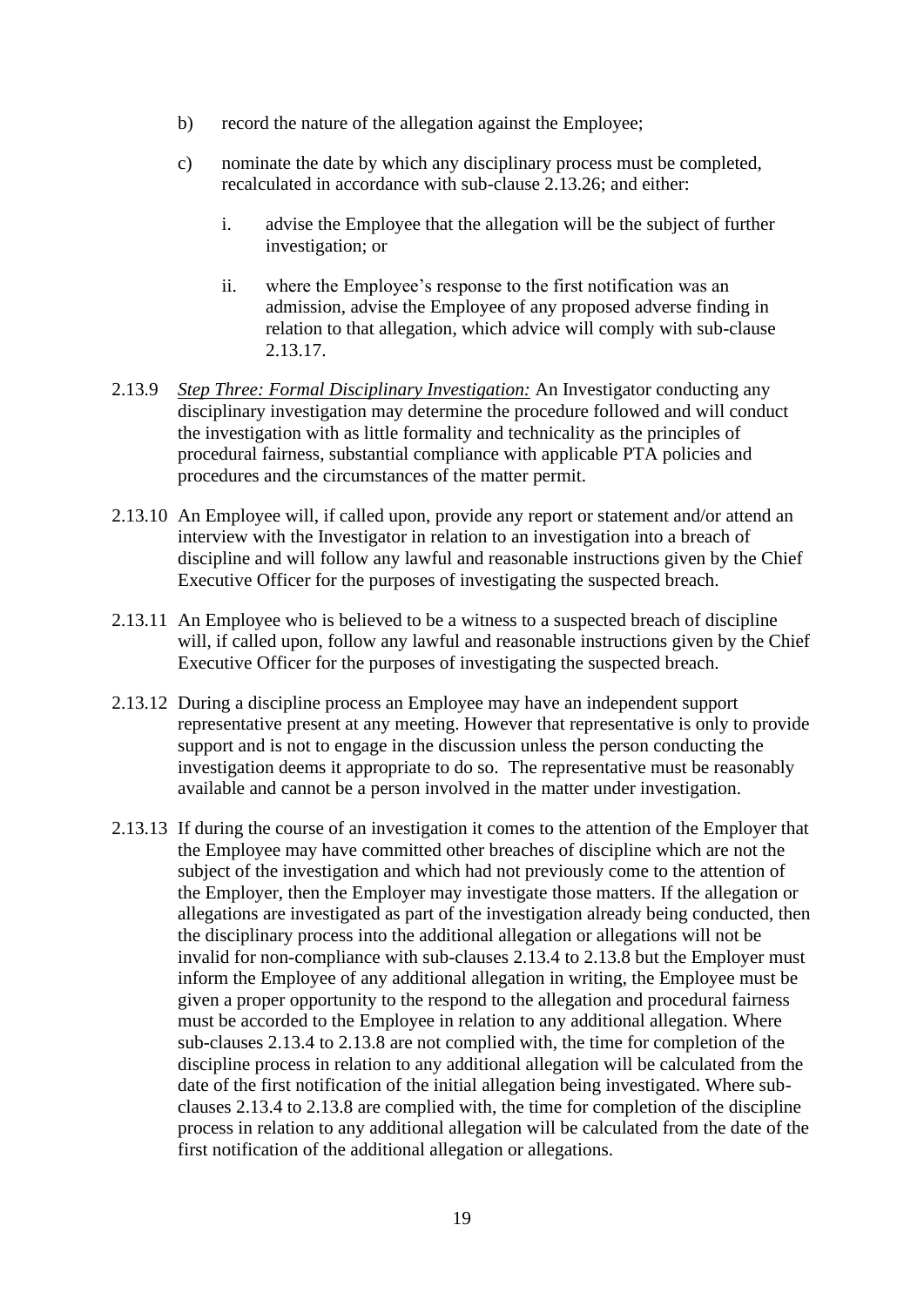b) record the nature of the allegation against the Employee;

c) nominate the date by which any disciplinary process must be completed, recalculated in accordance with sub-clause 2.13.26; and either:

   i. advise the Employee that the allegation will be the subject of further investigation; or

   ii. where the Employee's response to the first notification was an admission, advise the Employee of any proposed adverse finding in relation to that allegation, which advice will comply with sub-clause 2.13.17.

2.13.9 *Step Three: Formal Disciplinary Investigation:* An Investigator conducting any disciplinary investigation may determine the procedure followed and will conduct the investigation with as little formality and technicality as the principles of procedural fairness, substantial compliance with applicable PTA policies and procedures and the circumstances of the matter permit.

2.13.10 An Employee will, if called upon, provide any report or statement and/or attend an interview with the Investigator in relation to an investigation into a breach of discipline and will follow any lawful and reasonable instructions given by the Chief Executive Officer for the purposes of investigating the suspected breach.

2.13.11 An Employee who is believed to be a witness to a suspected breach of discipline will, if called upon, follow any lawful and reasonable instructions given by the Chief Executive Officer for the purposes of investigating the suspected breach.

2.13.12 During a discipline process an Employee may have an independent support representative present at any meeting. However that representative is only to provide support and is not to engage in the discussion unless the person conducting the investigation deems it appropriate to do so. The representative must be reasonably available and cannot be a person involved in the matter under investigation.

2.13.13 If during the course of an investigation it comes to the attention of the Employer that the Employee may have committed other breaches of discipline which are not the subject of the investigation and which had not previously come to the attention of the Employer, then the Employer may investigate those matters. If the allegation or allegations are investigated as part of the investigation already being conducted, then the disciplinary process into the additional allegation or allegations will not be invalid for non-compliance with sub-clauses 2.13.4 to 2.13.8 but the Employer must inform the Employee of any additional allegation in writing, the Employee must be given a proper opportunity to the respond to the allegation and procedural fairness must be accorded to the Employee in relation to any additional allegation. Where sub-clauses 2.13.4 to 2.13.8 are not complied with, the time for completion of the discipline process in relation to any additional allegation will be calculated from the date of the first notification of the initial allegation being investigated. Where sub-clauses 2.13.4 to 2.13.8 are complied with, the time for completion of the discipline process in relation to any additional allegation will be calculated from the date of the first notification of the additional allegation or allegations.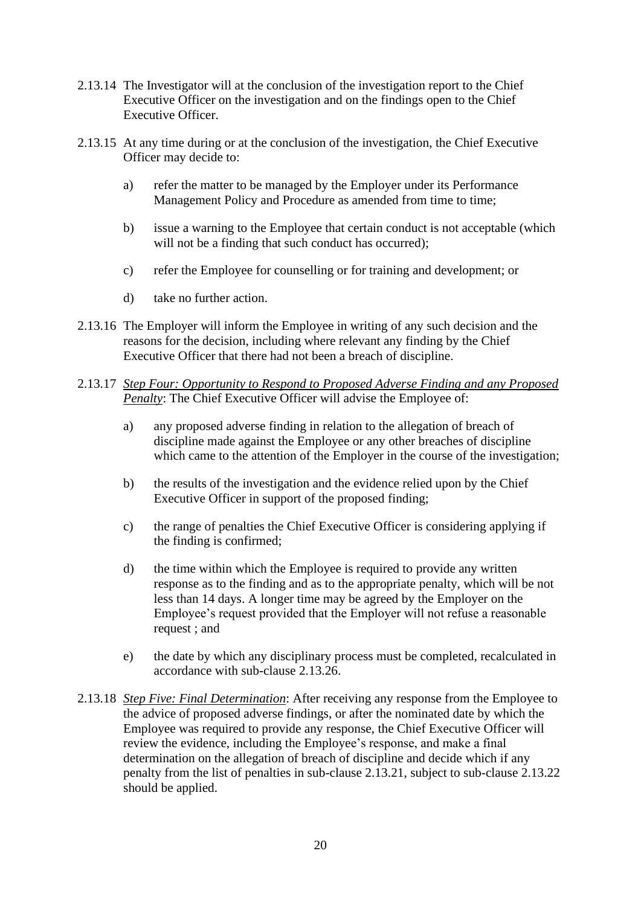2.13.14 The Investigator will at the conclusion of the investigation report to the Chief Executive Officer on the investigation and on the findings open to the Chief Executive Officer.

2.13.15 At any time during or at the conclusion of the investigation, the Chief Executive Officer may decide to:

a) refer the matter to be managed by the Employer under its Performance Management Policy and Procedure as amended from time to time;

b) issue a warning to the Employee that certain conduct is not acceptable (which will not be a finding that such conduct has occurred);

c) refer the Employee for counselling or for training and development; or

d) take no further action.

2.13.16 The Employer will inform the Employee in writing of any such decision and the reasons for the decision, including where relevant any finding by the Chief Executive Officer that there had not been a breach of discipline.

2.13.17 *Step Four: Opportunity to Respond to Proposed Adverse Finding and any Proposed Penalty*: The Chief Executive Officer will advise the Employee of:

a) any proposed adverse finding in relation to the allegation of breach of discipline made against the Employee or any other breaches of discipline which came to the attention of the Employer in the course of the investigation;

b) the results of the investigation and the evidence relied upon by the Chief Executive Officer in support of the proposed finding;

c) the range of penalties the Chief Executive Officer is considering applying if the finding is confirmed;

d) the time within which the Employee is required to provide any written response as to the finding and as to the appropriate penalty, which will be not less than 14 days. A longer time may be agreed by the Employer on the Employee's request provided that the Employer will not refuse a reasonable request ; and

e) the date by which any disciplinary process must be completed, recalculated in accordance with sub-clause 2.13.26.

2.13.18 *Step Five: Final Determination*: After receiving any response from the Employee to the advice of proposed adverse findings, or after the nominated date by which the Employee was required to provide any response, the Chief Executive Officer will review the evidence, including the Employee's response, and make a final determination on the allegation of breach of discipline and decide which if any penalty from the list of penalties in sub-clause 2.13.21, subject to sub-clause 2.13.22 should be applied.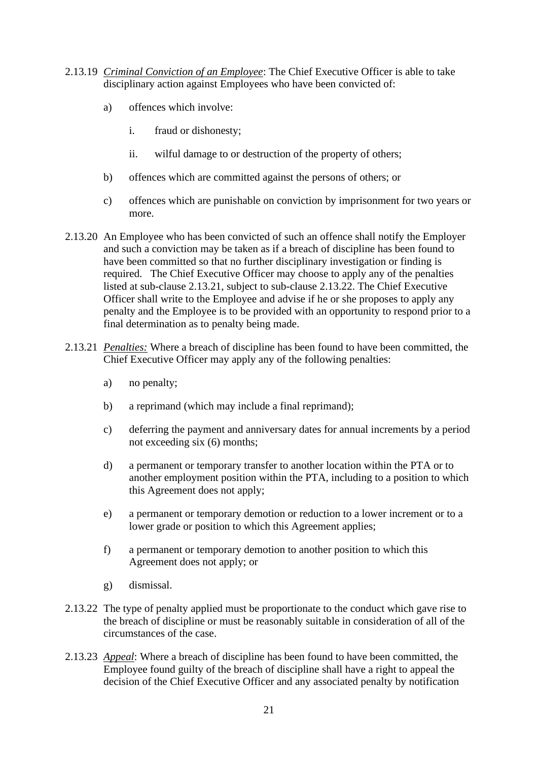2.13.19 *Criminal Conviction of an Employee*: The Chief Executive Officer is able to take disciplinary action against Employees who have been convicted of:

a) offences which involve:

   i. fraud or dishonesty;

   ii. wilful damage to or destruction of the property of others;

b) offences which are committed against the persons of others; or

c) offences which are punishable on conviction by imprisonment for two years or more.

2.13.20 An Employee who has been convicted of such an offence shall notify the Employer and such a conviction may be taken as if a breach of discipline has been found to have been committed so that no further disciplinary investigation or finding is required. The Chief Executive Officer may choose to apply any of the penalties listed at sub-clause 2.13.21, subject to sub-clause 2.13.22. The Chief Executive Officer shall write to the Employee and advise if he or she proposes to apply any penalty and the Employee is to be provided with an opportunity to respond prior to a final determination as to penalty being made.

2.13.21 *Penalties:* Where a breach of discipline has been found to have been committed, the Chief Executive Officer may apply any of the following penalties:

a) no penalty;

b) a reprimand (which may include a final reprimand);

c) deferring the payment and anniversary dates for annual increments by a period not exceeding six (6) months;

d) a permanent or temporary transfer to another location within the PTA or to another employment position within the PTA, including to a position to which this Agreement does not apply;

e) a permanent or temporary demotion or reduction to a lower increment or to a lower grade or position to which this Agreement applies;

f) a permanent or temporary demotion to another position to which this Agreement does not apply; or

g) dismissal.

2.13.22 The type of penalty applied must be proportionate to the conduct which gave rise to the breach of discipline or must be reasonably suitable in consideration of all of the circumstances of the case.

2.13.23 *Appeal*: Where a breach of discipline has been found to have been committed, the Employee found guilty of the breach of discipline shall have a right to appeal the decision of the Chief Executive Officer and any associated penalty by notification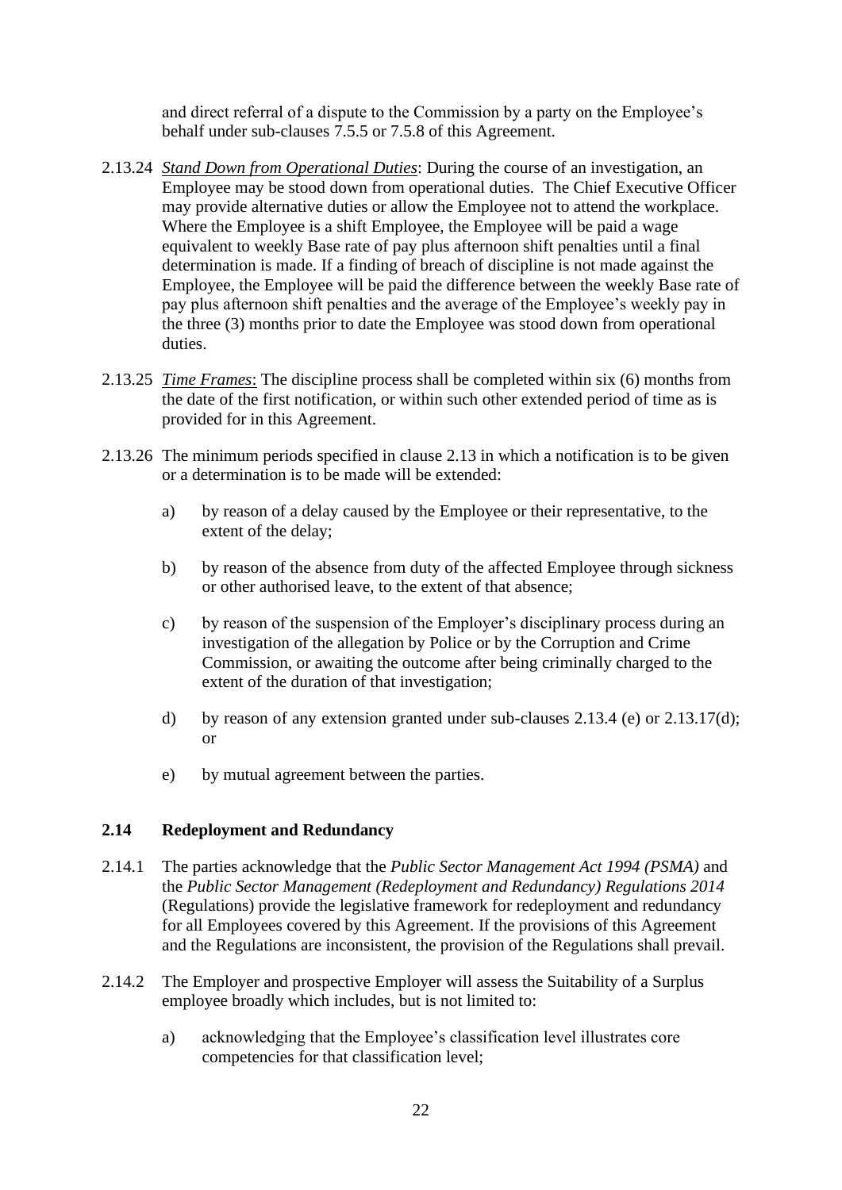and direct referral of a dispute to the Commission by a party on the Employee's behalf under sub-clauses 7.5.5 or 7.5.8 of this Agreement.

2.13.24 *Stand Down from Operational Duties*: During the course of an investigation, an Employee may be stood down from operational duties. The Chief Executive Officer may provide alternative duties or allow the Employee not to attend the workplace. Where the Employee is a shift Employee, the Employee will be paid a wage equivalent to weekly Base rate of pay plus afternoon shift penalties until a final determination is made. If a finding of breach of discipline is not made against the Employee, the Employee will be paid the difference between the weekly Base rate of pay plus afternoon shift penalties and the average of the Employee's weekly pay in the three (3) months prior to date the Employee was stood down from operational duties.

2.13.25 *Time Frames*: The discipline process shall be completed within six (6) months from the date of the first notification, or within such other extended period of time as is provided for in this Agreement.

2.13.26 The minimum periods specified in clause 2.13 in which a notification is to be given or a determination is to be made will be extended:

a) by reason of a delay caused by the Employee or their representative, to the extent of the delay;

b) by reason of the absence from duty of the affected Employee through sickness or other authorised leave, to the extent of that absence;

c) by reason of the suspension of the Employer's disciplinary process during an investigation of the allegation by Police or by the Corruption and Crime Commission, or awaiting the outcome after being criminally charged to the extent of the duration of that investigation;

d) by reason of any extension granted under sub-clauses 2.13.4 (e) or 2.13.17(d); or

e) by mutual agreement between the parties.

### 2.14 Redeployment and Redundancy

2.14.1 The parties acknowledge that the *Public Sector Management Act 1994 (PSMA)* and the *Public Sector Management (Redeployment and Redundancy) Regulations 2014* (Regulations) provide the legislative framework for redeployment and redundancy for all Employees covered by this Agreement. If the provisions of this Agreement and the Regulations are inconsistent, the provision of the Regulations shall prevail.

2.14.2 The Employer and prospective Employer will assess the Suitability of a Surplus employee broadly which includes, but is not limited to:

a) acknowledging that the Employee's classification level illustrates core competencies for that classification level;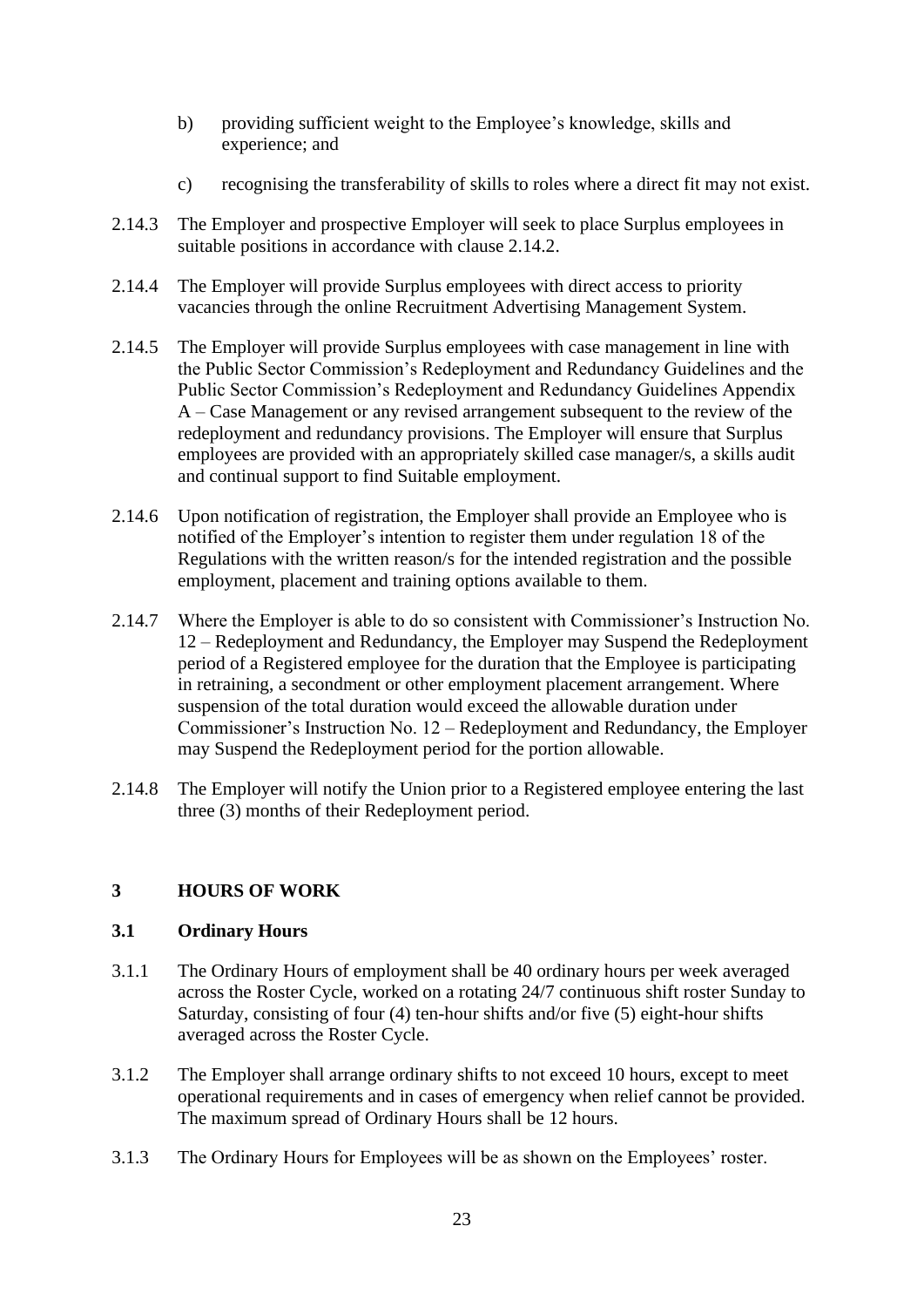b) providing sufficient weight to the Employee's knowledge, skills and experience; and

c) recognising the transferability of skills to roles where a direct fit may not exist.

2.14.3 The Employer and prospective Employer will seek to place Surplus employees in suitable positions in accordance with clause 2.14.2.

2.14.4 The Employer will provide Surplus employees with direct access to priority vacancies through the online Recruitment Advertising Management System.

2.14.5 The Employer will provide Surplus employees with case management in line with the Public Sector Commission's Redeployment and Redundancy Guidelines and the Public Sector Commission's Redeployment and Redundancy Guidelines Appendix A – Case Management or any revised arrangement subsequent to the review of the redeployment and redundancy provisions. The Employer will ensure that Surplus employees are provided with an appropriately skilled case manager/s, a skills audit and continual support to find Suitable employment.

2.14.6 Upon notification of registration, the Employer shall provide an Employee who is notified of the Employer's intention to register them under regulation 18 of the Regulations with the written reason/s for the intended registration and the possible employment, placement and training options available to them.

2.14.7 Where the Employer is able to do so consistent with Commissioner's Instruction No. 12 – Redeployment and Redundancy, the Employer may Suspend the Redeployment period of a Registered employee for the duration that the Employee is participating in retraining, a secondment or other employment placement arrangement. Where suspension of the total duration would exceed the allowable duration under Commissioner's Instruction No. 12 – Redeployment and Redundancy, the Employer may Suspend the Redeployment period for the portion allowable.

2.14.8 The Employer will notify the Union prior to a Registered employee entering the last three (3) months of their Redeployment period.

## 3 HOURS OF WORK

### 3.1 Ordinary Hours

3.1.1 The Ordinary Hours of employment shall be 40 ordinary hours per week averaged across the Roster Cycle, worked on a rotating 24/7 continuous shift roster Sunday to Saturday, consisting of four (4) ten-hour shifts and/or five (5) eight-hour shifts averaged across the Roster Cycle.

3.1.2 The Employer shall arrange ordinary shifts to not exceed 10 hours, except to meet operational requirements and in cases of emergency when relief cannot be provided. The maximum spread of Ordinary Hours shall be 12 hours.

3.1.3 The Ordinary Hours for Employees will be as shown on the Employees' roster.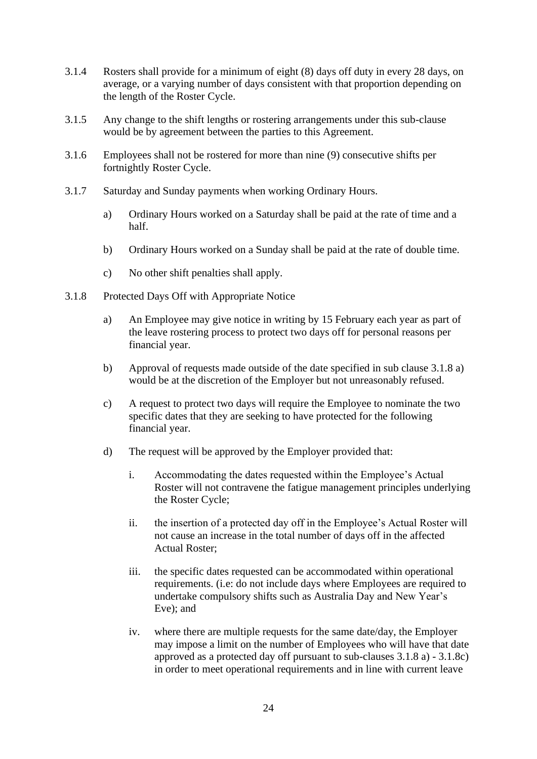3.1.4 Rosters shall provide for a minimum of eight (8) days off duty in every 28 days, on average, or a varying number of days consistent with that proportion depending on the length of the Roster Cycle.

3.1.5 Any change to the shift lengths or rostering arrangements under this sub-clause would be by agreement between the parties to this Agreement.

3.1.6 Employees shall not be rostered for more than nine (9) consecutive shifts per fortnightly Roster Cycle.

3.1.7 Saturday and Sunday payments when working Ordinary Hours.

a) Ordinary Hours worked on a Saturday shall be paid at the rate of time and a half.

b) Ordinary Hours worked on a Sunday shall be paid at the rate of double time.

c) No other shift penalties shall apply.

3.1.8 Protected Days Off with Appropriate Notice

a) An Employee may give notice in writing by 15 February each year as part of the leave rostering process to protect two days off for personal reasons per financial year.

b) Approval of requests made outside of the date specified in sub clause 3.1.8 a) would be at the discretion of the Employer but not unreasonably refused.

c) A request to protect two days will require the Employee to nominate the two specific dates that they are seeking to have protected for the following financial year.

d) The request will be approved by the Employer provided that:

i. Accommodating the dates requested within the Employee's Actual Roster will not contravene the fatigue management principles underlying the Roster Cycle;

ii. the insertion of a protected day off in the Employee's Actual Roster will not cause an increase in the total number of days off in the affected Actual Roster;

iii. the specific dates requested can be accommodated within operational requirements. (i.e: do not include days where Employees are required to undertake compulsory shifts such as Australia Day and New Year's Eve); and

iv. where there are multiple requests for the same date/day, the Employer may impose a limit on the number of Employees who will have that date approved as a protected day off pursuant to sub-clauses 3.1.8 a) - 3.1.8c) in order to meet operational requirements and in line with current leave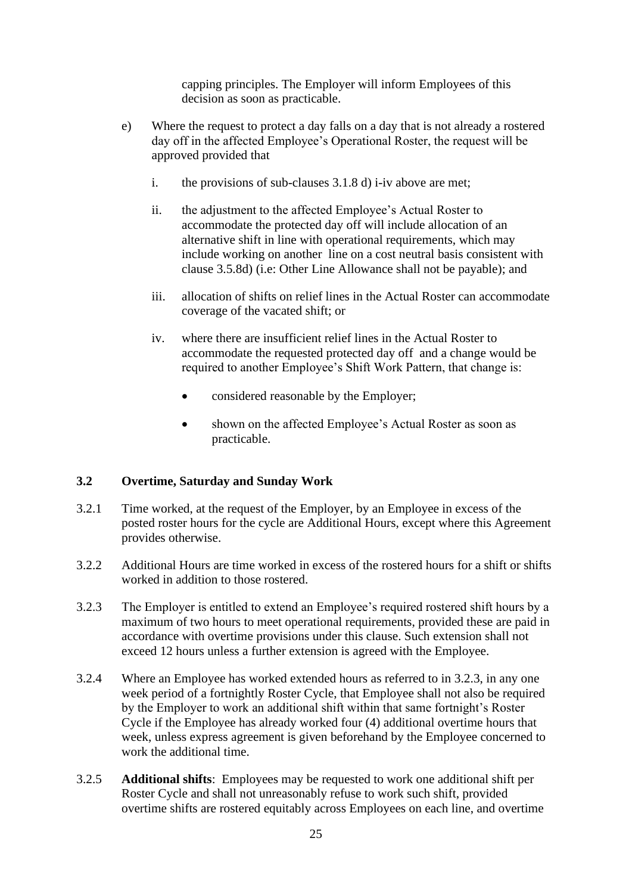capping principles. The Employer will inform Employees of this decision as soon as practicable.

e) Where the request to protect a day falls on a day that is not already a rostered day off in the affected Employee's Operational Roster, the request will be approved provided that

   i. the provisions of sub-clauses 3.1.8 d) i-iv above are met;

   ii. the adjustment to the affected Employee's Actual Roster to accommodate the protected day off will include allocation of an alternative shift in line with operational requirements, which may include working on another line on a cost neutral basis consistent with clause 3.5.8d) (i.e: Other Line Allowance shall not be payable); and

   iii. allocation of shifts on relief lines in the Actual Roster can accommodate coverage of the vacated shift; or

   iv. where there are insufficient relief lines in the Actual Roster to accommodate the requested protected day off and a change would be required to another Employee's Shift Work Pattern, that change is:

      - considered reasonable by the Employer;
      - shown on the affected Employee's Actual Roster as soon as practicable.

### 3.2 Overtime, Saturday and Sunday Work

3.2.1 Time worked, at the request of the Employer, by an Employee in excess of the posted roster hours for the cycle are Additional Hours, except where this Agreement provides otherwise.

3.2.2 Additional Hours are time worked in excess of the rostered hours for a shift or shifts worked in addition to those rostered.

3.2.3 The Employer is entitled to extend an Employee's required rostered shift hours by a maximum of two hours to meet operational requirements, provided these are paid in accordance with overtime provisions under this clause. Such extension shall not exceed 12 hours unless a further extension is agreed with the Employee.

3.2.4 Where an Employee has worked extended hours as referred to in 3.2.3, in any one week period of a fortnightly Roster Cycle, that Employee shall not also be required by the Employer to work an additional shift within that same fortnight's Roster Cycle if the Employee has already worked four (4) additional overtime hours that week, unless express agreement is given beforehand by the Employee concerned to work the additional time.

3.2.5 **Additional shifts**: Employees may be requested to work one additional shift per Roster Cycle and shall not unreasonably refuse to work such shift, provided overtime shifts are rostered equitably across Employees on each line, and overtime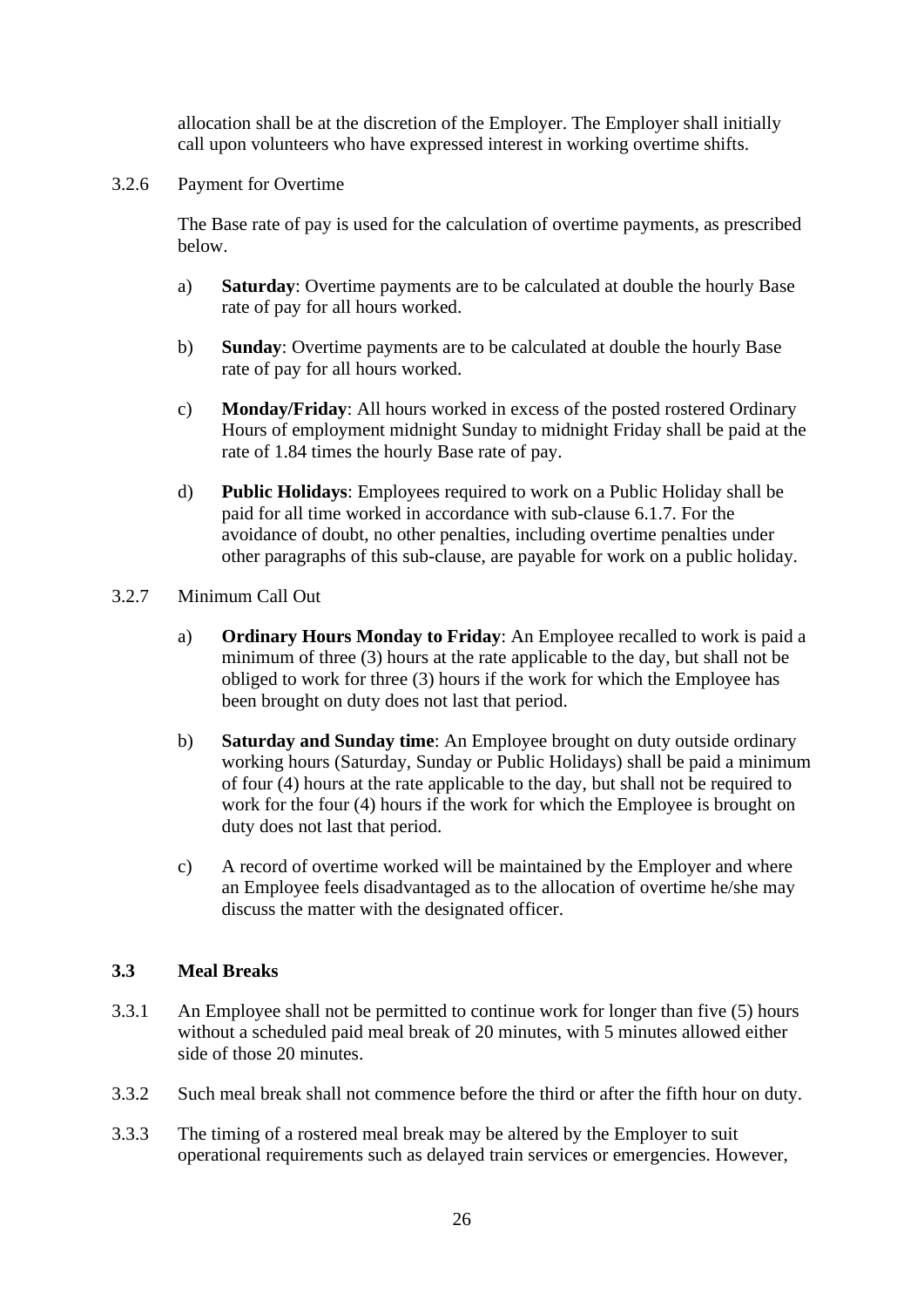allocation shall be at the discretion of the Employer. The Employer shall initially call upon volunteers who have expressed interest in working overtime shifts.

3.2.6 Payment for Overtime

The Base rate of pay is used for the calculation of overtime payments, as prescribed below.

a) **Saturday**: Overtime payments are to be calculated at double the hourly Base rate of pay for all hours worked.

b) **Sunday**: Overtime payments are to be calculated at double the hourly Base rate of pay for all hours worked.

c) **Monday/Friday**: All hours worked in excess of the posted rostered Ordinary Hours of employment midnight Sunday to midnight Friday shall be paid at the rate of 1.84 times the hourly Base rate of pay.

d) **Public Holidays**: Employees required to work on a Public Holiday shall be paid for all time worked in accordance with sub-clause 6.1.7. For the avoidance of doubt, no other penalties, including overtime penalties under other paragraphs of this sub-clause, are payable for work on a public holiday.

3.2.7 Minimum Call Out

a) **Ordinary Hours Monday to Friday**: An Employee recalled to work is paid a minimum of three (3) hours at the rate applicable to the day, but shall not be obliged to work for three (3) hours if the work for which the Employee has been brought on duty does not last that period.

b) **Saturday and Sunday time**: An Employee brought on duty outside ordinary working hours (Saturday, Sunday or Public Holidays) shall be paid a minimum of four (4) hours at the rate applicable to the day, but shall not be required to work for the four (4) hours if the work for which the Employee is brought on duty does not last that period.

c) A record of overtime worked will be maintained by the Employer and where an Employee feels disadvantaged as to the allocation of overtime he/she may discuss the matter with the designated officer.

### 3.3 Meal Breaks

3.3.1 An Employee shall not be permitted to continue work for longer than five (5) hours without a scheduled paid meal break of 20 minutes, with 5 minutes allowed either side of those 20 minutes.

3.3.2 Such meal break shall not commence before the third or after the fifth hour on duty.

3.3.3 The timing of a rostered meal break may be altered by the Employer to suit operational requirements such as delayed train services or emergencies. However,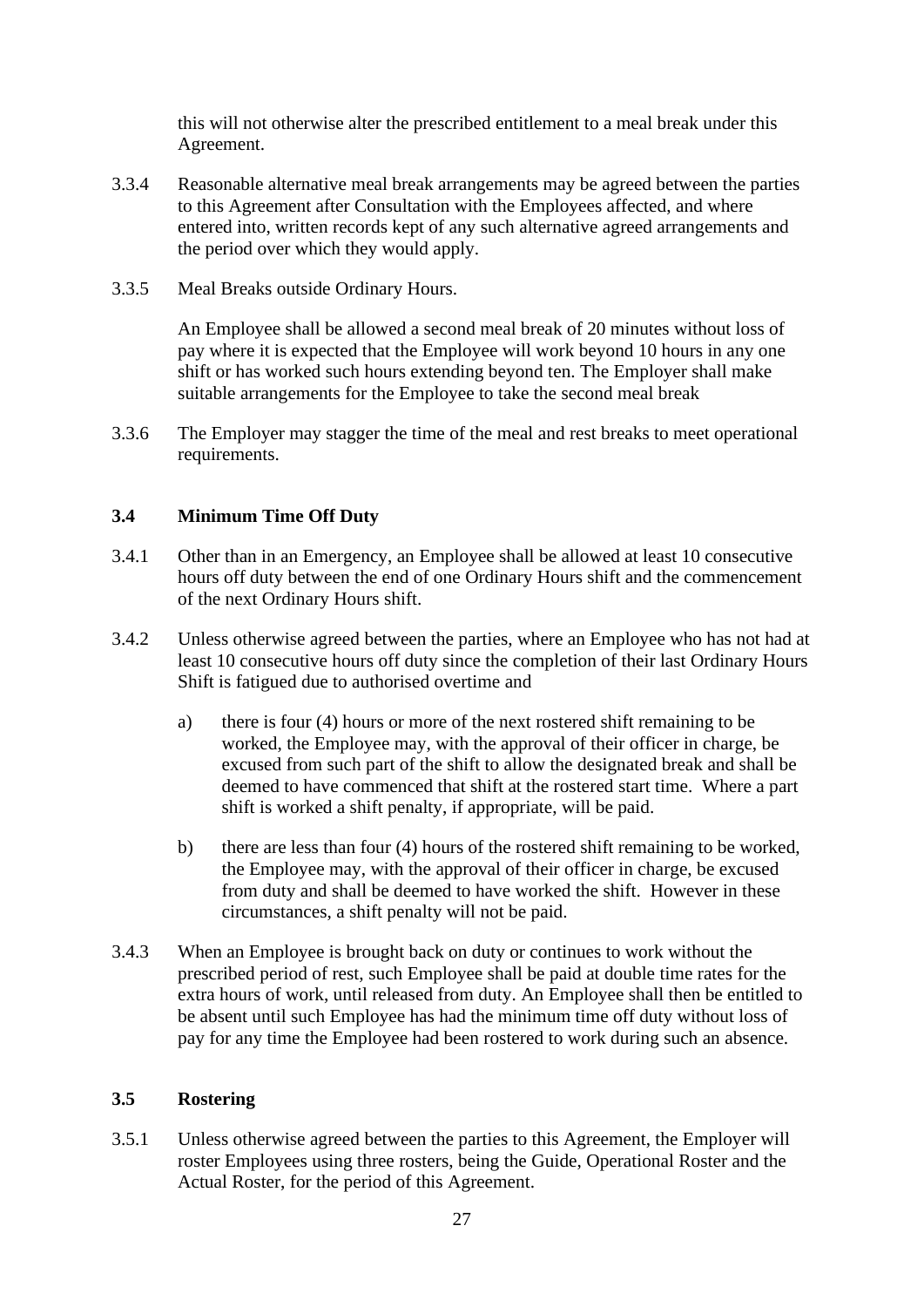this will not otherwise alter the prescribed entitlement to a meal break under this Agreement.

3.3.4 Reasonable alternative meal break arrangements may be agreed between the parties to this Agreement after Consultation with the Employees affected, and where entered into, written records kept of any such alternative agreed arrangements and the period over which they would apply.

3.3.5 Meal Breaks outside Ordinary Hours.

An Employee shall be allowed a second meal break of 20 minutes without loss of pay where it is expected that the Employee will work beyond 10 hours in any one shift or has worked such hours extending beyond ten. The Employer shall make suitable arrangements for the Employee to take the second meal break

3.3.6 The Employer may stagger the time of the meal and rest breaks to meet operational requirements.

### 3.4 Minimum Time Off Duty

3.4.1 Other than in an Emergency, an Employee shall be allowed at least 10 consecutive hours off duty between the end of one Ordinary Hours shift and the commencement of the next Ordinary Hours shift.

3.4.2 Unless otherwise agreed between the parties, where an Employee who has not had at least 10 consecutive hours off duty since the completion of their last Ordinary Hours Shift is fatigued due to authorised overtime and

a) there is four (4) hours or more of the next rostered shift remaining to be worked, the Employee may, with the approval of their officer in charge, be excused from such part of the shift to allow the designated break and shall be deemed to have commenced that shift at the rostered start time. Where a part shift is worked a shift penalty, if appropriate, will be paid.

b) there are less than four (4) hours of the rostered shift remaining to be worked, the Employee may, with the approval of their officer in charge, be excused from duty and shall be deemed to have worked the shift. However in these circumstances, a shift penalty will not be paid.

3.4.3 When an Employee is brought back on duty or continues to work without the prescribed period of rest, such Employee shall be paid at double time rates for the extra hours of work, until released from duty. An Employee shall then be entitled to be absent until such Employee has had the minimum time off duty without loss of pay for any time the Employee had been rostered to work during such an absence.

### 3.5 Rostering

3.5.1 Unless otherwise agreed between the parties to this Agreement, the Employer will roster Employees using three rosters, being the Guide, Operational Roster and the Actual Roster, for the period of this Agreement.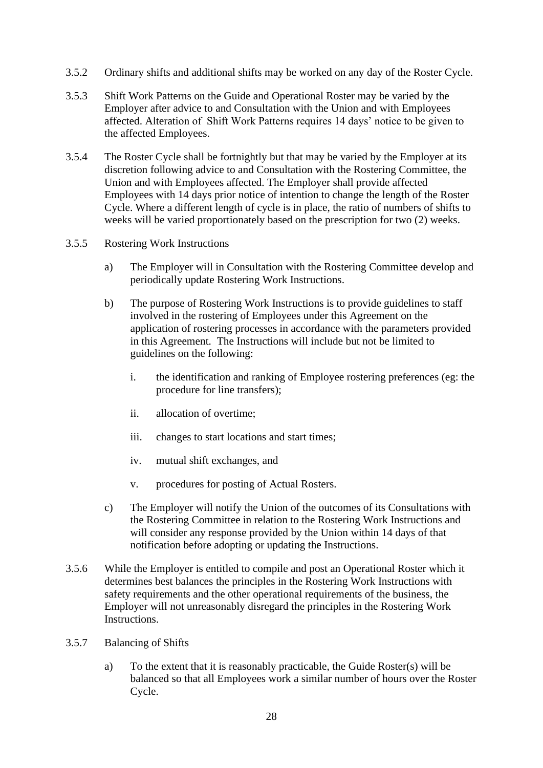3.5.2 Ordinary shifts and additional shifts may be worked on any day of the Roster Cycle.

3.5.3 Shift Work Patterns on the Guide and Operational Roster may be varied by the Employer after advice to and Consultation with the Union and with Employees affected. Alteration of Shift Work Patterns requires 14 days' notice to be given to the affected Employees.

3.5.4 The Roster Cycle shall be fortnightly but that may be varied by the Employer at its discretion following advice to and Consultation with the Rostering Committee, the Union and with Employees affected. The Employer shall provide affected Employees with 14 days prior notice of intention to change the length of the Roster Cycle. Where a different length of cycle is in place, the ratio of numbers of shifts to weeks will be varied proportionately based on the prescription for two (2) weeks.

3.5.5 Rostering Work Instructions

a) The Employer will in Consultation with the Rostering Committee develop and periodically update Rostering Work Instructions.

b) The purpose of Rostering Work Instructions is to provide guidelines to staff involved in the rostering of Employees under this Agreement on the application of rostering processes in accordance with the parameters provided in this Agreement. The Instructions will include but not be limited to guidelines on the following:

   i. the identification and ranking of Employee rostering preferences (eg: the procedure for line transfers);

   ii. allocation of overtime;

   iii. changes to start locations and start times;

   iv. mutual shift exchanges, and

   v. procedures for posting of Actual Rosters.

c) The Employer will notify the Union of the outcomes of its Consultations with the Rostering Committee in relation to the Rostering Work Instructions and will consider any response provided by the Union within 14 days of that notification before adopting or updating the Instructions.

3.5.6 While the Employer is entitled to compile and post an Operational Roster which it determines best balances the principles in the Rostering Work Instructions with safety requirements and the other operational requirements of the business, the Employer will not unreasonably disregard the principles in the Rostering Work Instructions.

3.5.7 Balancing of Shifts

a) To the extent that it is reasonably practicable, the Guide Roster(s) will be balanced so that all Employees work a similar number of hours over the Roster Cycle.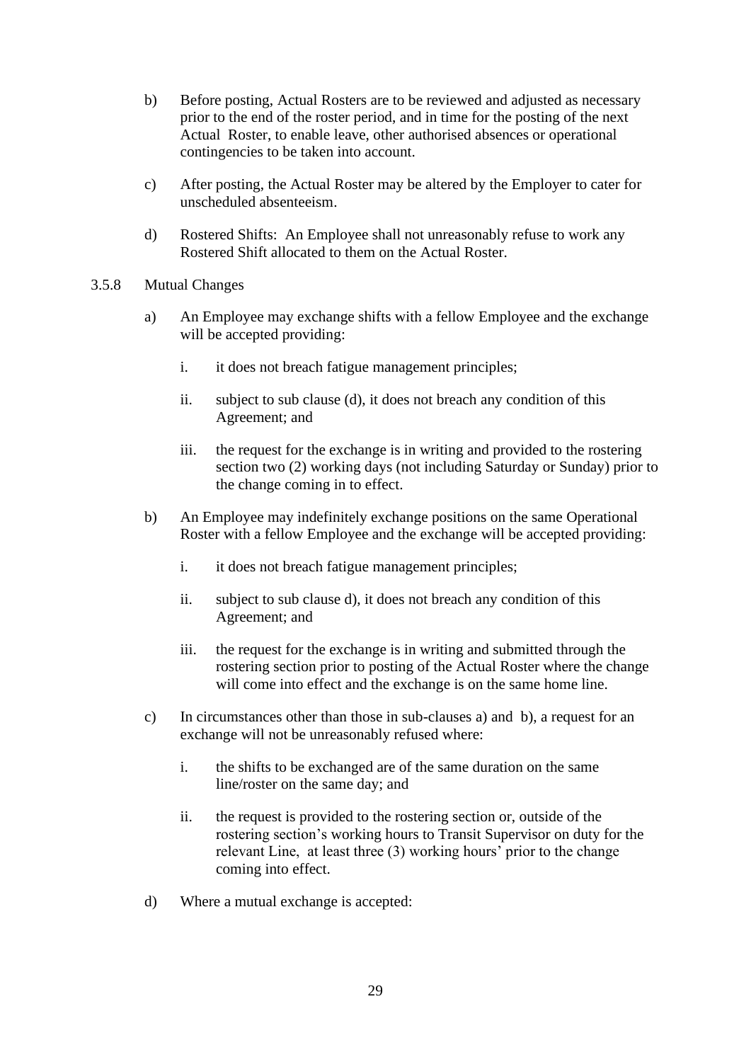b) Before posting, Actual Rosters are to be reviewed and adjusted as necessary prior to the end of the roster period, and in time for the posting of the next Actual Roster, to enable leave, other authorised absences or operational contingencies to be taken into account.

c) After posting, the Actual Roster may be altered by the Employer to cater for unscheduled absenteeism.

d) Rostered Shifts: An Employee shall not unreasonably refuse to work any Rostered Shift allocated to them on the Actual Roster.

3.5.8 Mutual Changes

a) An Employee may exchange shifts with a fellow Employee and the exchange will be accepted providing:

   i. it does not breach fatigue management principles;

   ii. subject to sub clause (d), it does not breach any condition of this Agreement; and

   iii. the request for the exchange is in writing and provided to the rostering section two (2) working days (not including Saturday or Sunday) prior to the change coming in to effect.

b) An Employee may indefinitely exchange positions on the same Operational Roster with a fellow Employee and the exchange will be accepted providing:

   i. it does not breach fatigue management principles;

   ii. subject to sub clause d), it does not breach any condition of this Agreement; and

   iii. the request for the exchange is in writing and submitted through the rostering section prior to posting of the Actual Roster where the change will come into effect and the exchange is on the same home line.

c) In circumstances other than those in sub-clauses a) and b), a request for an exchange will not be unreasonably refused where:

   i. the shifts to be exchanged are of the same duration on the same line/roster on the same day; and

   ii. the request is provided to the rostering section or, outside of the rostering section's working hours to Transit Supervisor on duty for the relevant Line, at least three (3) working hours' prior to the change coming into effect.

d) Where a mutual exchange is accepted: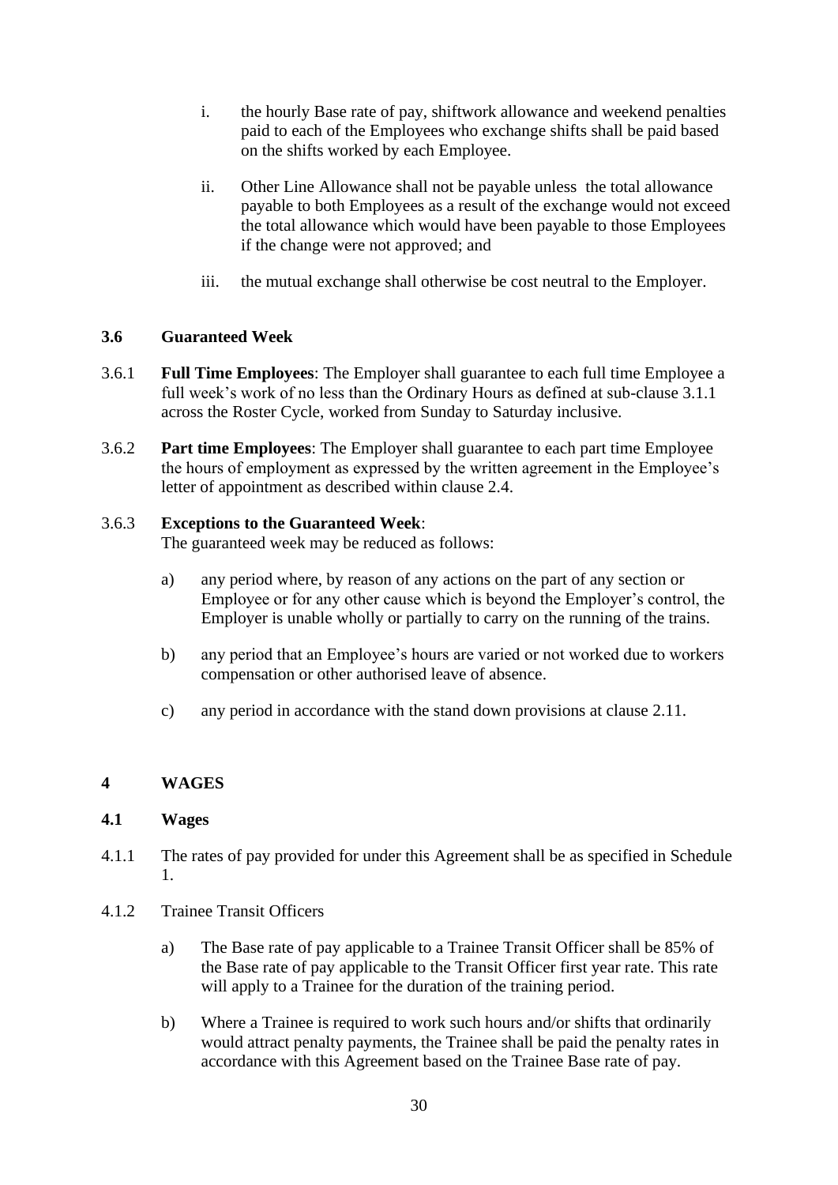i. the hourly Base rate of pay, shiftwork allowance and weekend penalties paid to each of the Employees who exchange shifts shall be paid based on the shifts worked by each Employee.

ii. Other Line Allowance shall not be payable unless the total allowance payable to both Employees as a result of the exchange would not exceed the total allowance which would have been payable to those Employees if the change were not approved; and

iii. the mutual exchange shall otherwise be cost neutral to the Employer.

### 3.6 Guaranteed Week

3.6.1 **Full Time Employees**: The Employer shall guarantee to each full time Employee a full week's work of no less than the Ordinary Hours as defined at sub-clause 3.1.1 across the Roster Cycle, worked from Sunday to Saturday inclusive.

3.6.2 **Part time Employees**: The Employer shall guarantee to each part time Employee the hours of employment as expressed by the written agreement in the Employee's letter of appointment as described within clause 2.4.

3.6.3 **Exceptions to the Guaranteed Week**:
The guaranteed week may be reduced as follows:

a) any period where, by reason of any actions on the part of any section or Employee or for any other cause which is beyond the Employer's control, the Employer is unable wholly or partially to carry on the running of the trains.

b) any period that an Employee's hours are varied or not worked due to workers compensation or other authorised leave of absence.

c) any period in accordance with the stand down provisions at clause 2.11.

## 4 WAGES

### 4.1 Wages

4.1.1 The rates of pay provided for under this Agreement shall be as specified in Schedule 1.

4.1.2 Trainee Transit Officers

a) The Base rate of pay applicable to a Trainee Transit Officer shall be 85% of the Base rate of pay applicable to the Transit Officer first year rate. This rate will apply to a Trainee for the duration of the training period.

b) Where a Trainee is required to work such hours and/or shifts that ordinarily would attract penalty payments, the Trainee shall be paid the penalty rates in accordance with this Agreement based on the Trainee Base rate of pay.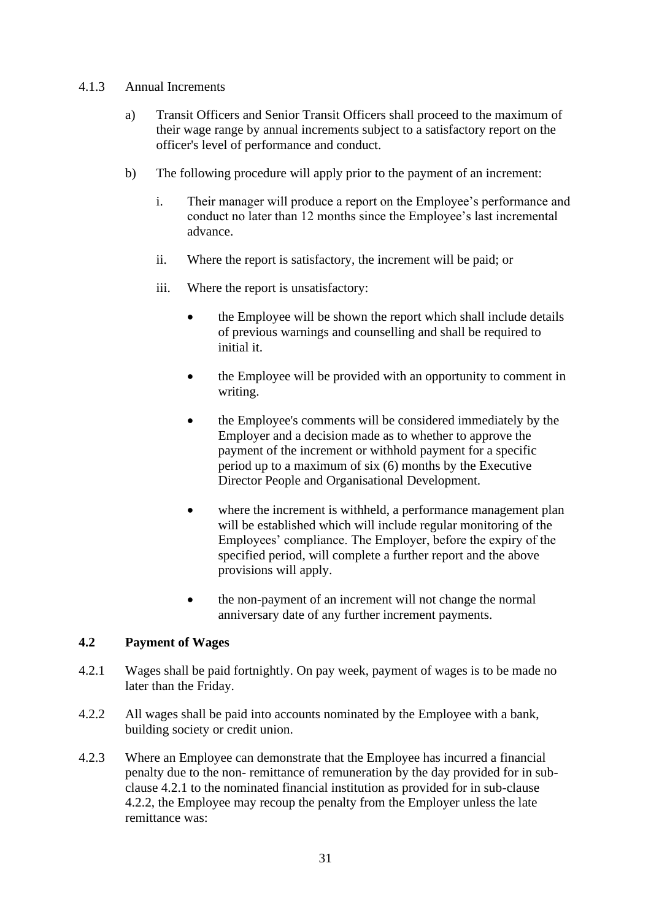4.1.3 Annual Increments

a) Transit Officers and Senior Transit Officers shall proceed to the maximum of their wage range by annual increments subject to a satisfactory report on the officer's level of performance and conduct.

b) The following procedure will apply prior to the payment of an increment:

   i. Their manager will produce a report on the Employee's performance and conduct no later than 12 months since the Employee's last incremental advance.

   ii. Where the report is satisfactory, the increment will be paid; or

   iii. Where the report is unsatisfactory:

   - the Employee will be shown the report which shall include details of previous warnings and counselling and shall be required to initial it.
   - the Employee will be provided with an opportunity to comment in writing.
   - the Employee's comments will be considered immediately by the Employer and a decision made as to whether to approve the payment of the increment or withhold payment for a specific period up to a maximum of six (6) months by the Executive Director People and Organisational Development.
   - where the increment is withheld, a performance management plan will be established which will include regular monitoring of the Employees' compliance. The Employer, before the expiry of the specified period, will complete a further report and the above provisions will apply.
   - the non-payment of an increment will not change the normal anniversary date of any further increment payments.

## 4.2 Payment of Wages

4.2.1 Wages shall be paid fortnightly. On pay week, payment of wages is to be made no later than the Friday.

4.2.2 All wages shall be paid into accounts nominated by the Employee with a bank, building society or credit union.

4.2.3 Where an Employee can demonstrate that the Employee has incurred a financial penalty due to the non- remittance of remuneration by the day provided for in sub-clause 4.2.1 to the nominated financial institution as provided for in sub-clause 4.2.2, the Employee may recoup the penalty from the Employer unless the late remittance was: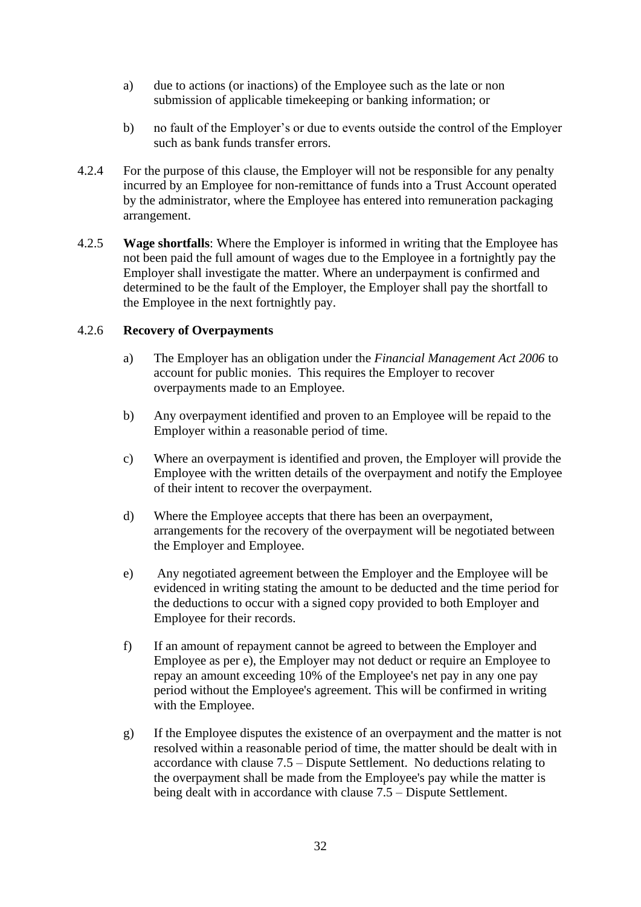a) due to actions (or inactions) of the Employee such as the late or non submission of applicable timekeeping or banking information; or

b) no fault of the Employer's or due to events outside the control of the Employer such as bank funds transfer errors.

4.2.4 For the purpose of this clause, the Employer will not be responsible for any penalty incurred by an Employee for non-remittance of funds into a Trust Account operated by the administrator, where the Employee has entered into remuneration packaging arrangement.

4.2.5 **Wage shortfalls**: Where the Employer is informed in writing that the Employee has not been paid the full amount of wages due to the Employee in a fortnightly pay the Employer shall investigate the matter. Where an underpayment is confirmed and determined to be the fault of the Employer, the Employer shall pay the shortfall to the Employee in the next fortnightly pay.

4.2.6 **Recovery of Overpayments**

a) The Employer has an obligation under the *Financial Management Act 2006* to account for public monies. This requires the Employer to recover overpayments made to an Employee.

b) Any overpayment identified and proven to an Employee will be repaid to the Employer within a reasonable period of time.

c) Where an overpayment is identified and proven, the Employer will provide the Employee with the written details of the overpayment and notify the Employee of their intent to recover the overpayment.

d) Where the Employee accepts that there has been an overpayment, arrangements for the recovery of the overpayment will be negotiated between the Employer and Employee.

e) Any negotiated agreement between the Employer and the Employee will be evidenced in writing stating the amount to be deducted and the time period for the deductions to occur with a signed copy provided to both Employer and Employee for their records.

f) If an amount of repayment cannot be agreed to between the Employer and Employee as per e), the Employer may not deduct or require an Employee to repay an amount exceeding 10% of the Employee's net pay in any one pay period without the Employee's agreement. This will be confirmed in writing with the Employee.

g) If the Employee disputes the existence of an overpayment and the matter is not resolved within a reasonable period of time, the matter should be dealt with in accordance with clause 7.5 – Dispute Settlement. No deductions relating to the overpayment shall be made from the Employee's pay while the matter is being dealt with in accordance with clause 7.5 – Dispute Settlement.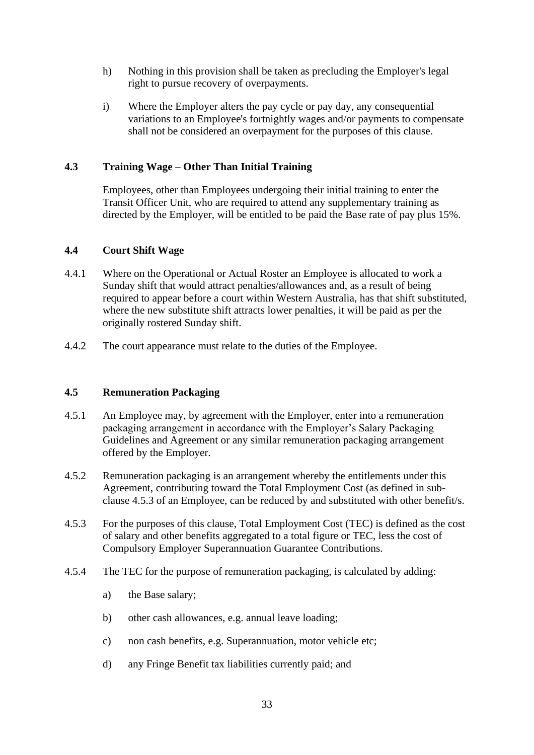h) Nothing in this provision shall be taken as precluding the Employer's legal right to pursue recovery of overpayments.

i) Where the Employer alters the pay cycle or pay day, any consequential variations to an Employee's fortnightly wages and/or payments to compensate shall not be considered an overpayment for the purposes of this clause.

### 4.3 Training Wage – Other Than Initial Training

Employees, other than Employees undergoing their initial training to enter the Transit Officer Unit, who are required to attend any supplementary training as directed by the Employer, will be entitled to be paid the Base rate of pay plus 15%.

### 4.4 Court Shift Wage

4.4.1 Where on the Operational or Actual Roster an Employee is allocated to work a Sunday shift that would attract penalties/allowances and, as a result of being required to appear before a court within Western Australia, has that shift substituted, where the new substitute shift attracts lower penalties, it will be paid as per the originally rostered Sunday shift.

4.4.2 The court appearance must relate to the duties of the Employee.

### 4.5 Remuneration Packaging

4.5.1 An Employee may, by agreement with the Employer, enter into a remuneration packaging arrangement in accordance with the Employer's Salary Packaging Guidelines and Agreement or any similar remuneration packaging arrangement offered by the Employer.

4.5.2 Remuneration packaging is an arrangement whereby the entitlements under this Agreement, contributing toward the Total Employment Cost (as defined in sub-clause 4.5.3 of an Employee, can be reduced by and substituted with other benefit/s.

4.5.3 For the purposes of this clause, Total Employment Cost (TEC) is defined as the cost of salary and other benefits aggregated to a total figure or TEC, less the cost of Compulsory Employer Superannuation Guarantee Contributions.

4.5.4 The TEC for the purpose of remuneration packaging, is calculated by adding:

a) the Base salary;

b) other cash allowances, e.g. annual leave loading;

c) non cash benefits, e.g. Superannuation, motor vehicle etc;

d) any Fringe Benefit tax liabilities currently paid; and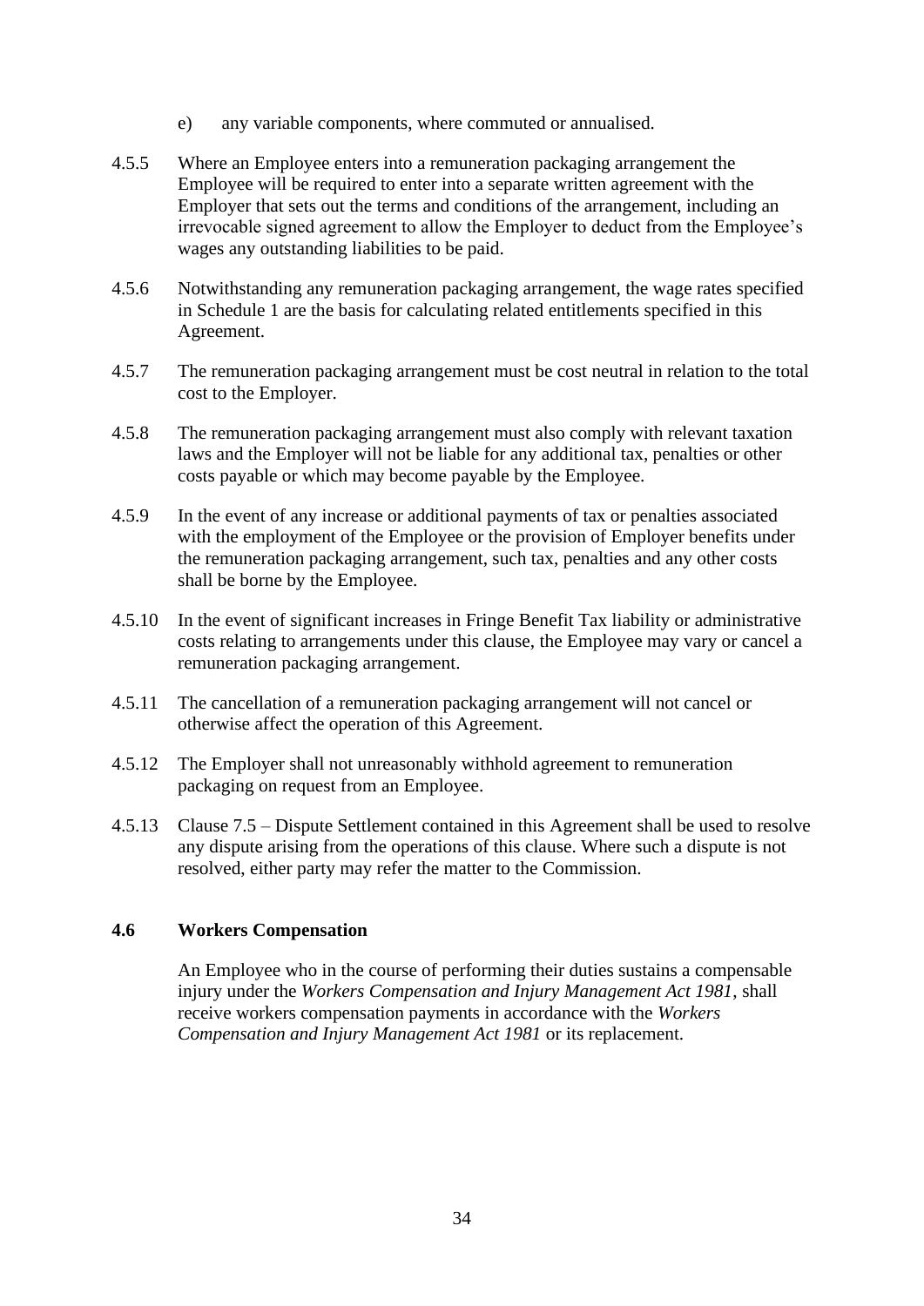e) any variable components, where commuted or annualised.

4.5.5 Where an Employee enters into a remuneration packaging arrangement the Employee will be required to enter into a separate written agreement with the Employer that sets out the terms and conditions of the arrangement, including an irrevocable signed agreement to allow the Employer to deduct from the Employee's wages any outstanding liabilities to be paid.

4.5.6 Notwithstanding any remuneration packaging arrangement, the wage rates specified in Schedule 1 are the basis for calculating related entitlements specified in this Agreement.

4.5.7 The remuneration packaging arrangement must be cost neutral in relation to the total cost to the Employer.

4.5.8 The remuneration packaging arrangement must also comply with relevant taxation laws and the Employer will not be liable for any additional tax, penalties or other costs payable or which may become payable by the Employee.

4.5.9 In the event of any increase or additional payments of tax or penalties associated with the employment of the Employee or the provision of Employer benefits under the remuneration packaging arrangement, such tax, penalties and any other costs shall be borne by the Employee.

4.5.10 In the event of significant increases in Fringe Benefit Tax liability or administrative costs relating to arrangements under this clause, the Employee may vary or cancel a remuneration packaging arrangement.

4.5.11 The cancellation of a remuneration packaging arrangement will not cancel or otherwise affect the operation of this Agreement.

4.5.12 The Employer shall not unreasonably withhold agreement to remuneration packaging on request from an Employee.

4.5.13 Clause 7.5 – Dispute Settlement contained in this Agreement shall be used to resolve any dispute arising from the operations of this clause. Where such a dispute is not resolved, either party may refer the matter to the Commission.

### 4.6 Workers Compensation

An Employee who in the course of performing their duties sustains a compensable injury under the *Workers Compensation and Injury Management Act 1981*, shall receive workers compensation payments in accordance with the *Workers Compensation and Injury Management Act 1981* or its replacement.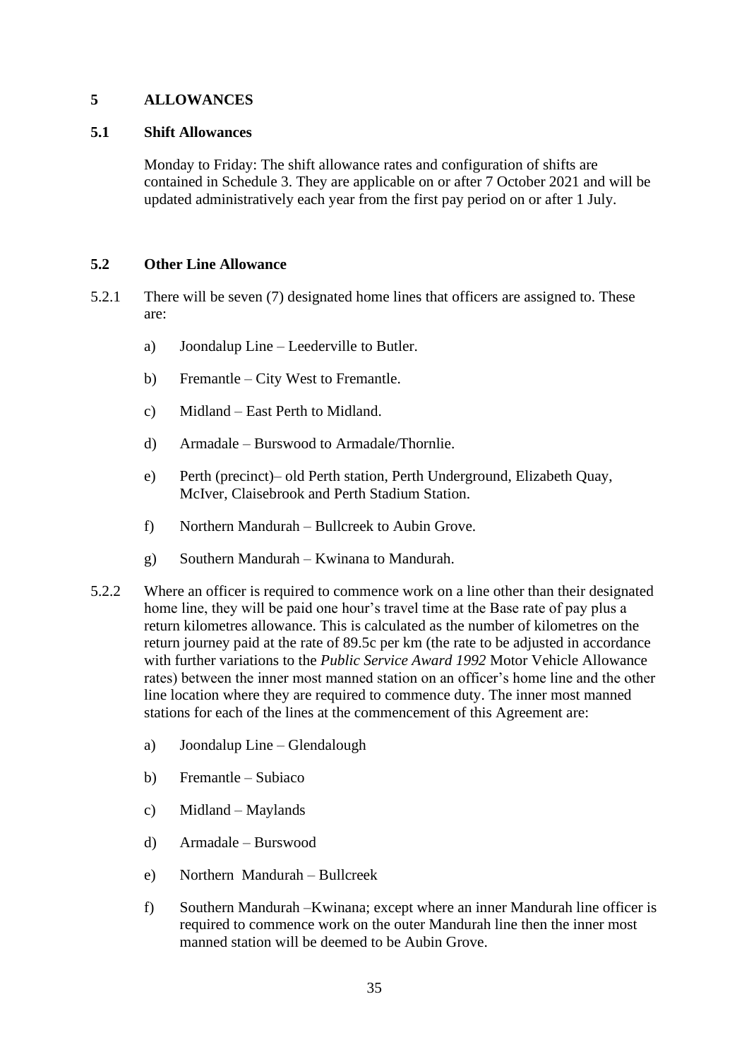## 5 ALLOWANCES

### 5.1 Shift Allowances

Monday to Friday: The shift allowance rates and configuration of shifts are contained in Schedule 3. They are applicable on or after 7 October 2021 and will be updated administratively each year from the first pay period on or after 1 July.

### 5.2 Other Line Allowance

5.2.1 There will be seven (7) designated home lines that officers are assigned to. These are:

a) Joondalup Line – Leederville to Butler.

b) Fremantle – City West to Fremantle.

c) Midland – East Perth to Midland.

d) Armadale – Burswood to Armadale/Thornlie.

e) Perth (precinct)– old Perth station, Perth Underground, Elizabeth Quay, McIver, Claisebrook and Perth Stadium Station.

f) Northern Mandurah – Bullcreek to Aubin Grove.

g) Southern Mandurah – Kwinana to Mandurah.

5.2.2 Where an officer is required to commence work on a line other than their designated home line, they will be paid one hour's travel time at the Base rate of pay plus a return kilometres allowance. This is calculated as the number of kilometres on the return journey paid at the rate of 89.5c per km (the rate to be adjusted in accordance with further variations to the *Public Service Award 1992* Motor Vehicle Allowance rates) between the inner most manned station on an officer's home line and the other line location where they are required to commence duty. The inner most manned stations for each of the lines at the commencement of this Agreement are:

a) Joondalup Line – Glendalough

b) Fremantle – Subiaco

c) Midland – Maylands

d) Armadale – Burswood

e) Northern Mandurah – Bullcreek

f) Southern Mandurah –Kwinana; except where an inner Mandurah line officer is required to commence work on the outer Mandurah line then the inner most manned station will be deemed to be Aubin Grove.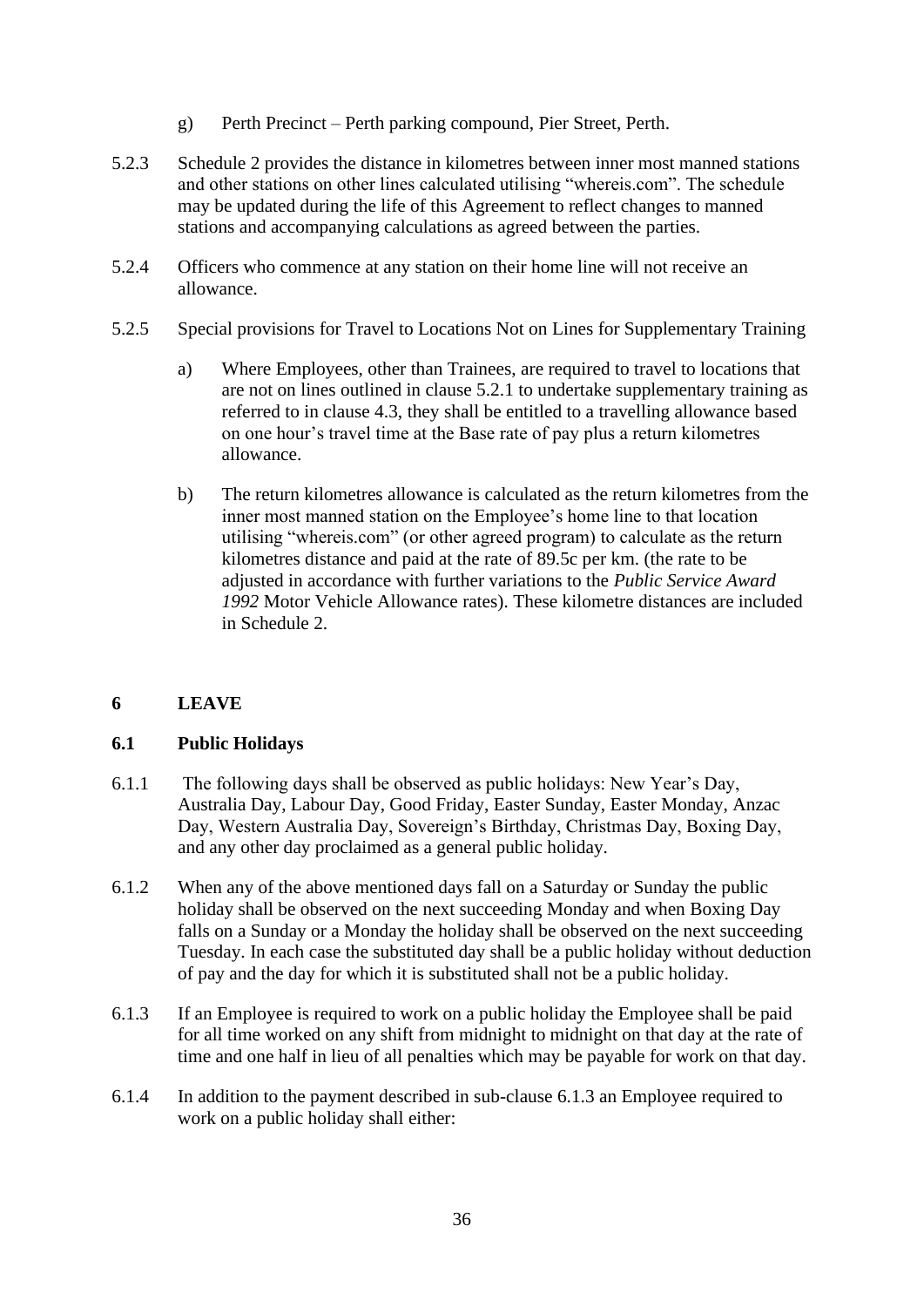g) Perth Precinct – Perth parking compound, Pier Street, Perth.

5.2.3 Schedule 2 provides the distance in kilometres between inner most manned stations and other stations on other lines calculated utilising "whereis.com". The schedule may be updated during the life of this Agreement to reflect changes to manned stations and accompanying calculations as agreed between the parties.

5.2.4 Officers who commence at any station on their home line will not receive an allowance.

5.2.5 Special provisions for Travel to Locations Not on Lines for Supplementary Training

a) Where Employees, other than Trainees, are required to travel to locations that are not on lines outlined in clause 5.2.1 to undertake supplementary training as referred to in clause 4.3, they shall be entitled to a travelling allowance based on one hour's travel time at the Base rate of pay plus a return kilometres allowance.

b) The return kilometres allowance is calculated as the return kilometres from the inner most manned station on the Employee's home line to that location utilising "whereis.com" (or other agreed program) to calculate as the return kilometres distance and paid at the rate of 89.5c per km. (the rate to be adjusted in accordance with further variations to the *Public Service Award 1992* Motor Vehicle Allowance rates). These kilometre distances are included in Schedule 2.

## 6 LEAVE

### 6.1 Public Holidays

6.1.1 The following days shall be observed as public holidays: New Year's Day, Australia Day, Labour Day, Good Friday, Easter Sunday, Easter Monday, Anzac Day, Western Australia Day, Sovereign's Birthday, Christmas Day, Boxing Day, and any other day proclaimed as a general public holiday.

6.1.2 When any of the above mentioned days fall on a Saturday or Sunday the public holiday shall be observed on the next succeeding Monday and when Boxing Day falls on a Sunday or a Monday the holiday shall be observed on the next succeeding Tuesday. In each case the substituted day shall be a public holiday without deduction of pay and the day for which it is substituted shall not be a public holiday.

6.1.3 If an Employee is required to work on a public holiday the Employee shall be paid for all time worked on any shift from midnight to midnight on that day at the rate of time and one half in lieu of all penalties which may be payable for work on that day.

6.1.4 In addition to the payment described in sub-clause 6.1.3 an Employee required to work on a public holiday shall either: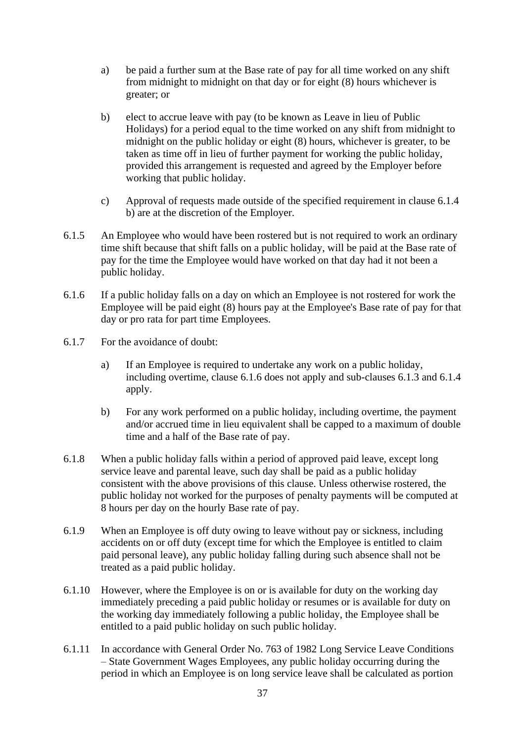a) be paid a further sum at the Base rate of pay for all time worked on any shift from midnight to midnight on that day or for eight (8) hours whichever is greater; or

b) elect to accrue leave with pay (to be known as Leave in lieu of Public Holidays) for a period equal to the time worked on any shift from midnight to midnight on the public holiday or eight (8) hours, whichever is greater, to be taken as time off in lieu of further payment for working the public holiday, provided this arrangement is requested and agreed by the Employer before working that public holiday.

c) Approval of requests made outside of the specified requirement in clause 6.1.4 b) are at the discretion of the Employer.

6.1.5 An Employee who would have been rostered but is not required to work an ordinary time shift because that shift falls on a public holiday, will be paid at the Base rate of pay for the time the Employee would have worked on that day had it not been a public holiday.

6.1.6 If a public holiday falls on a day on which an Employee is not rostered for work the Employee will be paid eight (8) hours pay at the Employee's Base rate of pay for that day or pro rata for part time Employees.

6.1.7 For the avoidance of doubt:

a) If an Employee is required to undertake any work on a public holiday, including overtime, clause 6.1.6 does not apply and sub-clauses 6.1.3 and 6.1.4 apply.

b) For any work performed on a public holiday, including overtime, the payment and/or accrued time in lieu equivalent shall be capped to a maximum of double time and a half of the Base rate of pay.

6.1.8 When a public holiday falls within a period of approved paid leave, except long service leave and parental leave, such day shall be paid as a public holiday consistent with the above provisions of this clause. Unless otherwise rostered, the public holiday not worked for the purposes of penalty payments will be computed at 8 hours per day on the hourly Base rate of pay.

6.1.9 When an Employee is off duty owing to leave without pay or sickness, including accidents on or off duty (except time for which the Employee is entitled to claim paid personal leave), any public holiday falling during such absence shall not be treated as a paid public holiday.

6.1.10 However, where the Employee is on or is available for duty on the working day immediately preceding a paid public holiday or resumes or is available for duty on the working day immediately following a public holiday, the Employee shall be entitled to a paid public holiday on such public holiday.

6.1.11 In accordance with General Order No. 763 of 1982 Long Service Leave Conditions – State Government Wages Employees, any public holiday occurring during the period in which an Employee is on long service leave shall be calculated as portion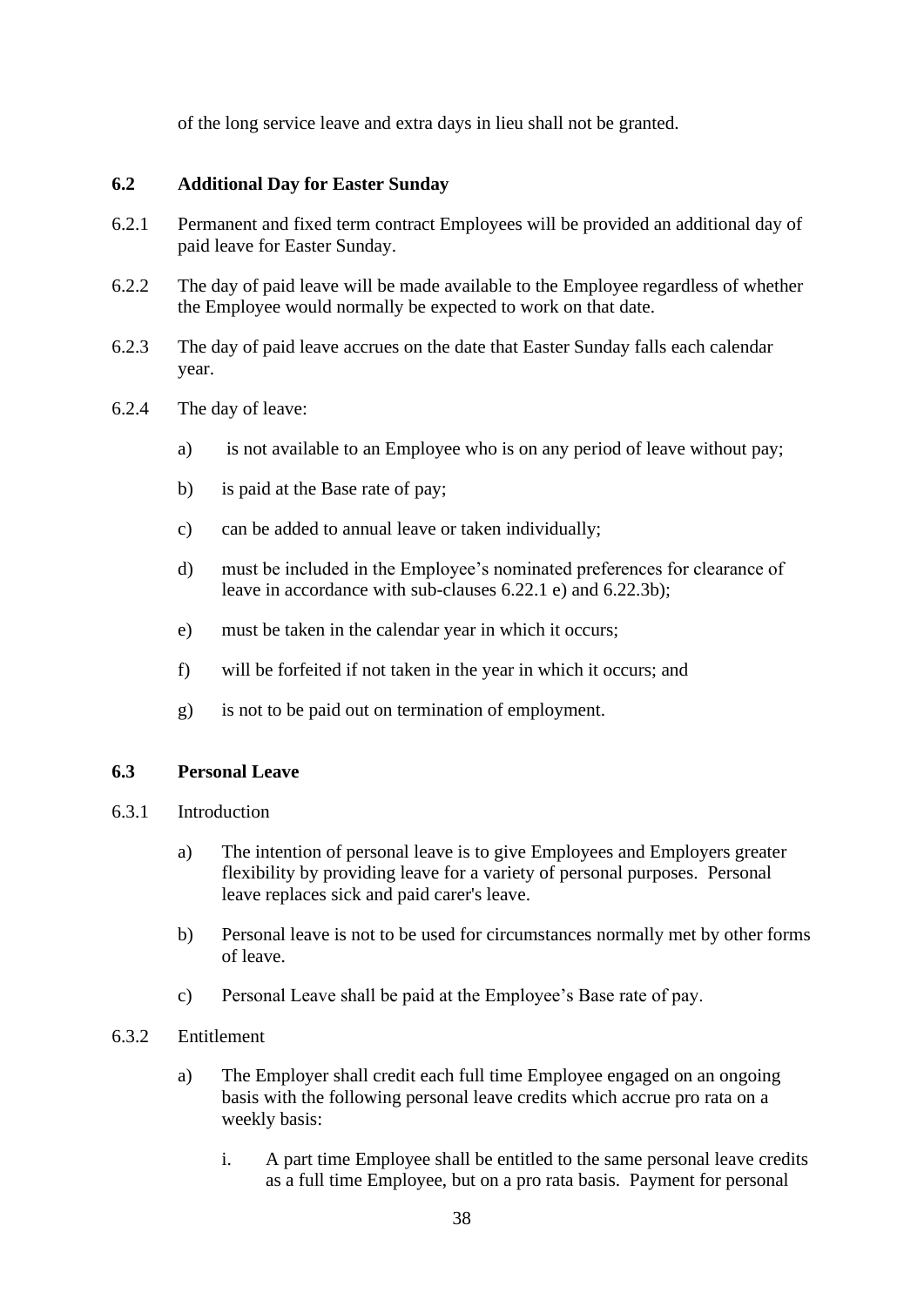of the long service leave and extra days in lieu shall not be granted.

### 6.2 Additional Day for Easter Sunday

6.2.1 Permanent and fixed term contract Employees will be provided an additional day of paid leave for Easter Sunday.

6.2.2 The day of paid leave will be made available to the Employee regardless of whether the Employee would normally be expected to work on that date.

6.2.3 The day of paid leave accrues on the date that Easter Sunday falls each calendar year.

6.2.4 The day of leave:

- a) is not available to an Employee who is on any period of leave without pay;
- b) is paid at the Base rate of pay;
- c) can be added to annual leave or taken individually;
- d) must be included in the Employee's nominated preferences for clearance of leave in accordance with sub-clauses 6.22.1 e) and 6.22.3b);
- e) must be taken in the calendar year in which it occurs;
- f) will be forfeited if not taken in the year in which it occurs; and
- g) is not to be paid out on termination of employment.

### 6.3 Personal Leave

6.3.1 Introduction

- a) The intention of personal leave is to give Employees and Employers greater flexibility by providing leave for a variety of personal purposes. Personal leave replaces sick and paid carer's leave.
- b) Personal leave is not to be used for circumstances normally met by other forms of leave.
- c) Personal Leave shall be paid at the Employee's Base rate of pay.

6.3.2 Entitlement

- a) The Employer shall credit each full time Employee engaged on an ongoing basis with the following personal leave credits which accrue pro rata on a weekly basis:
  - i. A part time Employee shall be entitled to the same personal leave credits as a full time Employee, but on a pro rata basis. Payment for personal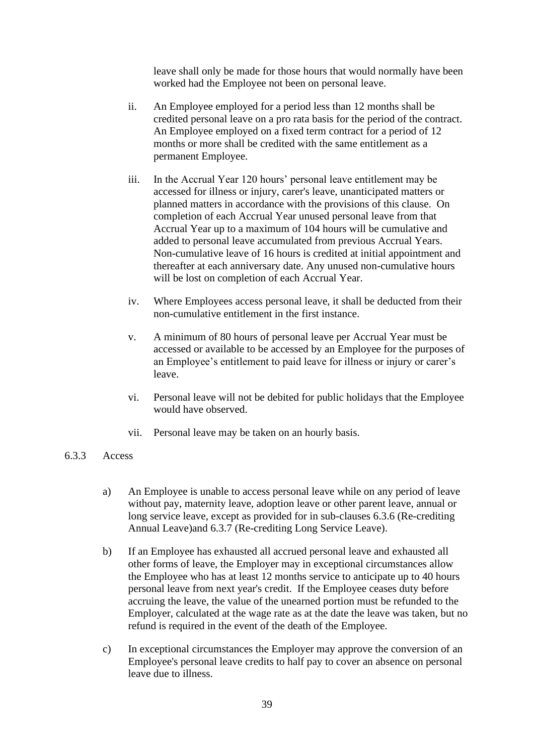leave shall only be made for those hours that would normally have been worked had the Employee not been on personal leave.

ii. An Employee employed for a period less than 12 months shall be credited personal leave on a pro rata basis for the period of the contract. An Employee employed on a fixed term contract for a period of 12 months or more shall be credited with the same entitlement as a permanent Employee.

iii. In the Accrual Year 120 hours' personal leave entitlement may be accessed for illness or injury, carer's leave, unanticipated matters or planned matters in accordance with the provisions of this clause. On completion of each Accrual Year unused personal leave from that Accrual Year up to a maximum of 104 hours will be cumulative and added to personal leave accumulated from previous Accrual Years. Non-cumulative leave of 16 hours is credited at initial appointment and thereafter at each anniversary date. Any unused non-cumulative hours will be lost on completion of each Accrual Year.

iv. Where Employees access personal leave, it shall be deducted from their non-cumulative entitlement in the first instance.

v. A minimum of 80 hours of personal leave per Accrual Year must be accessed or available to be accessed by an Employee for the purposes of an Employee's entitlement to paid leave for illness or injury or carer's leave.

vi. Personal leave will not be debited for public holidays that the Employee would have observed.

vii. Personal leave may be taken on an hourly basis.

6.3.3 Access

a) An Employee is unable to access personal leave while on any period of leave without pay, maternity leave, adoption leave or other parent leave, annual or long service leave, except as provided for in sub-clauses 6.3.6 (Re-crediting Annual Leave)and 6.3.7 (Re-crediting Long Service Leave).

b) If an Employee has exhausted all accrued personal leave and exhausted all other forms of leave, the Employer may in exceptional circumstances allow the Employee who has at least 12 months service to anticipate up to 40 hours personal leave from next year's credit. If the Employee ceases duty before accruing the leave, the value of the unearned portion must be refunded to the Employer, calculated at the wage rate as at the date the leave was taken, but no refund is required in the event of the death of the Employee.

c) In exceptional circumstances the Employer may approve the conversion of an Employee's personal leave credits to half pay to cover an absence on personal leave due to illness.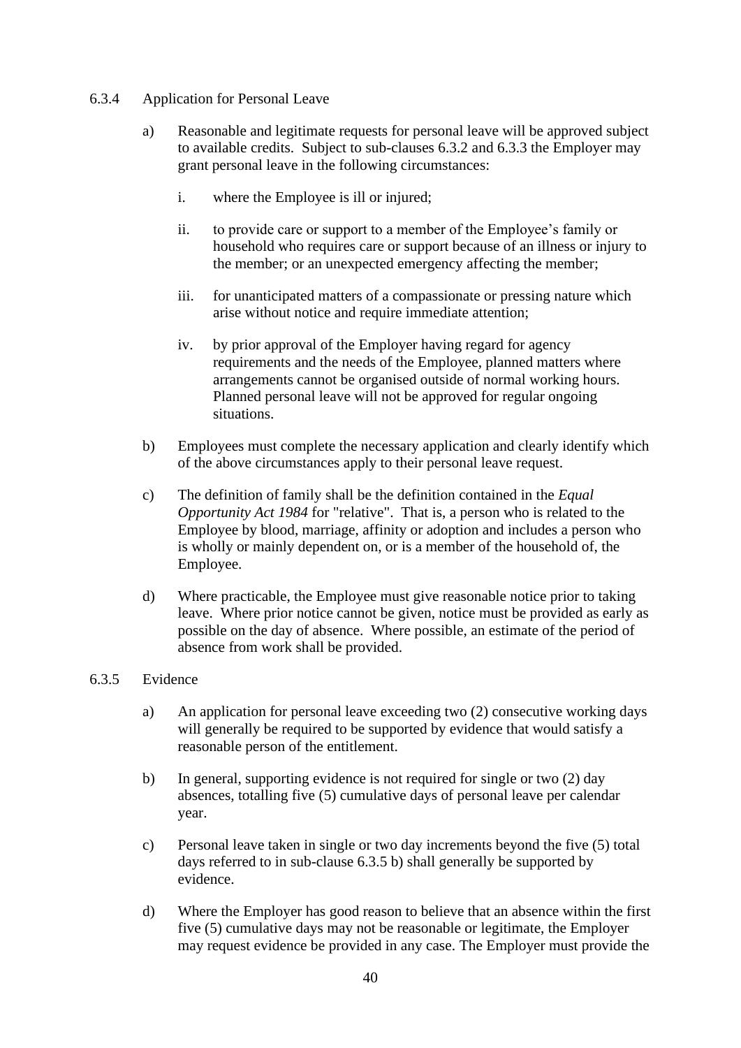### 6.3.4 Application for Personal Leave

a) Reasonable and legitimate requests for personal leave will be approved subject to available credits. Subject to sub-clauses 6.3.2 and 6.3.3 the Employer may grant personal leave in the following circumstances:

   i. where the Employee is ill or injured;

   ii. to provide care or support to a member of the Employee's family or household who requires care or support because of an illness or injury to the member; or an unexpected emergency affecting the member;

   iii. for unanticipated matters of a compassionate or pressing nature which arise without notice and require immediate attention;

   iv. by prior approval of the Employer having regard for agency requirements and the needs of the Employee, planned matters where arrangements cannot be organised outside of normal working hours. Planned personal leave will not be approved for regular ongoing situations.

b) Employees must complete the necessary application and clearly identify which of the above circumstances apply to their personal leave request.

c) The definition of family shall be the definition contained in the *Equal Opportunity Act 1984* for "relative". That is, a person who is related to the Employee by blood, marriage, affinity or adoption and includes a person who is wholly or mainly dependent on, or is a member of the household of, the Employee.

d) Where practicable, the Employee must give reasonable notice prior to taking leave. Where prior notice cannot be given, notice must be provided as early as possible on the day of absence. Where possible, an estimate of the period of absence from work shall be provided.

### 6.3.5 Evidence

a) An application for personal leave exceeding two (2) consecutive working days will generally be required to be supported by evidence that would satisfy a reasonable person of the entitlement.

b) In general, supporting evidence is not required for single or two (2) day absences, totalling five (5) cumulative days of personal leave per calendar year.

c) Personal leave taken in single or two day increments beyond the five (5) total days referred to in sub-clause 6.3.5 b) shall generally be supported by evidence.

d) Where the Employer has good reason to believe that an absence within the first five (5) cumulative days may not be reasonable or legitimate, the Employer may request evidence be provided in any case. The Employer must provide the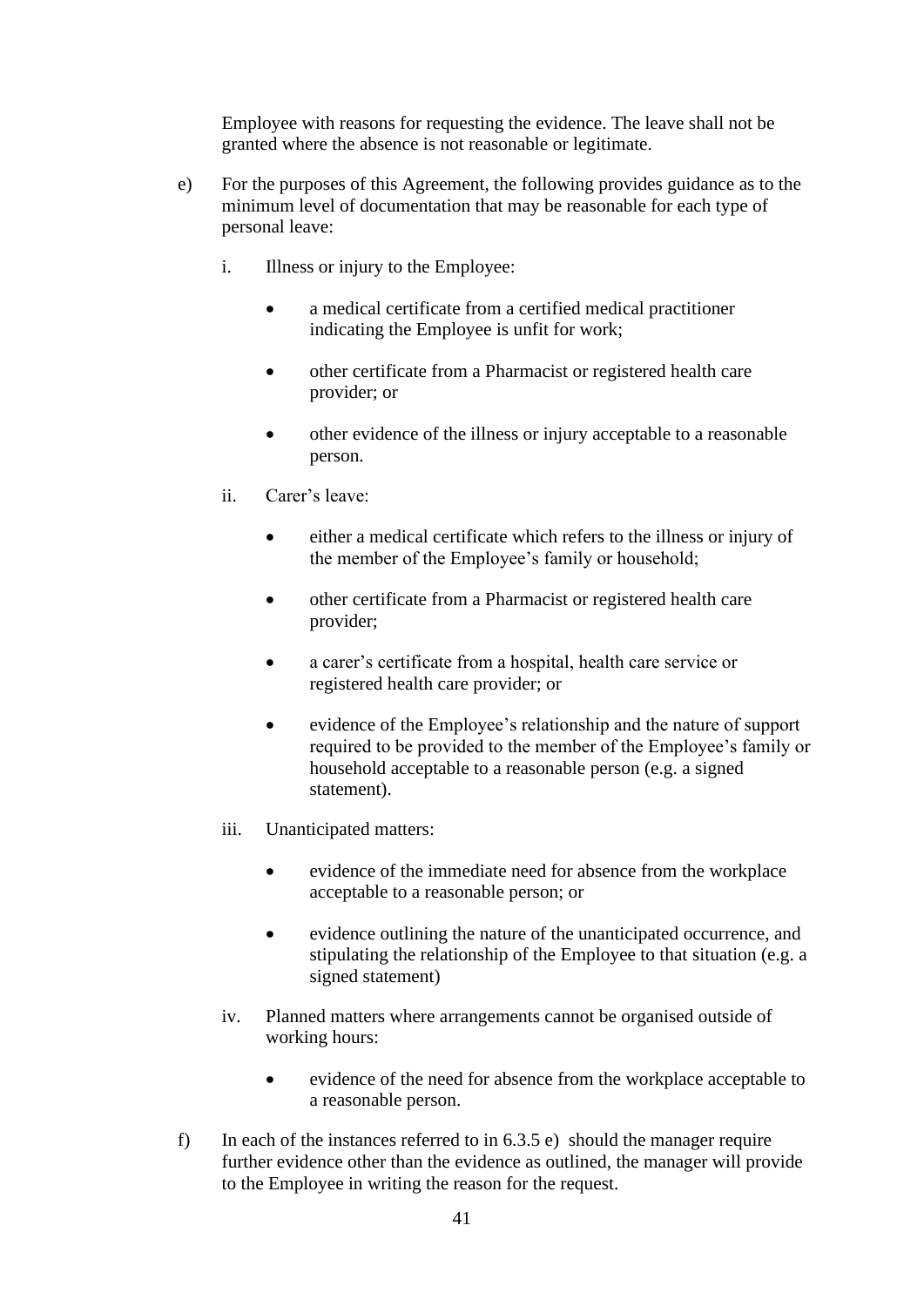Employee with reasons for requesting the evidence. The leave shall not be granted where the absence is not reasonable or legitimate.

e) For the purposes of this Agreement, the following provides guidance as to the minimum level of documentation that may be reasonable for each type of personal leave:

   i. Illness or injury to the Employee:

      - a medical certificate from a certified medical practitioner indicating the Employee is unfit for work;
      - other certificate from a Pharmacist or registered health care provider; or
      - other evidence of the illness or injury acceptable to a reasonable person.

   ii. Carer's leave:

      - either a medical certificate which refers to the illness or injury of the member of the Employee's family or household;
      - other certificate from a Pharmacist or registered health care provider;
      - a carer's certificate from a hospital, health care service or registered health care provider; or
      - evidence of the Employee's relationship and the nature of support required to be provided to the member of the Employee's family or household acceptable to a reasonable person (e.g. a signed statement).

   iii. Unanticipated matters:

      - evidence of the immediate need for absence from the workplace acceptable to a reasonable person; or
      - evidence outlining the nature of the unanticipated occurrence, and stipulating the relationship of the Employee to that situation (e.g. a signed statement)

   iv. Planned matters where arrangements cannot be organised outside of working hours:

      - evidence of the need for absence from the workplace acceptable to a reasonable person.

f) In each of the instances referred to in 6.3.5 e) should the manager require further evidence other than the evidence as outlined, the manager will provide to the Employee in writing the reason for the request.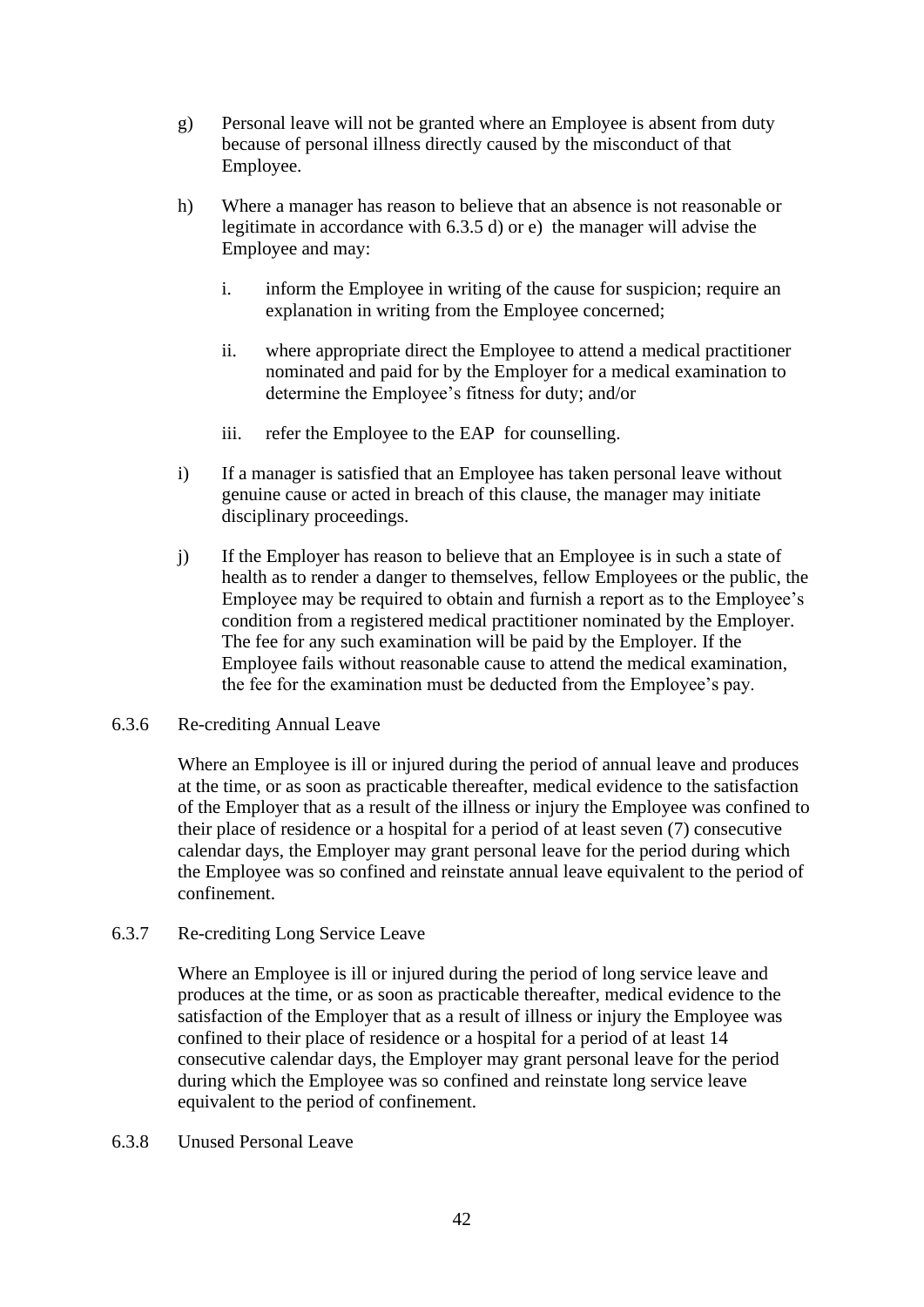g) Personal leave will not be granted where an Employee is absent from duty because of personal illness directly caused by the misconduct of that Employee.

h) Where a manager has reason to believe that an absence is not reasonable or legitimate in accordance with 6.3.5 d) or e) the manager will advise the Employee and may:

   i. inform the Employee in writing of the cause for suspicion; require an explanation in writing from the Employee concerned;

   ii. where appropriate direct the Employee to attend a medical practitioner nominated and paid for by the Employer for a medical examination to determine the Employee's fitness for duty; and/or

   iii. refer the Employee to the EAP for counselling.

i) If a manager is satisfied that an Employee has taken personal leave without genuine cause or acted in breach of this clause, the manager may initiate disciplinary proceedings.

j) If the Employer has reason to believe that an Employee is in such a state of health as to render a danger to themselves, fellow Employees or the public, the Employee may be required to obtain and furnish a report as to the Employee's condition from a registered medical practitioner nominated by the Employer. The fee for any such examination will be paid by the Employer. If the Employee fails without reasonable cause to attend the medical examination, the fee for the examination must be deducted from the Employee's pay.

6.3.6 Re-crediting Annual Leave

Where an Employee is ill or injured during the period of annual leave and produces at the time, or as soon as practicable thereafter, medical evidence to the satisfaction of the Employer that as a result of the illness or injury the Employee was confined to their place of residence or a hospital for a period of at least seven (7) consecutive calendar days, the Employer may grant personal leave for the period during which the Employee was so confined and reinstate annual leave equivalent to the period of confinement.

6.3.7 Re-crediting Long Service Leave

Where an Employee is ill or injured during the period of long service leave and produces at the time, or as soon as practicable thereafter, medical evidence to the satisfaction of the Employer that as a result of illness or injury the Employee was confined to their place of residence or a hospital for a period of at least 14 consecutive calendar days, the Employer may grant personal leave for the period during which the Employee was so confined and reinstate long service leave equivalent to the period of confinement.

6.3.8 Unused Personal Leave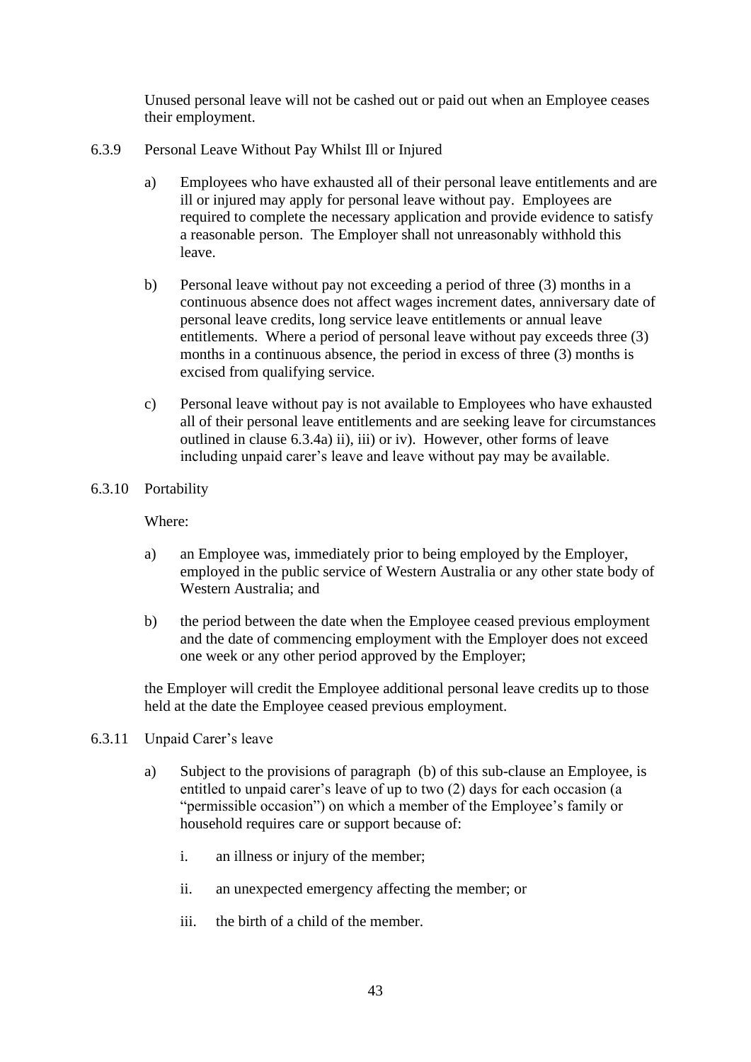Unused personal leave will not be cashed out or paid out when an Employee ceases their employment.

6.3.9 Personal Leave Without Pay Whilst Ill or Injured

a) Employees who have exhausted all of their personal leave entitlements and are ill or injured may apply for personal leave without pay. Employees are required to complete the necessary application and provide evidence to satisfy a reasonable person. The Employer shall not unreasonably withhold this leave.

b) Personal leave without pay not exceeding a period of three (3) months in a continuous absence does not affect wages increment dates, anniversary date of personal leave credits, long service leave entitlements or annual leave entitlements. Where a period of personal leave without pay exceeds three (3) months in a continuous absence, the period in excess of three (3) months is excised from qualifying service.

c) Personal leave without pay is not available to Employees who have exhausted all of their personal leave entitlements and are seeking leave for circumstances outlined in clause 6.3.4a) ii), iii) or iv). However, other forms of leave including unpaid carer's leave and leave without pay may be available.

6.3.10 Portability

Where:

a) an Employee was, immediately prior to being employed by the Employer, employed in the public service of Western Australia or any other state body of Western Australia; and

b) the period between the date when the Employee ceased previous employment and the date of commencing employment with the Employer does not exceed one week or any other period approved by the Employer;

the Employer will credit the Employee additional personal leave credits up to those held at the date the Employee ceased previous employment.

6.3.11 Unpaid Carer's leave

a) Subject to the provisions of paragraph (b) of this sub-clause an Employee, is entitled to unpaid carer's leave of up to two (2) days for each occasion (a "permissible occasion") on which a member of the Employee's family or household requires care or support because of:

i. an illness or injury of the member;

ii. an unexpected emergency affecting the member; or

iii. the birth of a child of the member.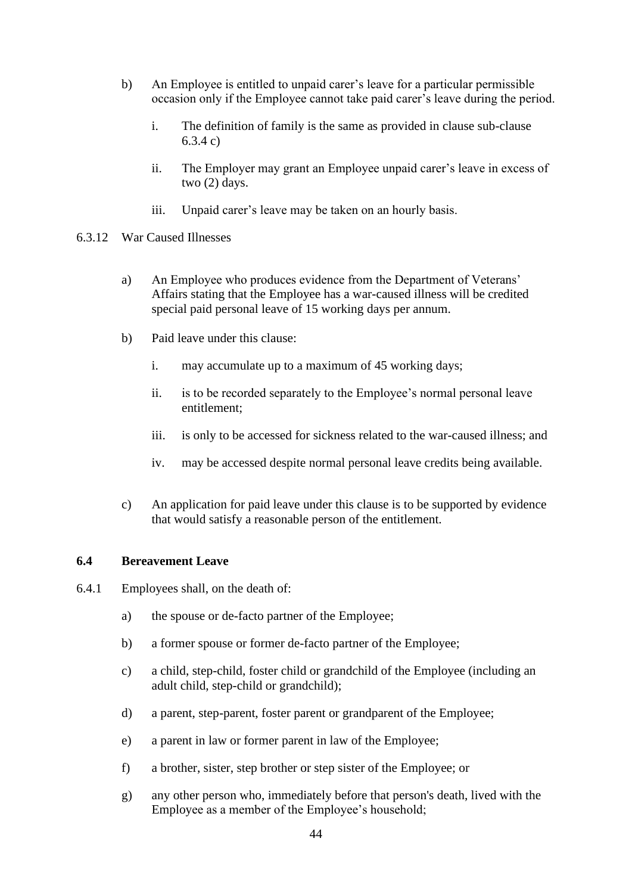b) An Employee is entitled to unpaid carer's leave for a particular permissible occasion only if the Employee cannot take paid carer's leave during the period.

   i. The definition of family is the same as provided in clause sub-clause 6.3.4 c)

   ii. The Employer may grant an Employee unpaid carer's leave in excess of two (2) days.

   iii. Unpaid carer's leave may be taken on an hourly basis.

6.3.12 War Caused Illnesses

a) An Employee who produces evidence from the Department of Veterans' Affairs stating that the Employee has a war-caused illness will be credited special paid personal leave of 15 working days per annum.

b) Paid leave under this clause:

   i. may accumulate up to a maximum of 45 working days;

   ii. is to be recorded separately to the Employee's normal personal leave entitlement;

   iii. is only to be accessed for sickness related to the war-caused illness; and

   iv. may be accessed despite normal personal leave credits being available.

c) An application for paid leave under this clause is to be supported by evidence that would satisfy a reasonable person of the entitlement.

### 6.4 Bereavement Leave

6.4.1 Employees shall, on the death of:

a) the spouse or de-facto partner of the Employee;

b) a former spouse or former de-facto partner of the Employee;

c) a child, step-child, foster child or grandchild of the Employee (including an adult child, step-child or grandchild);

d) a parent, step-parent, foster parent or grandparent of the Employee;

e) a parent in law or former parent in law of the Employee;

f) a brother, sister, step brother or step sister of the Employee; or

g) any other person who, immediately before that person's death, lived with the Employee as a member of the Employee's household;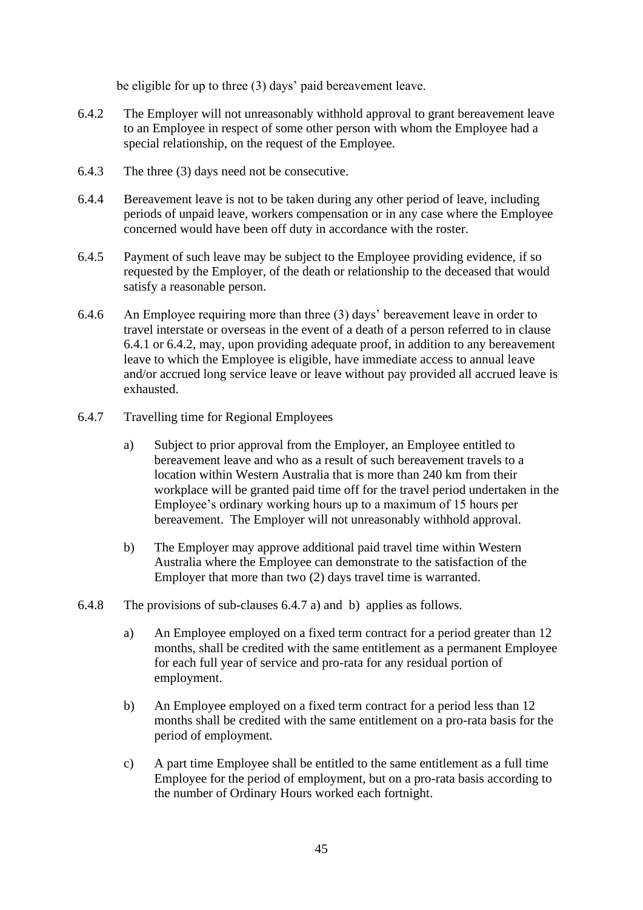be eligible for up to three (3) days' paid bereavement leave.

6.4.2 The Employer will not unreasonably withhold approval to grant bereavement leave to an Employee in respect of some other person with whom the Employee had a special relationship, on the request of the Employee.

6.4.3 The three (3) days need not be consecutive.

6.4.4 Bereavement leave is not to be taken during any other period of leave, including periods of unpaid leave, workers compensation or in any case where the Employee concerned would have been off duty in accordance with the roster.

6.4.5 Payment of such leave may be subject to the Employee providing evidence, if so requested by the Employer, of the death or relationship to the deceased that would satisfy a reasonable person.

6.4.6 An Employee requiring more than three (3) days' bereavement leave in order to travel interstate or overseas in the event of a death of a person referred to in clause 6.4.1 or 6.4.2, may, upon providing adequate proof, in addition to any bereavement leave to which the Employee is eligible, have immediate access to annual leave and/or accrued long service leave or leave without pay provided all accrued leave is exhausted.

6.4.7 Travelling time for Regional Employees

a) Subject to prior approval from the Employer, an Employee entitled to bereavement leave and who as a result of such bereavement travels to a location within Western Australia that is more than 240 km from their workplace will be granted paid time off for the travel period undertaken in the Employee's ordinary working hours up to a maximum of 15 hours per bereavement. The Employer will not unreasonably withhold approval.

b) The Employer may approve additional paid travel time within Western Australia where the Employee can demonstrate to the satisfaction of the Employer that more than two (2) days travel time is warranted.

6.4.8 The provisions of sub-clauses 6.4.7 a) and b) applies as follows.

a) An Employee employed on a fixed term contract for a period greater than 12 months, shall be credited with the same entitlement as a permanent Employee for each full year of service and pro-rata for any residual portion of employment.

b) An Employee employed on a fixed term contract for a period less than 12 months shall be credited with the same entitlement on a pro-rata basis for the period of employment.

c) A part time Employee shall be entitled to the same entitlement as a full time Employee for the period of employment, but on a pro-rata basis according to the number of Ordinary Hours worked each fortnight.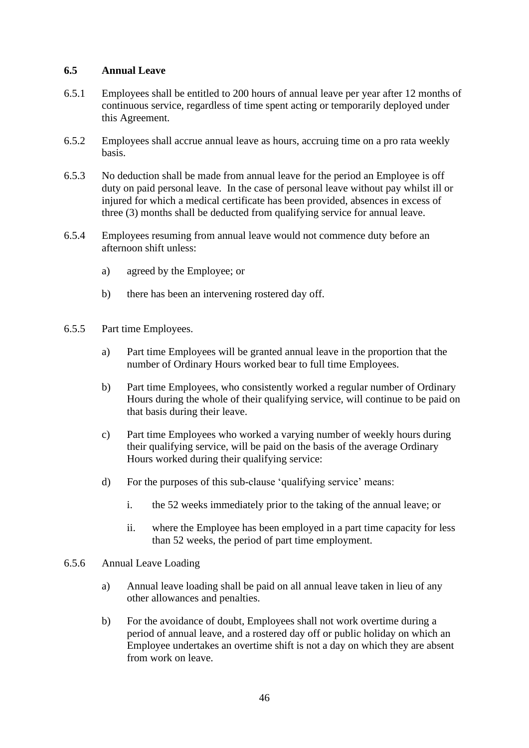### 6.5 Annual Leave

6.5.1 Employees shall be entitled to 200 hours of annual leave per year after 12 months of continuous service, regardless of time spent acting or temporarily deployed under this Agreement.

6.5.2 Employees shall accrue annual leave as hours, accruing time on a pro rata weekly basis.

6.5.3 No deduction shall be made from annual leave for the period an Employee is off duty on paid personal leave. In the case of personal leave without pay whilst ill or injured for which a medical certificate has been provided, absences in excess of three (3) months shall be deducted from qualifying service for annual leave.

6.5.4 Employees resuming from annual leave would not commence duty before an afternoon shift unless:

- a) agreed by the Employee; or
- b) there has been an intervening rostered day off.

6.5.5 Part time Employees.

- a) Part time Employees will be granted annual leave in the proportion that the number of Ordinary Hours worked bear to full time Employees.
- b) Part time Employees, who consistently worked a regular number of Ordinary Hours during the whole of their qualifying service, will continue to be paid on that basis during their leave.
- c) Part time Employees who worked a varying number of weekly hours during their qualifying service, will be paid on the basis of the average Ordinary Hours worked during their qualifying service:
- d) For the purposes of this sub-clause 'qualifying service' means:
  - i. the 52 weeks immediately prior to the taking of the annual leave; or
  - ii. where the Employee has been employed in a part time capacity for less than 52 weeks, the period of part time employment.

6.5.6 Annual Leave Loading

- a) Annual leave loading shall be paid on all annual leave taken in lieu of any other allowances and penalties.
- b) For the avoidance of doubt, Employees shall not work overtime during a period of annual leave, and a rostered day off or public holiday on which an Employee undertakes an overtime shift is not a day on which they are absent from work on leave.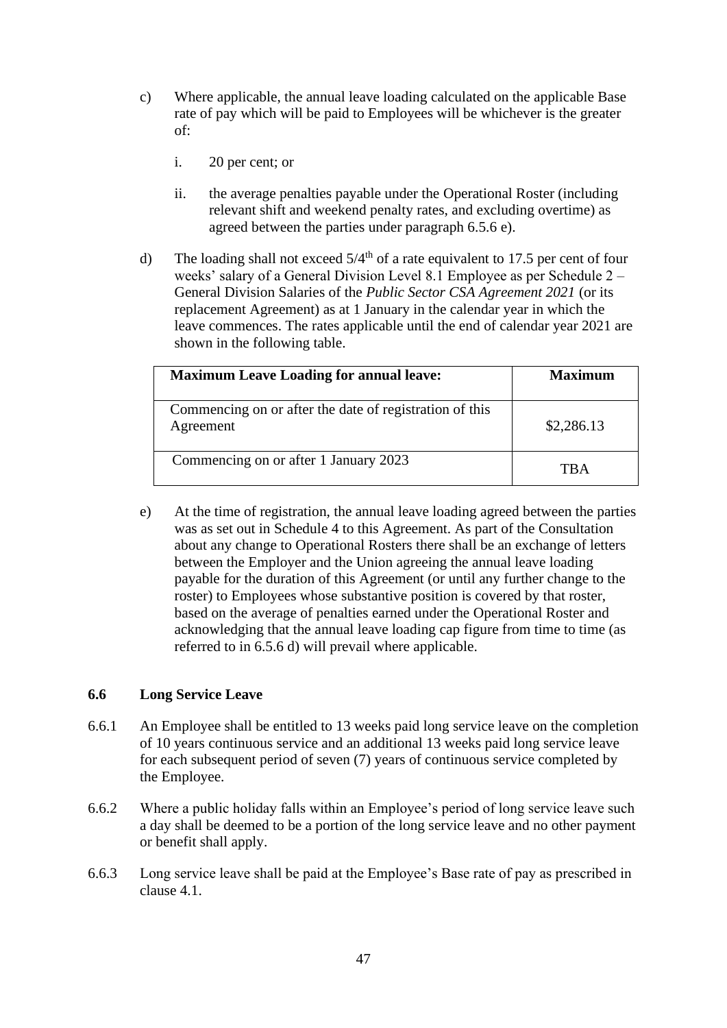c) Where applicable, the annual leave loading calculated on the applicable Base rate of pay which will be paid to Employees will be whichever is the greater of:

   i. 20 per cent; or

   ii. the average penalties payable under the Operational Roster (including relevant shift and weekend penalty rates, and excluding overtime) as agreed between the parties under paragraph 6.5.6 e).

d) The loading shall not exceed 5/4th of a rate equivalent to 17.5 per cent of four weeks' salary of a General Division Level 8.1 Employee as per Schedule 2 – General Division Salaries of the *Public Sector CSA Agreement 2021* (or its replacement Agreement) as at 1 January in the calendar year in which the leave commences. The rates applicable until the end of calendar year 2021 are shown in the following table.

| Maximum Leave Loading for annual leave: | Maximum |
|---|---|
| Commencing on or after the date of registration of this Agreement | $2,286.13 |
| Commencing on or after 1 January 2023 | TBA |

e) At the time of registration, the annual leave loading agreed between the parties was as set out in Schedule 4 to this Agreement. As part of the Consultation about any change to Operational Rosters there shall be an exchange of letters between the Employer and the Union agreeing the annual leave loading payable for the duration of this Agreement (or until any further change to the roster) to Employees whose substantive position is covered by that roster, based on the average of penalties earned under the Operational Roster and acknowledging that the annual leave loading cap figure from time to time (as referred to in 6.5.6 d) will prevail where applicable.

### 6.6 Long Service Leave

6.6.1 An Employee shall be entitled to 13 weeks paid long service leave on the completion of 10 years continuous service and an additional 13 weeks paid long service leave for each subsequent period of seven (7) years of continuous service completed by the Employee.

6.6.2 Where a public holiday falls within an Employee's period of long service leave such a day shall be deemed to be a portion of the long service leave and no other payment or benefit shall apply.

6.6.3 Long service leave shall be paid at the Employee's Base rate of pay as prescribed in clause 4.1.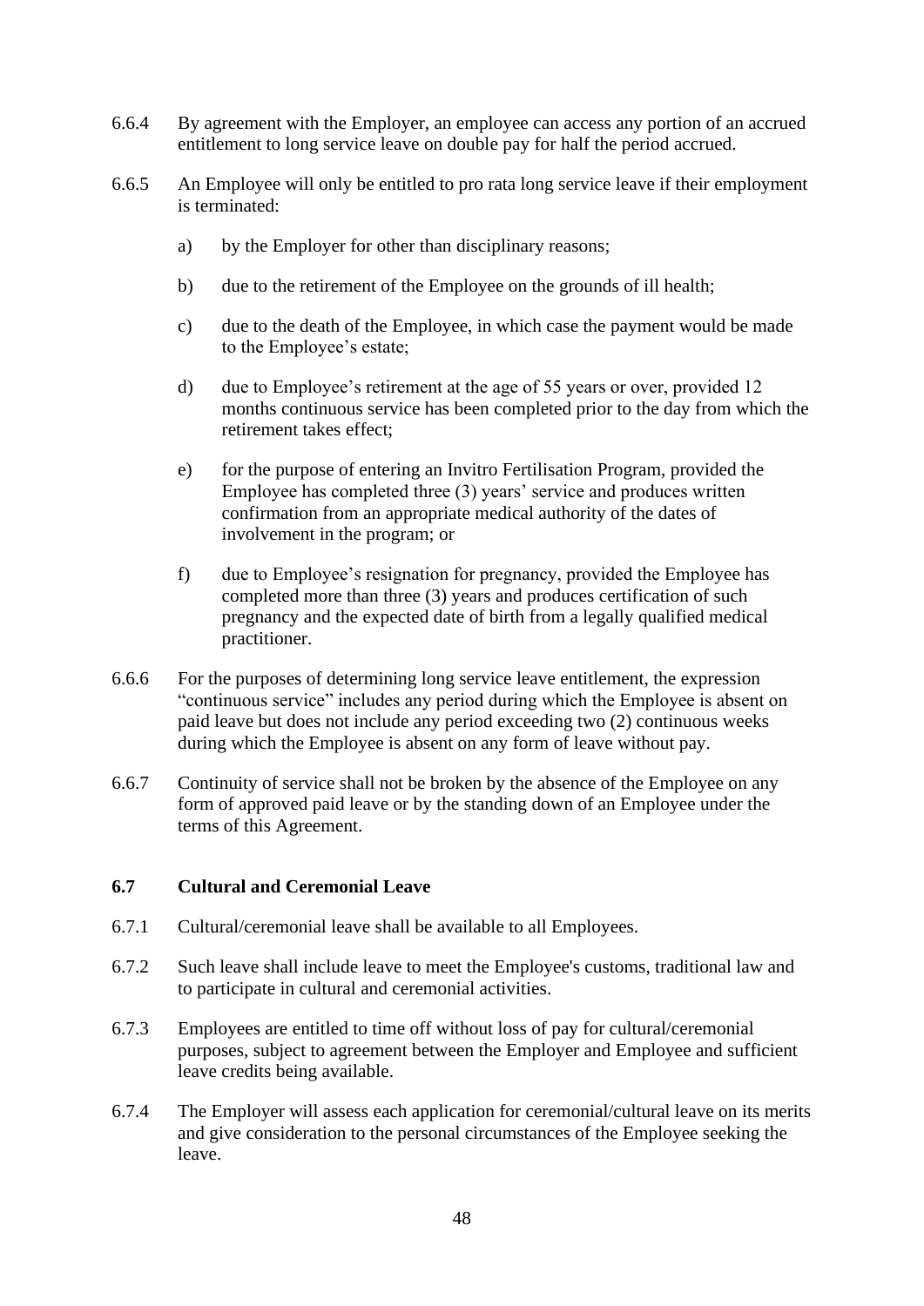6.6.4 By agreement with the Employer, an employee can access any portion of an accrued entitlement to long service leave on double pay for half the period accrued.

6.6.5 An Employee will only be entitled to pro rata long service leave if their employment is terminated:

a) by the Employer for other than disciplinary reasons;

b) due to the retirement of the Employee on the grounds of ill health;

c) due to the death of the Employee, in which case the payment would be made to the Employee's estate;

d) due to Employee's retirement at the age of 55 years or over, provided 12 months continuous service has been completed prior to the day from which the retirement takes effect;

e) for the purpose of entering an Invitro Fertilisation Program, provided the Employee has completed three (3) years' service and produces written confirmation from an appropriate medical authority of the dates of involvement in the program; or

f) due to Employee's resignation for pregnancy, provided the Employee has completed more than three (3) years and produces certification of such pregnancy and the expected date of birth from a legally qualified medical practitioner.

6.6.6 For the purposes of determining long service leave entitlement, the expression "continuous service" includes any period during which the Employee is absent on paid leave but does not include any period exceeding two (2) continuous weeks during which the Employee is absent on any form of leave without pay.

6.6.7 Continuity of service shall not be broken by the absence of the Employee on any form of approved paid leave or by the standing down of an Employee under the terms of this Agreement.

### 6.7 Cultural and Ceremonial Leave

6.7.1 Cultural/ceremonial leave shall be available to all Employees.

6.7.2 Such leave shall include leave to meet the Employee's customs, traditional law and to participate in cultural and ceremonial activities.

6.7.3 Employees are entitled to time off without loss of pay for cultural/ceremonial purposes, subject to agreement between the Employer and Employee and sufficient leave credits being available.

6.7.4 The Employer will assess each application for ceremonial/cultural leave on its merits and give consideration to the personal circumstances of the Employee seeking the leave.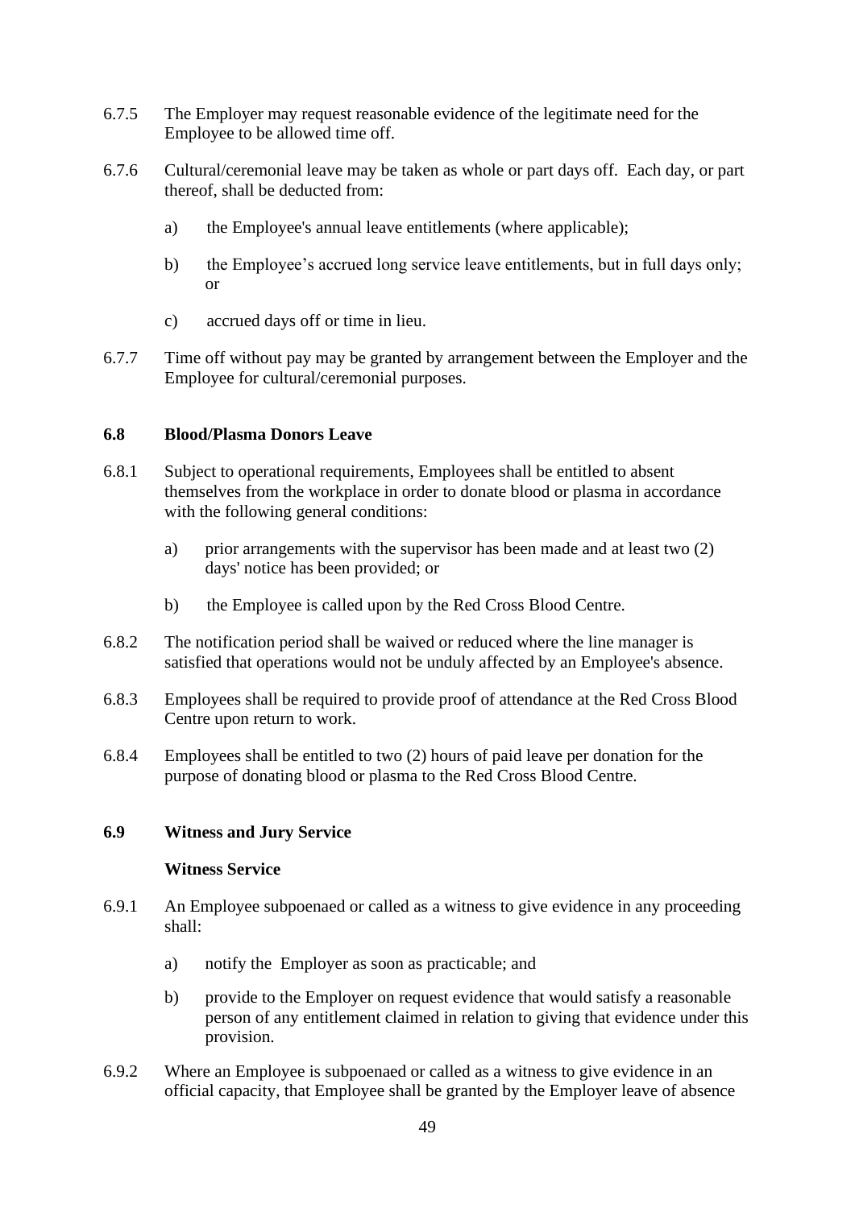6.7.5 The Employer may request reasonable evidence of the legitimate need for the Employee to be allowed time off.

6.7.6 Cultural/ceremonial leave may be taken as whole or part days off. Each day, or part thereof, shall be deducted from:

a) the Employee's annual leave entitlements (where applicable);

b) the Employee's accrued long service leave entitlements, but in full days only; or

c) accrued days off or time in lieu.

6.7.7 Time off without pay may be granted by arrangement between the Employer and the Employee for cultural/ceremonial purposes.

### 6.8 Blood/Plasma Donors Leave

6.8.1 Subject to operational requirements, Employees shall be entitled to absent themselves from the workplace in order to donate blood or plasma in accordance with the following general conditions:

a) prior arrangements with the supervisor has been made and at least two (2) days' notice has been provided; or

b) the Employee is called upon by the Red Cross Blood Centre.

6.8.2 The notification period shall be waived or reduced where the line manager is satisfied that operations would not be unduly affected by an Employee's absence.

6.8.3 Employees shall be required to provide proof of attendance at the Red Cross Blood Centre upon return to work.

6.8.4 Employees shall be entitled to two (2) hours of paid leave per donation for the purpose of donating blood or plasma to the Red Cross Blood Centre.

### 6.9 Witness and Jury Service

**Witness Service**

6.9.1 An Employee subpoenaed or called as a witness to give evidence in any proceeding shall:

a) notify the Employer as soon as practicable; and

b) provide to the Employer on request evidence that would satisfy a reasonable person of any entitlement claimed in relation to giving that evidence under this provision.

6.9.2 Where an Employee is subpoenaed or called as a witness to give evidence in an official capacity, that Employee shall be granted by the Employer leave of absence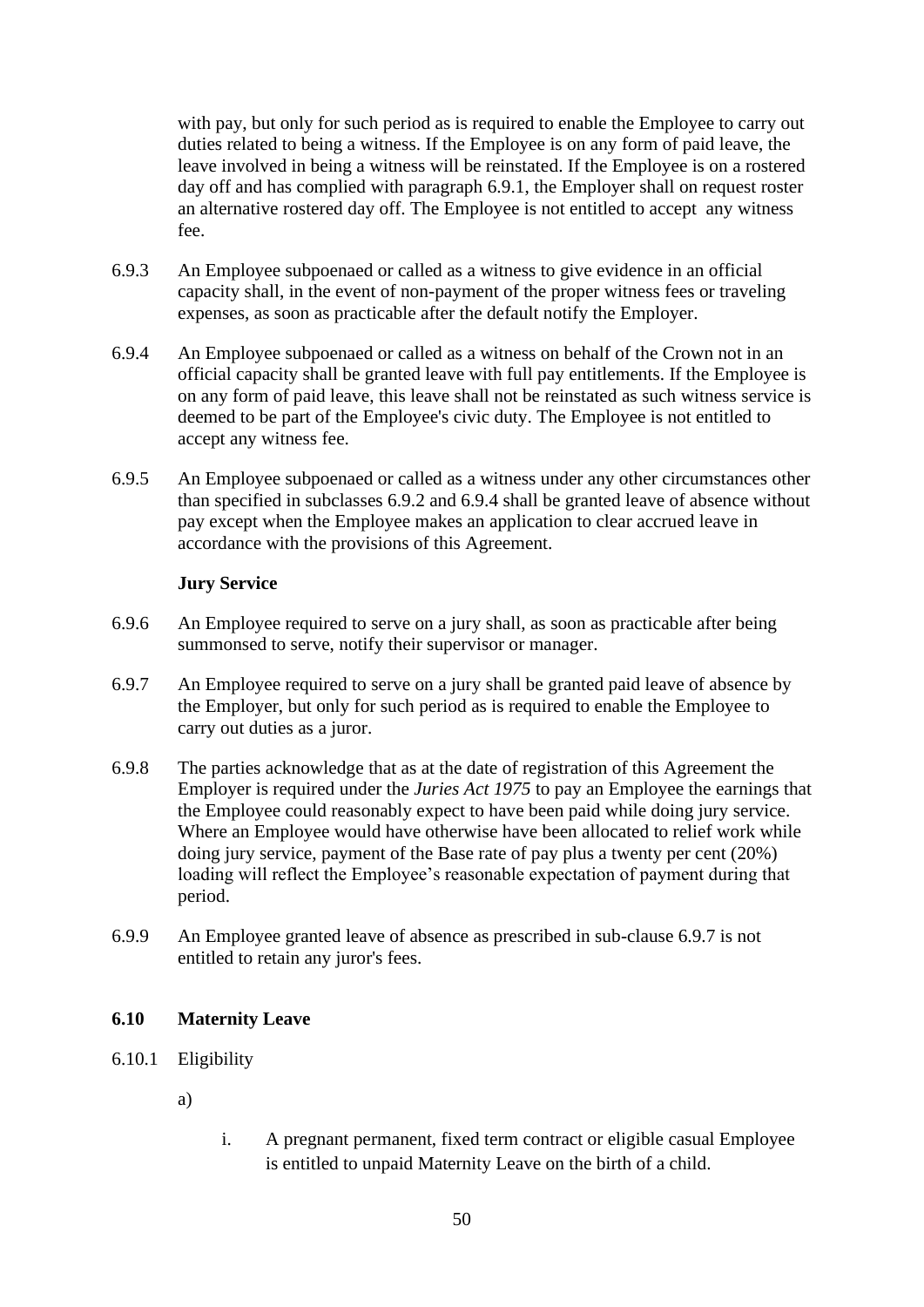with pay, but only for such period as is required to enable the Employee to carry out duties related to being a witness. If the Employee is on any form of paid leave, the leave involved in being a witness will be reinstated. If the Employee is on a rostered day off and has complied with paragraph 6.9.1, the Employer shall on request roster an alternative rostered day off. The Employee is not entitled to accept any witness fee.

6.9.3 An Employee subpoenaed or called as a witness to give evidence in an official capacity shall, in the event of non-payment of the proper witness fees or traveling expenses, as soon as practicable after the default notify the Employer.

6.9.4 An Employee subpoenaed or called as a witness on behalf of the Crown not in an official capacity shall be granted leave with full pay entitlements. If the Employee is on any form of paid leave, this leave shall not be reinstated as such witness service is deemed to be part of the Employee's civic duty. The Employee is not entitled to accept any witness fee.

6.9.5 An Employee subpoenaed or called as a witness under any other circumstances other than specified in subclasses 6.9.2 and 6.9.4 shall be granted leave of absence without pay except when the Employee makes an application to clear accrued leave in accordance with the provisions of this Agreement.

**Jury Service**

6.9.6 An Employee required to serve on a jury shall, as soon as practicable after being summonsed to serve, notify their supervisor or manager.

6.9.7 An Employee required to serve on a jury shall be granted paid leave of absence by the Employer, but only for such period as is required to enable the Employee to carry out duties as a juror.

6.9.8 The parties acknowledge that as at the date of registration of this Agreement the Employer is required under the *Juries Act 1975* to pay an Employee the earnings that the Employee could reasonably expect to have been paid while doing jury service. Where an Employee would otherwise have been allocated to relief work while doing jury service, payment of the Base rate of pay plus a twenty per cent (20%) loading will reflect the Employee's reasonable expectation of payment during that period.

6.9.9 An Employee granted leave of absence as prescribed in sub-clause 6.9.7 is not entitled to retain any juror's fees.

### 6.10 Maternity Leave

6.10.1 Eligibility

a)

i. A pregnant permanent, fixed term contract or eligible casual Employee is entitled to unpaid Maternity Leave on the birth of a child.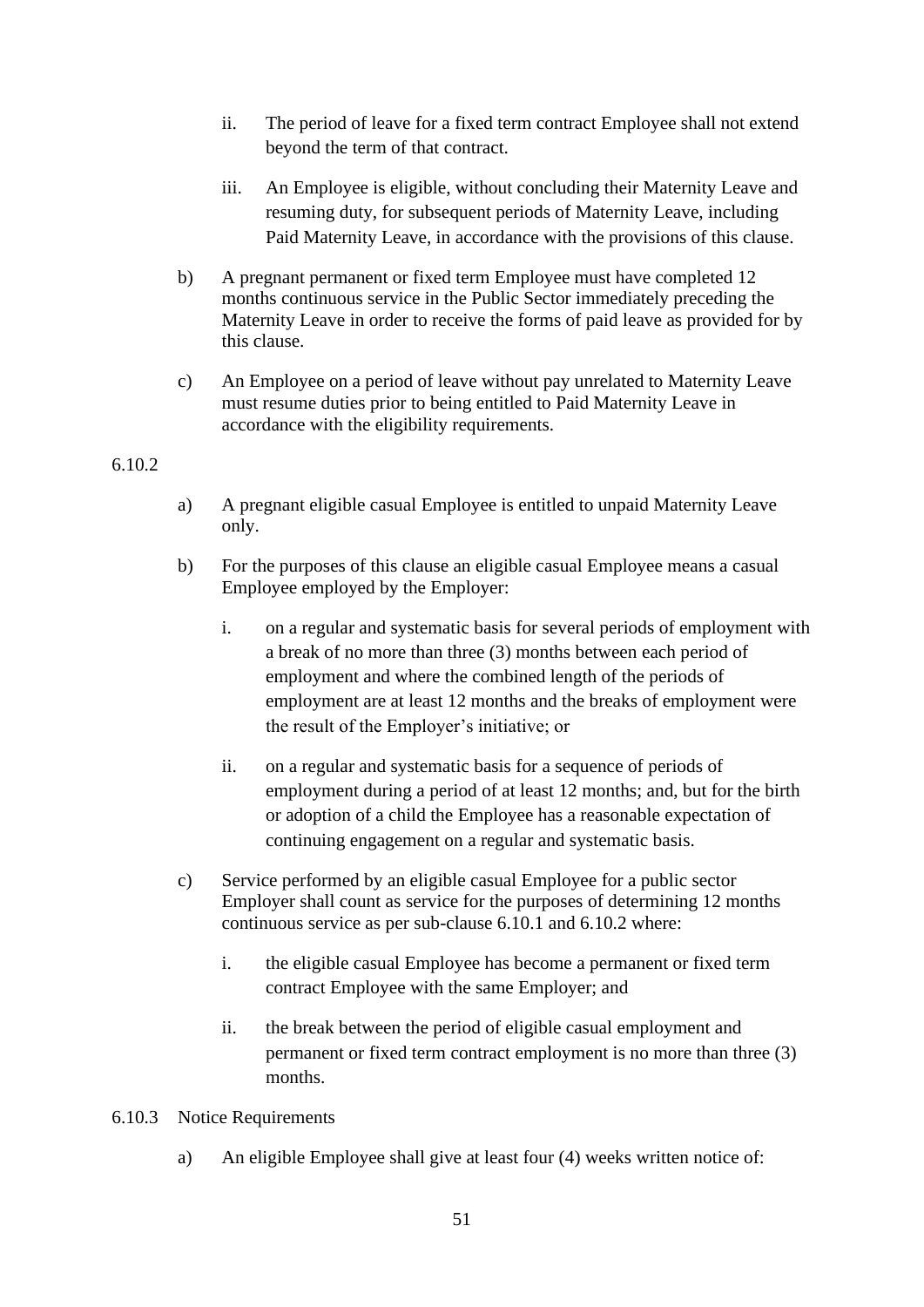ii. The period of leave for a fixed term contract Employee shall not extend beyond the term of that contract.

iii. An Employee is eligible, without concluding their Maternity Leave and resuming duty, for subsequent periods of Maternity Leave, including Paid Maternity Leave, in accordance with the provisions of this clause.

b) A pregnant permanent or fixed term Employee must have completed 12 months continuous service in the Public Sector immediately preceding the Maternity Leave in order to receive the forms of paid leave as provided for by this clause.

c) An Employee on a period of leave without pay unrelated to Maternity Leave must resume duties prior to being entitled to Paid Maternity Leave in accordance with the eligibility requirements.

6.10.2

a) A pregnant eligible casual Employee is entitled to unpaid Maternity Leave only.

b) For the purposes of this clause an eligible casual Employee means a casual Employee employed by the Employer:

i. on a regular and systematic basis for several periods of employment with a break of no more than three (3) months between each period of employment and where the combined length of the periods of employment are at least 12 months and the breaks of employment were the result of the Employer's initiative; or

ii. on a regular and systematic basis for a sequence of periods of employment during a period of at least 12 months; and, but for the birth or adoption of a child the Employee has a reasonable expectation of continuing engagement on a regular and systematic basis.

c) Service performed by an eligible casual Employee for a public sector Employer shall count as service for the purposes of determining 12 months continuous service as per sub-clause 6.10.1 and 6.10.2 where:

i. the eligible casual Employee has become a permanent or fixed term contract Employee with the same Employer; and

ii. the break between the period of eligible casual employment and permanent or fixed term contract employment is no more than three (3) months.

6.10.3 Notice Requirements

a) An eligible Employee shall give at least four (4) weeks written notice of: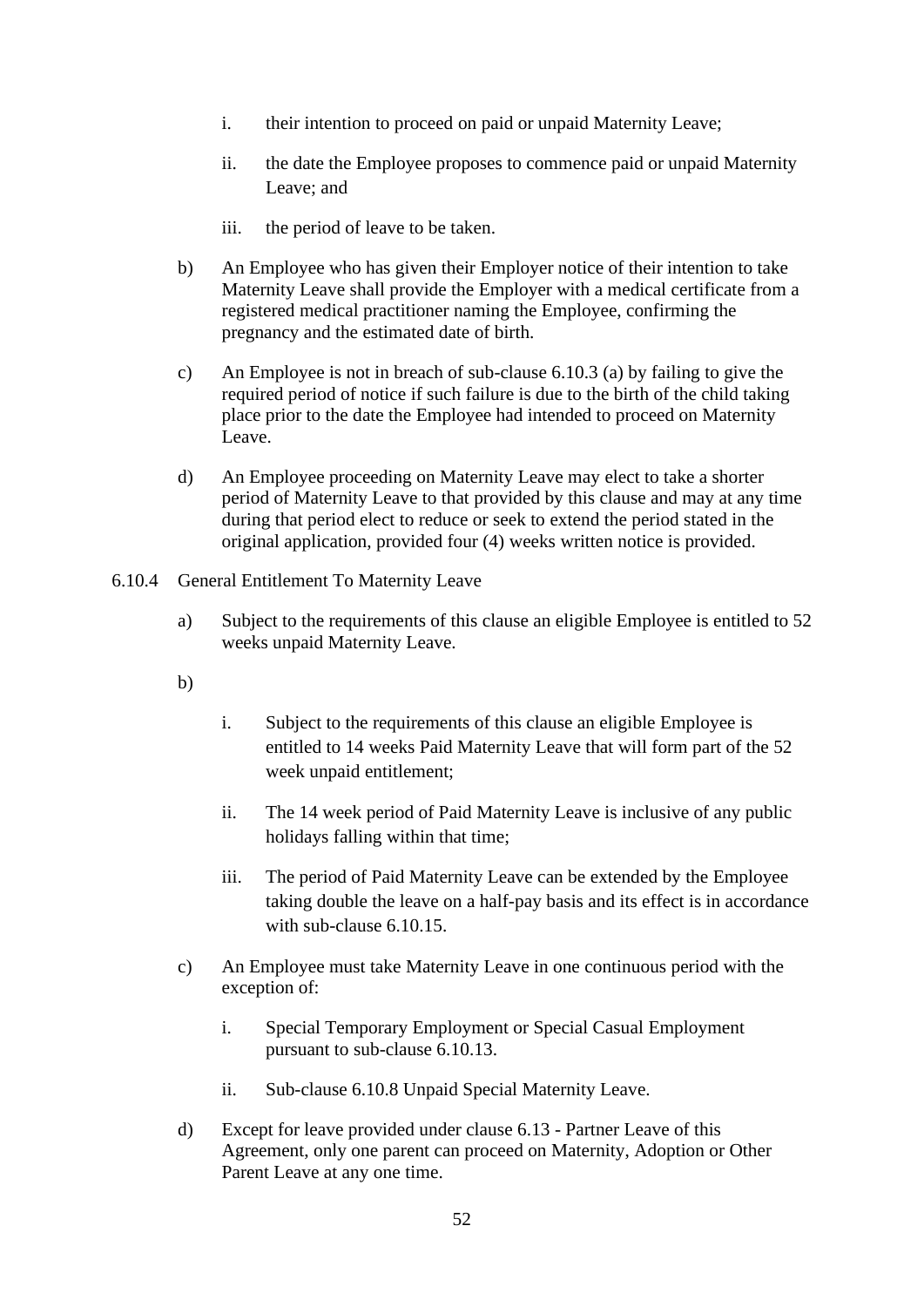i. their intention to proceed on paid or unpaid Maternity Leave;

ii. the date the Employee proposes to commence paid or unpaid Maternity Leave; and

iii. the period of leave to be taken.

b) An Employee who has given their Employer notice of their intention to take Maternity Leave shall provide the Employer with a medical certificate from a registered medical practitioner naming the Employee, confirming the pregnancy and the estimated date of birth.

c) An Employee is not in breach of sub-clause 6.10.3 (a) by failing to give the required period of notice if such failure is due to the birth of the child taking place prior to the date the Employee had intended to proceed on Maternity Leave.

d) An Employee proceeding on Maternity Leave may elect to take a shorter period of Maternity Leave to that provided by this clause and may at any time during that period elect to reduce or seek to extend the period stated in the original application, provided four (4) weeks written notice is provided.

6.10.4 General Entitlement To Maternity Leave

a) Subject to the requirements of this clause an eligible Employee is entitled to 52 weeks unpaid Maternity Leave.

b)

i. Subject to the requirements of this clause an eligible Employee is entitled to 14 weeks Paid Maternity Leave that will form part of the 52 week unpaid entitlement;

ii. The 14 week period of Paid Maternity Leave is inclusive of any public holidays falling within that time;

iii. The period of Paid Maternity Leave can be extended by the Employee taking double the leave on a half-pay basis and its effect is in accordance with sub-clause 6.10.15.

c) An Employee must take Maternity Leave in one continuous period with the exception of:

i. Special Temporary Employment or Special Casual Employment pursuant to sub-clause 6.10.13.

ii. Sub-clause 6.10.8 Unpaid Special Maternity Leave.

d) Except for leave provided under clause 6.13 - Partner Leave of this Agreement, only one parent can proceed on Maternity, Adoption or Other Parent Leave at any one time.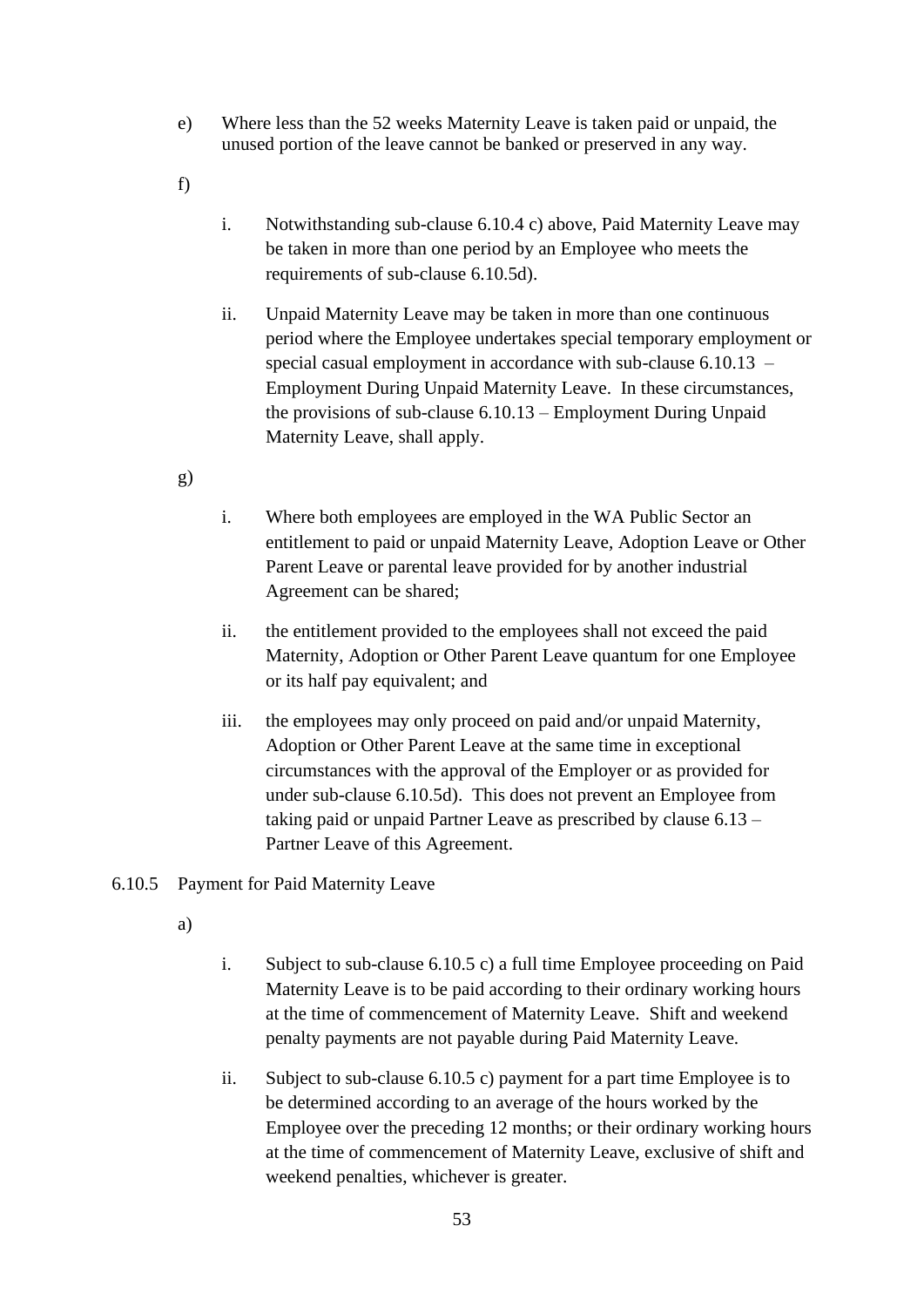e) Where less than the 52 weeks Maternity Leave is taken paid or unpaid, the unused portion of the leave cannot be banked or preserved in any way.

f)

i. Notwithstanding sub-clause 6.10.4 c) above, Paid Maternity Leave may be taken in more than one period by an Employee who meets the requirements of sub-clause 6.10.5d).

ii. Unpaid Maternity Leave may be taken in more than one continuous period where the Employee undertakes special temporary employment or special casual employment in accordance with sub-clause 6.10.13 – Employment During Unpaid Maternity Leave. In these circumstances, the provisions of sub-clause 6.10.13 – Employment During Unpaid Maternity Leave, shall apply.

g)

i. Where both employees are employed in the WA Public Sector an entitlement to paid or unpaid Maternity Leave, Adoption Leave or Other Parent Leave or parental leave provided for by another industrial Agreement can be shared;

ii. the entitlement provided to the employees shall not exceed the paid Maternity, Adoption or Other Parent Leave quantum for one Employee or its half pay equivalent; and

iii. the employees may only proceed on paid and/or unpaid Maternity, Adoption or Other Parent Leave at the same time in exceptional circumstances with the approval of the Employer or as provided for under sub-clause 6.10.5d). This does not prevent an Employee from taking paid or unpaid Partner Leave as prescribed by clause 6.13 – Partner Leave of this Agreement.

6.10.5 Payment for Paid Maternity Leave

a)

i. Subject to sub-clause 6.10.5 c) a full time Employee proceeding on Paid Maternity Leave is to be paid according to their ordinary working hours at the time of commencement of Maternity Leave. Shift and weekend penalty payments are not payable during Paid Maternity Leave.

ii. Subject to sub-clause 6.10.5 c) payment for a part time Employee is to be determined according to an average of the hours worked by the Employee over the preceding 12 months; or their ordinary working hours at the time of commencement of Maternity Leave, exclusive of shift and weekend penalties, whichever is greater.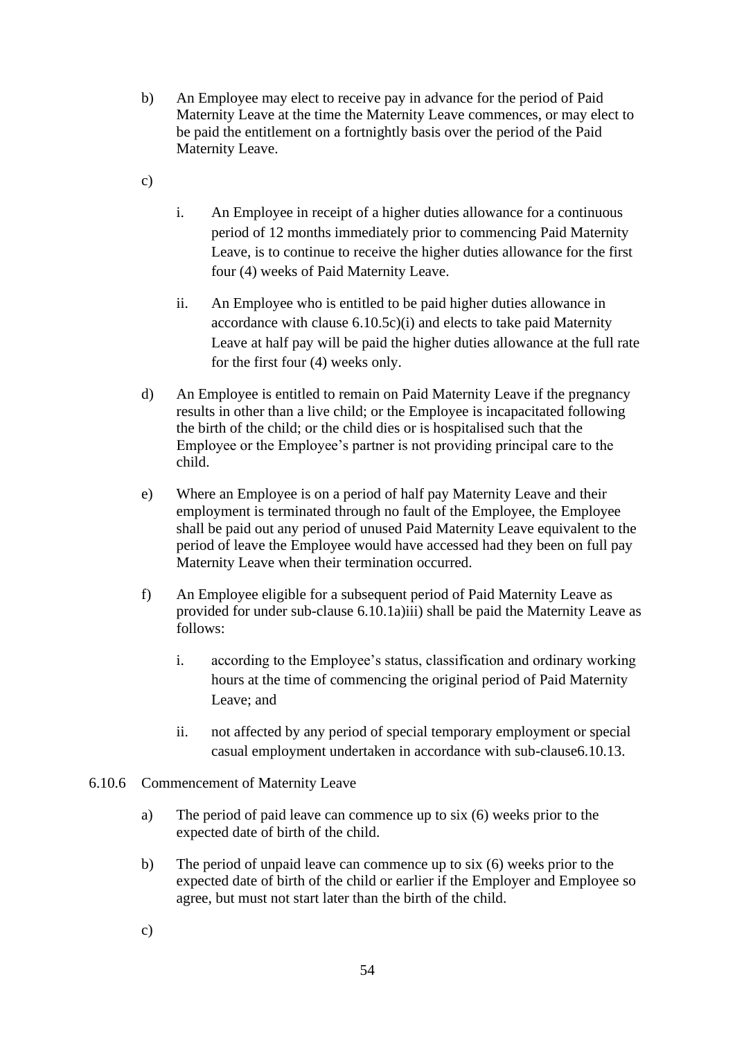b) An Employee may elect to receive pay in advance for the period of Paid Maternity Leave at the time the Maternity Leave commences, or may elect to be paid the entitlement on a fortnightly basis over the period of the Paid Maternity Leave.

c)

i. An Employee in receipt of a higher duties allowance for a continuous period of 12 months immediately prior to commencing Paid Maternity Leave, is to continue to receive the higher duties allowance for the first four (4) weeks of Paid Maternity Leave.

ii. An Employee who is entitled to be paid higher duties allowance in accordance with clause 6.10.5c)(i) and elects to take paid Maternity Leave at half pay will be paid the higher duties allowance at the full rate for the first four (4) weeks only.

d) An Employee is entitled to remain on Paid Maternity Leave if the pregnancy results in other than a live child; or the Employee is incapacitated following the birth of the child; or the child dies or is hospitalised such that the Employee or the Employee's partner is not providing principal care to the child.

e) Where an Employee is on a period of half pay Maternity Leave and their employment is terminated through no fault of the Employee, the Employee shall be paid out any period of unused Paid Maternity Leave equivalent to the period of leave the Employee would have accessed had they been on full pay Maternity Leave when their termination occurred.

f) An Employee eligible for a subsequent period of Paid Maternity Leave as provided for under sub-clause 6.10.1a)iii) shall be paid the Maternity Leave as follows:

i. according to the Employee's status, classification and ordinary working hours at the time of commencing the original period of Paid Maternity Leave; and

ii. not affected by any period of special temporary employment or special casual employment undertaken in accordance with sub-clause6.10.13.

6.10.6 Commencement of Maternity Leave

a) The period of paid leave can commence up to six (6) weeks prior to the expected date of birth of the child.

b) The period of unpaid leave can commence up to six (6) weeks prior to the expected date of birth of the child or earlier if the Employer and Employee so agree, but must not start later than the birth of the child.

c)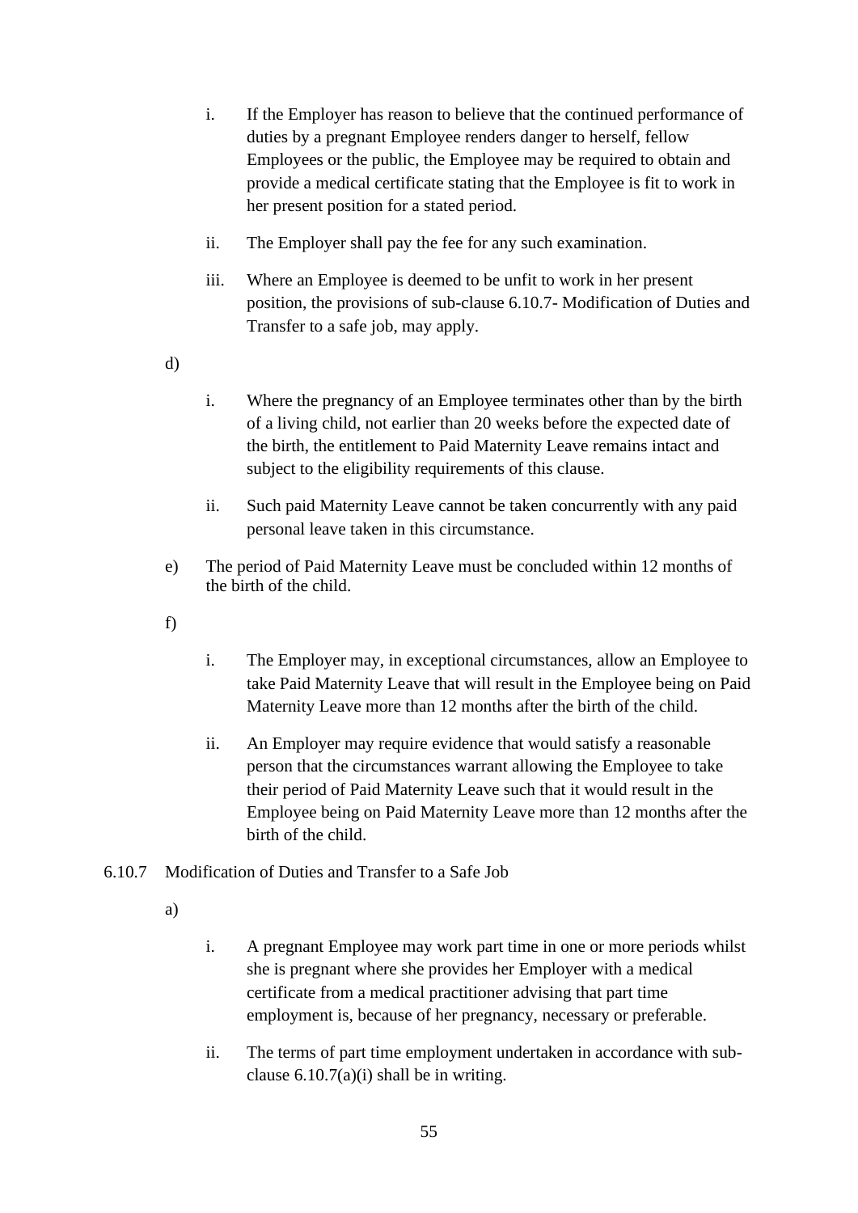i. If the Employer has reason to believe that the continued performance of duties by a pregnant Employee renders danger to herself, fellow Employees or the public, the Employee may be required to obtain and provide a medical certificate stating that the Employee is fit to work in her present position for a stated period.

ii. The Employer shall pay the fee for any such examination.

iii. Where an Employee is deemed to be unfit to work in her present position, the provisions of sub-clause 6.10.7- Modification of Duties and Transfer to a safe job, may apply.

d)

i. Where the pregnancy of an Employee terminates other than by the birth of a living child, not earlier than 20 weeks before the expected date of the birth, the entitlement to Paid Maternity Leave remains intact and subject to the eligibility requirements of this clause.

ii. Such paid Maternity Leave cannot be taken concurrently with any paid personal leave taken in this circumstance.

e) The period of Paid Maternity Leave must be concluded within 12 months of the birth of the child.

f)

i. The Employer may, in exceptional circumstances, allow an Employee to take Paid Maternity Leave that will result in the Employee being on Paid Maternity Leave more than 12 months after the birth of the child.

ii. An Employer may require evidence that would satisfy a reasonable person that the circumstances warrant allowing the Employee to take their period of Paid Maternity Leave such that it would result in the Employee being on Paid Maternity Leave more than 12 months after the birth of the child.

6.10.7 Modification of Duties and Transfer to a Safe Job

a)

i. A pregnant Employee may work part time in one or more periods whilst she is pregnant where she provides her Employer with a medical certificate from a medical practitioner advising that part time employment is, because of her pregnancy, necessary or preferable.

ii. The terms of part time employment undertaken in accordance with sub-clause 6.10.7(a)(i) shall be in writing.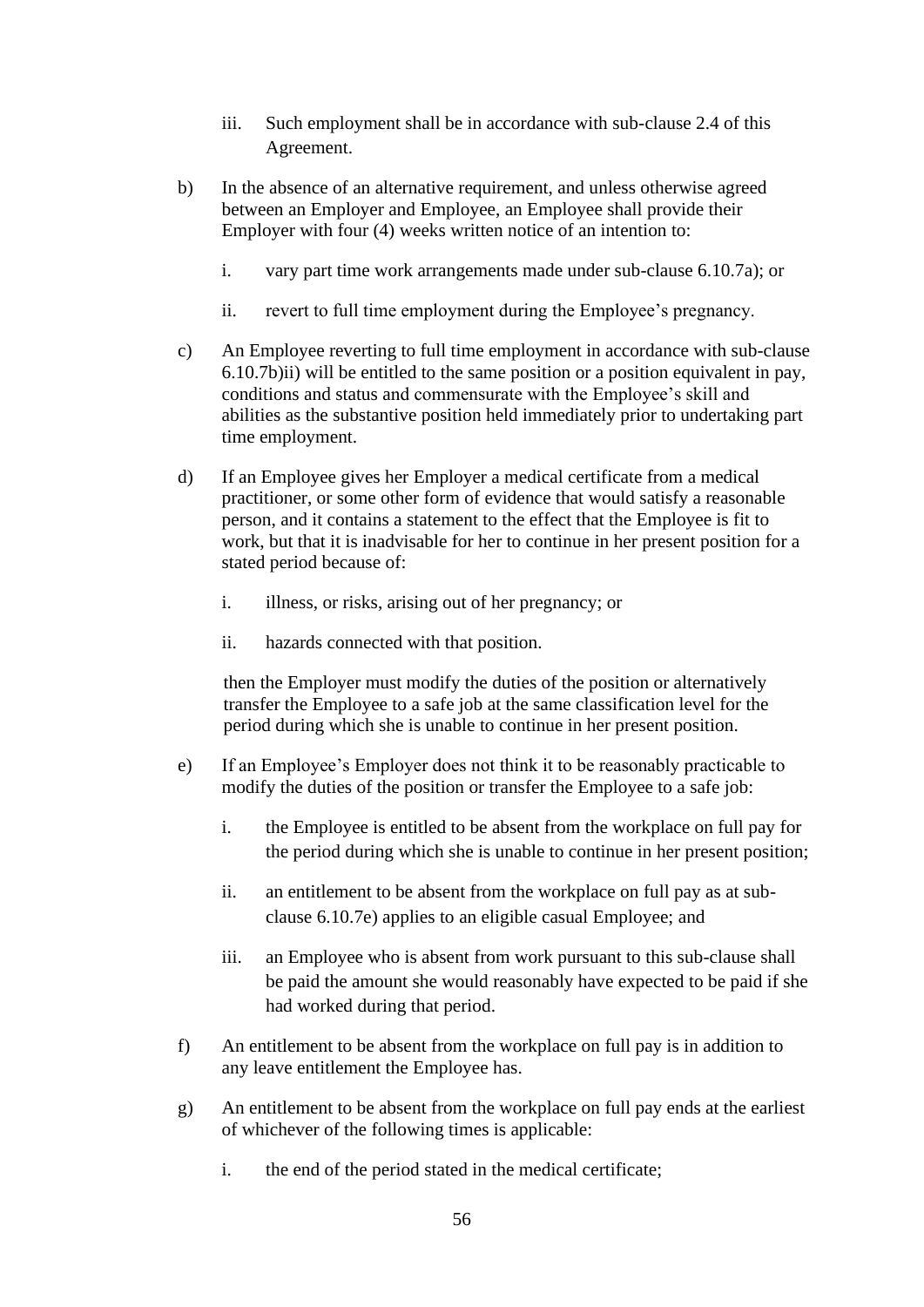iii. Such employment shall be in accordance with sub-clause 2.4 of this Agreement.

b) In the absence of an alternative requirement, and unless otherwise agreed between an Employer and Employee, an Employee shall provide their Employer with four (4) weeks written notice of an intention to:

  i. vary part time work arrangements made under sub-clause 6.10.7a); or

  ii. revert to full time employment during the Employee's pregnancy.

c) An Employee reverting to full time employment in accordance with sub-clause 6.10.7b)ii) will be entitled to the same position or a position equivalent in pay, conditions and status and commensurate with the Employee's skill and abilities as the substantive position held immediately prior to undertaking part time employment.

d) If an Employee gives her Employer a medical certificate from a medical practitioner, or some other form of evidence that would satisfy a reasonable person, and it contains a statement to the effect that the Employee is fit to work, but that it is inadvisable for her to continue in her present position for a stated period because of:

  i. illness, or risks, arising out of her pregnancy; or

  ii. hazards connected with that position.

  then the Employer must modify the duties of the position or alternatively transfer the Employee to a safe job at the same classification level for the period during which she is unable to continue in her present position.

e) If an Employee's Employer does not think it to be reasonably practicable to modify the duties of the position or transfer the Employee to a safe job:

  i. the Employee is entitled to be absent from the workplace on full pay for the period during which she is unable to continue in her present position;

  ii. an entitlement to be absent from the workplace on full pay as at sub-clause 6.10.7e) applies to an eligible casual Employee; and

  iii. an Employee who is absent from work pursuant to this sub-clause shall be paid the amount she would reasonably have expected to be paid if she had worked during that period.

f) An entitlement to be absent from the workplace on full pay is in addition to any leave entitlement the Employee has.

g) An entitlement to be absent from the workplace on full pay ends at the earliest of whichever of the following times is applicable:

  i. the end of the period stated in the medical certificate;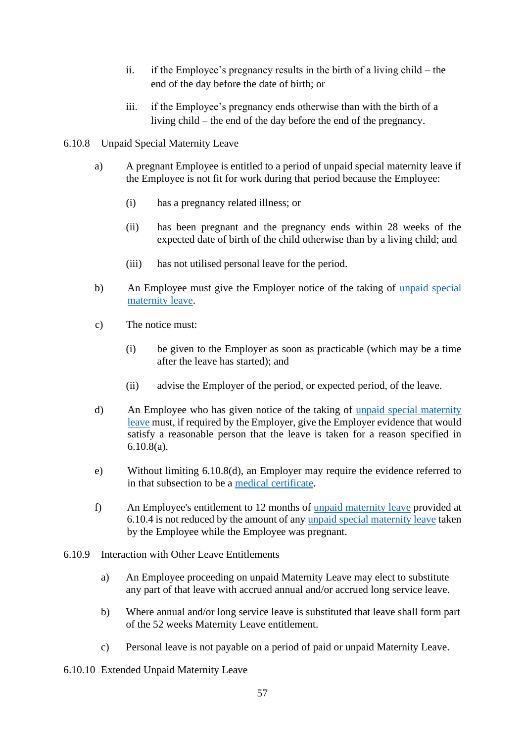ii. if the Employee's pregnancy results in the birth of a living child – the end of the day before the date of birth; or

iii. if the Employee's pregnancy ends otherwise than with the birth of a living child – the end of the day before the end of the pregnancy.

6.10.8 Unpaid Special Maternity Leave

a) A pregnant Employee is entitled to a period of unpaid special maternity leave if the Employee is not fit for work during that period because the Employee:

(i) has a pregnancy related illness; or

(ii) has been pregnant and the pregnancy ends within 28 weeks of the expected date of birth of the child otherwise than by a living child; and

(iii) has not utilised personal leave for the period.

b) An Employee must give the Employer notice of the taking of unpaid special maternity leave.

c) The notice must:

(i) be given to the Employer as soon as practicable (which may be a time after the leave has started); and

(ii) advise the Employer of the period, or expected period, of the leave.

d) An Employee who has given notice of the taking of unpaid special maternity leave must, if required by the Employer, give the Employer evidence that would satisfy a reasonable person that the leave is taken for a reason specified in 6.10.8(a).

e) Without limiting 6.10.8(d), an Employer may require the evidence referred to in that subsection to be a medical certificate.

f) An Employee's entitlement to 12 months of unpaid maternity leave provided at 6.10.4 is not reduced by the amount of any unpaid special maternity leave taken by the Employee while the Employee was pregnant.

6.10.9 Interaction with Other Leave Entitlements

a) An Employee proceeding on unpaid Maternity Leave may elect to substitute any part of that leave with accrued annual and/or accrued long service leave.

b) Where annual and/or long service leave is substituted that leave shall form part of the 52 weeks Maternity Leave entitlement.

c) Personal leave is not payable on a period of paid or unpaid Maternity Leave.

6.10.10 Extended Unpaid Maternity Leave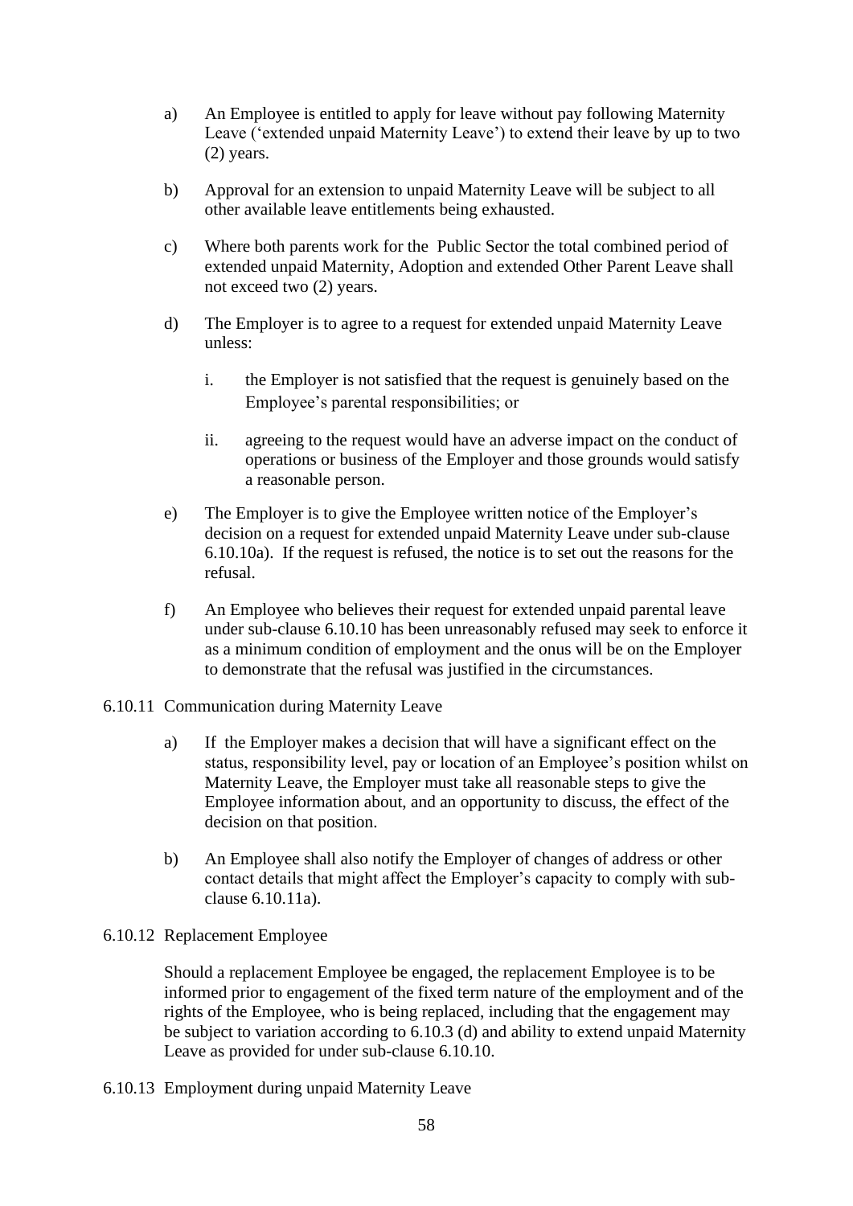a) An Employee is entitled to apply for leave without pay following Maternity Leave ('extended unpaid Maternity Leave') to extend their leave by up to two (2) years.

b) Approval for an extension to unpaid Maternity Leave will be subject to all other available leave entitlements being exhausted.

c) Where both parents work for the Public Sector the total combined period of extended unpaid Maternity, Adoption and extended Other Parent Leave shall not exceed two (2) years.

d) The Employer is to agree to a request for extended unpaid Maternity Leave unless:

   i. the Employer is not satisfied that the request is genuinely based on the Employee's parental responsibilities; or

   ii. agreeing to the request would have an adverse impact on the conduct of operations or business of the Employer and those grounds would satisfy a reasonable person.

e) The Employer is to give the Employee written notice of the Employer's decision on a request for extended unpaid Maternity Leave under sub-clause 6.10.10a). If the request is refused, the notice is to set out the reasons for the refusal.

f) An Employee who believes their request for extended unpaid parental leave under sub-clause 6.10.10 has been unreasonably refused may seek to enforce it as a minimum condition of employment and the onus will be on the Employer to demonstrate that the refusal was justified in the circumstances.

6.10.11 Communication during Maternity Leave

a) If the Employer makes a decision that will have a significant effect on the status, responsibility level, pay or location of an Employee's position whilst on Maternity Leave, the Employer must take all reasonable steps to give the Employee information about, and an opportunity to discuss, the effect of the decision on that position.

b) An Employee shall also notify the Employer of changes of address or other contact details that might affect the Employer's capacity to comply with sub-clause 6.10.11a).

6.10.12 Replacement Employee

Should a replacement Employee be engaged, the replacement Employee is to be informed prior to engagement of the fixed term nature of the employment and of the rights of the Employee, who is being replaced, including that the engagement may be subject to variation according to 6.10.3 (d) and ability to extend unpaid Maternity Leave as provided for under sub-clause 6.10.10.

6.10.13 Employment during unpaid Maternity Leave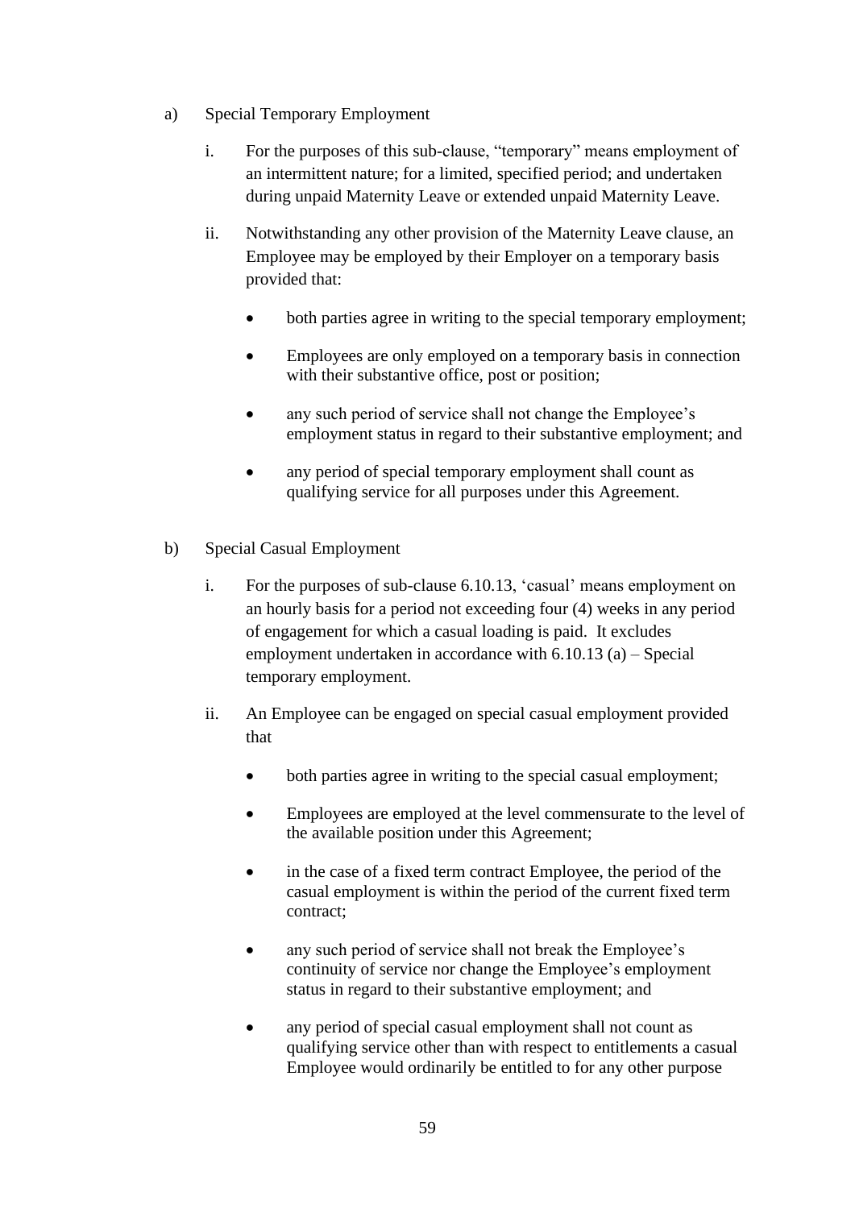a) Special Temporary Employment

   i. For the purposes of this sub-clause, “temporary” means employment of an intermittent nature; for a limited, specified period; and undertaken during unpaid Maternity Leave or extended unpaid Maternity Leave.

   ii. Notwithstanding any other provision of the Maternity Leave clause, an Employee may be employed by their Employer on a temporary basis provided that:

      - both parties agree in writing to the special temporary employment;
      - Employees are only employed on a temporary basis in connection with their substantive office, post or position;
      - any such period of service shall not change the Employee’s employment status in regard to their substantive employment; and
      - any period of special temporary employment shall count as qualifying service for all purposes under this Agreement.

b) Special Casual Employment

   i. For the purposes of sub-clause 6.10.13, ‘casual’ means employment on an hourly basis for a period not exceeding four (4) weeks in any period of engagement for which a casual loading is paid. It excludes employment undertaken in accordance with 6.10.13 (a) – Special temporary employment.

   ii. An Employee can be engaged on special casual employment provided that

      - both parties agree in writing to the special casual employment;
      - Employees are employed at the level commensurate to the level of the available position under this Agreement;
      - in the case of a fixed term contract Employee, the period of the casual employment is within the period of the current fixed term contract;
      - any such period of service shall not break the Employee’s continuity of service nor change the Employee’s employment status in regard to their substantive employment; and
      - any period of special casual employment shall not count as qualifying service other than with respect to entitlements a casual Employee would ordinarily be entitled to for any other purpose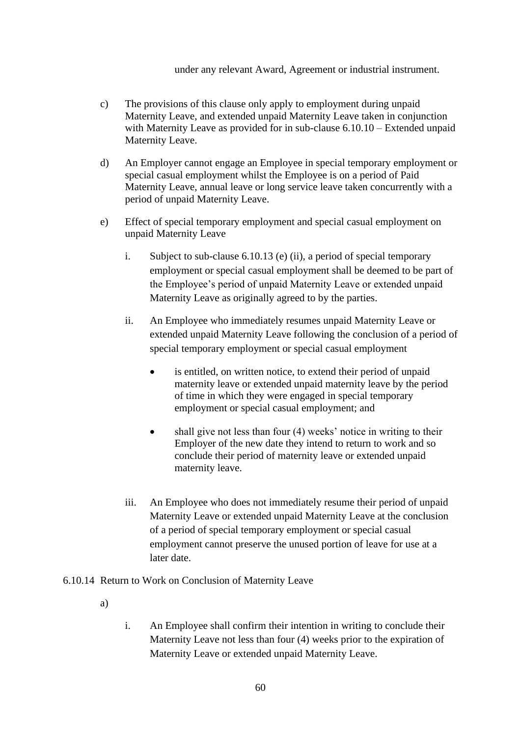under any relevant Award, Agreement or industrial instrument.

c) The provisions of this clause only apply to employment during unpaid Maternity Leave, and extended unpaid Maternity Leave taken in conjunction with Maternity Leave as provided for in sub-clause 6.10.10 – Extended unpaid Maternity Leave.

d) An Employer cannot engage an Employee in special temporary employment or special casual employment whilst the Employee is on a period of Paid Maternity Leave, annual leave or long service leave taken concurrently with a period of unpaid Maternity Leave.

e) Effect of special temporary employment and special casual employment on unpaid Maternity Leave

   i. Subject to sub-clause 6.10.13 (e) (ii), a period of special temporary employment or special casual employment shall be deemed to be part of the Employee's period of unpaid Maternity Leave or extended unpaid Maternity Leave as originally agreed to by the parties.

   ii. An Employee who immediately resumes unpaid Maternity Leave or extended unpaid Maternity Leave following the conclusion of a period of special temporary employment or special casual employment

      - is entitled, on written notice, to extend their period of unpaid maternity leave or extended unpaid maternity leave by the period of time in which they were engaged in special temporary employment or special casual employment; and

      - shall give not less than four (4) weeks' notice in writing to their Employer of the new date they intend to return to work and so conclude their period of maternity leave or extended unpaid maternity leave.

   iii. An Employee who does not immediately resume their period of unpaid Maternity Leave or extended unpaid Maternity Leave at the conclusion of a period of special temporary employment or special casual employment cannot preserve the unused portion of leave for use at a later date.

6.10.14 Return to Work on Conclusion of Maternity Leave

a)

   i. An Employee shall confirm their intention in writing to conclude their Maternity Leave not less than four (4) weeks prior to the expiration of Maternity Leave or extended unpaid Maternity Leave.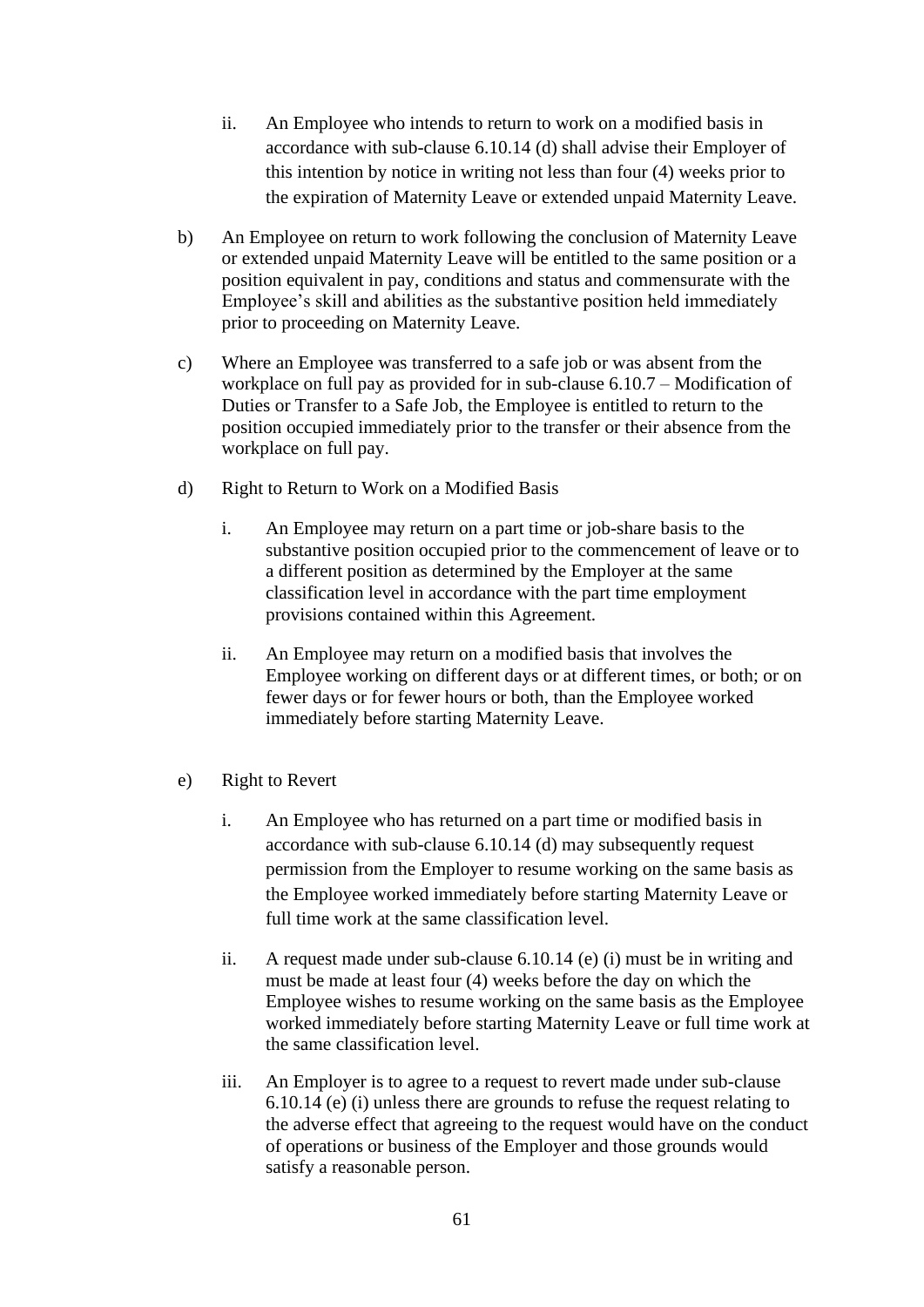ii. An Employee who intends to return to work on a modified basis in accordance with sub-clause 6.10.14 (d) shall advise their Employer of this intention by notice in writing not less than four (4) weeks prior to the expiration of Maternity Leave or extended unpaid Maternity Leave.

b) An Employee on return to work following the conclusion of Maternity Leave or extended unpaid Maternity Leave will be entitled to the same position or a position equivalent in pay, conditions and status and commensurate with the Employee's skill and abilities as the substantive position held immediately prior to proceeding on Maternity Leave.

c) Where an Employee was transferred to a safe job or was absent from the workplace on full pay as provided for in sub-clause 6.10.7 – Modification of Duties or Transfer to a Safe Job, the Employee is entitled to return to the position occupied immediately prior to the transfer or their absence from the workplace on full pay.

d) Right to Return to Work on a Modified Basis

i. An Employee may return on a part time or job-share basis to the substantive position occupied prior to the commencement of leave or to a different position as determined by the Employer at the same classification level in accordance with the part time employment provisions contained within this Agreement.

ii. An Employee may return on a modified basis that involves the Employee working on different days or at different times, or both; or on fewer days or for fewer hours or both, than the Employee worked immediately before starting Maternity Leave.

e) Right to Revert

i. An Employee who has returned on a part time or modified basis in accordance with sub-clause 6.10.14 (d) may subsequently request permission from the Employer to resume working on the same basis as the Employee worked immediately before starting Maternity Leave or full time work at the same classification level.

ii. A request made under sub-clause 6.10.14 (e) (i) must be in writing and must be made at least four (4) weeks before the day on which the Employee wishes to resume working on the same basis as the Employee worked immediately before starting Maternity Leave or full time work at the same classification level.

iii. An Employer is to agree to a request to revert made under sub-clause 6.10.14 (e) (i) unless there are grounds to refuse the request relating to the adverse effect that agreeing to the request would have on the conduct of operations or business of the Employer and those grounds would satisfy a reasonable person.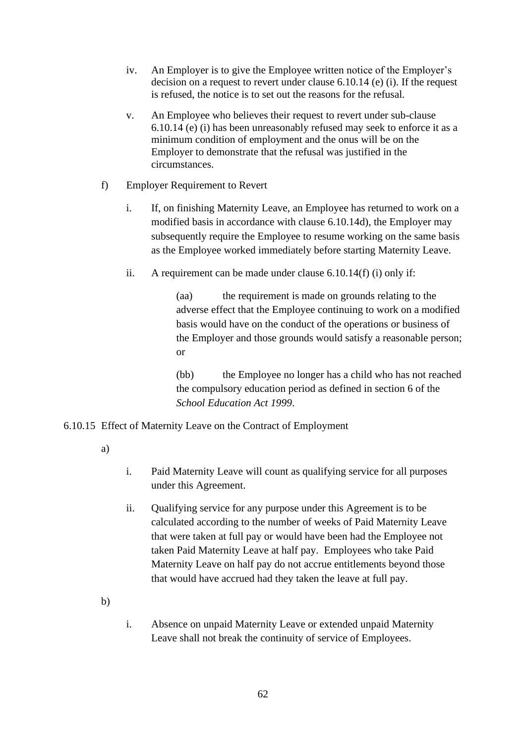iv. An Employer is to give the Employee written notice of the Employer's decision on a request to revert under clause 6.10.14 (e) (i). If the request is refused, the notice is to set out the reasons for the refusal.

v. An Employee who believes their request to revert under sub-clause 6.10.14 (e) (i) has been unreasonably refused may seek to enforce it as a minimum condition of employment and the onus will be on the Employer to demonstrate that the refusal was justified in the circumstances.

f) Employer Requirement to Revert

i. If, on finishing Maternity Leave, an Employee has returned to work on a modified basis in accordance with clause 6.10.14d), the Employer may subsequently require the Employee to resume working on the same basis as the Employee worked immediately before starting Maternity Leave.

ii. A requirement can be made under clause 6.10.14(f) (i) only if:

(aa) the requirement is made on grounds relating to the adverse effect that the Employee continuing to work on a modified basis would have on the conduct of the operations or business of the Employer and those grounds would satisfy a reasonable person; or

(bb) the Employee no longer has a child who has not reached the compulsory education period as defined in section 6 of the *School Education Act 1999*.

6.10.15 Effect of Maternity Leave on the Contract of Employment

a)

i. Paid Maternity Leave will count as qualifying service for all purposes under this Agreement.

ii. Qualifying service for any purpose under this Agreement is to be calculated according to the number of weeks of Paid Maternity Leave that were taken at full pay or would have been had the Employee not taken Paid Maternity Leave at half pay. Employees who take Paid Maternity Leave on half pay do not accrue entitlements beyond those that would have accrued had they taken the leave at full pay.

b)

i. Absence on unpaid Maternity Leave or extended unpaid Maternity Leave shall not break the continuity of service of Employees.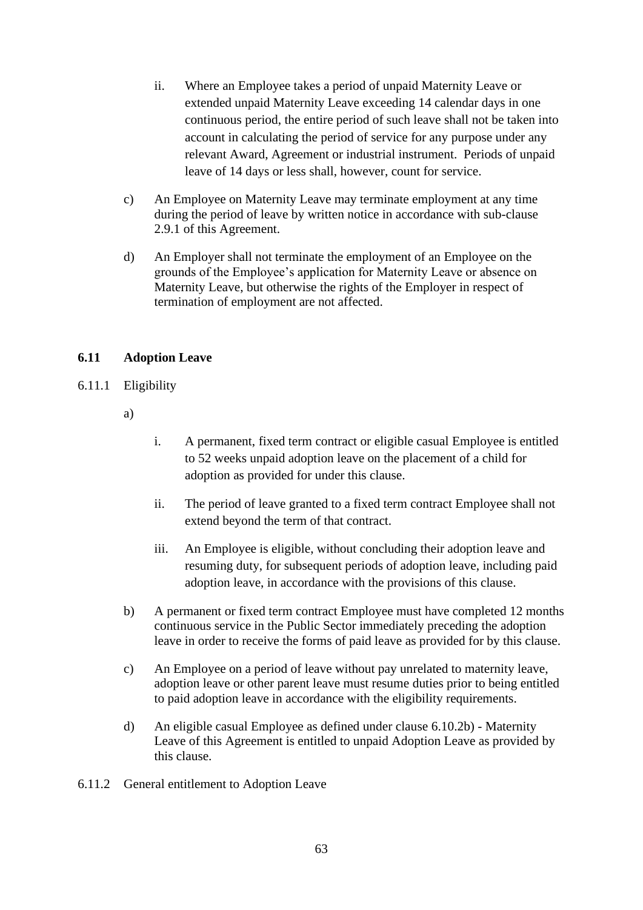ii. Where an Employee takes a period of unpaid Maternity Leave or extended unpaid Maternity Leave exceeding 14 calendar days in one continuous period, the entire period of such leave shall not be taken into account in calculating the period of service for any purpose under any relevant Award, Agreement or industrial instrument. Periods of unpaid leave of 14 days or less shall, however, count for service.

c) An Employee on Maternity Leave may terminate employment at any time during the period of leave by written notice in accordance with sub-clause 2.9.1 of this Agreement.

d) An Employer shall not terminate the employment of an Employee on the grounds of the Employee's application for Maternity Leave or absence on Maternity Leave, but otherwise the rights of the Employer in respect of termination of employment are not affected.

## 6.11 Adoption Leave

6.11.1 Eligibility

a)

i. A permanent, fixed term contract or eligible casual Employee is entitled to 52 weeks unpaid adoption leave on the placement of a child for adoption as provided for under this clause.

ii. The period of leave granted to a fixed term contract Employee shall not extend beyond the term of that contract.

iii. An Employee is eligible, without concluding their adoption leave and resuming duty, for subsequent periods of adoption leave, including paid adoption leave, in accordance with the provisions of this clause.

b) A permanent or fixed term contract Employee must have completed 12 months continuous service in the Public Sector immediately preceding the adoption leave in order to receive the forms of paid leave as provided for by this clause.

c) An Employee on a period of leave without pay unrelated to maternity leave, adoption leave or other parent leave must resume duties prior to being entitled to paid adoption leave in accordance with the eligibility requirements.

d) An eligible casual Employee as defined under clause 6.10.2b) - Maternity Leave of this Agreement is entitled to unpaid Adoption Leave as provided by this clause.

6.11.2 General entitlement to Adoption Leave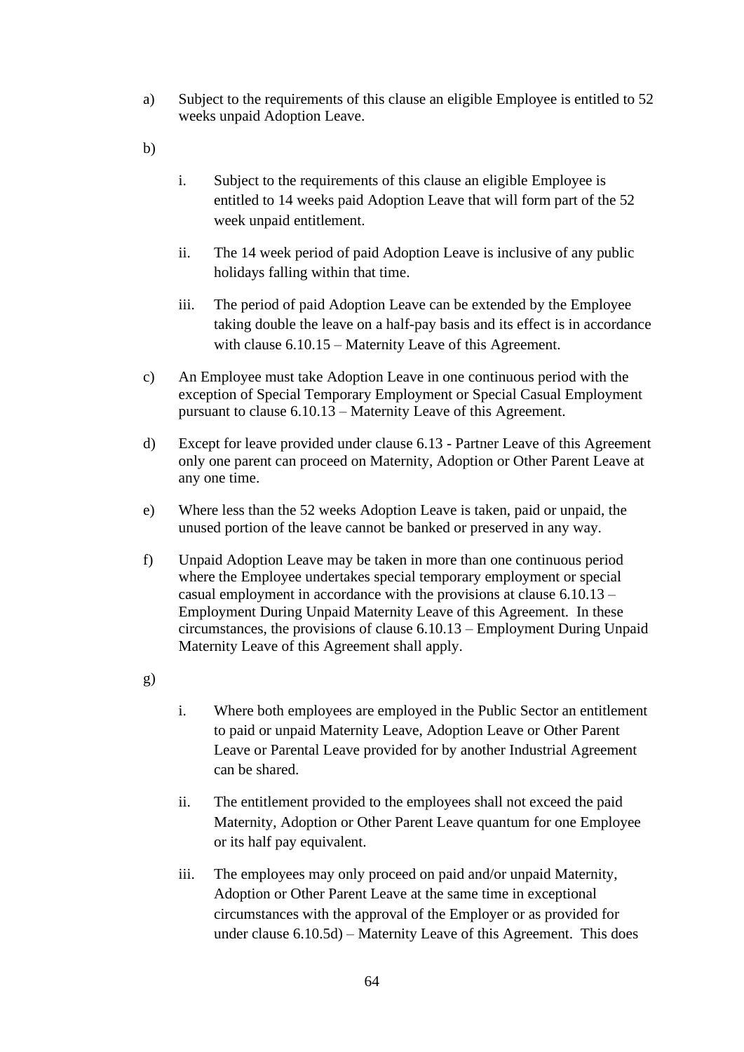a) Subject to the requirements of this clause an eligible Employee is entitled to 52 weeks unpaid Adoption Leave.

b)

   i. Subject to the requirements of this clause an eligible Employee is entitled to 14 weeks paid Adoption Leave that will form part of the 52 week unpaid entitlement.

   ii. The 14 week period of paid Adoption Leave is inclusive of any public holidays falling within that time.

   iii. The period of paid Adoption Leave can be extended by the Employee taking double the leave on a half-pay basis and its effect is in accordance with clause 6.10.15 – Maternity Leave of this Agreement.

c) An Employee must take Adoption Leave in one continuous period with the exception of Special Temporary Employment or Special Casual Employment pursuant to clause 6.10.13 – Maternity Leave of this Agreement.

d) Except for leave provided under clause 6.13 - Partner Leave of this Agreement only one parent can proceed on Maternity, Adoption or Other Parent Leave at any one time.

e) Where less than the 52 weeks Adoption Leave is taken, paid or unpaid, the unused portion of the leave cannot be banked or preserved in any way.

f) Unpaid Adoption Leave may be taken in more than one continuous period where the Employee undertakes special temporary employment or special casual employment in accordance with the provisions at clause 6.10.13 – Employment During Unpaid Maternity Leave of this Agreement. In these circumstances, the provisions of clause 6.10.13 – Employment During Unpaid Maternity Leave of this Agreement shall apply.

g)

   i. Where both employees are employed in the Public Sector an entitlement to paid or unpaid Maternity Leave, Adoption Leave or Other Parent Leave or Parental Leave provided for by another Industrial Agreement can be shared.

   ii. The entitlement provided to the employees shall not exceed the paid Maternity, Adoption or Other Parent Leave quantum for one Employee or its half pay equivalent.

   iii. The employees may only proceed on paid and/or unpaid Maternity, Adoption or Other Parent Leave at the same time in exceptional circumstances with the approval of the Employer or as provided for under clause 6.10.5d) – Maternity Leave of this Agreement. This does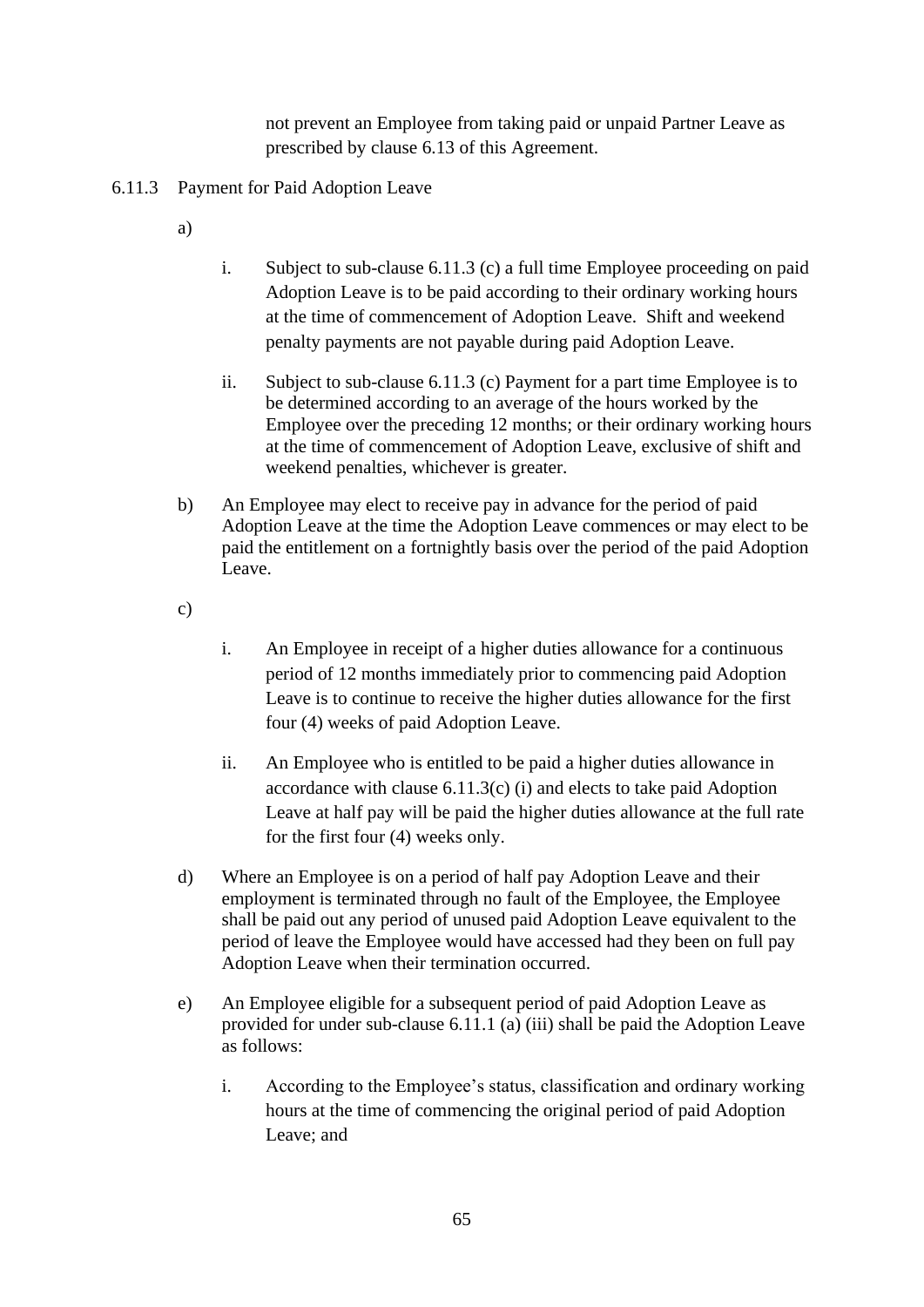not prevent an Employee from taking paid or unpaid Partner Leave as prescribed by clause 6.13 of this Agreement.

6.11.3 Payment for Paid Adoption Leave

a)

i. Subject to sub-clause 6.11.3 (c) a full time Employee proceeding on paid Adoption Leave is to be paid according to their ordinary working hours at the time of commencement of Adoption Leave. Shift and weekend penalty payments are not payable during paid Adoption Leave.

ii. Subject to sub-clause 6.11.3 (c) Payment for a part time Employee is to be determined according to an average of the hours worked by the Employee over the preceding 12 months; or their ordinary working hours at the time of commencement of Adoption Leave, exclusive of shift and weekend penalties, whichever is greater.

b) An Employee may elect to receive pay in advance for the period of paid Adoption Leave at the time the Adoption Leave commences or may elect to be paid the entitlement on a fortnightly basis over the period of the paid Adoption Leave.

c)

i. An Employee in receipt of a higher duties allowance for a continuous period of 12 months immediately prior to commencing paid Adoption Leave is to continue to receive the higher duties allowance for the first four (4) weeks of paid Adoption Leave.

ii. An Employee who is entitled to be paid a higher duties allowance in accordance with clause 6.11.3(c) (i) and elects to take paid Adoption Leave at half pay will be paid the higher duties allowance at the full rate for the first four (4) weeks only.

d) Where an Employee is on a period of half pay Adoption Leave and their employment is terminated through no fault of the Employee, the Employee shall be paid out any period of unused paid Adoption Leave equivalent to the period of leave the Employee would have accessed had they been on full pay Adoption Leave when their termination occurred.

e) An Employee eligible for a subsequent period of paid Adoption Leave as provided for under sub-clause 6.11.1 (a) (iii) shall be paid the Adoption Leave as follows:

i. According to the Employee's status, classification and ordinary working hours at the time of commencing the original period of paid Adoption Leave; and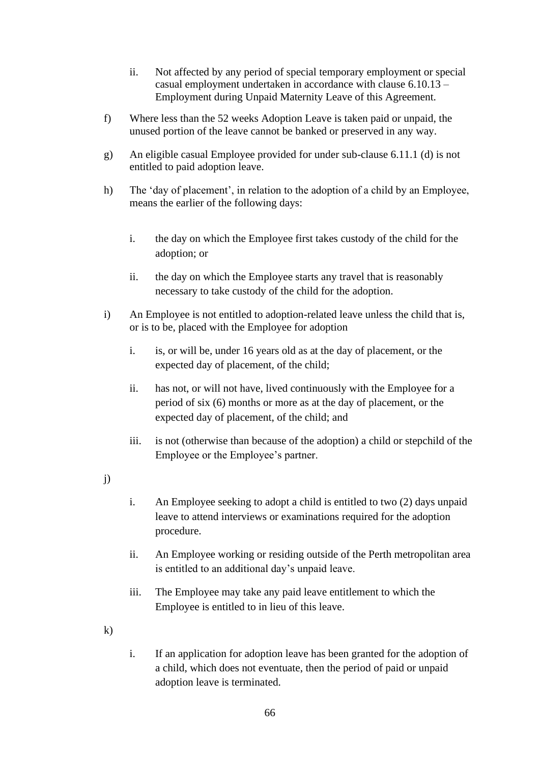ii. Not affected by any period of special temporary employment or special casual employment undertaken in accordance with clause 6.10.13 – Employment during Unpaid Maternity Leave of this Agreement.

f) Where less than the 52 weeks Adoption Leave is taken paid or unpaid, the unused portion of the leave cannot be banked or preserved in any way.

g) An eligible casual Employee provided for under sub-clause 6.11.1 (d) is not entitled to paid adoption leave.

h) The 'day of placement', in relation to the adoption of a child by an Employee, means the earlier of the following days:

   i. the day on which the Employee first takes custody of the child for the adoption; or

   ii. the day on which the Employee starts any travel that is reasonably necessary to take custody of the child for the adoption.

i) An Employee is not entitled to adoption-related leave unless the child that is, or is to be, placed with the Employee for adoption

   i. is, or will be, under 16 years old as at the day of placement, or the expected day of placement, of the child;

   ii. has not, or will not have, lived continuously with the Employee for a period of six (6) months or more as at the day of placement, or the expected day of placement, of the child; and

   iii. is not (otherwise than because of the adoption) a child or stepchild of the Employee or the Employee's partner.

j)

   i. An Employee seeking to adopt a child is entitled to two (2) days unpaid leave to attend interviews or examinations required for the adoption procedure.

   ii. An Employee working or residing outside of the Perth metropolitan area is entitled to an additional day's unpaid leave.

   iii. The Employee may take any paid leave entitlement to which the Employee is entitled to in lieu of this leave.

k)

   i. If an application for adoption leave has been granted for the adoption of a child, which does not eventuate, then the period of paid or unpaid adoption leave is terminated.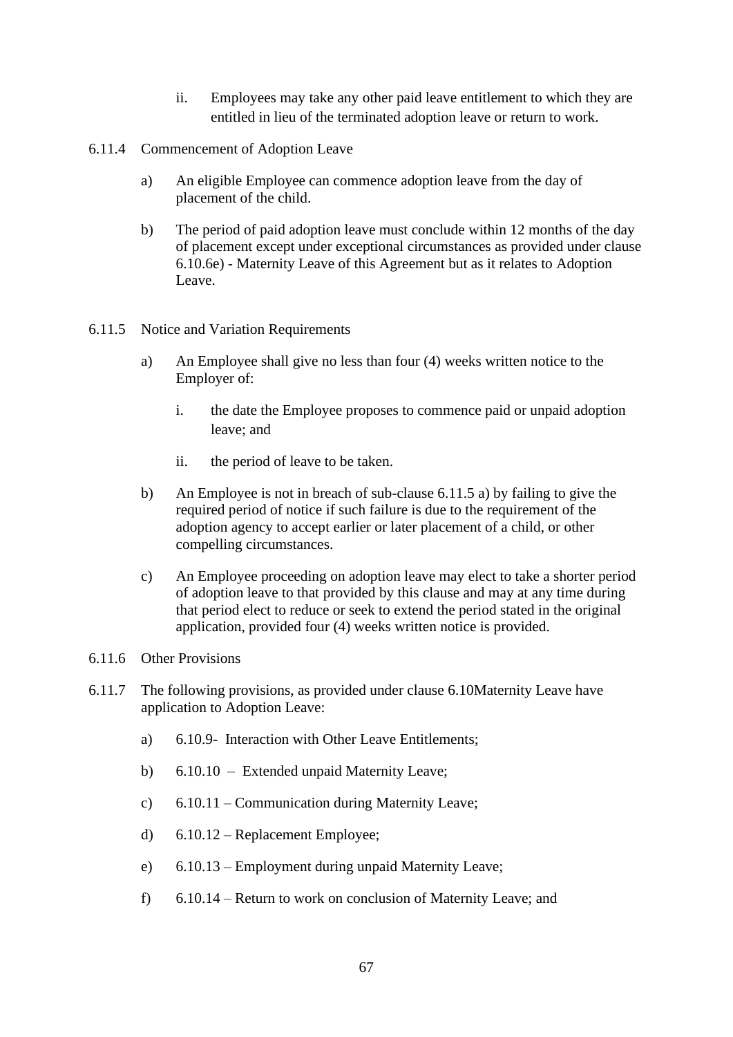ii. Employees may take any other paid leave entitlement to which they are entitled in lieu of the terminated adoption leave or return to work.

6.11.4 Commencement of Adoption Leave

a) An eligible Employee can commence adoption leave from the day of placement of the child.

b) The period of paid adoption leave must conclude within 12 months of the day of placement except under exceptional circumstances as provided under clause 6.10.6e) - Maternity Leave of this Agreement but as it relates to Adoption Leave.

6.11.5 Notice and Variation Requirements

a) An Employee shall give no less than four (4) weeks written notice to the Employer of:

   i. the date the Employee proposes to commence paid or unpaid adoption leave; and

   ii. the period of leave to be taken.

b) An Employee is not in breach of sub-clause 6.11.5 a) by failing to give the required period of notice if such failure is due to the requirement of the adoption agency to accept earlier or later placement of a child, or other compelling circumstances.

c) An Employee proceeding on adoption leave may elect to take a shorter period of adoption leave to that provided by this clause and may at any time during that period elect to reduce or seek to extend the period stated in the original application, provided four (4) weeks written notice is provided.

6.11.6 Other Provisions

6.11.7 The following provisions, as provided under clause 6.10Maternity Leave have application to Adoption Leave:

a) 6.10.9- Interaction with Other Leave Entitlements;

b) 6.10.10 – Extended unpaid Maternity Leave;

c) 6.10.11 – Communication during Maternity Leave;

d) 6.10.12 – Replacement Employee;

e) 6.10.13 – Employment during unpaid Maternity Leave;

f) 6.10.14 – Return to work on conclusion of Maternity Leave; and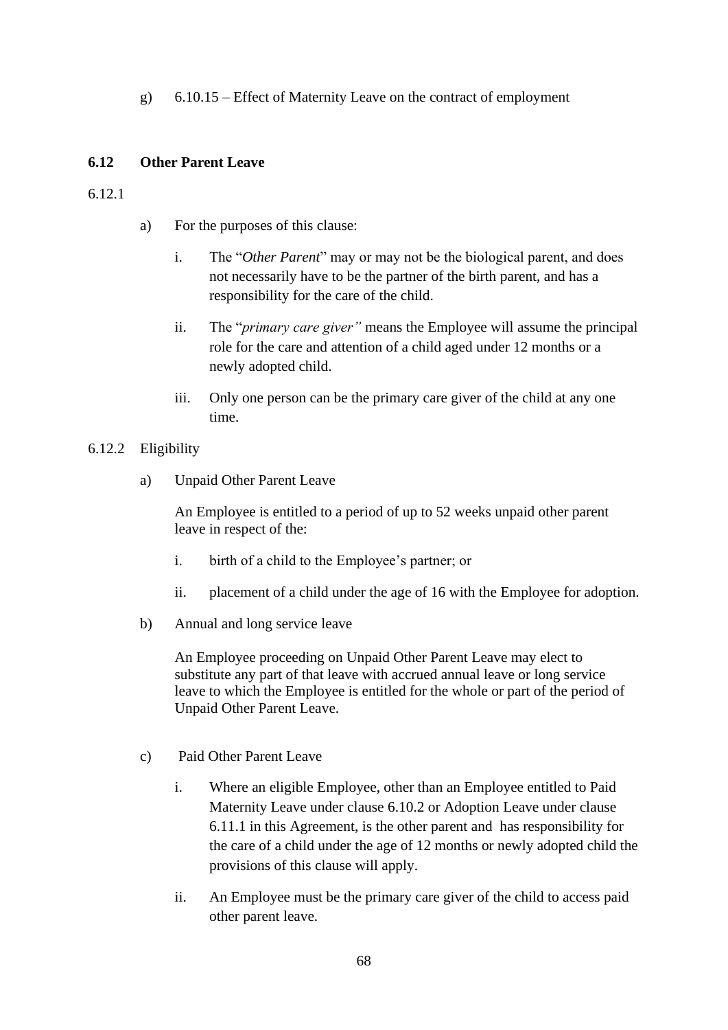g) 6.10.15 – Effect of Maternity Leave on the contract of employment

### 6.12 Other Parent Leave

6.12.1

a) For the purposes of this clause:

   i. The "*Other Parent*" may or may not be the biological parent, and does not necessarily have to be the partner of the birth parent, and has a responsibility for the care of the child.

   ii. The "*primary care giver"* means the Employee will assume the principal role for the care and attention of a child aged under 12 months or a newly adopted child.

   iii. Only one person can be the primary care giver of the child at any one time.

6.12.2 Eligibility

a) Unpaid Other Parent Leave

   An Employee is entitled to a period of up to 52 weeks unpaid other parent leave in respect of the:

   i. birth of a child to the Employee's partner; or

   ii. placement of a child under the age of 16 with the Employee for adoption.

b) Annual and long service leave

   An Employee proceeding on Unpaid Other Parent Leave may elect to substitute any part of that leave with accrued annual leave or long service leave to which the Employee is entitled for the whole or part of the period of Unpaid Other Parent Leave.

c) Paid Other Parent Leave

   i. Where an eligible Employee, other than an Employee entitled to Paid Maternity Leave under clause 6.10.2 or Adoption Leave under clause 6.11.1 in this Agreement, is the other parent and has responsibility for the care of a child under the age of 12 months or newly adopted child the provisions of this clause will apply.

   ii. An Employee must be the primary care giver of the child to access paid other parent leave.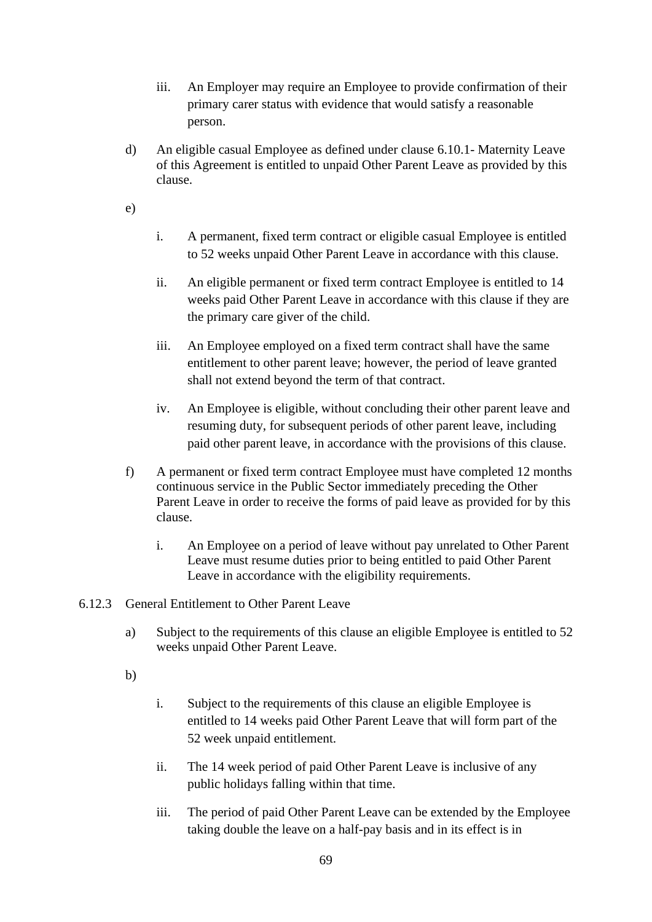iii. An Employer may require an Employee to provide confirmation of their primary carer status with evidence that would satisfy a reasonable person.

d) An eligible casual Employee as defined under clause 6.10.1- Maternity Leave of this Agreement is entitled to unpaid Other Parent Leave as provided by this clause.

e)

i. A permanent, fixed term contract or eligible casual Employee is entitled to 52 weeks unpaid Other Parent Leave in accordance with this clause.

ii. An eligible permanent or fixed term contract Employee is entitled to 14 weeks paid Other Parent Leave in accordance with this clause if they are the primary care giver of the child.

iii. An Employee employed on a fixed term contract shall have the same entitlement to other parent leave; however, the period of leave granted shall not extend beyond the term of that contract.

iv. An Employee is eligible, without concluding their other parent leave and resuming duty, for subsequent periods of other parent leave, including paid other parent leave, in accordance with the provisions of this clause.

f) A permanent or fixed term contract Employee must have completed 12 months continuous service in the Public Sector immediately preceding the Other Parent Leave in order to receive the forms of paid leave as provided for by this clause.

i. An Employee on a period of leave without pay unrelated to Other Parent Leave must resume duties prior to being entitled to paid Other Parent Leave in accordance with the eligibility requirements.

6.12.3 General Entitlement to Other Parent Leave

a) Subject to the requirements of this clause an eligible Employee is entitled to 52 weeks unpaid Other Parent Leave.

b)

i. Subject to the requirements of this clause an eligible Employee is entitled to 14 weeks paid Other Parent Leave that will form part of the 52 week unpaid entitlement.

ii. The 14 week period of paid Other Parent Leave is inclusive of any public holidays falling within that time.

iii. The period of paid Other Parent Leave can be extended by the Employee taking double the leave on a half-pay basis and in its effect is in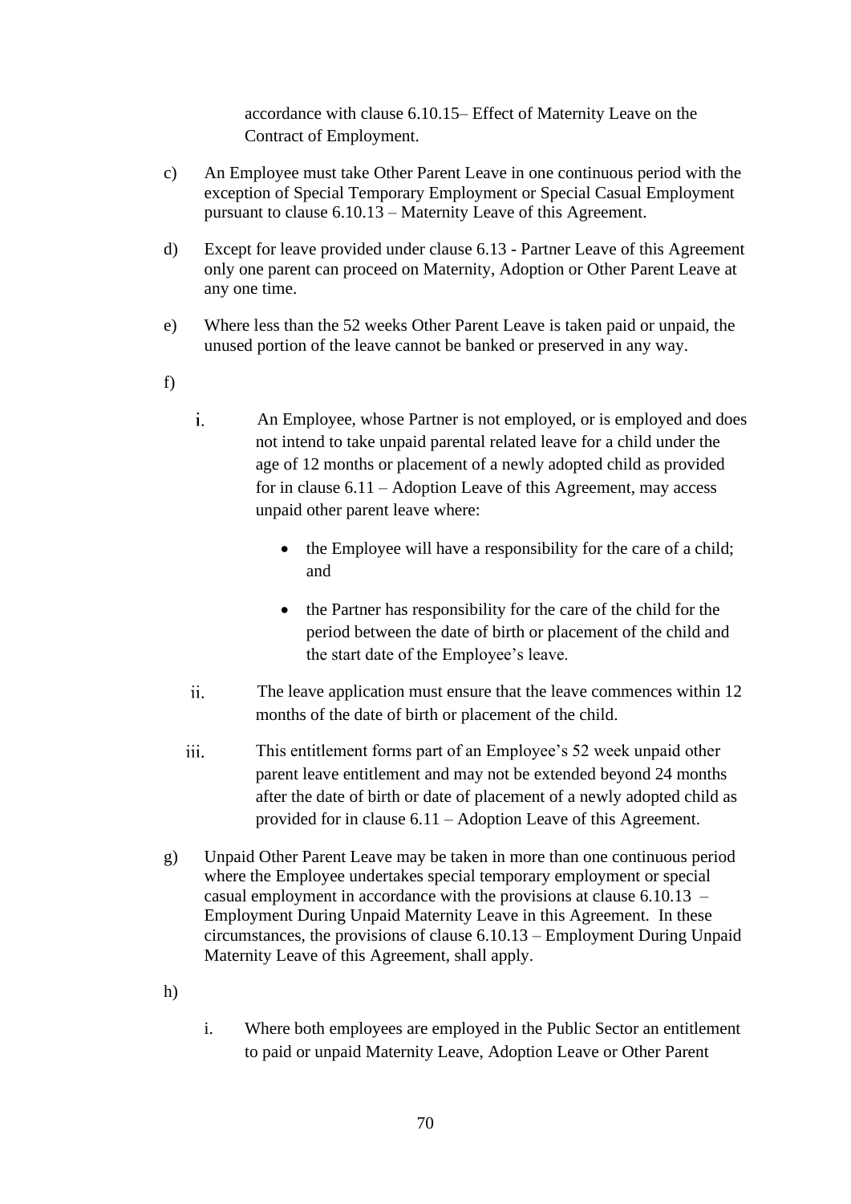accordance with clause 6.10.15– Effect of Maternity Leave on the Contract of Employment.

c) An Employee must take Other Parent Leave in one continuous period with the exception of Special Temporary Employment or Special Casual Employment pursuant to clause 6.10.13 – Maternity Leave of this Agreement.

d) Except for leave provided under clause 6.13 - Partner Leave of this Agreement only one parent can proceed on Maternity, Adoption or Other Parent Leave at any one time.

e) Where less than the 52 weeks Other Parent Leave is taken paid or unpaid, the unused portion of the leave cannot be banked or preserved in any way.

f)

i. An Employee, whose Partner is not employed, or is employed and does not intend to take unpaid parental related leave for a child under the age of 12 months or placement of a newly adopted child as provided for in clause 6.11 – Adoption Leave of this Agreement, may access unpaid other parent leave where:

   - the Employee will have a responsibility for the care of a child; and
   - the Partner has responsibility for the care of the child for the period between the date of birth or placement of the child and the start date of the Employee's leave.

ii. The leave application must ensure that the leave commences within 12 months of the date of birth or placement of the child.

iii. This entitlement forms part of an Employee's 52 week unpaid other parent leave entitlement and may not be extended beyond 24 months after the date of birth or date of placement of a newly adopted child as provided for in clause 6.11 – Adoption Leave of this Agreement.

g) Unpaid Other Parent Leave may be taken in more than one continuous period where the Employee undertakes special temporary employment or special casual employment in accordance with the provisions at clause 6.10.13 – Employment During Unpaid Maternity Leave in this Agreement. In these circumstances, the provisions of clause 6.10.13 – Employment During Unpaid Maternity Leave of this Agreement, shall apply.

h)

i. Where both employees are employed in the Public Sector an entitlement to paid or unpaid Maternity Leave, Adoption Leave or Other Parent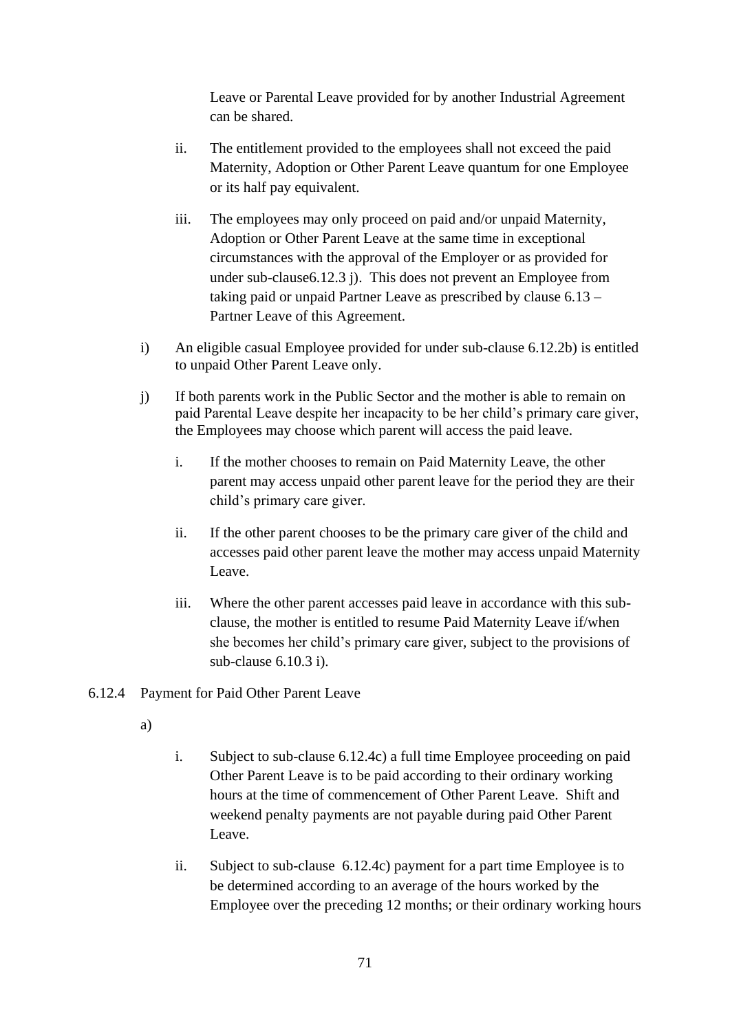Leave or Parental Leave provided for by another Industrial Agreement can be shared.

ii. The entitlement provided to the employees shall not exceed the paid Maternity, Adoption or Other Parent Leave quantum for one Employee or its half pay equivalent.

iii. The employees may only proceed on paid and/or unpaid Maternity, Adoption or Other Parent Leave at the same time in exceptional circumstances with the approval of the Employer or as provided for under sub-clause6.12.3 j). This does not prevent an Employee from taking paid or unpaid Partner Leave as prescribed by clause 6.13 – Partner Leave of this Agreement.

i) An eligible casual Employee provided for under sub-clause 6.12.2b) is entitled to unpaid Other Parent Leave only.

j) If both parents work in the Public Sector and the mother is able to remain on paid Parental Leave despite her incapacity to be her child's primary care giver, the Employees may choose which parent will access the paid leave.

   i. If the mother chooses to remain on Paid Maternity Leave, the other parent may access unpaid other parent leave for the period they are their child's primary care giver.

   ii. If the other parent chooses to be the primary care giver of the child and accesses paid other parent leave the mother may access unpaid Maternity Leave.

   iii. Where the other parent accesses paid leave in accordance with this sub-clause, the mother is entitled to resume Paid Maternity Leave if/when she becomes her child's primary care giver, subject to the provisions of sub-clause 6.10.3 i).

6.12.4 Payment for Paid Other Parent Leave

a)

   i. Subject to sub-clause 6.12.4c) a full time Employee proceeding on paid Other Parent Leave is to be paid according to their ordinary working hours at the time of commencement of Other Parent Leave. Shift and weekend penalty payments are not payable during paid Other Parent Leave.

   ii. Subject to sub-clause 6.12.4c) payment for a part time Employee is to be determined according to an average of the hours worked by the Employee over the preceding 12 months; or their ordinary working hours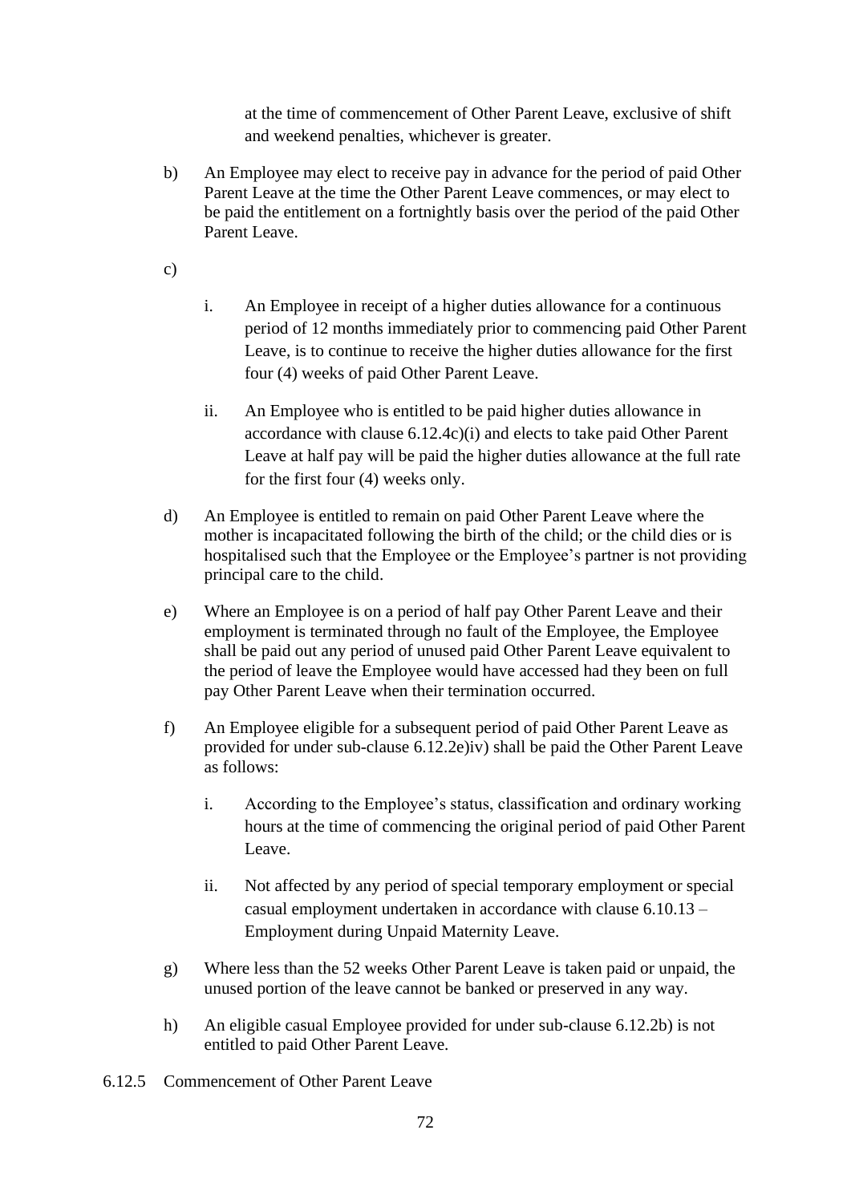at the time of commencement of Other Parent Leave, exclusive of shift and weekend penalties, whichever is greater.

b) An Employee may elect to receive pay in advance for the period of paid Other Parent Leave at the time the Other Parent Leave commences, or may elect to be paid the entitlement on a fortnightly basis over the period of the paid Other Parent Leave.

c)

i. An Employee in receipt of a higher duties allowance for a continuous period of 12 months immediately prior to commencing paid Other Parent Leave, is to continue to receive the higher duties allowance for the first four (4) weeks of paid Other Parent Leave.

ii. An Employee who is entitled to be paid higher duties allowance in accordance with clause 6.12.4c)(i) and elects to take paid Other Parent Leave at half pay will be paid the higher duties allowance at the full rate for the first four (4) weeks only.

d) An Employee is entitled to remain on paid Other Parent Leave where the mother is incapacitated following the birth of the child; or the child dies or is hospitalised such that the Employee or the Employee's partner is not providing principal care to the child.

e) Where an Employee is on a period of half pay Other Parent Leave and their employment is terminated through no fault of the Employee, the Employee shall be paid out any period of unused paid Other Parent Leave equivalent to the period of leave the Employee would have accessed had they been on full pay Other Parent Leave when their termination occurred.

f) An Employee eligible for a subsequent period of paid Other Parent Leave as provided for under sub-clause 6.12.2e)iv) shall be paid the Other Parent Leave as follows:

i. According to the Employee's status, classification and ordinary working hours at the time of commencing the original period of paid Other Parent Leave.

ii. Not affected by any period of special temporary employment or special casual employment undertaken in accordance with clause 6.10.13 – Employment during Unpaid Maternity Leave.

g) Where less than the 52 weeks Other Parent Leave is taken paid or unpaid, the unused portion of the leave cannot be banked or preserved in any way.

h) An eligible casual Employee provided for under sub-clause 6.12.2b) is not entitled to paid Other Parent Leave.

6.12.5 Commencement of Other Parent Leave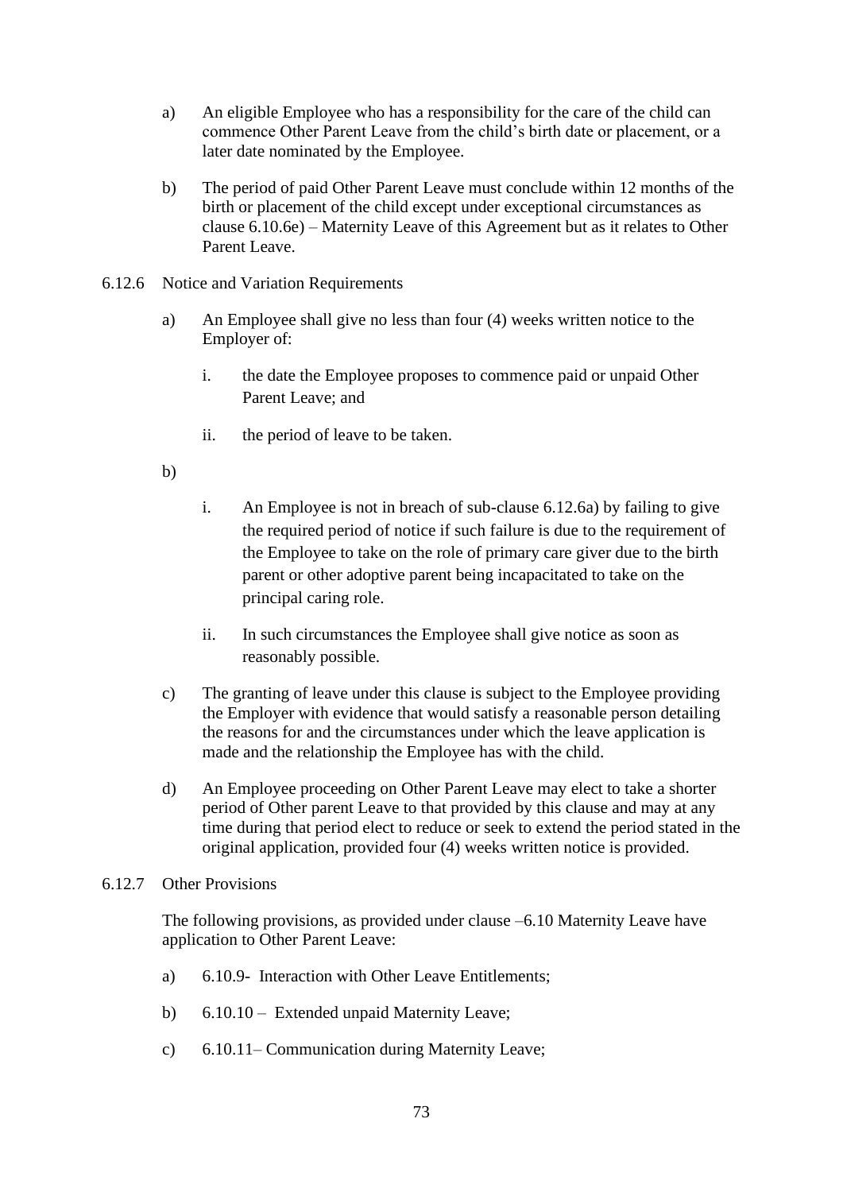a) An eligible Employee who has a responsibility for the care of the child can commence Other Parent Leave from the child's birth date or placement, or a later date nominated by the Employee.

b) The period of paid Other Parent Leave must conclude within 12 months of the birth or placement of the child except under exceptional circumstances as clause 6.10.6e) – Maternity Leave of this Agreement but as it relates to Other Parent Leave.

6.12.6 Notice and Variation Requirements

a) An Employee shall give no less than four (4) weeks written notice to the Employer of:

   i. the date the Employee proposes to commence paid or unpaid Other Parent Leave; and

   ii. the period of leave to be taken.

b)

   i. An Employee is not in breach of sub-clause 6.12.6a) by failing to give the required period of notice if such failure is due to the requirement of the Employee to take on the role of primary care giver due to the birth parent or other adoptive parent being incapacitated to take on the principal caring role.

   ii. In such circumstances the Employee shall give notice as soon as reasonably possible.

c) The granting of leave under this clause is subject to the Employee providing the Employer with evidence that would satisfy a reasonable person detailing the reasons for and the circumstances under which the leave application is made and the relationship the Employee has with the child.

d) An Employee proceeding on Other Parent Leave may elect to take a shorter period of Other parent Leave to that provided by this clause and may at any time during that period elect to reduce or seek to extend the period stated in the original application, provided four (4) weeks written notice is provided.

6.12.7 Other Provisions

The following provisions, as provided under clause –6.10 Maternity Leave have application to Other Parent Leave:

a) 6.10.9- Interaction with Other Leave Entitlements;

b) 6.10.10 – Extended unpaid Maternity Leave;

c) 6.10.11– Communication during Maternity Leave;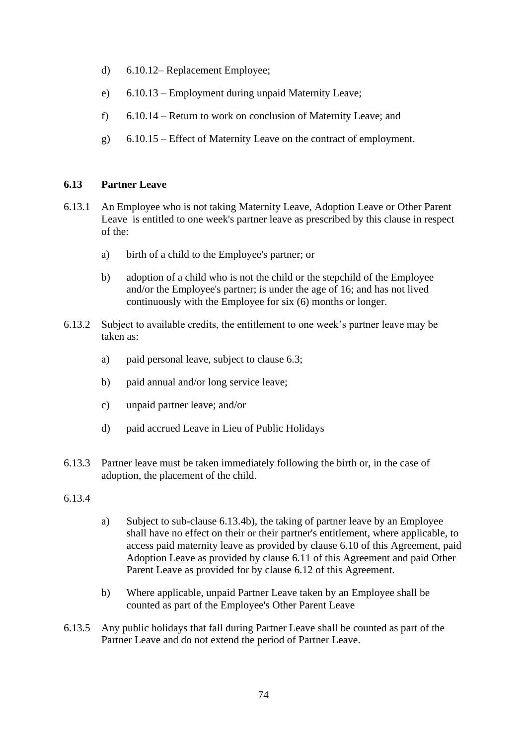d) 6.10.12– Replacement Employee;

e) 6.10.13 – Employment during unpaid Maternity Leave;

f) 6.10.14 – Return to work on conclusion of Maternity Leave; and

g) 6.10.15 – Effect of Maternity Leave on the contract of employment.

### 6.13 Partner Leave

6.13.1 An Employee who is not taking Maternity Leave, Adoption Leave or Other Parent Leave is entitled to one week's partner leave as prescribed by this clause in respect of the:

a) birth of a child to the Employee's partner; or

b) adoption of a child who is not the child or the stepchild of the Employee and/or the Employee's partner; is under the age of 16; and has not lived continuously with the Employee for six (6) months or longer.

6.13.2 Subject to available credits, the entitlement to one week's partner leave may be taken as:

a) paid personal leave, subject to clause 6.3;

b) paid annual and/or long service leave;

c) unpaid partner leave; and/or

d) paid accrued Leave in Lieu of Public Holidays

6.13.3 Partner leave must be taken immediately following the birth or, in the case of adoption, the placement of the child.

6.13.4

a) Subject to sub-clause 6.13.4b), the taking of partner leave by an Employee shall have no effect on their or their partner's entitlement, where applicable, to access paid maternity leave as provided by clause 6.10 of this Agreement, paid Adoption Leave as provided by clause 6.11 of this Agreement and paid Other Parent Leave as provided for by clause 6.12 of this Agreement.

b) Where applicable, unpaid Partner Leave taken by an Employee shall be counted as part of the Employee's Other Parent Leave

6.13.5 Any public holidays that fall during Partner Leave shall be counted as part of the Partner Leave and do not extend the period of Partner Leave.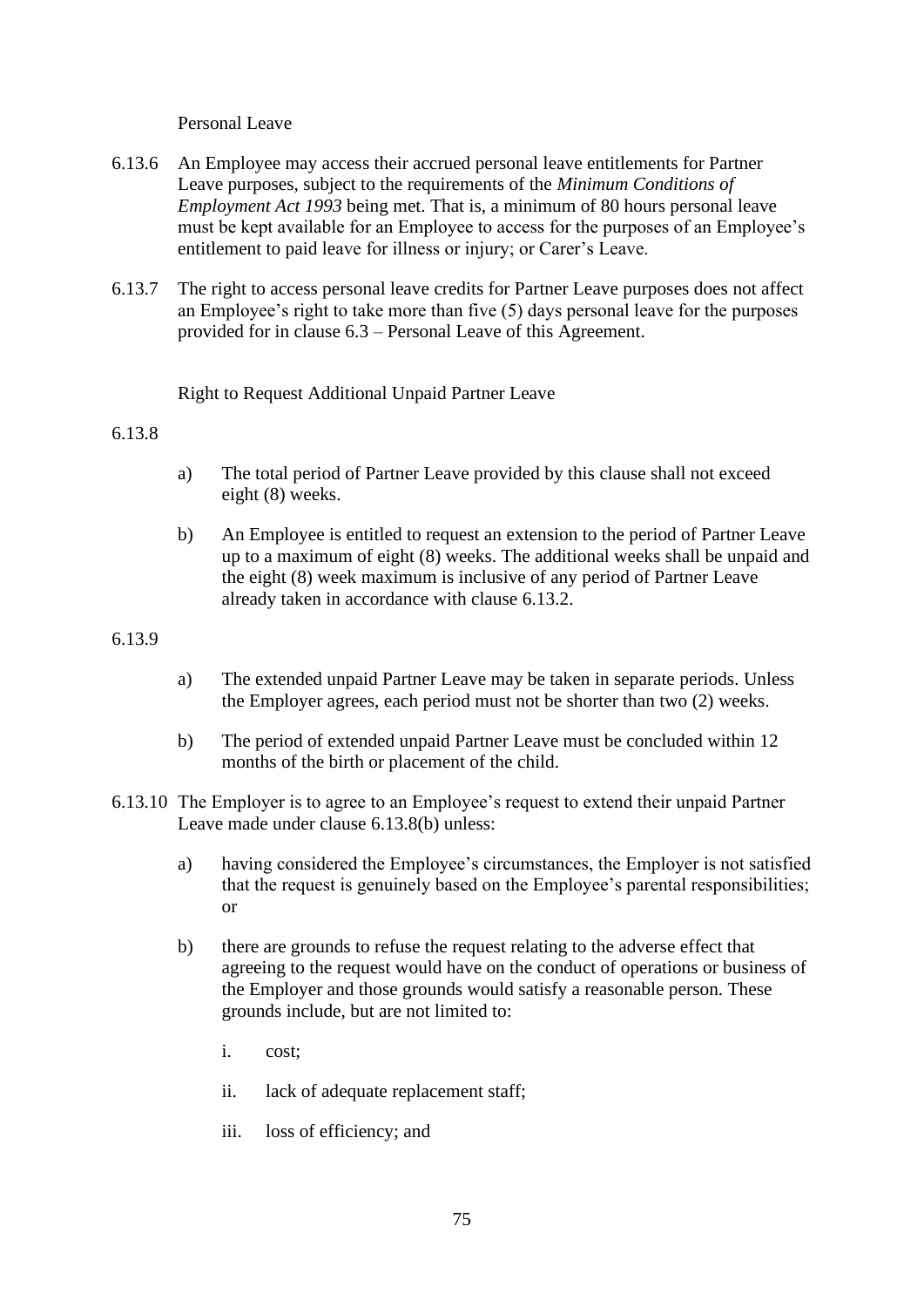Personal Leave

6.13.6 An Employee may access their accrued personal leave entitlements for Partner Leave purposes, subject to the requirements of the *Minimum Conditions of Employment Act 1993* being met. That is, a minimum of 80 hours personal leave must be kept available for an Employee to access for the purposes of an Employee's entitlement to paid leave for illness or injury; or Carer's Leave.

6.13.7 The right to access personal leave credits for Partner Leave purposes does not affect an Employee's right to take more than five (5) days personal leave for the purposes provided for in clause 6.3 – Personal Leave of this Agreement.

Right to Request Additional Unpaid Partner Leave

6.13.8

a) The total period of Partner Leave provided by this clause shall not exceed eight (8) weeks.

b) An Employee is entitled to request an extension to the period of Partner Leave up to a maximum of eight (8) weeks. The additional weeks shall be unpaid and the eight (8) week maximum is inclusive of any period of Partner Leave already taken in accordance with clause 6.13.2.

6.13.9

a) The extended unpaid Partner Leave may be taken in separate periods. Unless the Employer agrees, each period must not be shorter than two (2) weeks.

b) The period of extended unpaid Partner Leave must be concluded within 12 months of the birth or placement of the child.

6.13.10 The Employer is to agree to an Employee's request to extend their unpaid Partner Leave made under clause 6.13.8(b) unless:

a) having considered the Employee's circumstances, the Employer is not satisfied that the request is genuinely based on the Employee's parental responsibilities; or

b) there are grounds to refuse the request relating to the adverse effect that agreeing to the request would have on the conduct of operations or business of the Employer and those grounds would satisfy a reasonable person. These grounds include, but are not limited to:

   i. cost;

   ii. lack of adequate replacement staff;

   iii. loss of efficiency; and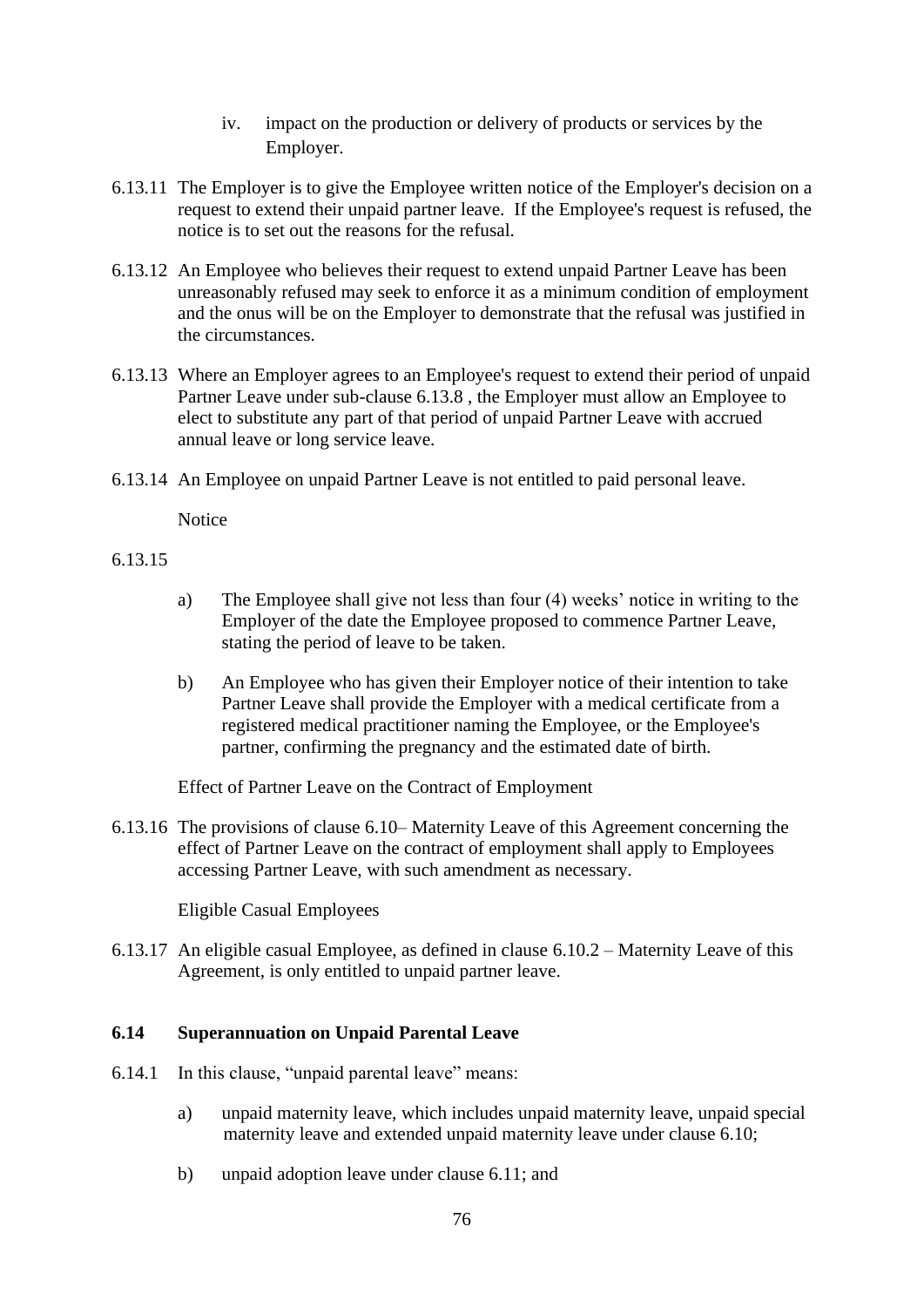iv. impact on the production or delivery of products or services by the Employer.

6.13.11 The Employer is to give the Employee written notice of the Employer's decision on a request to extend their unpaid partner leave. If the Employee's request is refused, the notice is to set out the reasons for the refusal.

6.13.12 An Employee who believes their request to extend unpaid Partner Leave has been unreasonably refused may seek to enforce it as a minimum condition of employment and the onus will be on the Employer to demonstrate that the refusal was justified in the circumstances.

6.13.13 Where an Employer agrees to an Employee's request to extend their period of unpaid Partner Leave under sub-clause 6.13.8 , the Employer must allow an Employee to elect to substitute any part of that period of unpaid Partner Leave with accrued annual leave or long service leave.

6.13.14 An Employee on unpaid Partner Leave is not entitled to paid personal leave.

Notice

6.13.15

a) The Employee shall give not less than four (4) weeks' notice in writing to the Employer of the date the Employee proposed to commence Partner Leave, stating the period of leave to be taken.

b) An Employee who has given their Employer notice of their intention to take Partner Leave shall provide the Employer with a medical certificate from a registered medical practitioner naming the Employee, or the Employee's partner, confirming the pregnancy and the estimated date of birth.

Effect of Partner Leave on the Contract of Employment

6.13.16 The provisions of clause 6.10– Maternity Leave of this Agreement concerning the effect of Partner Leave on the contract of employment shall apply to Employees accessing Partner Leave, with such amendment as necessary.

Eligible Casual Employees

6.13.17 An eligible casual Employee, as defined in clause 6.10.2 – Maternity Leave of this Agreement, is only entitled to unpaid partner leave.

### 6.14 Superannuation on Unpaid Parental Leave

6.14.1 In this clause, "unpaid parental leave" means:

a) unpaid maternity leave, which includes unpaid maternity leave, unpaid special maternity leave and extended unpaid maternity leave under clause 6.10;

b) unpaid adoption leave under clause 6.11; and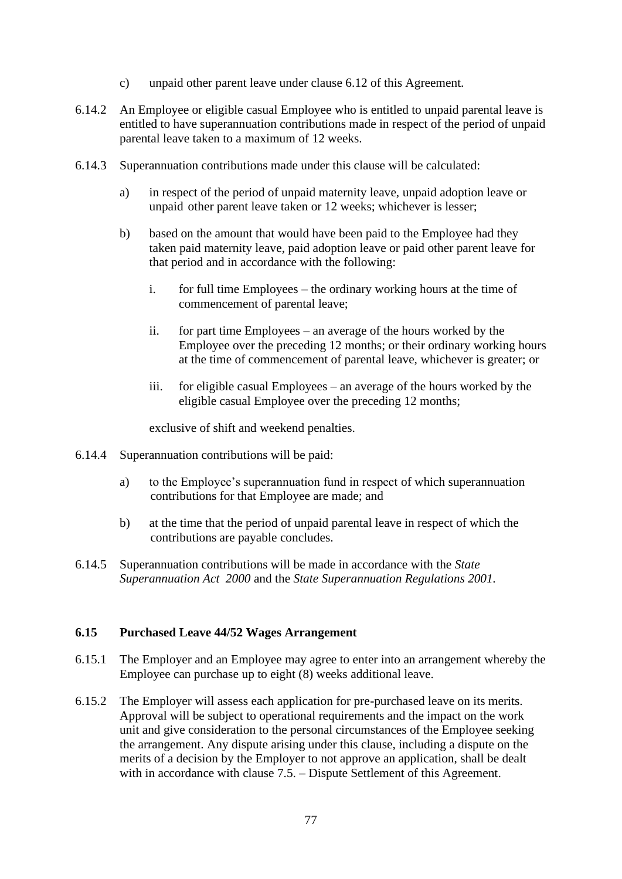c) unpaid other parent leave under clause 6.12 of this Agreement.

6.14.2 An Employee or eligible casual Employee who is entitled to unpaid parental leave is entitled to have superannuation contributions made in respect of the period of unpaid parental leave taken to a maximum of 12 weeks.

6.14.3 Superannuation contributions made under this clause will be calculated:

a) in respect of the period of unpaid maternity leave, unpaid adoption leave or unpaid other parent leave taken or 12 weeks; whichever is lesser;

b) based on the amount that would have been paid to the Employee had they taken paid maternity leave, paid adoption leave or paid other parent leave for that period and in accordance with the following:

   i. for full time Employees – the ordinary working hours at the time of commencement of parental leave;

   ii. for part time Employees – an average of the hours worked by the Employee over the preceding 12 months; or their ordinary working hours at the time of commencement of parental leave, whichever is greater; or

   iii. for eligible casual Employees – an average of the hours worked by the eligible casual Employee over the preceding 12 months;

exclusive of shift and weekend penalties.

6.14.4 Superannuation contributions will be paid:

a) to the Employee's superannuation fund in respect of which superannuation contributions for that Employee are made; and

b) at the time that the period of unpaid parental leave in respect of which the contributions are payable concludes.

6.14.5 Superannuation contributions will be made in accordance with the *State Superannuation Act 2000* and the *State Superannuation Regulations 2001*.

### 6.15 Purchased Leave 44/52 Wages Arrangement

6.15.1 The Employer and an Employee may agree to enter into an arrangement whereby the Employee can purchase up to eight (8) weeks additional leave.

6.15.2 The Employer will assess each application for pre-purchased leave on its merits. Approval will be subject to operational requirements and the impact on the work unit and give consideration to the personal circumstances of the Employee seeking the arrangement. Any dispute arising under this clause, including a dispute on the merits of a decision by the Employer to not approve an application, shall be dealt with in accordance with clause 7.5. – Dispute Settlement of this Agreement.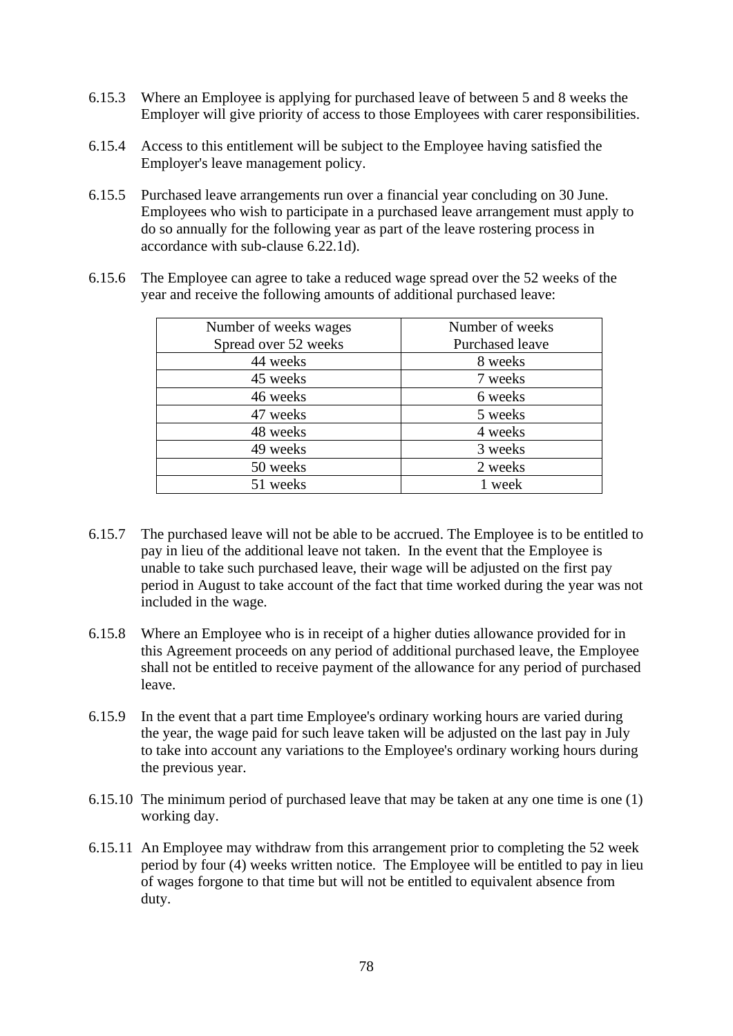6.15.3 Where an Employee is applying for purchased leave of between 5 and 8 weeks the Employer will give priority of access to those Employees with carer responsibilities.

6.15.4 Access to this entitlement will be subject to the Employee having satisfied the Employer's leave management policy.

6.15.5 Purchased leave arrangements run over a financial year concluding on 30 June. Employees who wish to participate in a purchased leave arrangement must apply to do so annually for the following year as part of the leave rostering process in accordance with sub-clause 6.22.1d).

6.15.6 The Employee can agree to take a reduced wage spread over the 52 weeks of the year and receive the following amounts of additional purchased leave:

| Number of weeks wages Spread over 52 weeks | Number of weeks Purchased leave |
|---|---|
| 44 weeks | 8 weeks |
| 45 weeks | 7 weeks |
| 46 weeks | 6 weeks |
| 47 weeks | 5 weeks |
| 48 weeks | 4 weeks |
| 49 weeks | 3 weeks |
| 50 weeks | 2 weeks |
| 51 weeks | 1 week |

6.15.7 The purchased leave will not be able to be accrued. The Employee is to be entitled to pay in lieu of the additional leave not taken. In the event that the Employee is unable to take such purchased leave, their wage will be adjusted on the first pay period in August to take account of the fact that time worked during the year was not included in the wage.

6.15.8 Where an Employee who is in receipt of a higher duties allowance provided for in this Agreement proceeds on any period of additional purchased leave, the Employee shall not be entitled to receive payment of the allowance for any period of purchased leave.

6.15.9 In the event that a part time Employee's ordinary working hours are varied during the year, the wage paid for such leave taken will be adjusted on the last pay in July to take into account any variations to the Employee's ordinary working hours during the previous year.

6.15.10 The minimum period of purchased leave that may be taken at any one time is one (1) working day.

6.15.11 An Employee may withdraw from this arrangement prior to completing the 52 week period by four (4) weeks written notice. The Employee will be entitled to pay in lieu of wages forgone to that time but will not be entitled to equivalent absence from duty.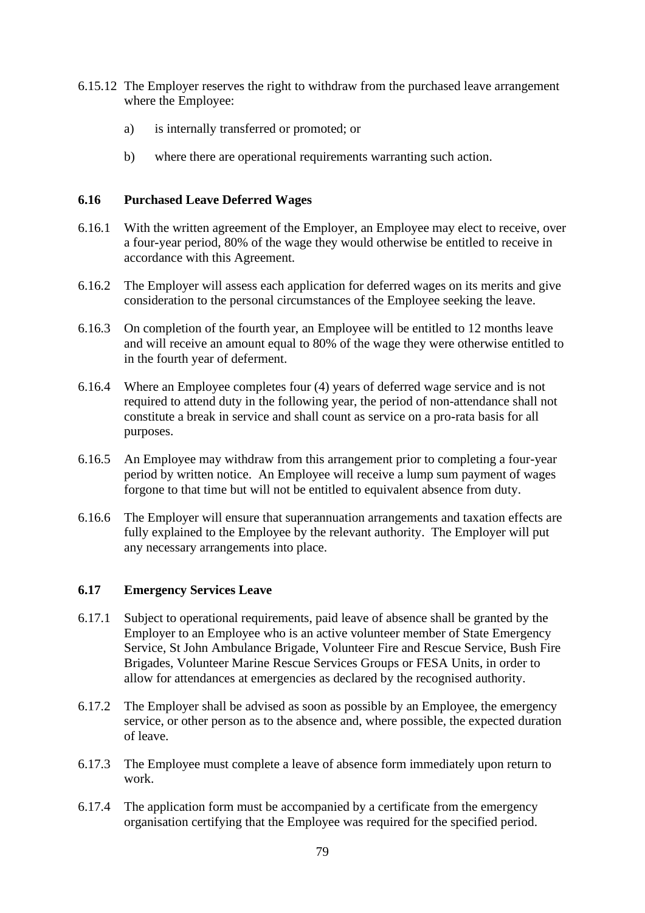6.15.12 The Employer reserves the right to withdraw from the purchased leave arrangement where the Employee:

a) is internally transferred or promoted; or

b) where there are operational requirements warranting such action.

### 6.16 Purchased Leave Deferred Wages

6.16.1 With the written agreement of the Employer, an Employee may elect to receive, over a four-year period, 80% of the wage they would otherwise be entitled to receive in accordance with this Agreement.

6.16.2 The Employer will assess each application for deferred wages on its merits and give consideration to the personal circumstances of the Employee seeking the leave.

6.16.3 On completion of the fourth year, an Employee will be entitled to 12 months leave and will receive an amount equal to 80% of the wage they were otherwise entitled to in the fourth year of deferment.

6.16.4 Where an Employee completes four (4) years of deferred wage service and is not required to attend duty in the following year, the period of non-attendance shall not constitute a break in service and shall count as service on a pro-rata basis for all purposes.

6.16.5 An Employee may withdraw from this arrangement prior to completing a four-year period by written notice. An Employee will receive a lump sum payment of wages forgone to that time but will not be entitled to equivalent absence from duty.

6.16.6 The Employer will ensure that superannuation arrangements and taxation effects are fully explained to the Employee by the relevant authority. The Employer will put any necessary arrangements into place.

### 6.17 Emergency Services Leave

6.17.1 Subject to operational requirements, paid leave of absence shall be granted by the Employer to an Employee who is an active volunteer member of State Emergency Service, St John Ambulance Brigade, Volunteer Fire and Rescue Service, Bush Fire Brigades, Volunteer Marine Rescue Services Groups or FESA Units, in order to allow for attendances at emergencies as declared by the recognised authority.

6.17.2 The Employer shall be advised as soon as possible by an Employee, the emergency service, or other person as to the absence and, where possible, the expected duration of leave.

6.17.3 The Employee must complete a leave of absence form immediately upon return to work.

6.17.4 The application form must be accompanied by a certificate from the emergency organisation certifying that the Employee was required for the specified period.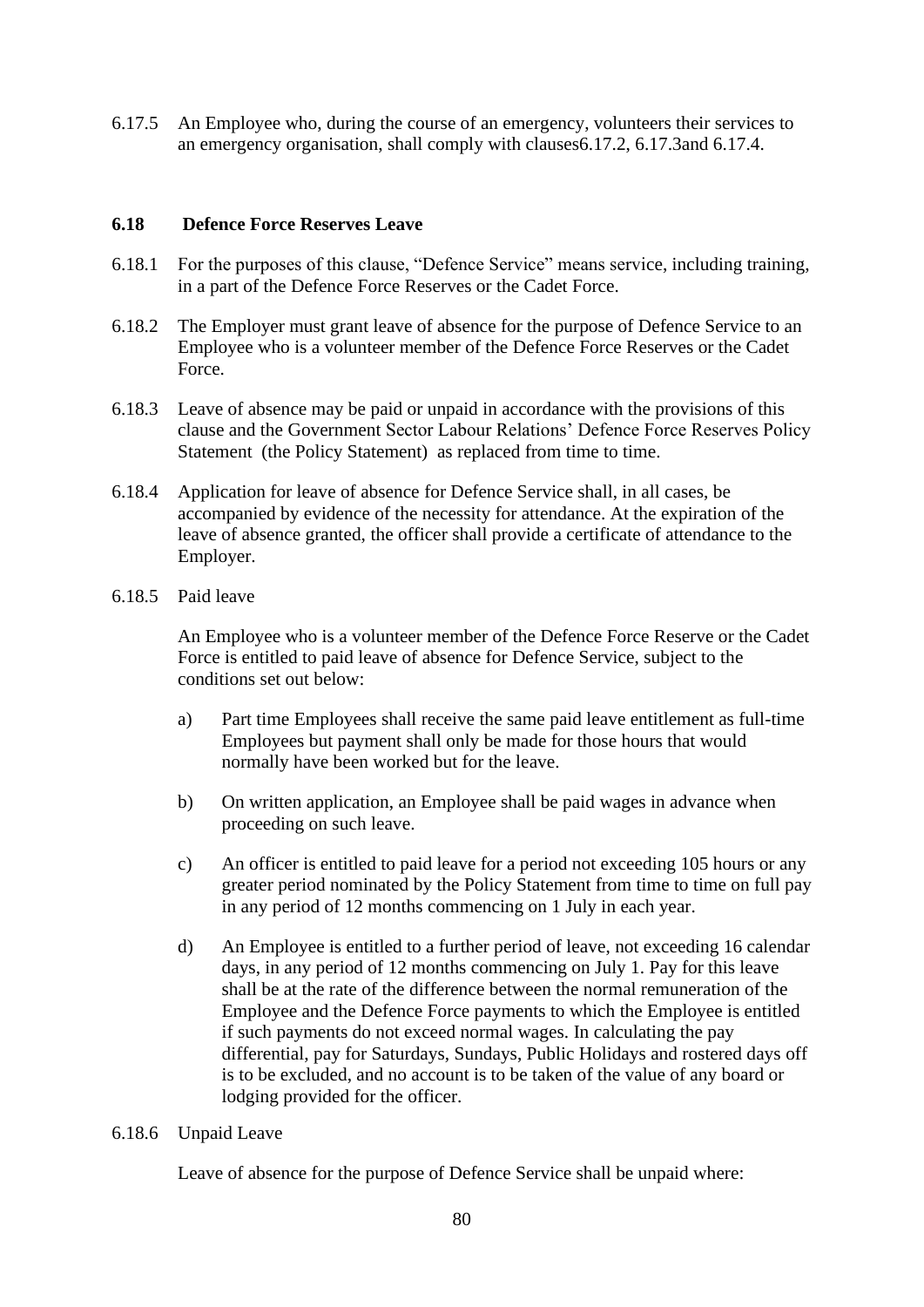6.17.5 An Employee who, during the course of an emergency, volunteers their services to an emergency organisation, shall comply with clauses6.17.2, 6.17.3and 6.17.4.

### 6.18 Defence Force Reserves Leave

6.18.1 For the purposes of this clause, "Defence Service" means service, including training, in a part of the Defence Force Reserves or the Cadet Force.

6.18.2 The Employer must grant leave of absence for the purpose of Defence Service to an Employee who is a volunteer member of the Defence Force Reserves or the Cadet Force.

6.18.3 Leave of absence may be paid or unpaid in accordance with the provisions of this clause and the Government Sector Labour Relations' Defence Force Reserves Policy Statement (the Policy Statement) as replaced from time to time.

6.18.4 Application for leave of absence for Defence Service shall, in all cases, be accompanied by evidence of the necessity for attendance. At the expiration of the leave of absence granted, the officer shall provide a certificate of attendance to the Employer.

6.18.5 Paid leave

An Employee who is a volunteer member of the Defence Force Reserve or the Cadet Force is entitled to paid leave of absence for Defence Service, subject to the conditions set out below:

a) Part time Employees shall receive the same paid leave entitlement as full-time Employees but payment shall only be made for those hours that would normally have been worked but for the leave.

b) On written application, an Employee shall be paid wages in advance when proceeding on such leave.

c) An officer is entitled to paid leave for a period not exceeding 105 hours or any greater period nominated by the Policy Statement from time to time on full pay in any period of 12 months commencing on 1 July in each year.

d) An Employee is entitled to a further period of leave, not exceeding 16 calendar days, in any period of 12 months commencing on July 1. Pay for this leave shall be at the rate of the difference between the normal remuneration of the Employee and the Defence Force payments to which the Employee is entitled if such payments do not exceed normal wages. In calculating the pay differential, pay for Saturdays, Sundays, Public Holidays and rostered days off is to be excluded, and no account is to be taken of the value of any board or lodging provided for the officer.

6.18.6 Unpaid Leave

Leave of absence for the purpose of Defence Service shall be unpaid where: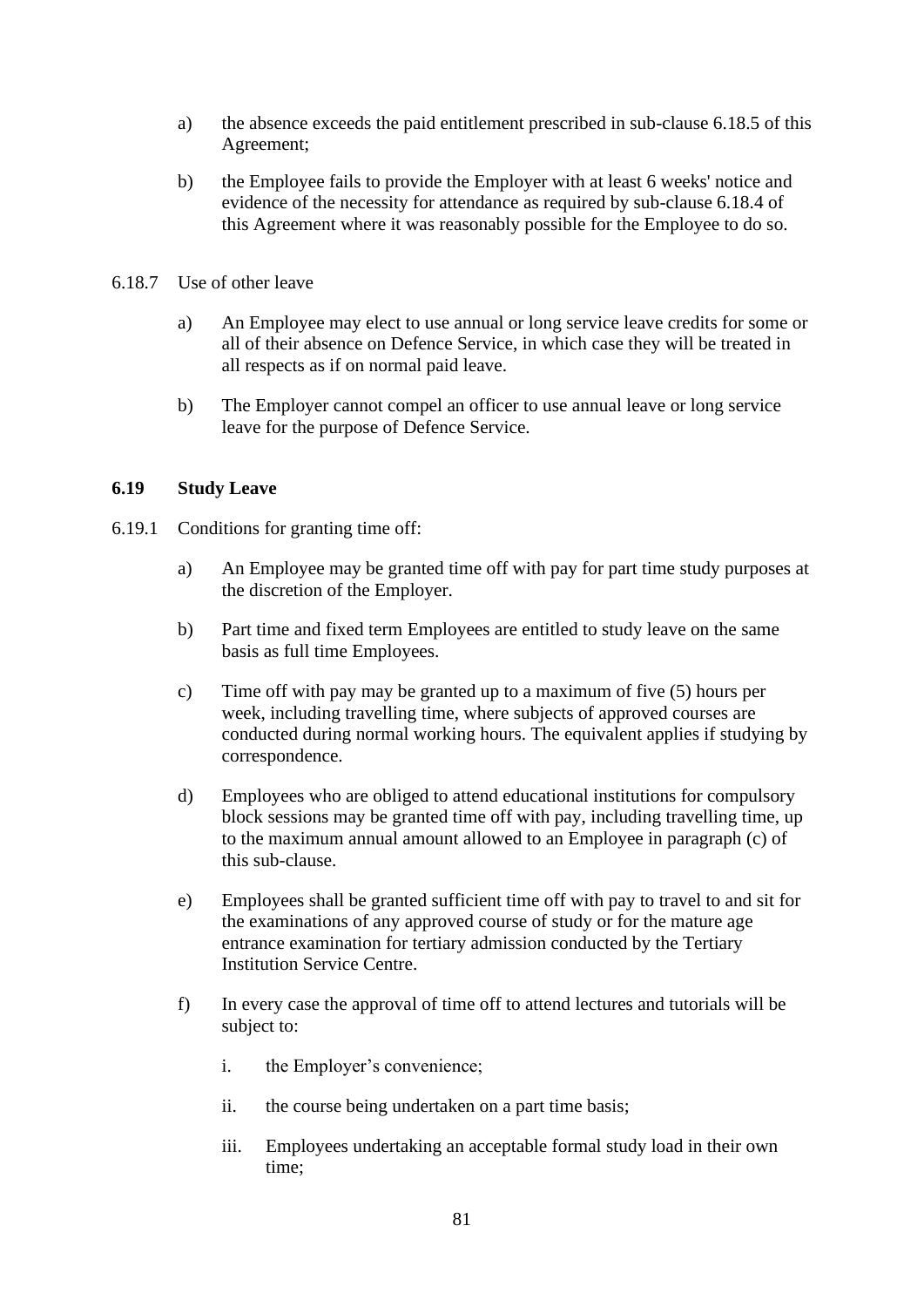a) the absence exceeds the paid entitlement prescribed in sub-clause 6.18.5 of this Agreement;

b) the Employee fails to provide the Employer with at least 6 weeks' notice and evidence of the necessity for attendance as required by sub-clause 6.18.4 of this Agreement where it was reasonably possible for the Employee to do so.

6.18.7 Use of other leave

a) An Employee may elect to use annual or long service leave credits for some or all of their absence on Defence Service, in which case they will be treated in all respects as if on normal paid leave.

b) The Employer cannot compel an officer to use annual leave or long service leave for the purpose of Defence Service.

### 6.19 Study Leave

6.19.1 Conditions for granting time off:

a) An Employee may be granted time off with pay for part time study purposes at the discretion of the Employer.

b) Part time and fixed term Employees are entitled to study leave on the same basis as full time Employees.

c) Time off with pay may be granted up to a maximum of five (5) hours per week, including travelling time, where subjects of approved courses are conducted during normal working hours. The equivalent applies if studying by correspondence.

d) Employees who are obliged to attend educational institutions for compulsory block sessions may be granted time off with pay, including travelling time, up to the maximum annual amount allowed to an Employee in paragraph (c) of this sub-clause.

e) Employees shall be granted sufficient time off with pay to travel to and sit for the examinations of any approved course of study or for the mature age entrance examination for tertiary admission conducted by the Tertiary Institution Service Centre.

f) In every case the approval of time off to attend lectures and tutorials will be subject to:

   i. the Employer's convenience;

   ii. the course being undertaken on a part time basis;

   iii. Employees undertaking an acceptable formal study load in their own time;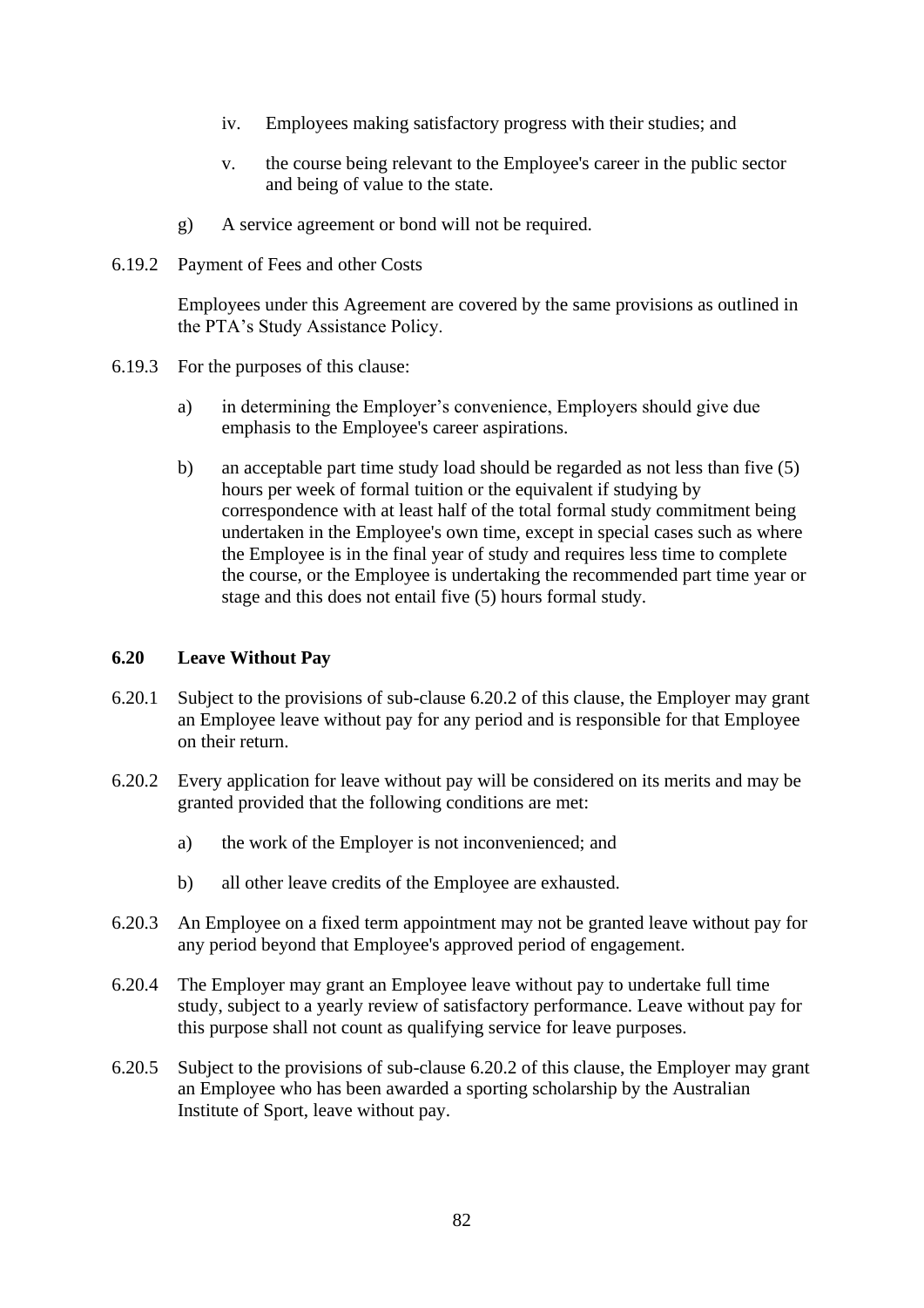iv. Employees making satisfactory progress with their studies; and

v. the course being relevant to the Employee's career in the public sector and being of value to the state.

g) A service agreement or bond will not be required.

6.19.2 Payment of Fees and other Costs

Employees under this Agreement are covered by the same provisions as outlined in the PTA's Study Assistance Policy.

6.19.3 For the purposes of this clause:

a) in determining the Employer's convenience, Employers should give due emphasis to the Employee's career aspirations.

b) an acceptable part time study load should be regarded as not less than five (5) hours per week of formal tuition or the equivalent if studying by correspondence with at least half of the total formal study commitment being undertaken in the Employee's own time, except in special cases such as where the Employee is in the final year of study and requires less time to complete the course, or the Employee is undertaking the recommended part time year or stage and this does not entail five (5) hours formal study.

### 6.20 Leave Without Pay

6.20.1 Subject to the provisions of sub-clause 6.20.2 of this clause, the Employer may grant an Employee leave without pay for any period and is responsible for that Employee on their return.

6.20.2 Every application for leave without pay will be considered on its merits and may be granted provided that the following conditions are met:

a) the work of the Employer is not inconvenienced; and

b) all other leave credits of the Employee are exhausted.

6.20.3 An Employee on a fixed term appointment may not be granted leave without pay for any period beyond that Employee's approved period of engagement.

6.20.4 The Employer may grant an Employee leave without pay to undertake full time study, subject to a yearly review of satisfactory performance. Leave without pay for this purpose shall not count as qualifying service for leave purposes.

6.20.5 Subject to the provisions of sub-clause 6.20.2 of this clause, the Employer may grant an Employee who has been awarded a sporting scholarship by the Australian Institute of Sport, leave without pay.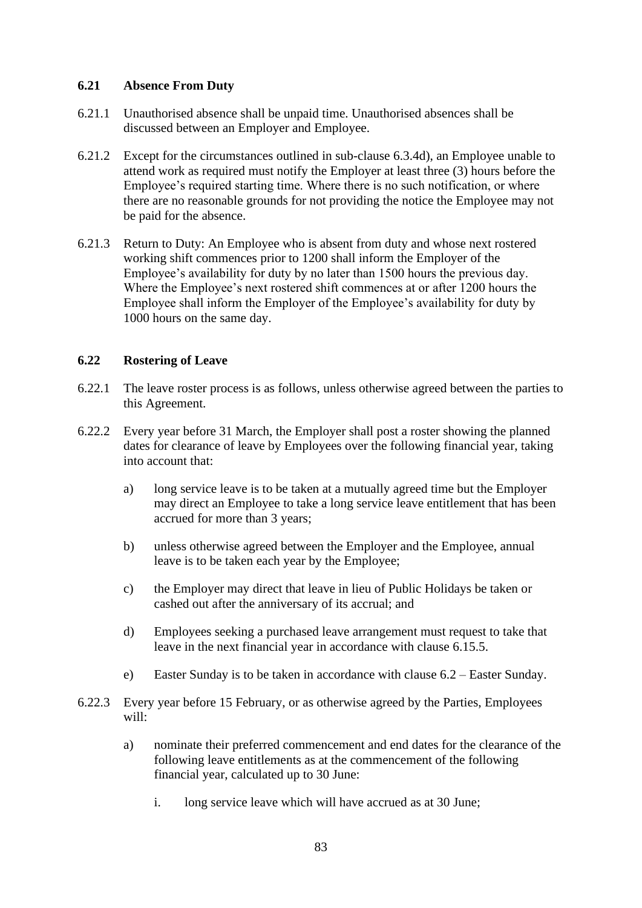### 6.21 Absence From Duty

6.21.1 Unauthorised absence shall be unpaid time. Unauthorised absences shall be discussed between an Employer and Employee.

6.21.2 Except for the circumstances outlined in sub-clause 6.3.4d), an Employee unable to attend work as required must notify the Employer at least three (3) hours before the Employee's required starting time. Where there is no such notification, or where there are no reasonable grounds for not providing the notice the Employee may not be paid for the absence.

6.21.3 Return to Duty: An Employee who is absent from duty and whose next rostered working shift commences prior to 1200 shall inform the Employer of the Employee's availability for duty by no later than 1500 hours the previous day. Where the Employee's next rostered shift commences at or after 1200 hours the Employee shall inform the Employer of the Employee's availability for duty by 1000 hours on the same day.

### 6.22 Rostering of Leave

6.22.1 The leave roster process is as follows, unless otherwise agreed between the parties to this Agreement.

6.22.2 Every year before 31 March, the Employer shall post a roster showing the planned dates for clearance of leave by Employees over the following financial year, taking into account that:

a) long service leave is to be taken at a mutually agreed time but the Employer may direct an Employee to take a long service leave entitlement that has been accrued for more than 3 years;

b) unless otherwise agreed between the Employer and the Employee, annual leave is to be taken each year by the Employee;

c) the Employer may direct that leave in lieu of Public Holidays be taken or cashed out after the anniversary of its accrual; and

d) Employees seeking a purchased leave arrangement must request to take that leave in the next financial year in accordance with clause 6.15.5.

e) Easter Sunday is to be taken in accordance with clause 6.2 – Easter Sunday.

6.22.3 Every year before 15 February, or as otherwise agreed by the Parties, Employees will:

a) nominate their preferred commencement and end dates for the clearance of the following leave entitlements as at the commencement of the following financial year, calculated up to 30 June:

i. long service leave which will have accrued as at 30 June;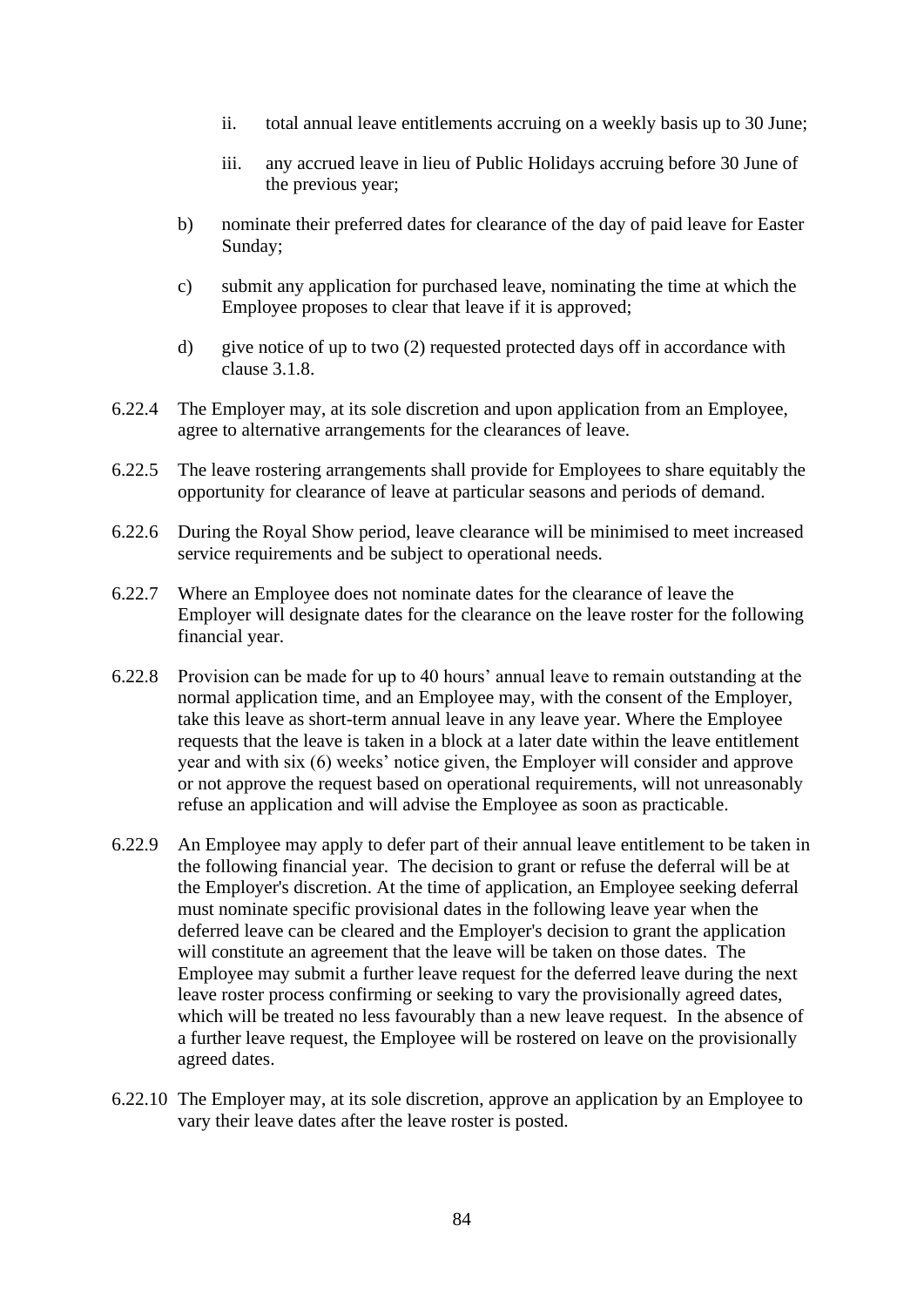ii. total annual leave entitlements accruing on a weekly basis up to 30 June;

iii. any accrued leave in lieu of Public Holidays accruing before 30 June of the previous year;

b) nominate their preferred dates for clearance of the day of paid leave for Easter Sunday;

c) submit any application for purchased leave, nominating the time at which the Employee proposes to clear that leave if it is approved;

d) give notice of up to two (2) requested protected days off in accordance with clause 3.1.8.

6.22.4 The Employer may, at its sole discretion and upon application from an Employee, agree to alternative arrangements for the clearances of leave.

6.22.5 The leave rostering arrangements shall provide for Employees to share equitably the opportunity for clearance of leave at particular seasons and periods of demand.

6.22.6 During the Royal Show period, leave clearance will be minimised to meet increased service requirements and be subject to operational needs.

6.22.7 Where an Employee does not nominate dates for the clearance of leave the Employer will designate dates for the clearance on the leave roster for the following financial year.

6.22.8 Provision can be made for up to 40 hours' annual leave to remain outstanding at the normal application time, and an Employee may, with the consent of the Employer, take this leave as short-term annual leave in any leave year. Where the Employee requests that the leave is taken in a block at a later date within the leave entitlement year and with six (6) weeks' notice given, the Employer will consider and approve or not approve the request based on operational requirements, will not unreasonably refuse an application and will advise the Employee as soon as practicable.

6.22.9 An Employee may apply to defer part of their annual leave entitlement to be taken in the following financial year. The decision to grant or refuse the deferral will be at the Employer's discretion. At the time of application, an Employee seeking deferral must nominate specific provisional dates in the following leave year when the deferred leave can be cleared and the Employer's decision to grant the application will constitute an agreement that the leave will be taken on those dates. The Employee may submit a further leave request for the deferred leave during the next leave roster process confirming or seeking to vary the provisionally agreed dates, which will be treated no less favourably than a new leave request. In the absence of a further leave request, the Employee will be rostered on leave on the provisionally agreed dates.

6.22.10 The Employer may, at its sole discretion, approve an application by an Employee to vary their leave dates after the leave roster is posted.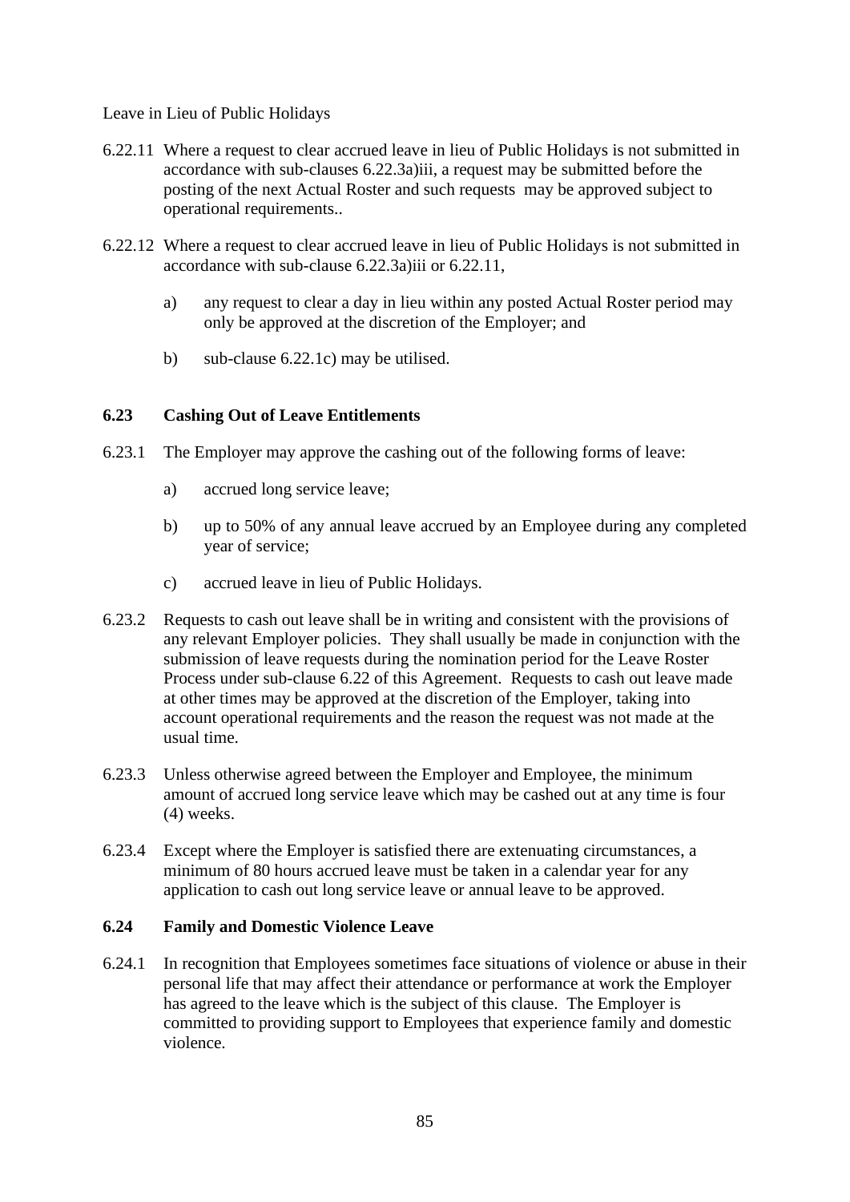Leave in Lieu of Public Holidays

6.22.11 Where a request to clear accrued leave in lieu of Public Holidays is not submitted in accordance with sub-clauses 6.22.3a)iii, a request may be submitted before the posting of the next Actual Roster and such requests may be approved subject to operational requirements..

6.22.12 Where a request to clear accrued leave in lieu of Public Holidays is not submitted in accordance with sub-clause 6.22.3a)iii or 6.22.11,

a) any request to clear a day in lieu within any posted Actual Roster period may only be approved at the discretion of the Employer; and

b) sub-clause 6.22.1c) may be utilised.

**6.23 Cashing Out of Leave Entitlements**

6.23.1 The Employer may approve the cashing out of the following forms of leave:

a) accrued long service leave;

b) up to 50% of any annual leave accrued by an Employee during any completed year of service;

c) accrued leave in lieu of Public Holidays.

6.23.2 Requests to cash out leave shall be in writing and consistent with the provisions of any relevant Employer policies. They shall usually be made in conjunction with the submission of leave requests during the nomination period for the Leave Roster Process under sub-clause 6.22 of this Agreement. Requests to cash out leave made at other times may be approved at the discretion of the Employer, taking into account operational requirements and the reason the request was not made at the usual time.

6.23.3 Unless otherwise agreed between the Employer and Employee, the minimum amount of accrued long service leave which may be cashed out at any time is four (4) weeks.

6.23.4 Except where the Employer is satisfied there are extenuating circumstances, a minimum of 80 hours accrued leave must be taken in a calendar year for any application to cash out long service leave or annual leave to be approved.

**6.24 Family and Domestic Violence Leave**

6.24.1 In recognition that Employees sometimes face situations of violence or abuse in their personal life that may affect their attendance or performance at work the Employer has agreed to the leave which is the subject of this clause. The Employer is committed to providing support to Employees that experience family and domestic violence.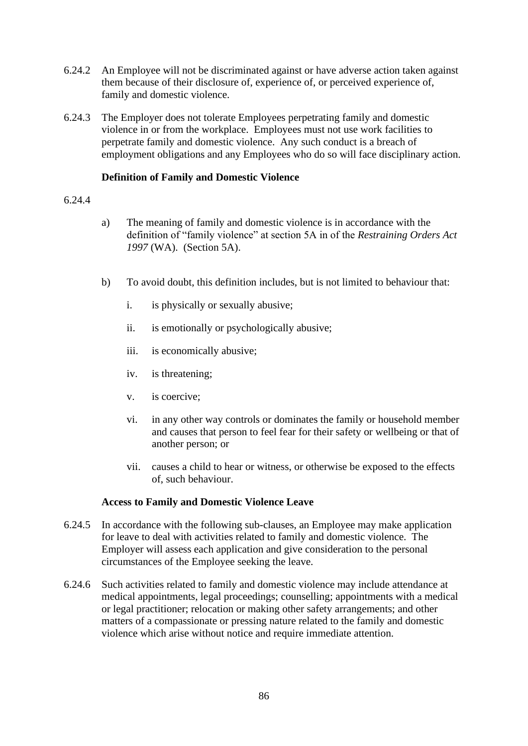6.24.2 An Employee will not be discriminated against or have adverse action taken against them because of their disclosure of, experience of, or perceived experience of, family and domestic violence.

6.24.3 The Employer does not tolerate Employees perpetrating family and domestic violence in or from the workplace. Employees must not use work facilities to perpetrate family and domestic violence. Any such conduct is a breach of employment obligations and any Employees who do so will face disciplinary action.

**Definition of Family and Domestic Violence**

6.24.4

a) The meaning of family and domestic violence is in accordance with the definition of "family violence" at section 5A in of the *Restraining Orders Act 1997* (WA). (Section 5A).

b) To avoid doubt, this definition includes, but is not limited to behaviour that:

   i. is physically or sexually abusive;

   ii. is emotionally or psychologically abusive;

   iii. is economically abusive;

   iv. is threatening;

   v. is coercive;

   vi. in any other way controls or dominates the family or household member and causes that person to feel fear for their safety or wellbeing or that of another person; or

   vii. causes a child to hear or witness, or otherwise be exposed to the effects of, such behaviour.

**Access to Family and Domestic Violence Leave**

6.24.5 In accordance with the following sub-clauses, an Employee may make application for leave to deal with activities related to family and domestic violence. The Employer will assess each application and give consideration to the personal circumstances of the Employee seeking the leave.

6.24.6 Such activities related to family and domestic violence may include attendance at medical appointments, legal proceedings; counselling; appointments with a medical or legal practitioner; relocation or making other safety arrangements; and other matters of a compassionate or pressing nature related to the family and domestic violence which arise without notice and require immediate attention.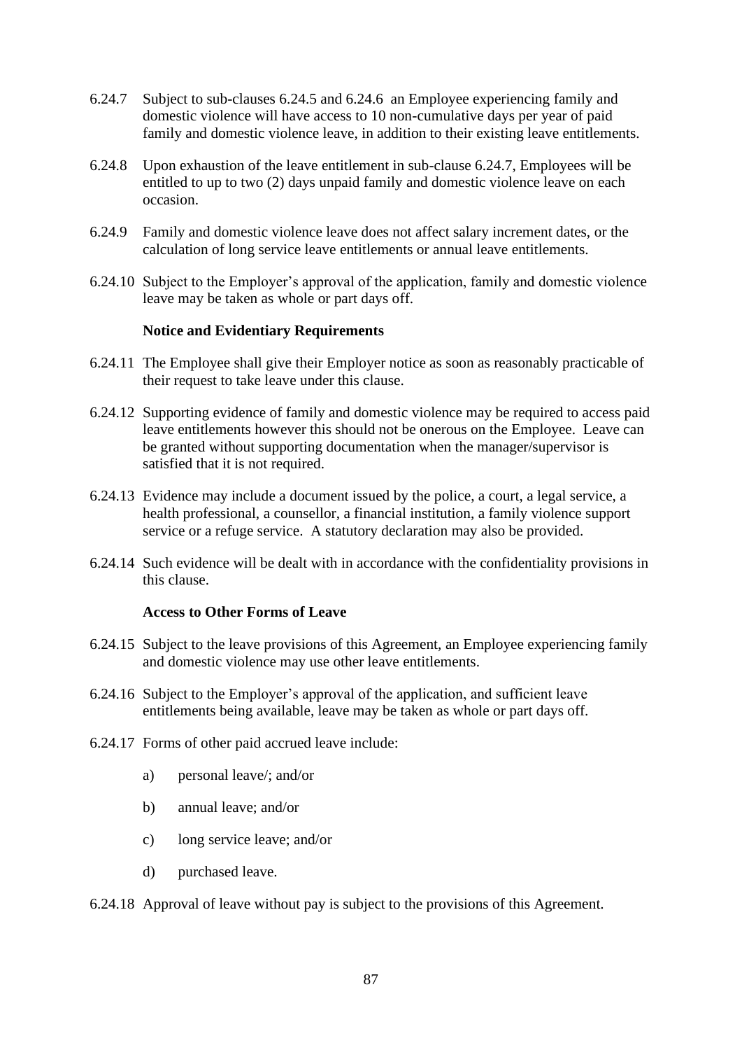6.24.7 Subject to sub-clauses 6.24.5 and 6.24.6 an Employee experiencing family and domestic violence will have access to 10 non-cumulative days per year of paid family and domestic violence leave, in addition to their existing leave entitlements.

6.24.8 Upon exhaustion of the leave entitlement in sub-clause 6.24.7, Employees will be entitled to up to two (2) days unpaid family and domestic violence leave on each occasion.

6.24.9 Family and domestic violence leave does not affect salary increment dates, or the calculation of long service leave entitlements or annual leave entitlements.

6.24.10 Subject to the Employer's approval of the application, family and domestic violence leave may be taken as whole or part days off.

**Notice and Evidentiary Requirements**

6.24.11 The Employee shall give their Employer notice as soon as reasonably practicable of their request to take leave under this clause.

6.24.12 Supporting evidence of family and domestic violence may be required to access paid leave entitlements however this should not be onerous on the Employee. Leave can be granted without supporting documentation when the manager/supervisor is satisfied that it is not required.

6.24.13 Evidence may include a document issued by the police, a court, a legal service, a health professional, a counsellor, a financial institution, a family violence support service or a refuge service. A statutory declaration may also be provided.

6.24.14 Such evidence will be dealt with in accordance with the confidentiality provisions in this clause.

**Access to Other Forms of Leave**

6.24.15 Subject to the leave provisions of this Agreement, an Employee experiencing family and domestic violence may use other leave entitlements.

6.24.16 Subject to the Employer's approval of the application, and sufficient leave entitlements being available, leave may be taken as whole or part days off.

6.24.17 Forms of other paid accrued leave include:

a) personal leave/; and/or

b) annual leave; and/or

c) long service leave; and/or

d) purchased leave.

6.24.18 Approval of leave without pay is subject to the provisions of this Agreement.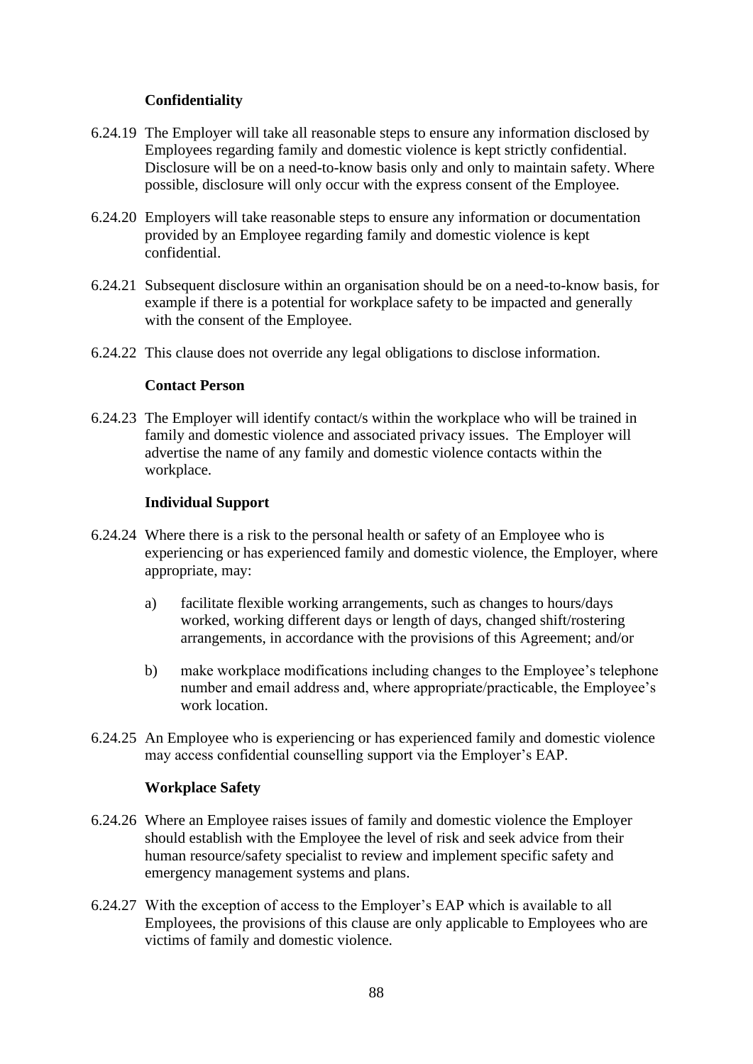**Confidentiality**

6.24.19 The Employer will take all reasonable steps to ensure any information disclosed by Employees regarding family and domestic violence is kept strictly confidential. Disclosure will be on a need-to-know basis only and only to maintain safety. Where possible, disclosure will only occur with the express consent of the Employee.

6.24.20 Employers will take reasonable steps to ensure any information or documentation provided by an Employee regarding family and domestic violence is kept confidential.

6.24.21 Subsequent disclosure within an organisation should be on a need-to-know basis, for example if there is a potential for workplace safety to be impacted and generally with the consent of the Employee.

6.24.22 This clause does not override any legal obligations to disclose information.

**Contact Person**

6.24.23 The Employer will identify contact/s within the workplace who will be trained in family and domestic violence and associated privacy issues. The Employer will advertise the name of any family and domestic violence contacts within the workplace.

**Individual Support**

6.24.24 Where there is a risk to the personal health or safety of an Employee who is experiencing or has experienced family and domestic violence, the Employer, where appropriate, may:

a) facilitate flexible working arrangements, such as changes to hours/days worked, working different days or length of days, changed shift/rostering arrangements, in accordance with the provisions of this Agreement; and/or

b) make workplace modifications including changes to the Employee's telephone number and email address and, where appropriate/practicable, the Employee's work location.

6.24.25 An Employee who is experiencing or has experienced family and domestic violence may access confidential counselling support via the Employer's EAP.

**Workplace Safety**

6.24.26 Where an Employee raises issues of family and domestic violence the Employer should establish with the Employee the level of risk and seek advice from their human resource/safety specialist to review and implement specific safety and emergency management systems and plans.

6.24.27 With the exception of access to the Employer's EAP which is available to all Employees, the provisions of this clause are only applicable to Employees who are victims of family and domestic violence.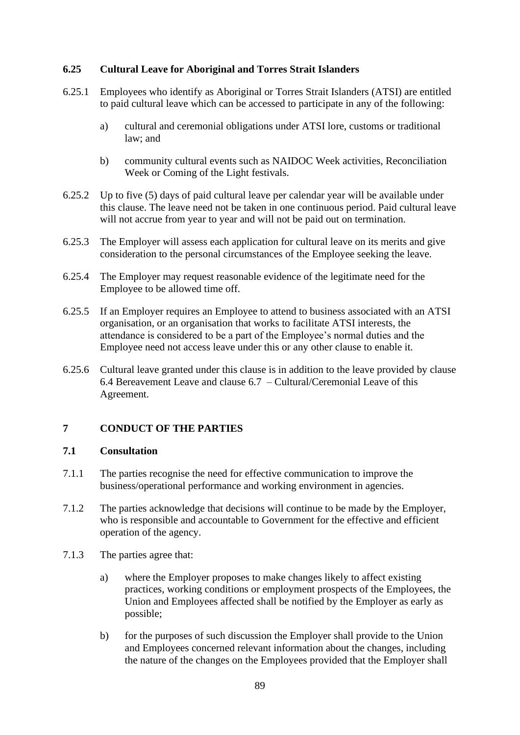### 6.25 Cultural Leave for Aboriginal and Torres Strait Islanders

6.25.1 Employees who identify as Aboriginal or Torres Strait Islanders (ATSI) are entitled to paid cultural leave which can be accessed to participate in any of the following:

a) cultural and ceremonial obligations under ATSI lore, customs or traditional law; and

b) community cultural events such as NAIDOC Week activities, Reconciliation Week or Coming of the Light festivals.

6.25.2 Up to five (5) days of paid cultural leave per calendar year will be available under this clause. The leave need not be taken in one continuous period. Paid cultural leave will not accrue from year to year and will not be paid out on termination.

6.25.3 The Employer will assess each application for cultural leave on its merits and give consideration to the personal circumstances of the Employee seeking the leave.

6.25.4 The Employer may request reasonable evidence of the legitimate need for the Employee to be allowed time off.

6.25.5 If an Employer requires an Employee to attend to business associated with an ATSI organisation, or an organisation that works to facilitate ATSI interests, the attendance is considered to be a part of the Employee's normal duties and the Employee need not access leave under this or any other clause to enable it.

6.25.6 Cultural leave granted under this clause is in addition to the leave provided by clause 6.4 Bereavement Leave and clause 6.7 – Cultural/Ceremonial Leave of this Agreement.

## 7 CONDUCT OF THE PARTIES

### 7.1 Consultation

7.1.1 The parties recognise the need for effective communication to improve the business/operational performance and working environment in agencies.

7.1.2 The parties acknowledge that decisions will continue to be made by the Employer, who is responsible and accountable to Government for the effective and efficient operation of the agency.

7.1.3 The parties agree that:

a) where the Employer proposes to make changes likely to affect existing practices, working conditions or employment prospects of the Employees, the Union and Employees affected shall be notified by the Employer as early as possible;

b) for the purposes of such discussion the Employer shall provide to the Union and Employees concerned relevant information about the changes, including the nature of the changes on the Employees provided that the Employer shall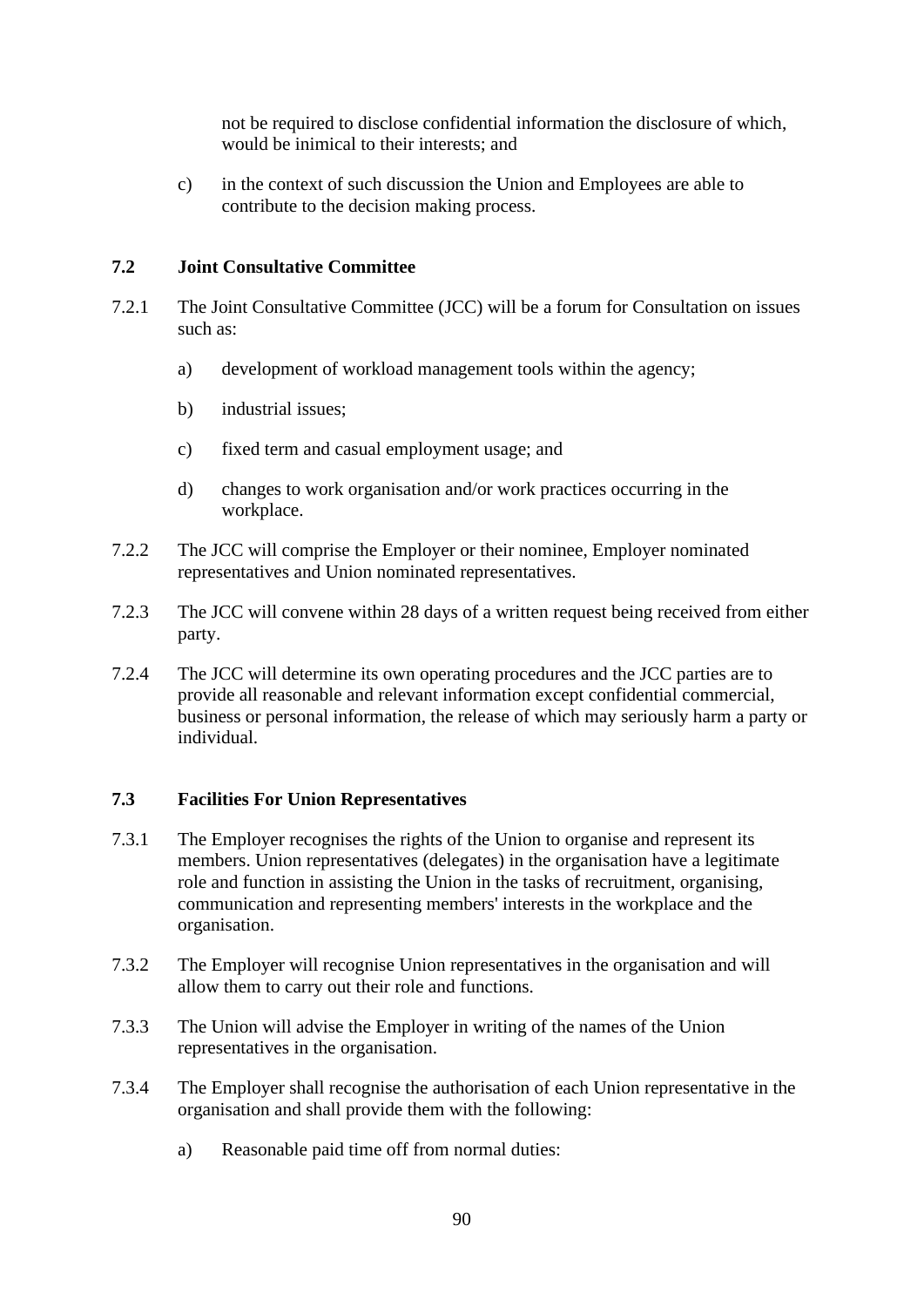not be required to disclose confidential information the disclosure of which, would be inimical to their interests; and

c) in the context of such discussion the Union and Employees are able to contribute to the decision making process.

### 7.2 Joint Consultative Committee

7.2.1 The Joint Consultative Committee (JCC) will be a forum for Consultation on issues such as:

a) development of workload management tools within the agency;

b) industrial issues;

c) fixed term and casual employment usage; and

d) changes to work organisation and/or work practices occurring in the workplace.

7.2.2 The JCC will comprise the Employer or their nominee, Employer nominated representatives and Union nominated representatives.

7.2.3 The JCC will convene within 28 days of a written request being received from either party.

7.2.4 The JCC will determine its own operating procedures and the JCC parties are to provide all reasonable and relevant information except confidential commercial, business or personal information, the release of which may seriously harm a party or individual.

### 7.3 Facilities For Union Representatives

7.3.1 The Employer recognises the rights of the Union to organise and represent its members. Union representatives (delegates) in the organisation have a legitimate role and function in assisting the Union in the tasks of recruitment, organising, communication and representing members' interests in the workplace and the organisation.

7.3.2 The Employer will recognise Union representatives in the organisation and will allow them to carry out their role and functions.

7.3.3 The Union will advise the Employer in writing of the names of the Union representatives in the organisation.

7.3.4 The Employer shall recognise the authorisation of each Union representative in the organisation and shall provide them with the following:

a) Reasonable paid time off from normal duties: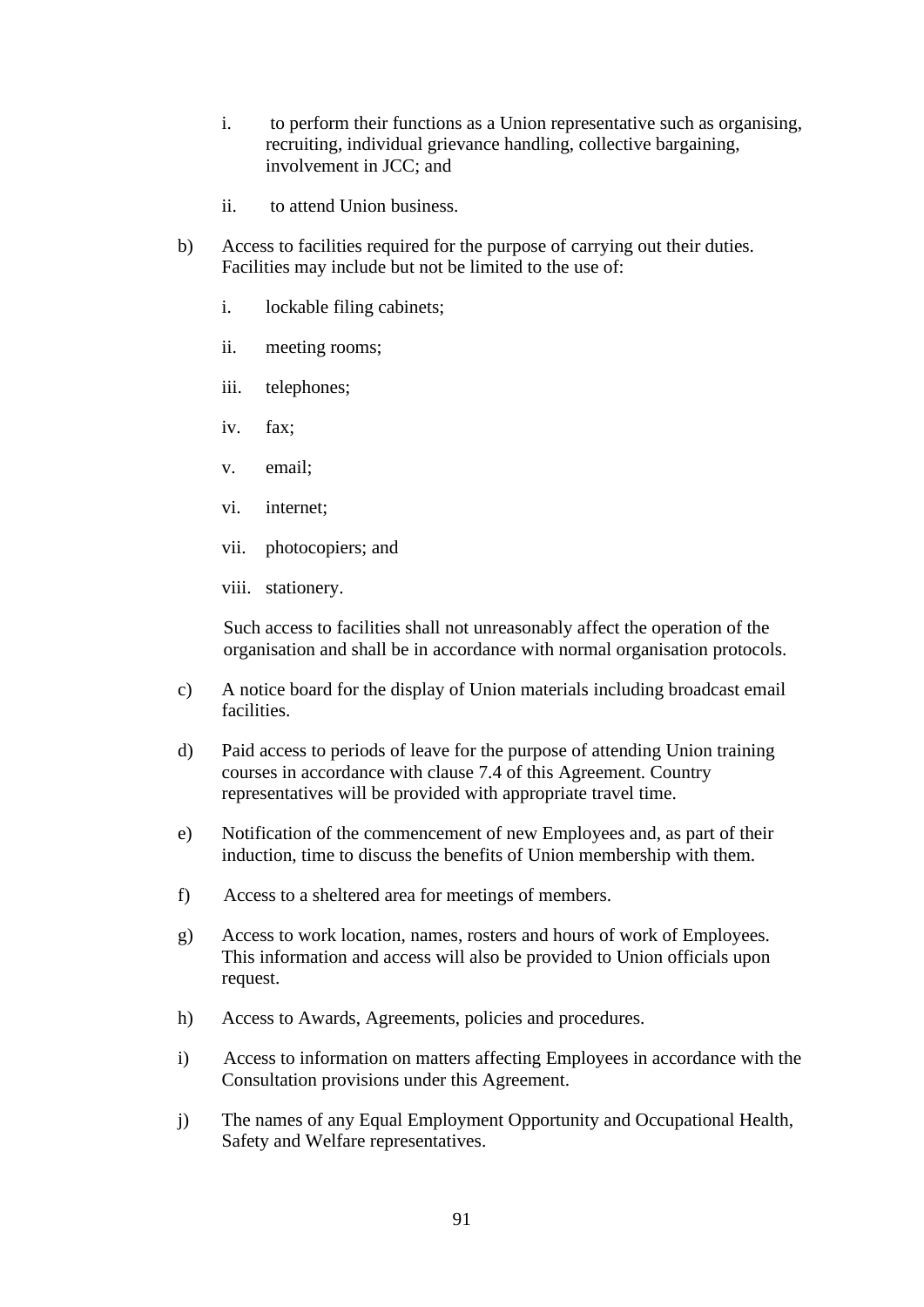i. to perform their functions as a Union representative such as organising, recruiting, individual grievance handling, collective bargaining, involvement in JCC; and

   ii. to attend Union business.

b) Access to facilities required for the purpose of carrying out their duties. Facilities may include but not be limited to the use of:

   i. lockable filing cabinets;

   ii. meeting rooms;

   iii. telephones;

   iv. fax;

   v. email;

   vi. internet;

   vii. photocopiers; and

   viii. stationery.

   Such access to facilities shall not unreasonably affect the operation of the organisation and shall be in accordance with normal organisation protocols.

c) A notice board for the display of Union materials including broadcast email facilities.

d) Paid access to periods of leave for the purpose of attending Union training courses in accordance with clause 7.4 of this Agreement. Country representatives will be provided with appropriate travel time.

e) Notification of the commencement of new Employees and, as part of their induction, time to discuss the benefits of Union membership with them.

f) Access to a sheltered area for meetings of members.

g) Access to work location, names, rosters and hours of work of Employees. This information and access will also be provided to Union officials upon request.

h) Access to Awards, Agreements, policies and procedures.

i) Access to information on matters affecting Employees in accordance with the Consultation provisions under this Agreement.

j) The names of any Equal Employment Opportunity and Occupational Health, Safety and Welfare representatives.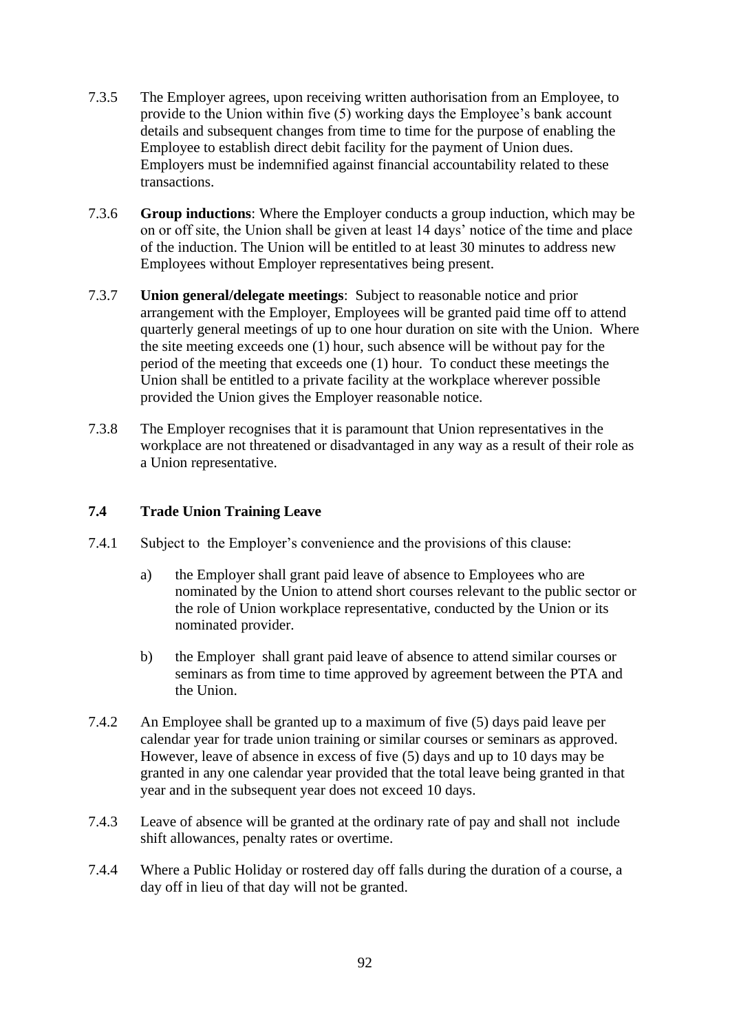7.3.5 The Employer agrees, upon receiving written authorisation from an Employee, to provide to the Union within five (5) working days the Employee's bank account details and subsequent changes from time to time for the purpose of enabling the Employee to establish direct debit facility for the payment of Union dues. Employers must be indemnified against financial accountability related to these transactions.

7.3.6 **Group inductions**: Where the Employer conducts a group induction, which may be on or off site, the Union shall be given at least 14 days' notice of the time and place of the induction. The Union will be entitled to at least 30 minutes to address new Employees without Employer representatives being present.

7.3.7 **Union general/delegate meetings**: Subject to reasonable notice and prior arrangement with the Employer, Employees will be granted paid time off to attend quarterly general meetings of up to one hour duration on site with the Union. Where the site meeting exceeds one (1) hour, such absence will be without pay for the period of the meeting that exceeds one (1) hour. To conduct these meetings the Union shall be entitled to a private facility at the workplace wherever possible provided the Union gives the Employer reasonable notice.

7.3.8 The Employer recognises that it is paramount that Union representatives in the workplace are not threatened or disadvantaged in any way as a result of their role as a Union representative.

### 7.4 Trade Union Training Leave

7.4.1 Subject to the Employer's convenience and the provisions of this clause:

a) the Employer shall grant paid leave of absence to Employees who are nominated by the Union to attend short courses relevant to the public sector or the role of Union workplace representative, conducted by the Union or its nominated provider.

b) the Employer shall grant paid leave of absence to attend similar courses or seminars as from time to time approved by agreement between the PTA and the Union.

7.4.2 An Employee shall be granted up to a maximum of five (5) days paid leave per calendar year for trade union training or similar courses or seminars as approved. However, leave of absence in excess of five (5) days and up to 10 days may be granted in any one calendar year provided that the total leave being granted in that year and in the subsequent year does not exceed 10 days.

7.4.3 Leave of absence will be granted at the ordinary rate of pay and shall not include shift allowances, penalty rates or overtime.

7.4.4 Where a Public Holiday or rostered day off falls during the duration of a course, a day off in lieu of that day will not be granted.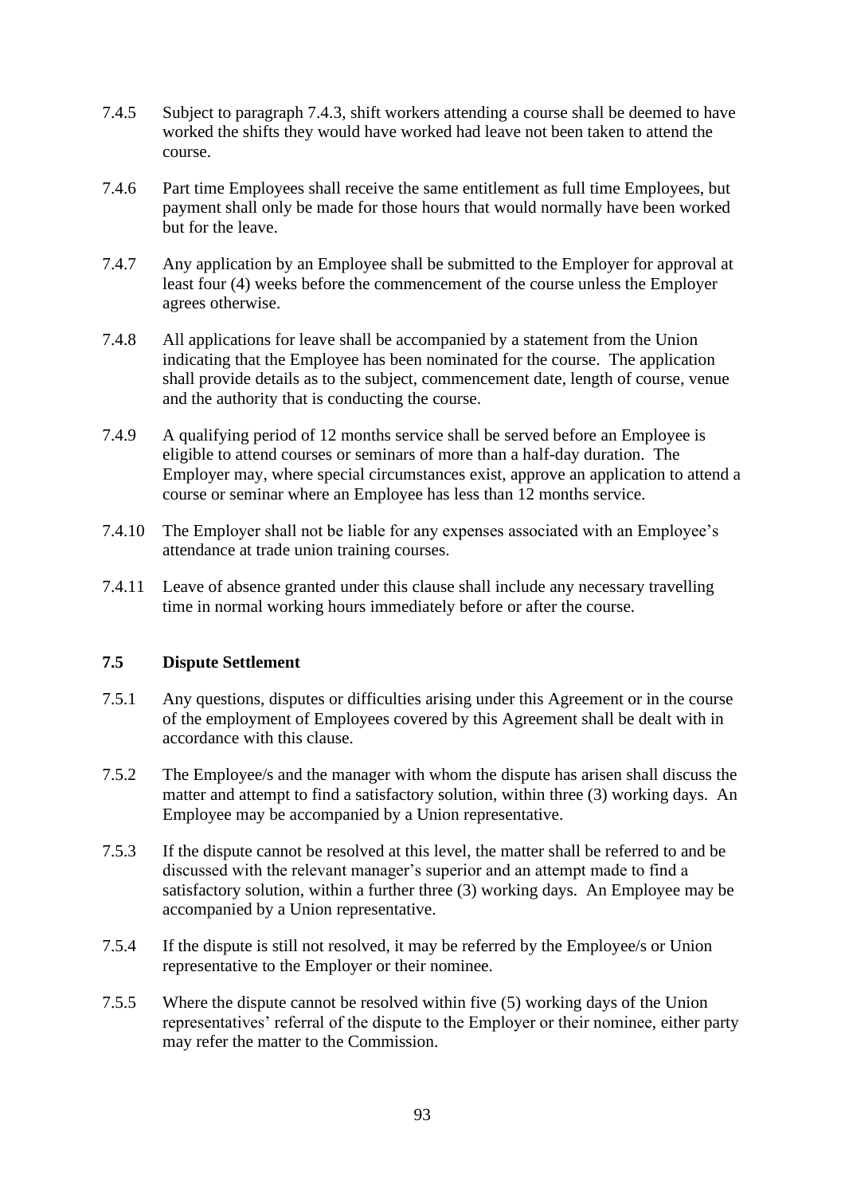7.4.5 Subject to paragraph 7.4.3, shift workers attending a course shall be deemed to have worked the shifts they would have worked had leave not been taken to attend the course.

7.4.6 Part time Employees shall receive the same entitlement as full time Employees, but payment shall only be made for those hours that would normally have been worked but for the leave.

7.4.7 Any application by an Employee shall be submitted to the Employer for approval at least four (4) weeks before the commencement of the course unless the Employer agrees otherwise.

7.4.8 All applications for leave shall be accompanied by a statement from the Union indicating that the Employee has been nominated for the course. The application shall provide details as to the subject, commencement date, length of course, venue and the authority that is conducting the course.

7.4.9 A qualifying period of 12 months service shall be served before an Employee is eligible to attend courses or seminars of more than a half-day duration. The Employer may, where special circumstances exist, approve an application to attend a course or seminar where an Employee has less than 12 months service.

7.4.10 The Employer shall not be liable for any expenses associated with an Employee's attendance at trade union training courses.

7.4.11 Leave of absence granted under this clause shall include any necessary travelling time in normal working hours immediately before or after the course.

### 7.5 Dispute Settlement

7.5.1 Any questions, disputes or difficulties arising under this Agreement or in the course of the employment of Employees covered by this Agreement shall be dealt with in accordance with this clause.

7.5.2 The Employee/s and the manager with whom the dispute has arisen shall discuss the matter and attempt to find a satisfactory solution, within three (3) working days. An Employee may be accompanied by a Union representative.

7.5.3 If the dispute cannot be resolved at this level, the matter shall be referred to and be discussed with the relevant manager's superior and an attempt made to find a satisfactory solution, within a further three (3) working days. An Employee may be accompanied by a Union representative.

7.5.4 If the dispute is still not resolved, it may be referred by the Employee/s or Union representative to the Employer or their nominee.

7.5.5 Where the dispute cannot be resolved within five (5) working days of the Union representatives' referral of the dispute to the Employer or their nominee, either party may refer the matter to the Commission.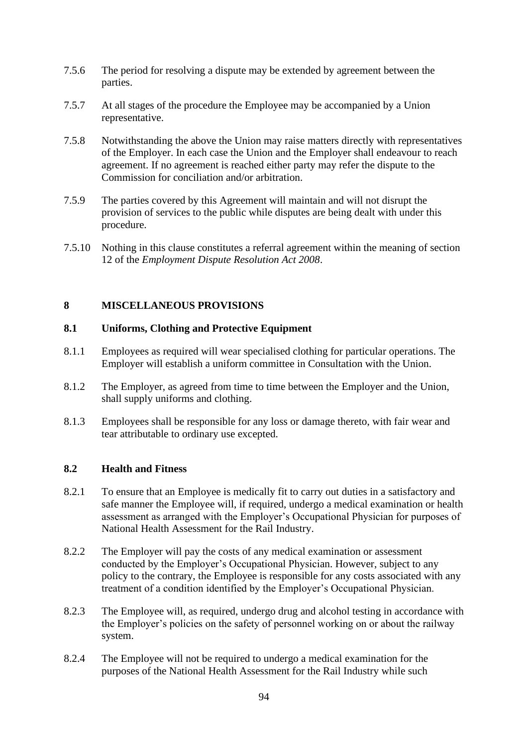7.5.6 The period for resolving a dispute may be extended by agreement between the parties.

7.5.7 At all stages of the procedure the Employee may be accompanied by a Union representative.

7.5.8 Notwithstanding the above the Union may raise matters directly with representatives of the Employer. In each case the Union and the Employer shall endeavour to reach agreement. If no agreement is reached either party may refer the dispute to the Commission for conciliation and/or arbitration.

7.5.9 The parties covered by this Agreement will maintain and will not disrupt the provision of services to the public while disputes are being dealt with under this procedure.

7.5.10 Nothing in this clause constitutes a referral agreement within the meaning of section 12 of the *Employment Dispute Resolution Act 2008*.

## 8 MISCELLANEOUS PROVISIONS

### 8.1 Uniforms, Clothing and Protective Equipment

8.1.1 Employees as required will wear specialised clothing for particular operations. The Employer will establish a uniform committee in Consultation with the Union.

8.1.2 The Employer, as agreed from time to time between the Employer and the Union, shall supply uniforms and clothing.

8.1.3 Employees shall be responsible for any loss or damage thereto, with fair wear and tear attributable to ordinary use excepted.

### 8.2 Health and Fitness

8.2.1 To ensure that an Employee is medically fit to carry out duties in a satisfactory and safe manner the Employee will, if required, undergo a medical examination or health assessment as arranged with the Employer's Occupational Physician for purposes of National Health Assessment for the Rail Industry.

8.2.2 The Employer will pay the costs of any medical examination or assessment conducted by the Employer's Occupational Physician. However, subject to any policy to the contrary, the Employee is responsible for any costs associated with any treatment of a condition identified by the Employer's Occupational Physician.

8.2.3 The Employee will, as required, undergo drug and alcohol testing in accordance with the Employer's policies on the safety of personnel working on or about the railway system.

8.2.4 The Employee will not be required to undergo a medical examination for the purposes of the National Health Assessment for the Rail Industry while such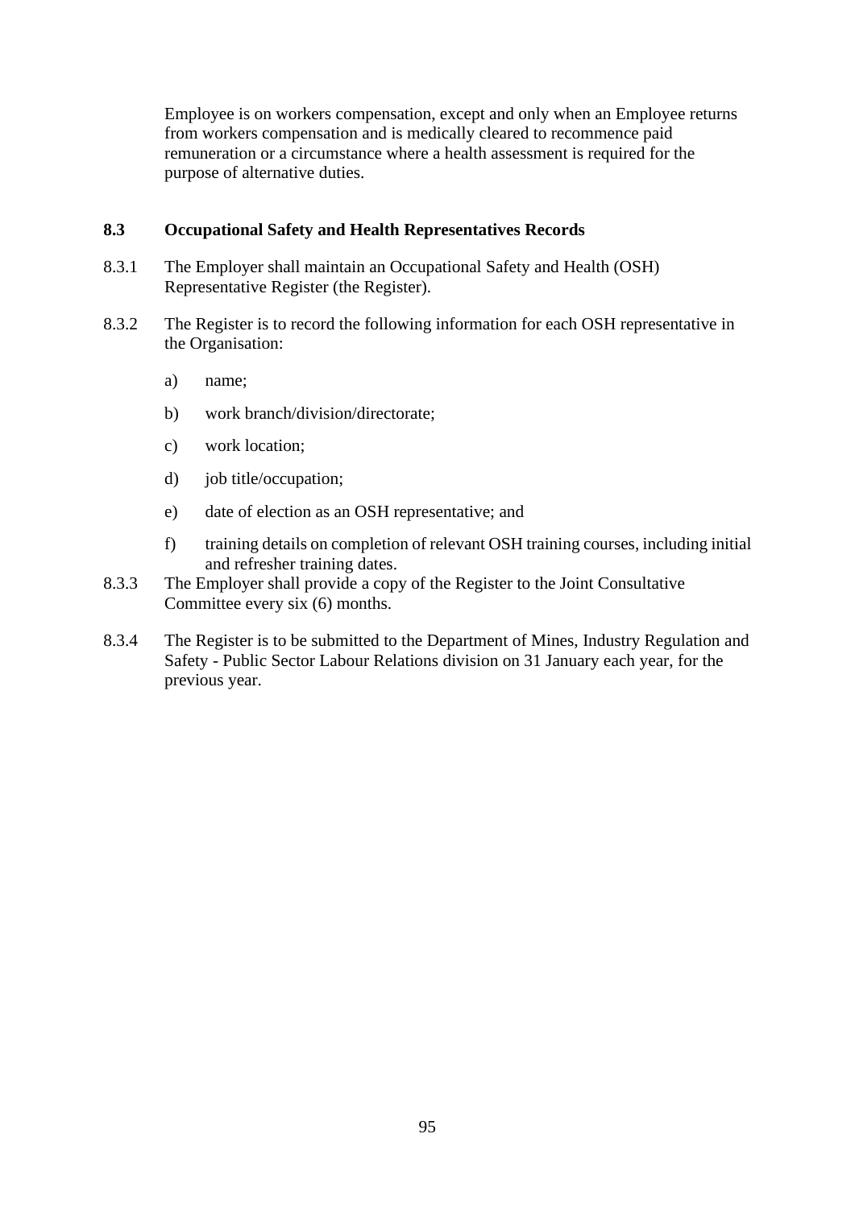Employee is on workers compensation, except and only when an Employee returns from workers compensation and is medically cleared to recommence paid remuneration or a circumstance where a health assessment is required for the purpose of alternative duties.

### 8.3 Occupational Safety and Health Representatives Records

8.3.1 The Employer shall maintain an Occupational Safety and Health (OSH) Representative Register (the Register).

8.3.2 The Register is to record the following information for each OSH representative in the Organisation:

a) name;

b) work branch/division/directorate;

c) work location;

d) job title/occupation;

e) date of election as an OSH representative; and

f) training details on completion of relevant OSH training courses, including initial and refresher training dates.

8.3.3 The Employer shall provide a copy of the Register to the Joint Consultative Committee every six (6) months.

8.3.4 The Register is to be submitted to the Department of Mines, Industry Regulation and Safety - Public Sector Labour Relations division on 31 January each year, for the previous year.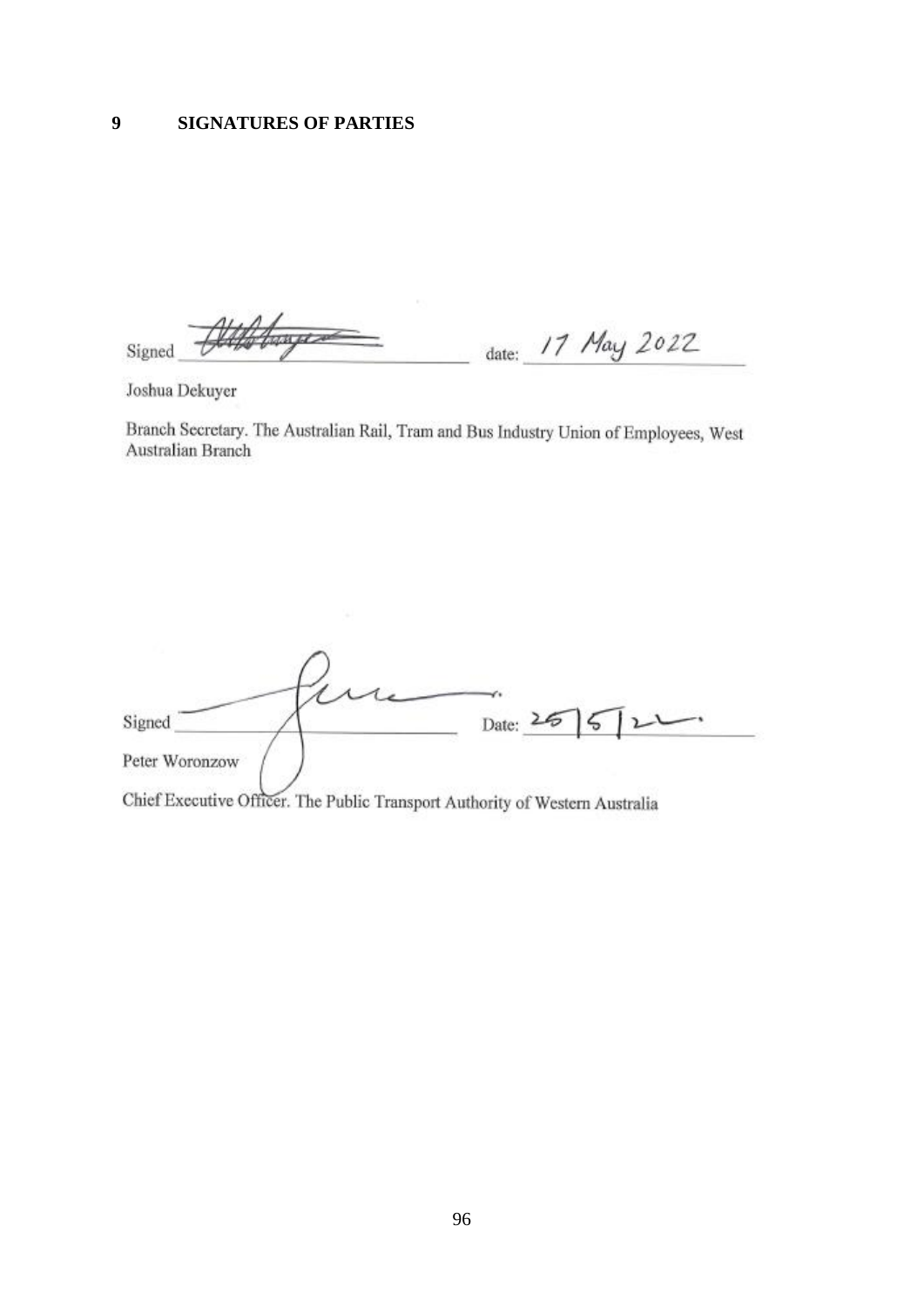## 9 SIGNATURES OF PARTIES

Signed _______________ date: 17 May 2022

Joshua Dekuyer

Branch Secretary. The Australian Rail, Tram and Bus Industry Union of Employees, West Australian Branch

Signed _______________ Date: 25/5/22.

Peter Woronzow

Chief Executive Officer. The Public Transport Authority of Western Australia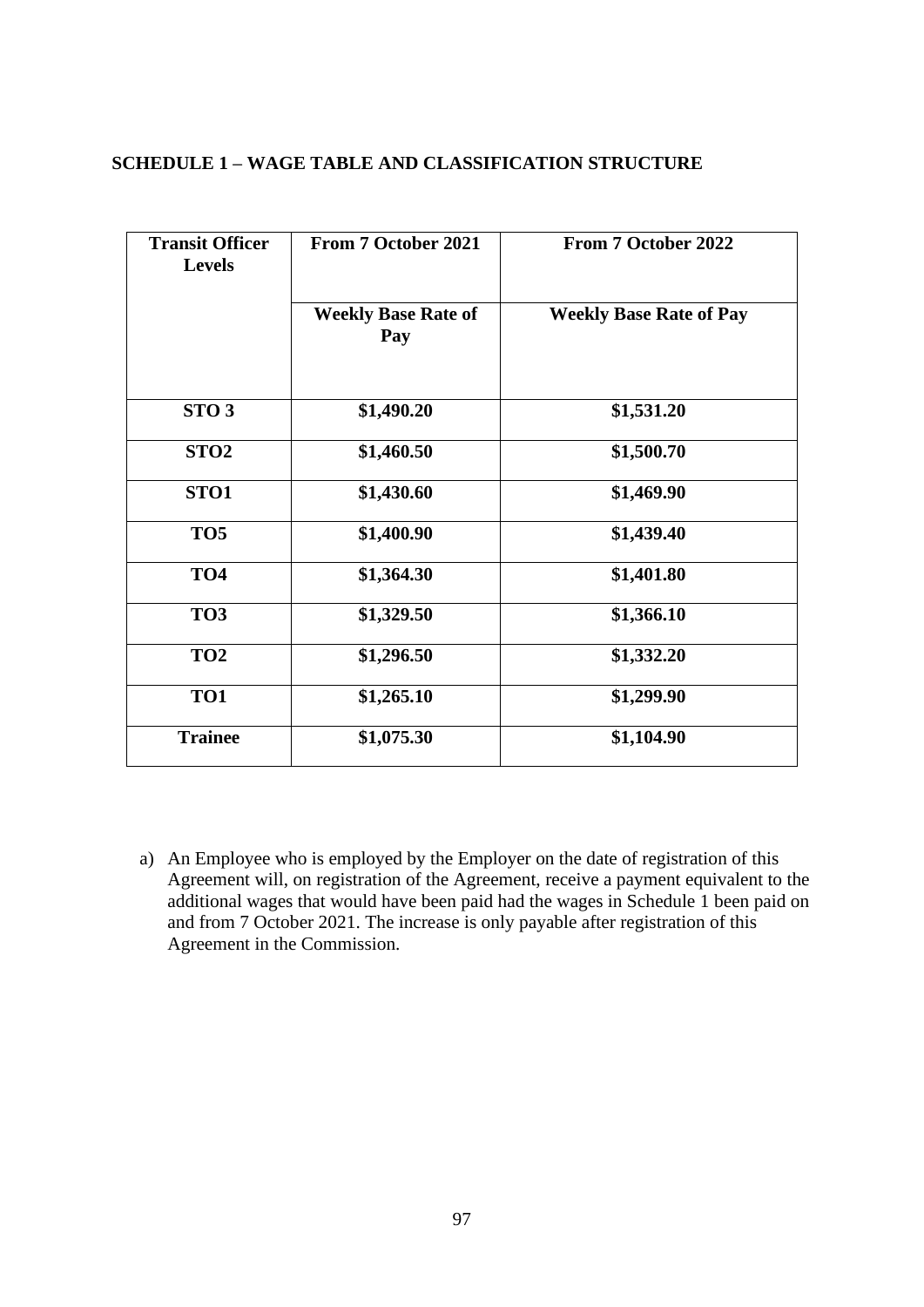## SCHEDULE 1 – WAGE TABLE AND CLASSIFICATION STRUCTURE

| Transit Officer Levels | From 7 October 2021 | From 7 October 2022 |
|---|---|---|
| | Weekly Base Rate of Pay | Weekly Base Rate of Pay |
| **STO 3** | **$1,490.20** | **$1,531.20** |
| **STO2** | **$1,460.50** | **$1,500.70** |
| **STO1** | **$1,430.60** | **$1,469.90** |
| **TO5** | **$1,400.90** | **$1,439.40** |
| **TO4** | **$1,364.30** | **$1,401.80** |
| **TO3** | **$1,329.50** | **$1,366.10** |
| **TO2** | **$1,296.50** | **$1,332.20** |
| **TO1** | **$1,265.10** | **$1,299.90** |
| **Trainee** | **$1,075.30** | **$1,104.90** |

a) An Employee who is employed by the Employer on the date of registration of this Agreement will, on registration of the Agreement, receive a payment equivalent to the additional wages that would have been paid had the wages in Schedule 1 been paid on and from 7 October 2021. The increase is only payable after registration of this Agreement in the Commission.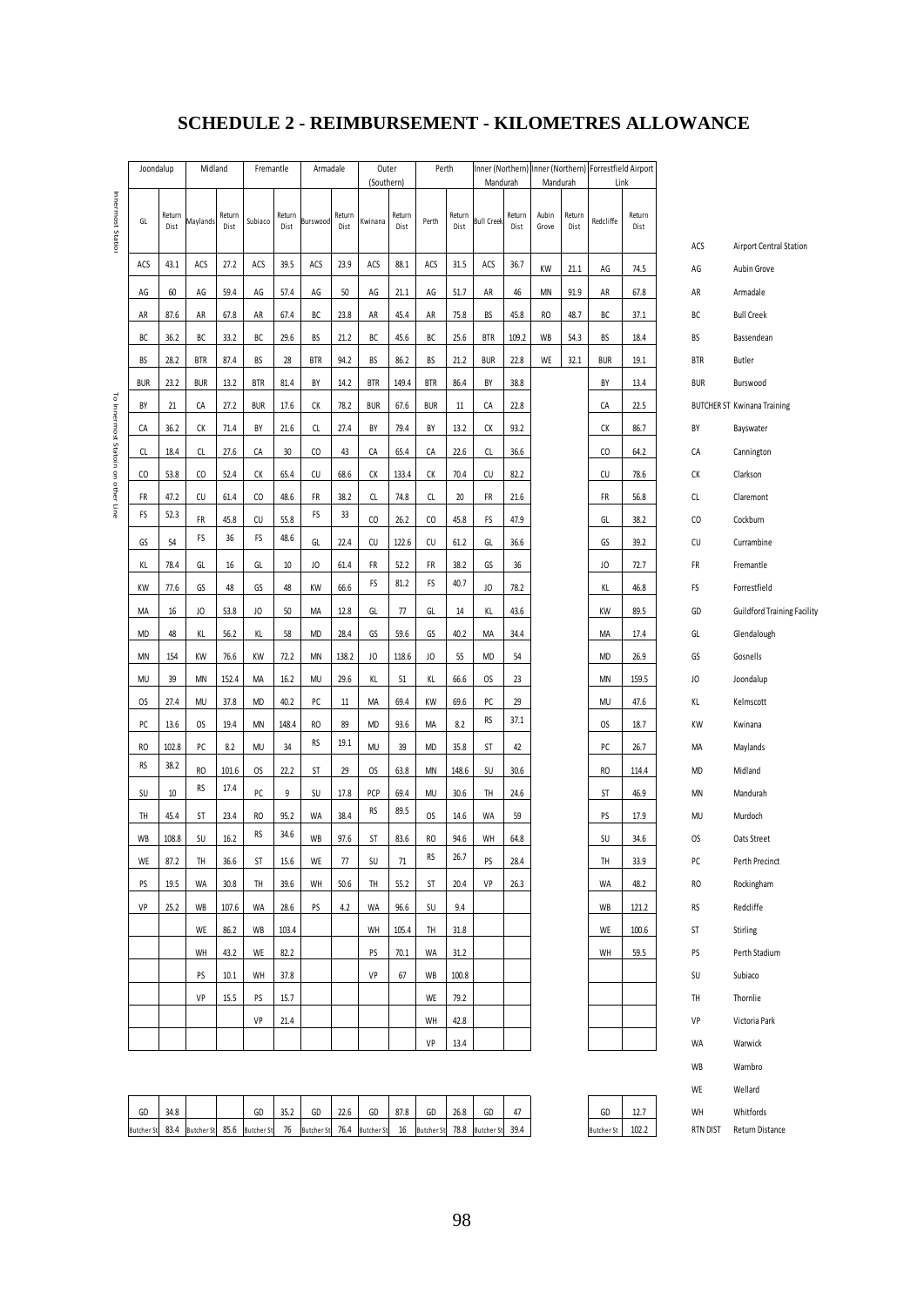# SCHEDULE 2 - REIMBURSEMENT - KILOMETRES ALLOWANCE

| Joondalup | | Midland | | Fremantle | | Armadale | | Outer (Southern) | | Perth | | Inner (Northern) Mandurah | | Inner (Northern) Mandurah | | Forrestfield Airport Link | |
|---|---|---|---|---|---|---|---|---|---|---|---|---|---|---|---|---|---|
| GL | Return Dist | Maylands | Return Dist | Subiaco | Return Dist | Burswood | Return Dist | Kwinana | Return Dist | Perth | Return Dist | Bull Creek | Return Dist | Aubin Grove | Return Dist | Redcliffe | Return Dist |
| ACS | 43.1 | ACS | 27.2 | ACS | 39.5 | ACS | 23.9 | ACS | 88.1 | ACS | 31.5 | ACS | 36.7 | KW | 21.1 | AG | 74.5 |
| AG | 60 | AG | 59.4 | AG | 57.4 | AG | 50 | AG | 21.1 | AG | 51.7 | AR | 46 | MN | 91.9 | AR | 67.8 |
| AR | 87.6 | AR | 67.8 | AR | 67.4 | BC | 23.8 | AR | 45.4 | AR | 75.8 | BS | 45.8 | RO | 48.7 | BC | 37.1 |
| BC | 36.2 | BC | 33.2 | BC | 29.6 | BS | 21.2 | BC | 45.6 | BC | 25.6 | BTR | 109.2 | WB | 54.3 | BS | 18.4 |
| BS | 28.2 | BTR | 87.4 | BS | 28 | BTR | 94.2 | BS | 86.2 | BS | 21.2 | BUR | 22.8 | WE | 32.1 | BTR | 19.1 |
| BUR | 23.2 | BUR | 13.2 | BTR | 81.4 | BY | 14.2 | BTR | 149.4 | BTR | 86.4 | BY | 38.8 | | | BY | 13.4 |
| BY | 21 | CA | 27.2 | BUR | 17.6 | CK | 78.2 | BUR | 67.6 | BUR | 11 | CA | 22.8 | | | CA | 22.5 |
| CA | 36.2 | CK | 71.4 | BY | 21.6 | CL | 27.4 | BY | 79.4 | BY | 13.2 | CK | 93.2 | | | CK | 86.7 |
| CL | 18.4 | CL | 27.6 | CA | 30 | CO | 43 | CA | 65.4 | CA | 22.6 | CL | 36.6 | | | CO | 64.2 |
| CO | 53.8 | CO | 52.4 | CK | 65.4 | CU | 68.6 | CK | 133.4 | CK | 70.4 | CU | 82.2 | | | CU | 78.6 |
| FR | 47.2 | CU | 61.4 | CO | 48.6 | FR | 38.2 | CL | 74.8 | CL | 20 | FR | 21.6 | | | FR | 56.8 |
| FS | 52.3 | FR | 45.8 | CU | 55.8 | FS | 33 | CO | 26.2 | CO | 45.8 | FS | 47.9 | | | GL | 38.2 |
| GS | 54 | FS | 36 | FS | 48.6 | GL | 22.4 | CU | 122.6 | CU | 61.2 | GL | 36.6 | | | GS | 39.2 |
| KL | 78.4 | GL | 16 | GL | 10 | JO | 61.4 | FR | 52.2 | FR | 38.2 | GS | 36 | | | JO | 72.7 |
| KW | 77.6 | GS | 48 | GS | 48 | KW | 66.6 | FS | 81.2 | FS | 40.7 | JO | 78.2 | | | KL | 46.8 |
| MA | 16 | JO | 53.8 | JO | 50 | MA | 12.8 | GL | 77 | GL | 14 | KL | 43.6 | | | KW | 89.5 |
| MD | 48 | KL | 56.2 | KL | 58 | MD | 28.4 | GS | 59.6 | GS | 40.2 | MA | 34.4 | | | MA | 17.4 |
| MN | 154 | KW | 76.6 | KW | 72.2 | MN | 138.2 | JO | 118.6 | JO | 55 | MD | 54 | | | MD | 26.9 |
| MU | 39 | MN | 152.4 | MA | 16.2 | MU | 29.6 | KL | 51 | KL | 66.6 | OS | 23 | | | MN | 159.5 |
| OS | 27.4 | MU | 37.8 | MD | 40.2 | PC | 11 | MA | 69.4 | KW | 69.6 | PC | 29 | | | MU | 47.6 |
| PC | 13.6 | OS | 19.4 | MN | 148.4 | RO | 89 | MD | 93.6 | MA | 8.2 | RS | 37.1 | | | OS | 18.7 |
| RO | 102.8 | PC | 8.2 | MU | 34 | RS | 19.1 | MU | 39 | MD | 35.8 | ST | 42 | | | PC | 26.7 |
| RS | 38.2 | RO | 101.6 | OS | 22.2 | ST | 29 | OS | 63.8 | MN | 148.6 | SU | 30.6 | | | RO | 114.4 |
| SU | 10 | RS | 17.4 | PC | 9 | SU | 17.8 | PCP | 69.4 | MU | 30.6 | TH | 24.6 | | | ST | 46.9 |
| TH | 45.4 | ST | 23.4 | RO | 95.2 | WA | 38.4 | RS | 89.5 | OS | 14.6 | WA | 59 | | | PS | 17.9 |
| WB | 108.8 | SU | 16.2 | RS | 34.6 | WB | 97.6 | ST | 83.6 | RO | 94.6 | WH | 64.8 | | | SU | 34.6 |
| WE | 87.2 | TH | 36.6 | ST | 15.6 | WE | 77 | SU | 71 | RS | 26.7 | PS | 28.4 | | | TH | 33.9 |
| PS | 19.5 | WA | 30.8 | TH | 39.6 | WH | 50.6 | TH | 55.2 | ST | 20.4 | VP | 26.3 | | | WA | 48.2 |
| VP | 25.2 | WB | 107.6 | WA | 28.6 | PS | 4.2 | WA | 96.6 | SU | 9.4 | | | | | WB | 121.2 |
| | | WE | 86.2 | WB | 103.4 | | | WH | 105.4 | TH | 31.8 | | | | | WE | 100.6 |
| | | WH | 43.2 | WE | 82.2 | | | PS | 70.1 | WA | 31.2 | | | | | WH | 59.5 |
| | | PS | 10.1 | WH | 37.8 | | | VP | 67 | WB | 100.8 | | | | | | |
| | | VP | 15.5 | PS | 15.7 | | | | | WE | 79.2 | | | | | | |
| | | | | VP | 21.4 | | | | | WH | 42.8 | | | | | | |
| | | | | | | | | | | VP | 13.4 | | | | | | |
| GD | 34.8 | | | GD | 35.2 | GD | 22.6 | GD | 87.8 | GD | 26.8 | GD | 47 | | | GD | 12.7 |
| Butcher St | 83.4 | Butcher St | 85.6 | Butcher St | 76 | Butcher St | 76.4 | Butcher St | 16 | Butcher St | 78.8 | Butcher St | 39.4 | | | Butcher St | 102.2 |

First row of station codes: Innermost Station. Subsequent rows: To Innermost Station on other Line.

| Code | Station |
|---|---|
| ACS | Airport Central Station |
| AG | Aubin Grove |
| AR | Armadale |
| BC | Bull Creek |
| BS | Bassendean |
| BTR | Butler |
| BUR | Burswood |
| BUTCHER ST | Kwinana Training |
| BY | Bayswater |
| CA | Cannington |
| CK | Clarkson |
| CL | Claremont |
| CO | Cockburn |
| CU | Currambine |
| FR | Fremantle |
| FS | Forrestfield |
| GD | Guildford Training Facility |
| GL | Glendalough |
| GS | Gosnells |
| JO | Joondalup |
| KL | Kelmscott |
| KW | Kwinana |
| MA | Maylands |
| MD | Midland |
| MN | Mandurah |
| MU | Murdoch |
| OS | Oats Street |
| PC | Perth Precinct |
| RO | Rockingham |
| RS | Redcliffe |
| ST | Stirling |
| PS | Perth Stadium |
| SU | Subiaco |
| TH | Thornlie |
| VP | Victoria Park |
| WA | Warwick |
| WB | Warnbro |
| WE | Wellard |
| WH | Whitfords |
| RTN DIST | Return Distance |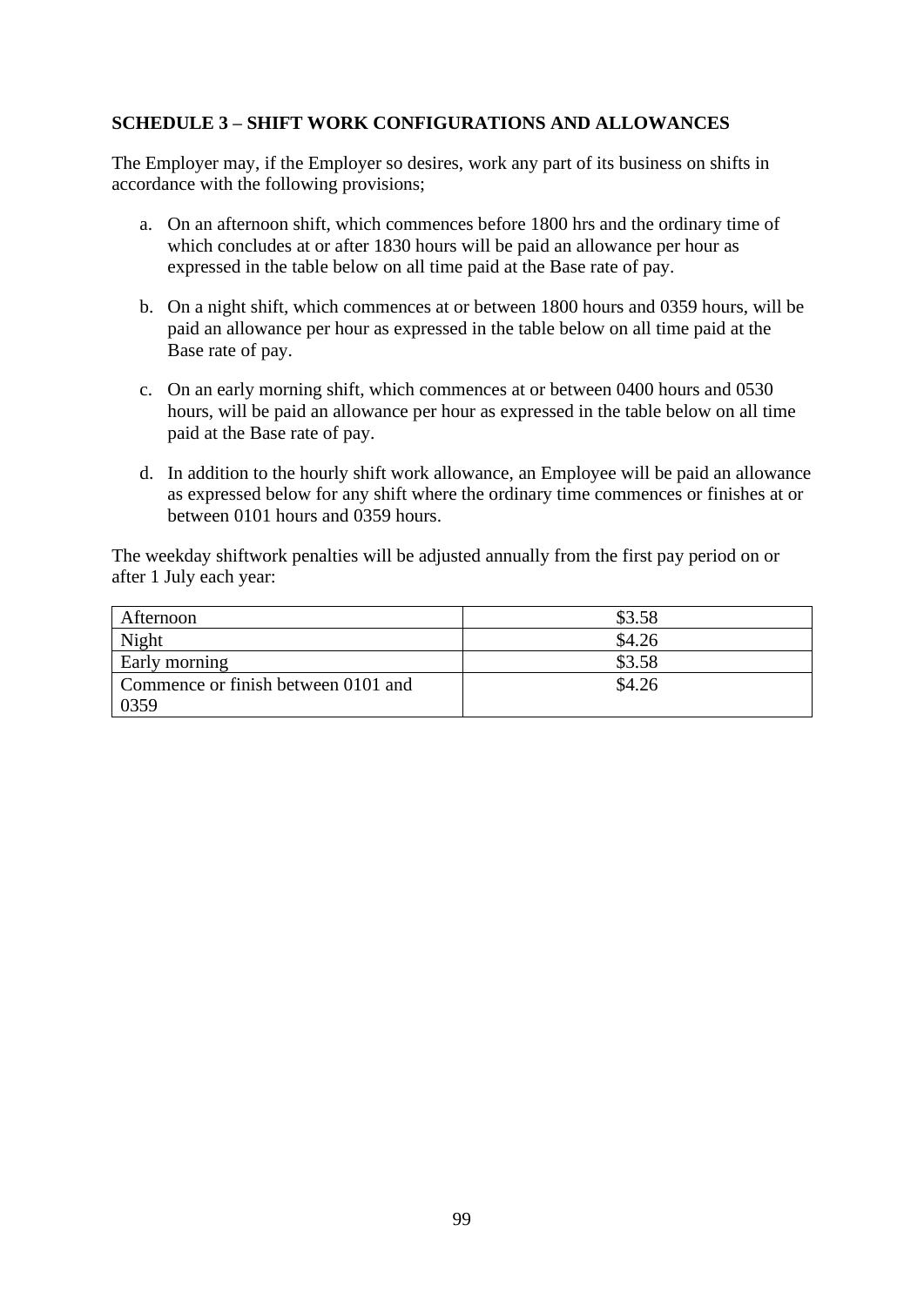**SCHEDULE 3 – SHIFT WORK CONFIGURATIONS AND ALLOWANCES**

The Employer may, if the Employer so desires, work any part of its business on shifts in accordance with the following provisions;

a. On an afternoon shift, which commences before 1800 hrs and the ordinary time of which concludes at or after 1830 hours will be paid an allowance per hour as expressed in the table below on all time paid at the Base rate of pay.

b. On a night shift, which commences at or between 1800 hours and 0359 hours, will be paid an allowance per hour as expressed in the table below on all time paid at the Base rate of pay.

c. On an early morning shift, which commences at or between 0400 hours and 0530 hours, will be paid an allowance per hour as expressed in the table below on all time paid at the Base rate of pay.

d. In addition to the hourly shift work allowance, an Employee will be paid an allowance as expressed below for any shift where the ordinary time commences or finishes at or between 0101 hours and 0359 hours.

The weekday shiftwork penalties will be adjusted annually from the first pay period on or after 1 July each year:

| | |
|---|---|
| Afternoon | $3.58 |
| Night | $4.26 |
| Early morning | $3.58 |
| Commence or finish between 0101 and 0359 | $4.26 |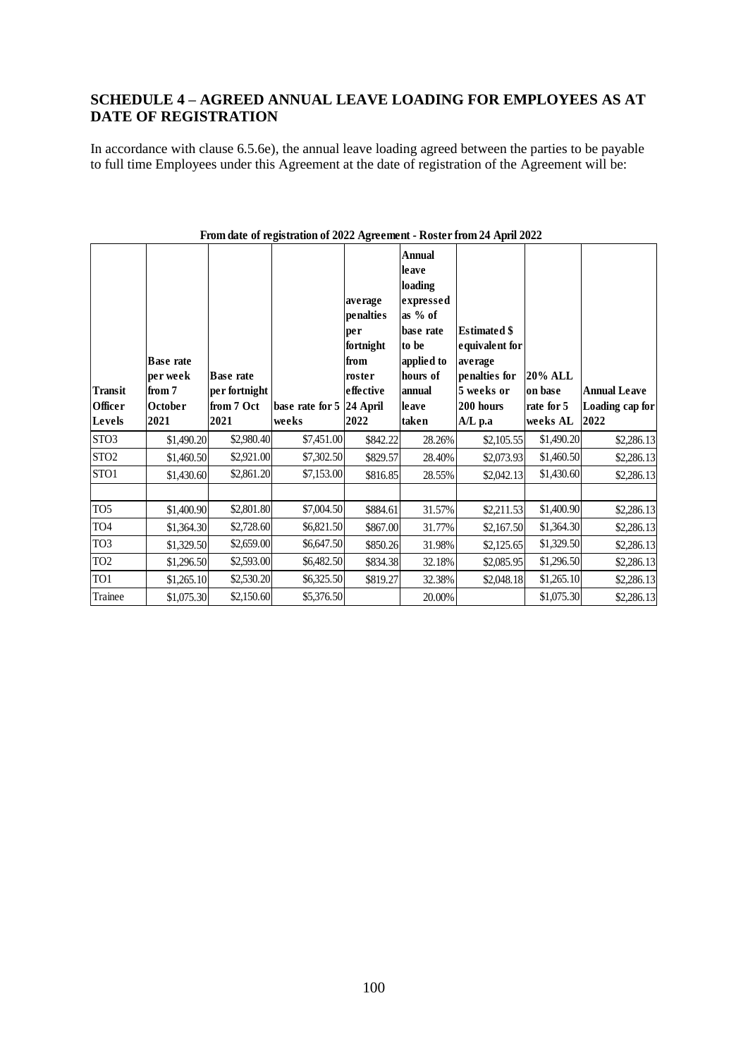## SCHEDULE 4 – AGREED ANNUAL LEAVE LOADING FOR EMPLOYEES AS AT DATE OF REGISTRATION

In accordance with clause 6.5.6e), the annual leave loading agreed between the parties to be payable to full time Employees under this Agreement at the date of registration of the Agreement will be:

**From date of registration of 2022 Agreement - Roster from 24 April 2022**

| Transit Officer Levels | Base rate per week from 7 October 2021 | Base rate per fortnight from 7 Oct 2021 | base rate for 5 weeks | average penalties per fortnight from roster effective 24 April 2022 | Annual leave loading expressed as % of base rate to be applied to hours of annual leave taken | Estimated $ equivalent for average penalties for 5 weeks or 200 hours A/L p.a | 20% ALL on base rate for 5 weeks AL | Annual Leave Loading cap for 2022 |
|---|---|---|---|---|---|---|---|---|
| STO3 | $1,490.20 | $2,980.40 | $7,451.00 | $842.22 | 28.26% | $2,105.55 | $1,490.20 | $2,286.13 |
| STO2 | $1,460.50 | $2,921.00 | $7,302.50 | $829.57 | 28.40% | $2,073.93 | $1,460.50 | $2,286.13 |
| STO1 | $1,430.60 | $2,861.20 | $7,153.00 | $816.85 | 28.55% | $2,042.13 | $1,430.60 | $2,286.13 |
| | | | | | | | | |
| TO5 | $1,400.90 | $2,801.80 | $7,004.50 | $884.61 | 31.57% | $2,211.53 | $1,400.90 | $2,286.13 |
| TO4 | $1,364.30 | $2,728.60 | $6,821.50 | $867.00 | 31.77% | $2,167.50 | $1,364.30 | $2,286.13 |
| TO3 | $1,329.50 | $2,659.00 | $6,647.50 | $850.26 | 31.98% | $2,125.65 | $1,329.50 | $2,286.13 |
| TO2 | $1,296.50 | $2,593.00 | $6,482.50 | $834.38 | 32.18% | $2,085.95 | $1,296.50 | $2,286.13 |
| TO1 | $1,265.10 | $2,530.20 | $6,325.50 | $819.27 | 32.38% | $2,048.18 | $1,265.10 | $2,286.13 |
| Trainee | $1,075.30 | $2,150.60 | $5,376.50 | | 20.00% | | $1,075.30 | $2,286.13 |